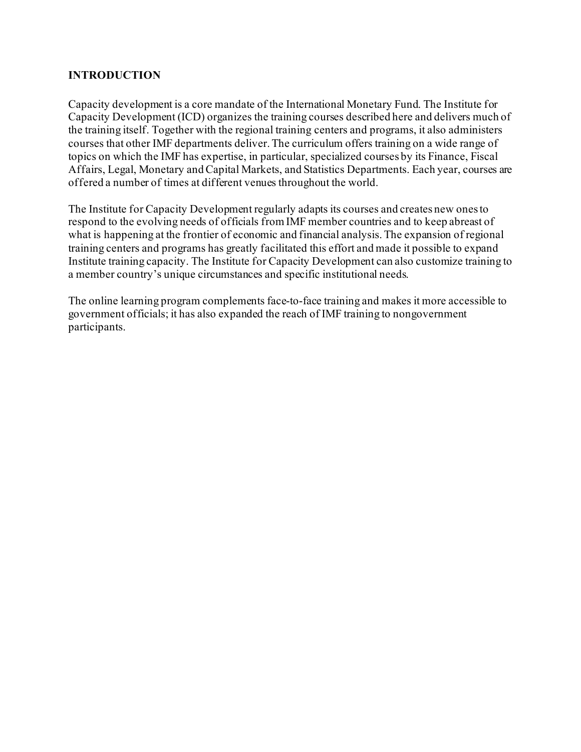## INTRODUCTION

Capacity development is a core mandate of the International Monetary Fund. The Institute for Capacity Development (ICD) organizes the training courses described here and delivers much of the training itself. Together with the regional training centers and programs, it also administers courses that other IMF departments deliver. The curriculum offers training on a wide range of topics on which the IMF has expertise, in particular, specialized courses by its Finance, Fiscal Affairs, Legal, Monetary and Capital Markets, and Statistics Departments. Each year, courses are offered a number of times at different venues throughout the world.

The Institute for Capacity Development regularly adapts its courses and creates new ones to respond to the evolving needs of officials from IMF member countries and to keep abreast of what is happening at the frontier of economic and financial analysis. The expansion of regional training centers and programs has greatly facilitated this effort and made it possible to expand Institute training capacity. The Institute for Capacity Development can also customize training to a member country's unique circumstances and specific institutional needs.

The online learning program complements face-to-face training and makes it more accessible to government officials; it has also expanded the reach of IMF training to nongovernment participants.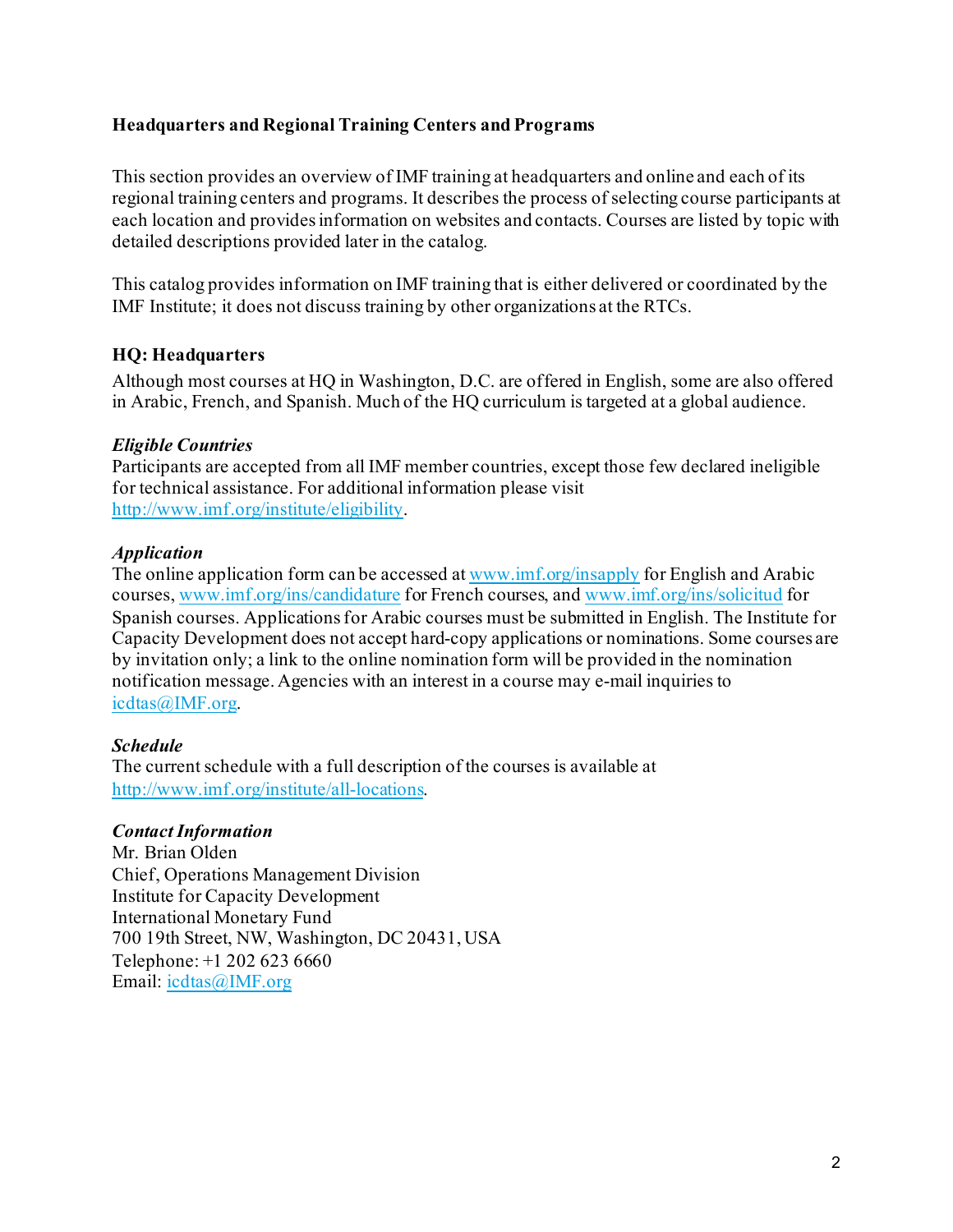## Headquarters and Regional Training Centers and Programs

This section provides an overview of IMF training at headquarters and online and each of its regional training centers and programs. It describes the process of selecting course participants at each location and provides information on websites and contacts. Courses are listed by topic with detailed descriptions provided later in the catalog.

This catalog provides information on IMF training that is either delivered or coordinated by the IMF Institute; it does not discuss training by other organizations at the RTCs.

### HQ: Headquarters

Although most courses at HQ in Washington, D.C. are offered in English, some are also offered in Arabic, French, and Spanish. Much of the HQ curriculum is targeted at a global audience.

#### *Eligible Countries*

Participants are accepted from all IMF member countries, except those few declared ineligible for technical assistance. For additional information please visit http://www.imf.org/institute/eligibility.

#### *Application*

The online application form can be accessed at www.imf.org/insapply for English and Arabic courses, www.imf.org/ins/candidature for French courses, and www.imf.org/ins/solicitud for Spanish courses. Applications for Arabic courses must be submitted in English. The Institute for Capacity Development does not accept hard-copy applications or nominations. Some courses are by invitation only; a link to the online nomination form will be provided in the nomination notification message. Agencies with an interest in a course may e-mail inquiries to icdtas@IMF.org.

#### *Schedule*

The current schedule with a full description of the courses is available at http://www.imf.org/institute/all-locations.

#### *Contact Information*

Mr. Brian Olden  
Chief, Operations Management Division  
Institute for Capacity Development  
International Monetary Fund  
700 19th Street, NW, Washington, DC 20431, USA  
Telephone: +1 202 623 6660  
Email: icdtas@IMF.org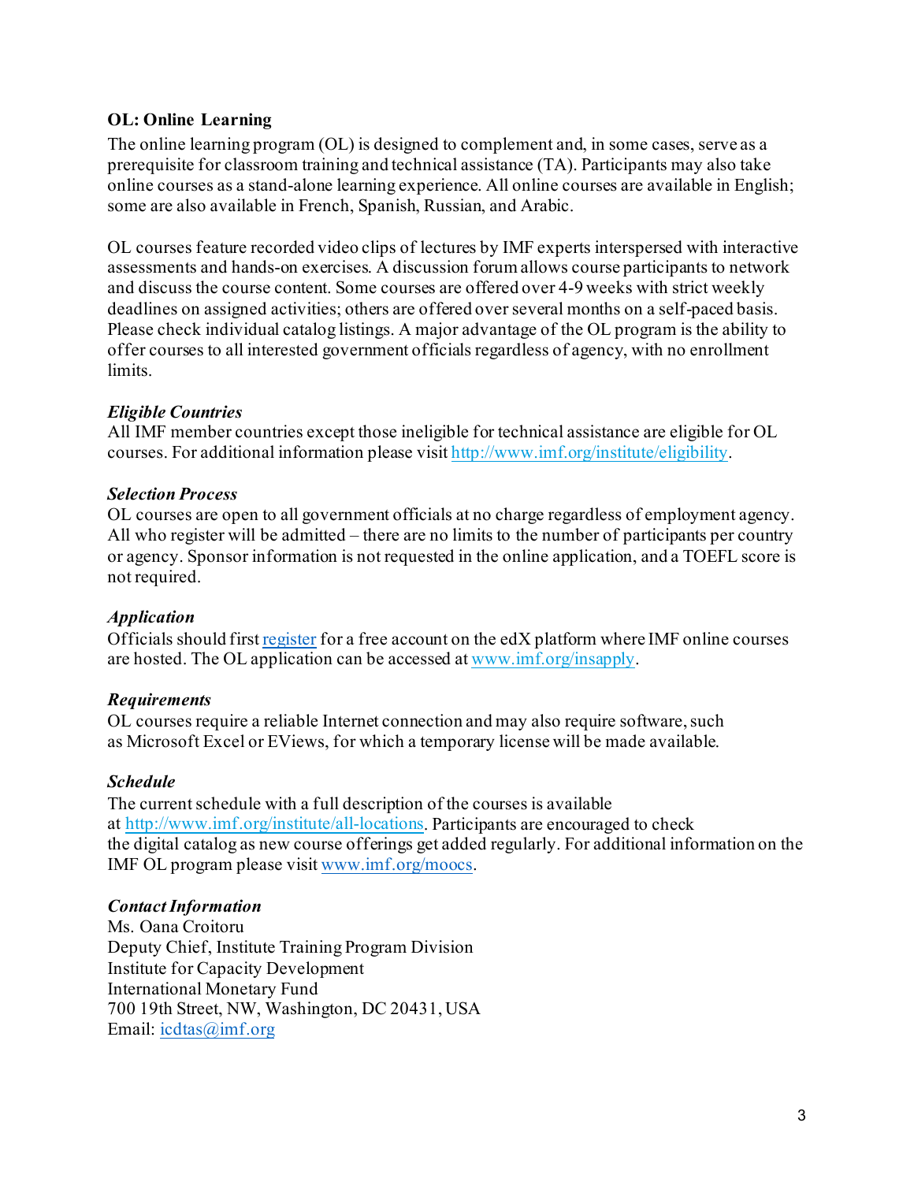## OL: Online Learning

The online learning program (OL) is designed to complement and, in some cases, serve as a prerequisite for classroom training and technical assistance (TA). Participants may also take online courses as a stand-alone learning experience. All online courses are available in English; some are also available in French, Spanish, Russian, and Arabic.

OL courses feature recorded video clips of lectures by IMF experts interspersed with interactive assessments and hands-on exercises. A discussion forum allows course participants to network and discuss the course content. Some courses are offered over 4-9 weeks with strict weekly deadlines on assigned activities; others are offered over several months on a self-paced basis. Please check individual catalog listings. A major advantage of the OL program is the ability to offer courses to all interested government officials regardless of agency, with no enrollment limits.

### *Eligible Countries*

All IMF member countries except those ineligible for technical assistance are eligible for OL courses. For additional information please visit [http://www.imf.org/institute/eligibility](http://www.imf.org/institute/eligibility).

### *Selection Process*

OL courses are open to all government officials at no charge regardless of employment agency. All who register will be admitted – there are no limits to the number of participants per country or agency. Sponsor information is not requested in the online application, and a TOEFL score is not required.

### *Application*

Officials should first register for a free account on the edX platform where IMF online courses are hosted. The OL application can be accessed at [www.imf.org/insapply](http://www.imf.org/insapply).

### *Requirements*

OL courses require a reliable Internet connection and may also require software, such as Microsoft Excel or EViews, for which a temporary license will be made available.

### *Schedule*

The current schedule with a full description of the courses is available at [http://www.imf.org/institute/all-locations](http://www.imf.org/institute/all-locations). Participants are encouraged to check the digital catalog as new course offerings get added regularly. For additional information on the IMF OL program please visit [www.imf.org/moocs](http://www.imf.org/moocs).

### *Contact Information*

Ms. Oana Croitoru
Deputy Chief, Institute Training Program Division
Institute for Capacity Development
International Monetary Fund
700 19th Street, NW, Washington, DC 20431, USA
Email: icdtas@imf.org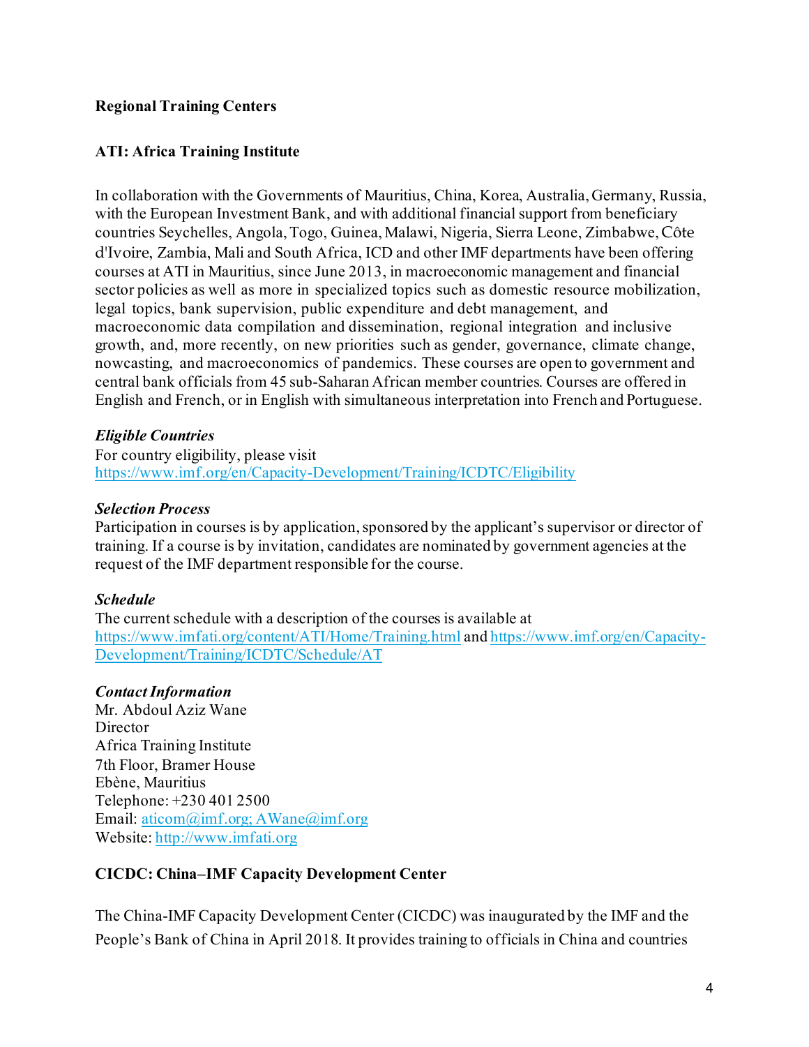**Regional Training Centers**

**ATI: Africa Training Institute**

In collaboration with the Governments of Mauritius, China, Korea, Australia, Germany, Russia, with the European Investment Bank, and with additional financial support from beneficiary countries Seychelles, Angola, Togo, Guinea, Malawi, Nigeria, Sierra Leone, Zimbabwe, Côte d'Ivoire, Zambia, Mali and South Africa, ICD and other IMF departments have been offering courses at ATI in Mauritius, since June 2013, in macroeconomic management and financial sector policies as well as more in specialized topics such as domestic resource mobilization, legal topics, bank supervision, public expenditure and debt management, and macroeconomic data compilation and dissemination, regional integration and inclusive growth, and, more recently, on new priorities such as gender, governance, climate change, nowcasting, and macroeconomics of pandemics. These courses are open to government and central bank officials from 45 sub-Saharan African member countries. Courses are offered in English and French, or in English with simultaneous interpretation into French and Portuguese.

***Eligible Countries***

For country eligibility, please visit
https://www.imf.org/en/Capacity-Development/Training/ICDTC/Eligibility

***Selection Process***

Participation in courses is by application, sponsored by the applicant's supervisor or director of training. If a course is by invitation, candidates are nominated by government agencies at the request of the IMF department responsible for the course.

***Schedule***

The current schedule with a description of the courses is available at https://www.imfati.org/content/ATI/Home/Training.html and https://www.imf.org/en/Capacity-Development/Training/ICDTC/Schedule/AT

***Contact Information***

Mr. Abdoul Aziz Wane
Director
Africa Training Institute
7th Floor, Bramer House
Ebène, Mauritius
Telephone: +230 401 2500
Email: aticom@imf.org; AWane@imf.org
Website: http://www.imfati.org

**CICDC: China–IMF Capacity Development Center**

The China-IMF Capacity Development Center (CICDC) was inaugurated by the IMF and the People's Bank of China in April 2018. It provides training to officials in China and countries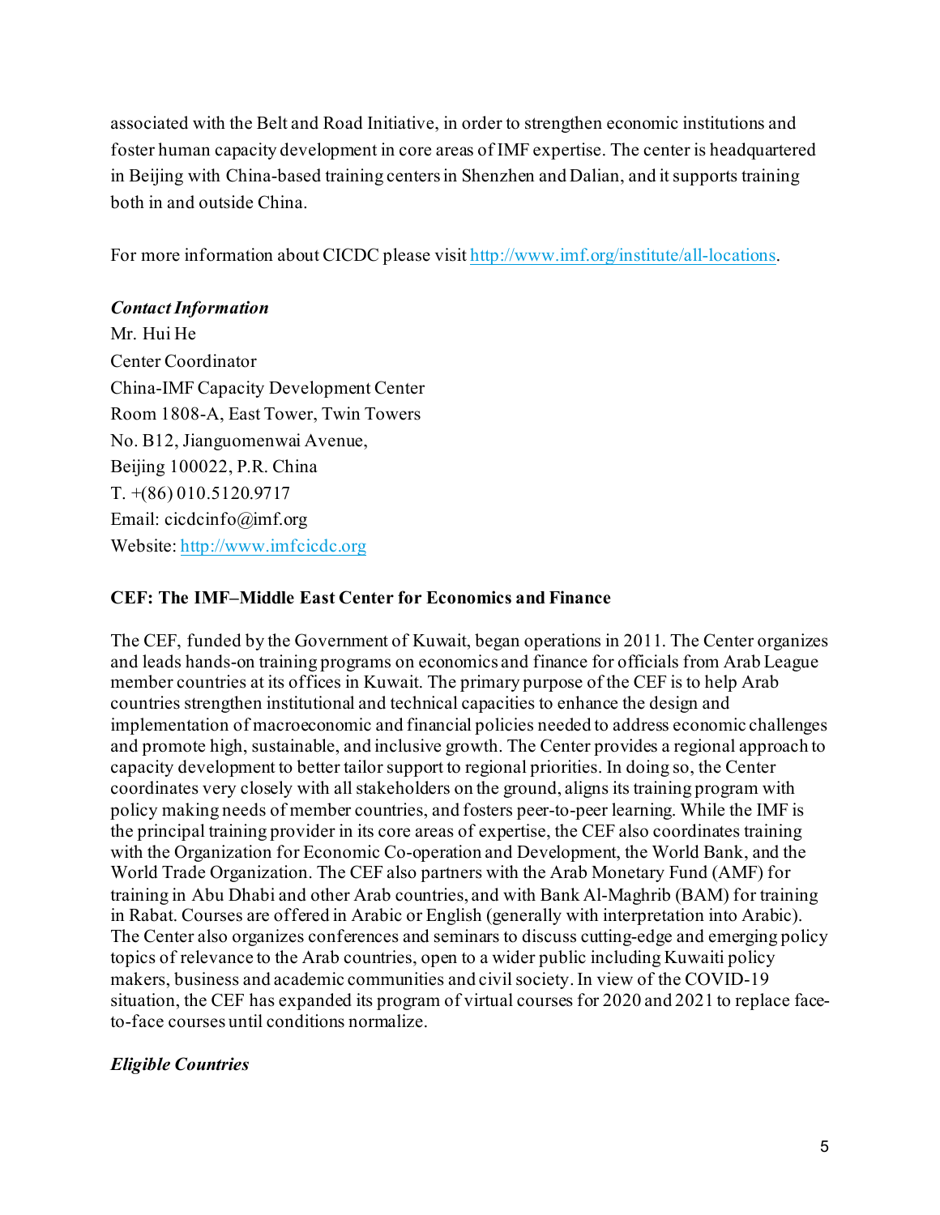associated with the Belt and Road Initiative, in order to strengthen economic institutions and foster human capacity development in core areas of IMF expertise. The center is headquartered in Beijing with China-based training centers in Shenzhen and Dalian, and it supports training both in and outside China.

For more information about CICDC please visit [http://www.imf.org/institute/all-locations](http://www.imf.org/institute/all-locations).

***Contact Information***

Mr. Hui He
Center Coordinator
China-IMF Capacity Development Center
Room 1808-A, East Tower, Twin Towers
No. B12, Jianguomenwai Avenue,
Beijing 100022, P.R. China
T. +(86) 010.5120.9717
Email: cicdcinfo@imf.org
Website: [http://www.imfcicdc.org](http://www.imfcicdc.org)

**CEF: The IMF–Middle East Center for Economics and Finance**

The CEF, funded by the Government of Kuwait, began operations in 2011. The Center organizes and leads hands-on training programs on economics and finance for officials from Arab League member countries at its offices in Kuwait. The primary purpose of the CEF is to help Arab countries strengthen institutional and technical capacities to enhance the design and implementation of macroeconomic and financial policies needed to address economic challenges and promote high, sustainable, and inclusive growth. The Center provides a regional approach to capacity development to better tailor support to regional priorities. In doing so, the Center coordinates very closely with all stakeholders on the ground, aligns its training program with policy making needs of member countries, and fosters peer-to-peer learning. While the IMF is the principal training provider in its core areas of expertise, the CEF also coordinates training with the Organization for Economic Co-operation and Development, the World Bank, and the World Trade Organization. The CEF also partners with the Arab Monetary Fund (AMF) for training in Abu Dhabi and other Arab countries, and with Bank Al-Maghrib (BAM) for training in Rabat. Courses are offered in Arabic or English (generally with interpretation into Arabic). The Center also organizes conferences and seminars to discuss cutting-edge and emerging policy topics of relevance to the Arab countries, open to a wider public including Kuwaiti policy makers, business and academic communities and civil society. In view of the COVID-19 situation, the CEF has expanded its program of virtual courses for 2020 and 2021 to replace face-to-face courses until conditions normalize.

***Eligible Countries***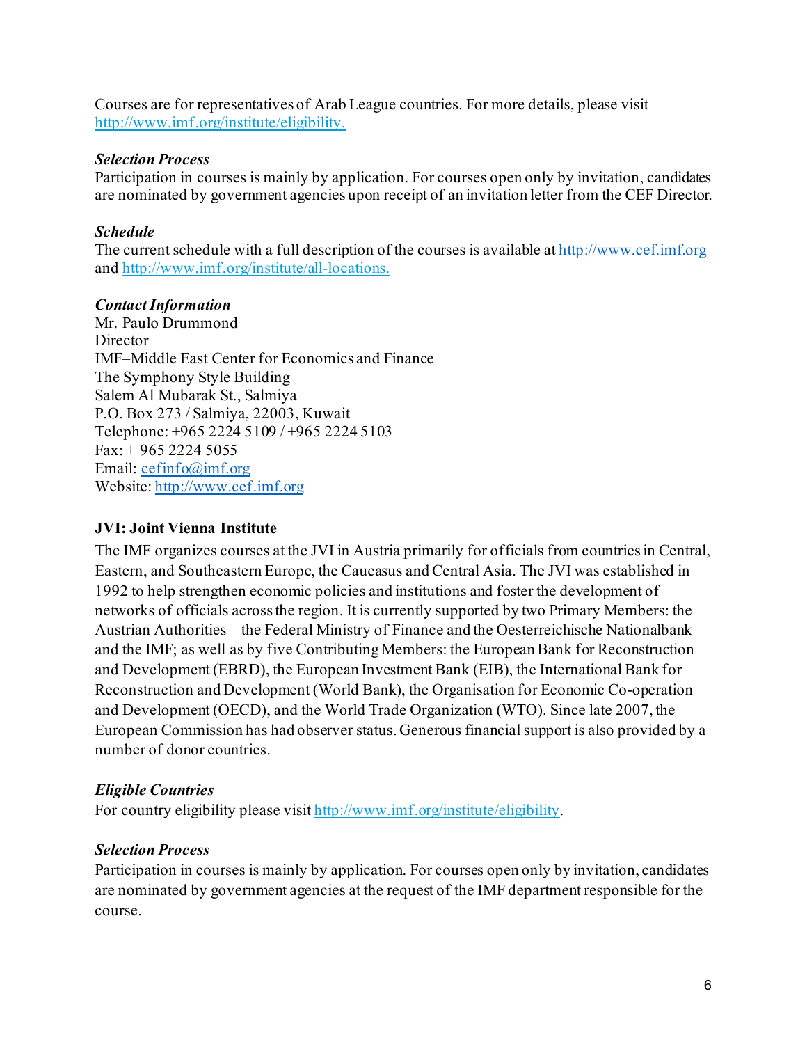Courses are for representatives of Arab League countries. For more details, please visit [http://www.imf.org/institute/eligibility.](http://www.imf.org/institute/eligibility)

***Selection Process***
Participation in courses is mainly by application. For courses open only by invitation, candidates are nominated by government agencies upon receipt of an invitation letter from the CEF Director.

***Schedule***
The current schedule with a full description of the courses is available at [http://www.cef.imf.org](http://www.cef.imf.org) and [http://www.imf.org/institute/all-locations.](http://www.imf.org/institute/all-locations)

***Contact Information***
Mr. Paulo Drummond
Director
IMF–Middle East Center for Economics and Finance
The Symphony Style Building
Salem Al Mubarak St., Salmiya
P.O. Box 273 / Salmiya, 22003, Kuwait
Telephone: +965 2224 5109 / +965 2224 5103
Fax: + 965 2224 5055
Email: [cefinfo@imf.org](mailto:cefinfo@imf.org)
Website: [http://www.cef.imf.org](http://www.cef.imf.org)

**JVI: Joint Vienna Institute**

The IMF organizes courses at the JVI in Austria primarily for officials from countries in Central, Eastern, and Southeastern Europe, the Caucasus and Central Asia. The JVI was established in 1992 to help strengthen economic policies and institutions and foster the development of networks of officials across the region. It is currently supported by two Primary Members: the Austrian Authorities – the Federal Ministry of Finance and the Oesterreichische Nationalbank – and the IMF; as well as by five Contributing Members: the European Bank for Reconstruction and Development (EBRD), the European Investment Bank (EIB), the International Bank for Reconstruction and Development (World Bank), the Organisation for Economic Co-operation and Development (OECD), and the World Trade Organization (WTO). Since late 2007, the European Commission has had observer status. Generous financial support is also provided by a number of donor countries.

***Eligible Countries***
For country eligibility please visit [http://www.imf.org/institute/eligibility](http://www.imf.org/institute/eligibility).

***Selection Process***
Participation in courses is mainly by application. For courses open only by invitation, candidates are nominated by government agencies at the request of the IMF department responsible for the course.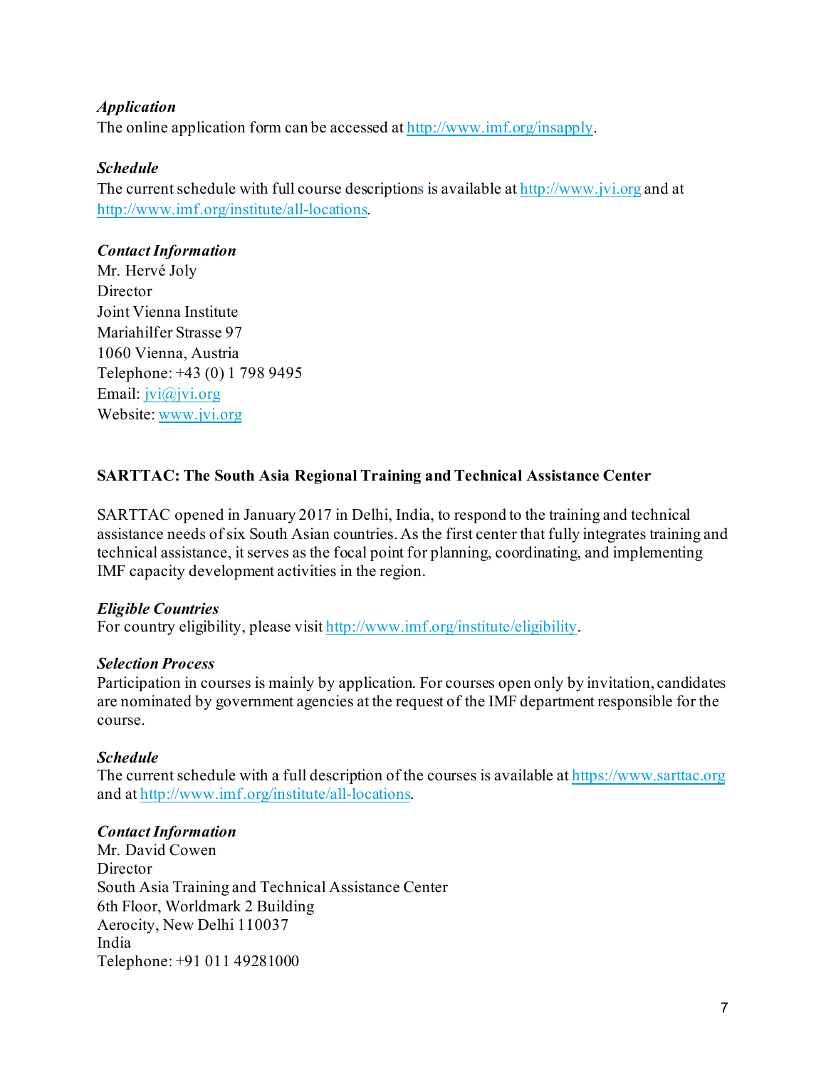***Application***
The online application form can be accessed at http://www.imf.org/insapply.

***Schedule***
The current schedule with full course descriptions is available at http://www.jvi.org and at http://www.imf.org/institute/all-locations.

***Contact Information***
Mr. Hervé Joly
Director
Joint Vienna Institute
Mariahilfer Strasse 97
1060 Vienna, Austria
Telephone: +43 (0) 1 798 9495
Email: jvi@jvi.org
Website: www.jvi.org

**SARTTAC: The South Asia Regional Training and Technical Assistance Center**

SARTTAC opened in January 2017 in Delhi, India, to respond to the training and technical assistance needs of six South Asian countries. As the first center that fully integrates training and technical assistance, it serves as the focal point for planning, coordinating, and implementing IMF capacity development activities in the region.

***Eligible Countries***
For country eligibility, please visit http://www.imf.org/institute/eligibility.

***Selection Process***
Participation in courses is mainly by application. For courses open only by invitation, candidates are nominated by government agencies at the request of the IMF department responsible for the course.

***Schedule***
The current schedule with a full description of the courses is available at https://www.sarttac.org and at http://www.imf.org/institute/all-locations.

***Contact Information***
Mr. David Cowen
Director
South Asia Training and Technical Assistance Center
6th Floor, Worldmark 2 Building
Aerocity, New Delhi 110037
India
Telephone: +91 011 49281000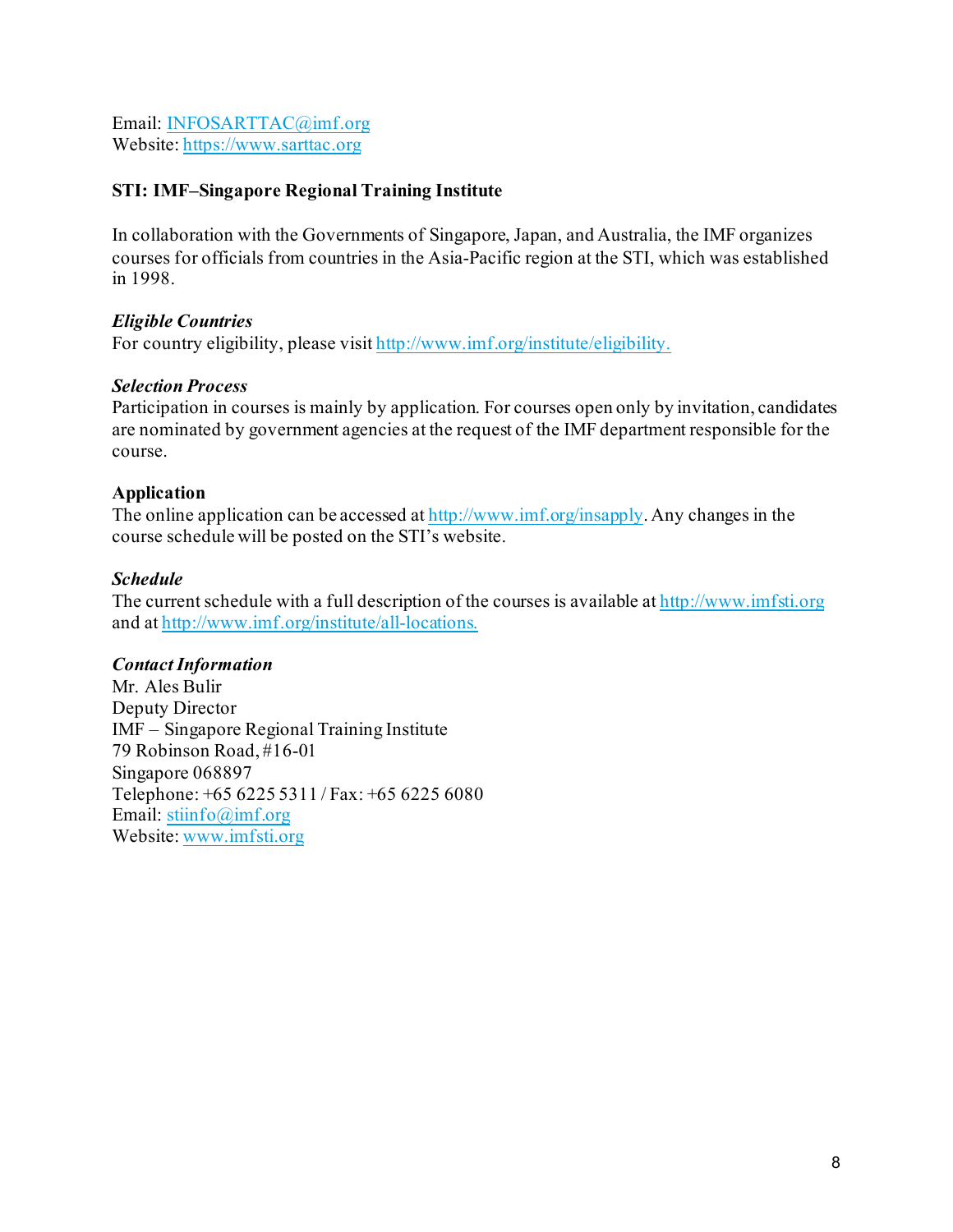Email: INFOSARTTAC@imf.org
Website: https://www.sarttac.org

**STI: IMF–Singapore Regional Training Institute**

In collaboration with the Governments of Singapore, Japan, and Australia, the IMF organizes courses for officials from countries in the Asia-Pacific region at the STI, which was established in 1998.

***Eligible Countries***
For country eligibility, please visit http://www.imf.org/institute/eligibility.

***Selection Process***
Participation in courses is mainly by application. For courses open only by invitation, candidates are nominated by government agencies at the request of the IMF department responsible for the course.

**Application**
The online application can be accessed at http://www.imf.org/insapply. Any changes in the course schedule will be posted on the STI's website.

***Schedule***
The current schedule with a full description of the courses is available at http://www.imfsti.org and at http://www.imf.org/institute/all-locations.

***Contact Information***
Mr. Ales Bulir
Deputy Director
IMF – Singapore Regional Training Institute
79 Robinson Road, #16-01
Singapore 068897
Telephone: +65 6225 5311 / Fax: +65 6225 6080
Email: stiinfo@imf.org
Website: www.imfsti.org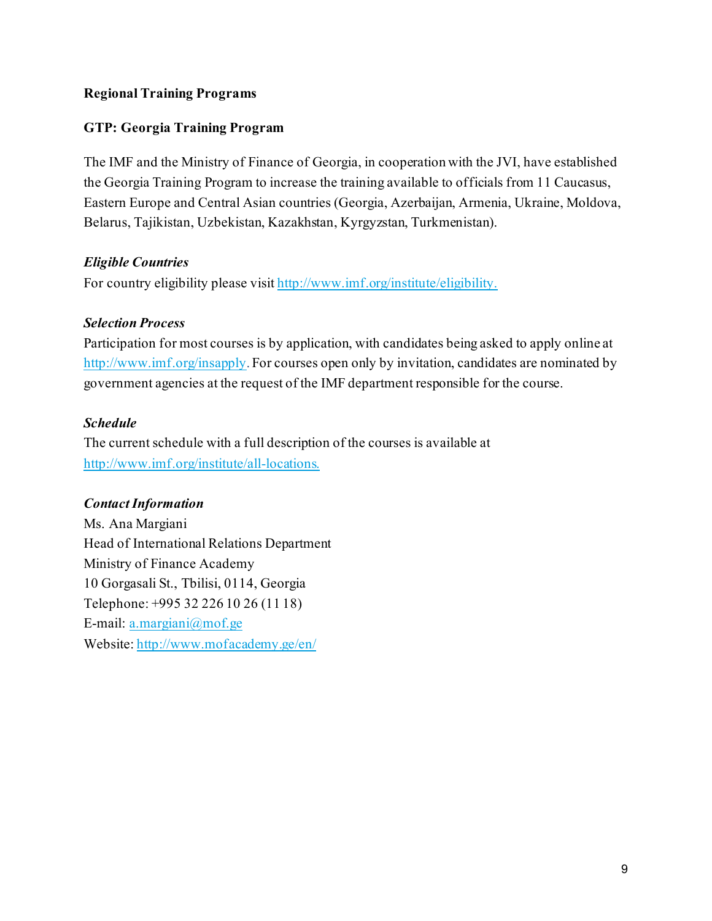## Regional Training Programs

### GTP: Georgia Training Program

The IMF and the Ministry of Finance of Georgia, in cooperation with the JVI, have established the Georgia Training Program to increase the training available to officials from 11 Caucasus, Eastern Europe and Central Asian countries (Georgia, Azerbaijan, Armenia, Ukraine, Moldova, Belarus, Tajikistan, Uzbekistan, Kazakhstan, Kyrgyzstan, Turkmenistan).

***Eligible Countries***

For country eligibility please visit http://www.imf.org/institute/eligibility.

***Selection Process***

Participation for most courses is by application, with candidates being asked to apply online at http://www.imf.org/insapply. For courses open only by invitation, candidates are nominated by government agencies at the request of the IMF department responsible for the course.

***Schedule***

The current schedule with a full description of the courses is available at http://www.imf.org/institute/all-locations.

***Contact Information***

Ms. Ana Margiani
Head of International Relations Department
Ministry of Finance Academy
10 Gorgasali St., Tbilisi, 0114, Georgia
Telephone: +995 32 226 10 26 (11 18)
E-mail: a.margiani@mof.ge
Website: http://www.mofacademy.ge/en/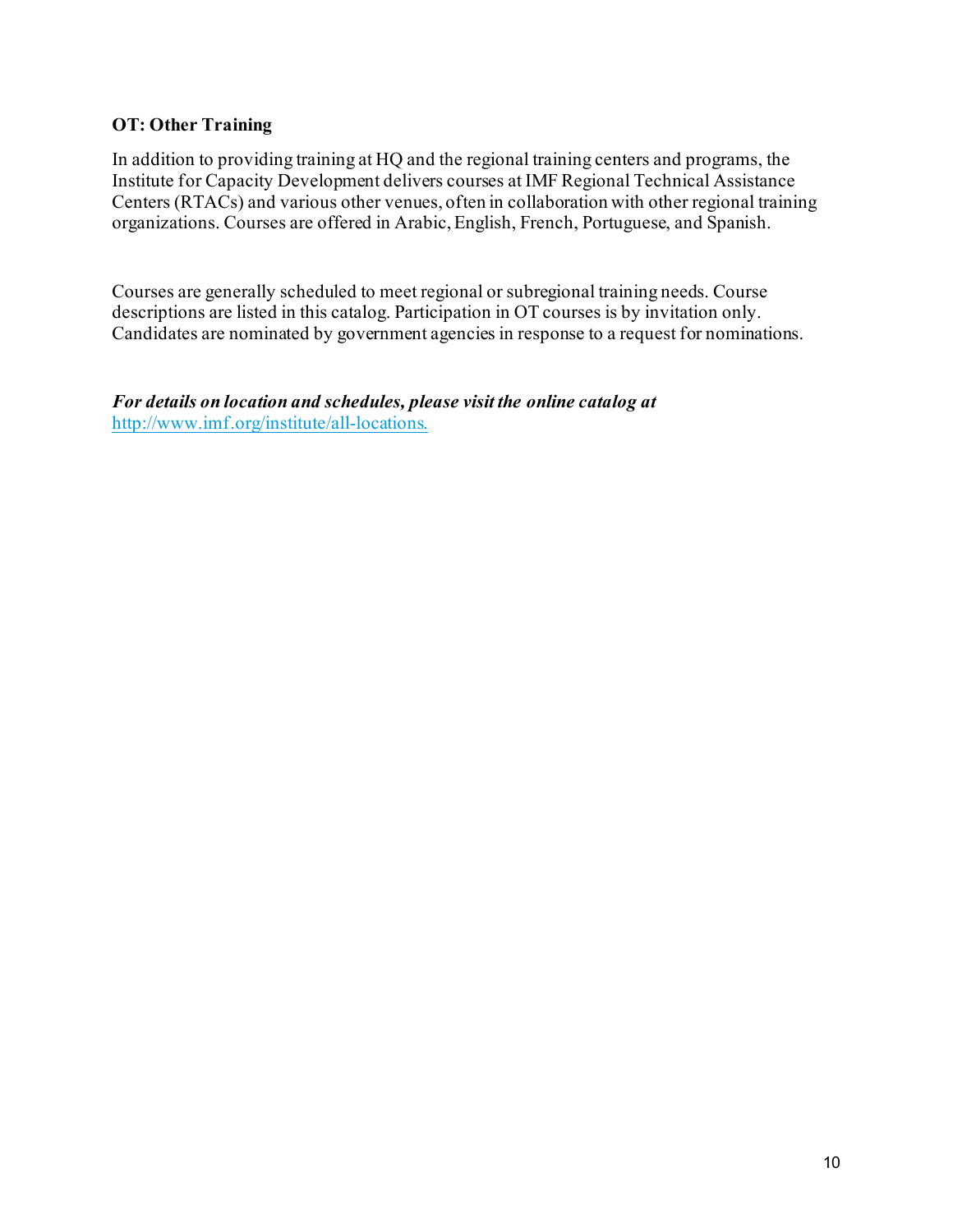**OT: Other Training**

In addition to providing training at HQ and the regional training centers and programs, the Institute for Capacity Development delivers courses at IMF Regional Technical Assistance Centers (RTACs) and various other venues, often in collaboration with other regional training organizations. Courses are offered in Arabic, English, French, Portuguese, and Spanish.

Courses are generally scheduled to meet regional or subregional training needs. Course descriptions are listed in this catalog. Participation in OT courses is by invitation only. Candidates are nominated by government agencies in response to a request for nominations.

***For details on location and schedules, please visit the online catalog at*** [http://www.imf.org/institute/all-locations.](http://www.imf.org/institute/all-locations)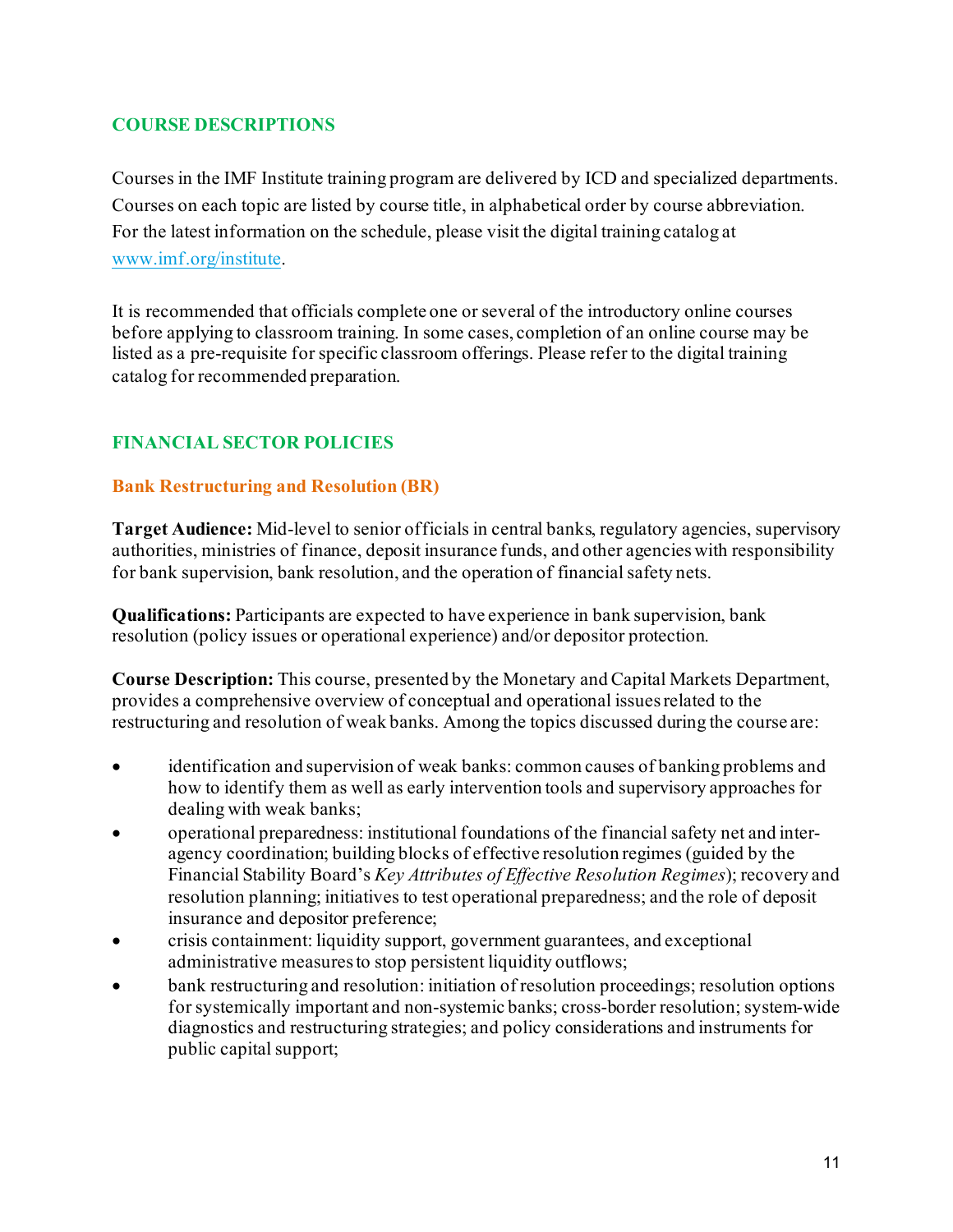## COURSE DESCRIPTIONS

Courses in the IMF Institute training program are delivered by ICD and specialized departments. Courses on each topic are listed by course title, in alphabetical order by course abbreviation. For the latest information on the schedule, please visit the digital training catalog at [www.imf.org/institute](www.imf.org/institute).

It is recommended that officials complete one or several of the introductory online courses before applying to classroom training. In some cases, completion of an online course may be listed as a pre-requisite for specific classroom offerings. Please refer to the digital training catalog for recommended preparation.

## FINANCIAL SECTOR POLICIES

### Bank Restructuring and Resolution (BR)

**Target Audience:** Mid-level to senior officials in central banks, regulatory agencies, supervisory authorities, ministries of finance, deposit insurance funds, and other agencies with responsibility for bank supervision, bank resolution, and the operation of financial safety nets.

**Qualifications:** Participants are expected to have experience in bank supervision, bank resolution (policy issues or operational experience) and/or depositor protection.

**Course Description:** This course, presented by the Monetary and Capital Markets Department, provides a comprehensive overview of conceptual and operational issues related to the restructuring and resolution of weak banks. Among the topics discussed during the course are:

- identification and supervision of weak banks: common causes of banking problems and how to identify them as well as early intervention tools and supervisory approaches for dealing with weak banks;
- operational preparedness: institutional foundations of the financial safety net and inter-agency coordination; building blocks of effective resolution regimes (guided by the Financial Stability Board's *Key Attributes of Effective Resolution Regimes*); recovery and resolution planning; initiatives to test operational preparedness; and the role of deposit insurance and depositor preference;
- crisis containment: liquidity support, government guarantees, and exceptional administrative measures to stop persistent liquidity outflows;
- bank restructuring and resolution: initiation of resolution proceedings; resolution options for systemically important and non-systemic banks; cross-border resolution; system-wide diagnostics and restructuring strategies; and policy considerations and instruments for public capital support;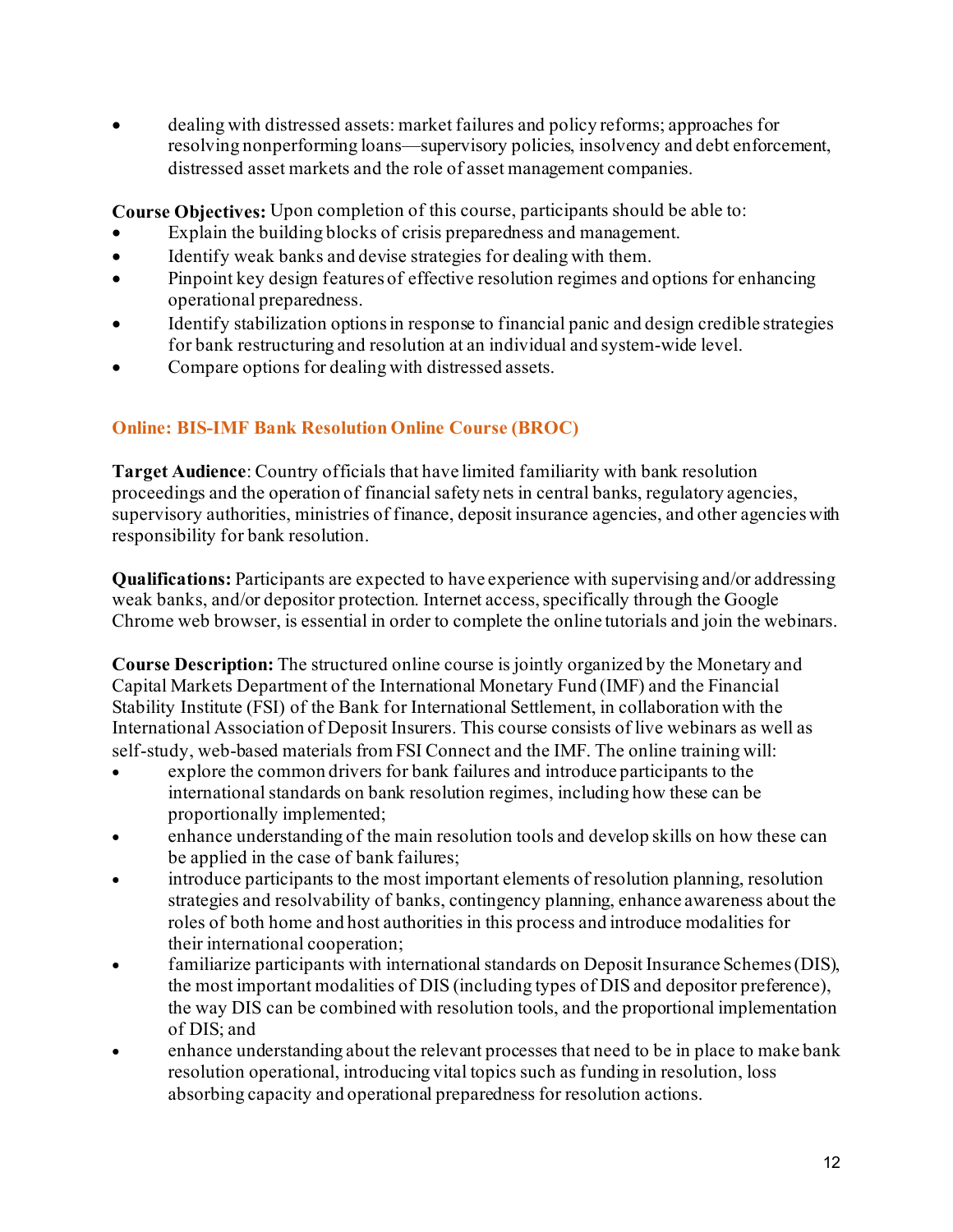- dealing with distressed assets: market failures and policy reforms; approaches for resolving nonperforming loans—supervisory policies, insolvency and debt enforcement, distressed asset markets and the role of asset management companies.

**Course Objectives:** Upon completion of this course, participants should be able to:

- Explain the building blocks of crisis preparedness and management.
- Identify weak banks and devise strategies for dealing with them.
- Pinpoint key design features of effective resolution regimes and options for enhancing operational preparedness.
- Identify stabilization options in response to financial panic and design credible strategies for bank restructuring and resolution at an individual and system-wide level.
- Compare options for dealing with distressed assets.

### Online: BIS-IMF Bank Resolution Online Course (BROC)

**Target Audience**: Country officials that have limited familiarity with bank resolution proceedings and the operation of financial safety nets in central banks, regulatory agencies, supervisory authorities, ministries of finance, deposit insurance agencies, and other agencies with responsibility for bank resolution.

**Qualifications:** Participants are expected to have experience with supervising and/or addressing weak banks, and/or depositor protection. Internet access, specifically through the Google Chrome web browser, is essential in order to complete the online tutorials and join the webinars.

**Course Description:** The structured online course is jointly organized by the Monetary and Capital Markets Department of the International Monetary Fund (IMF) and the Financial Stability Institute (FSI) of the Bank for International Settlement, in collaboration with the International Association of Deposit Insurers. This course consists of live webinars as well as self-study, web-based materials from FSI Connect and the IMF. The online training will:

- explore the common drivers for bank failures and introduce participants to the international standards on bank resolution regimes, including how these can be proportionally implemented;
- enhance understanding of the main resolution tools and develop skills on how these can be applied in the case of bank failures;
- introduce participants to the most important elements of resolution planning, resolution strategies and resolvability of banks, contingency planning, enhance awareness about the roles of both home and host authorities in this process and introduce modalities for their international cooperation;
- familiarize participants with international standards on Deposit Insurance Schemes (DIS), the most important modalities of DIS (including types of DIS and depositor preference), the way DIS can be combined with resolution tools, and the proportional implementation of DIS; and
- enhance understanding about the relevant processes that need to be in place to make bank resolution operational, introducing vital topics such as funding in resolution, loss absorbing capacity and operational preparedness for resolution actions.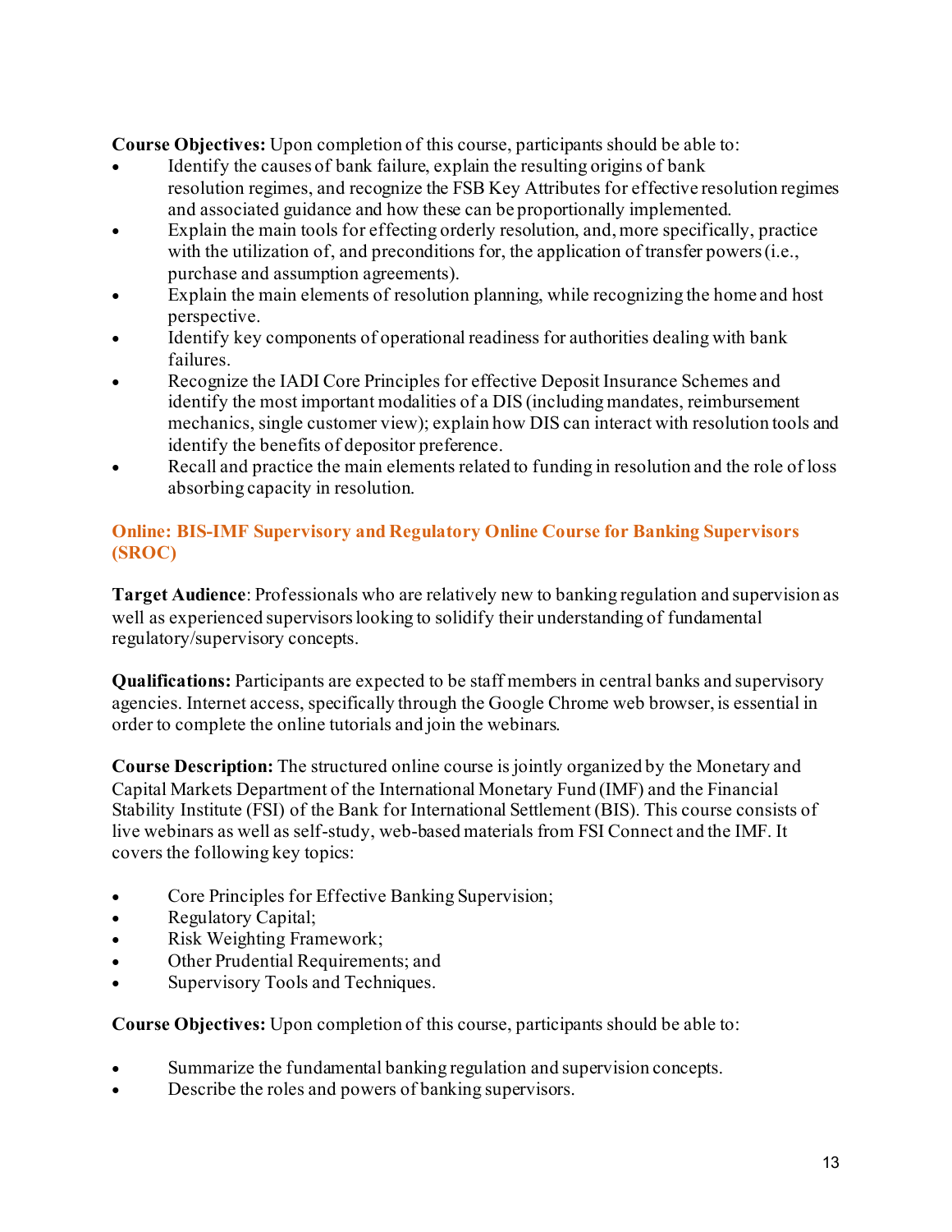**Course Objectives:** Upon completion of this course, participants should be able to:

- Identify the causes of bank failure, explain the resulting origins of bank resolution regimes, and recognize the FSB Key Attributes for effective resolution regimes and associated guidance and how these can be proportionally implemented.
- Explain the main tools for effecting orderly resolution, and, more specifically, practice with the utilization of, and preconditions for, the application of transfer powers (i.e., purchase and assumption agreements).
- Explain the main elements of resolution planning, while recognizing the home and host perspective.
- Identify key components of operational readiness for authorities dealing with bank failures.
- Recognize the IADI Core Principles for effective Deposit Insurance Schemes and identify the most important modalities of a DIS (including mandates, reimbursement mechanics, single customer view); explain how DIS can interact with resolution tools and identify the benefits of depositor preference.
- Recall and practice the main elements related to funding in resolution and the role of loss absorbing capacity in resolution.

## Online: BIS-IMF Supervisory and Regulatory Online Course for Banking Supervisors (SROC)

**Target Audience**: Professionals who are relatively new to banking regulation and supervision as well as experienced supervisors looking to solidify their understanding of fundamental regulatory/supervisory concepts.

**Qualifications:** Participants are expected to be staff members in central banks and supervisory agencies. Internet access, specifically through the Google Chrome web browser, is essential in order to complete the online tutorials and join the webinars.

**Course Description:** The structured online course is jointly organized by the Monetary and Capital Markets Department of the International Monetary Fund (IMF) and the Financial Stability Institute (FSI) of the Bank for International Settlement (BIS). This course consists of live webinars as well as self-study, web-based materials from FSI Connect and the IMF. It covers the following key topics:

- Core Principles for Effective Banking Supervision;
- Regulatory Capital;
- Risk Weighting Framework;
- Other Prudential Requirements; and
- Supervisory Tools and Techniques.

**Course Objectives:** Upon completion of this course, participants should be able to:

- Summarize the fundamental banking regulation and supervision concepts.
- Describe the roles and powers of banking supervisors.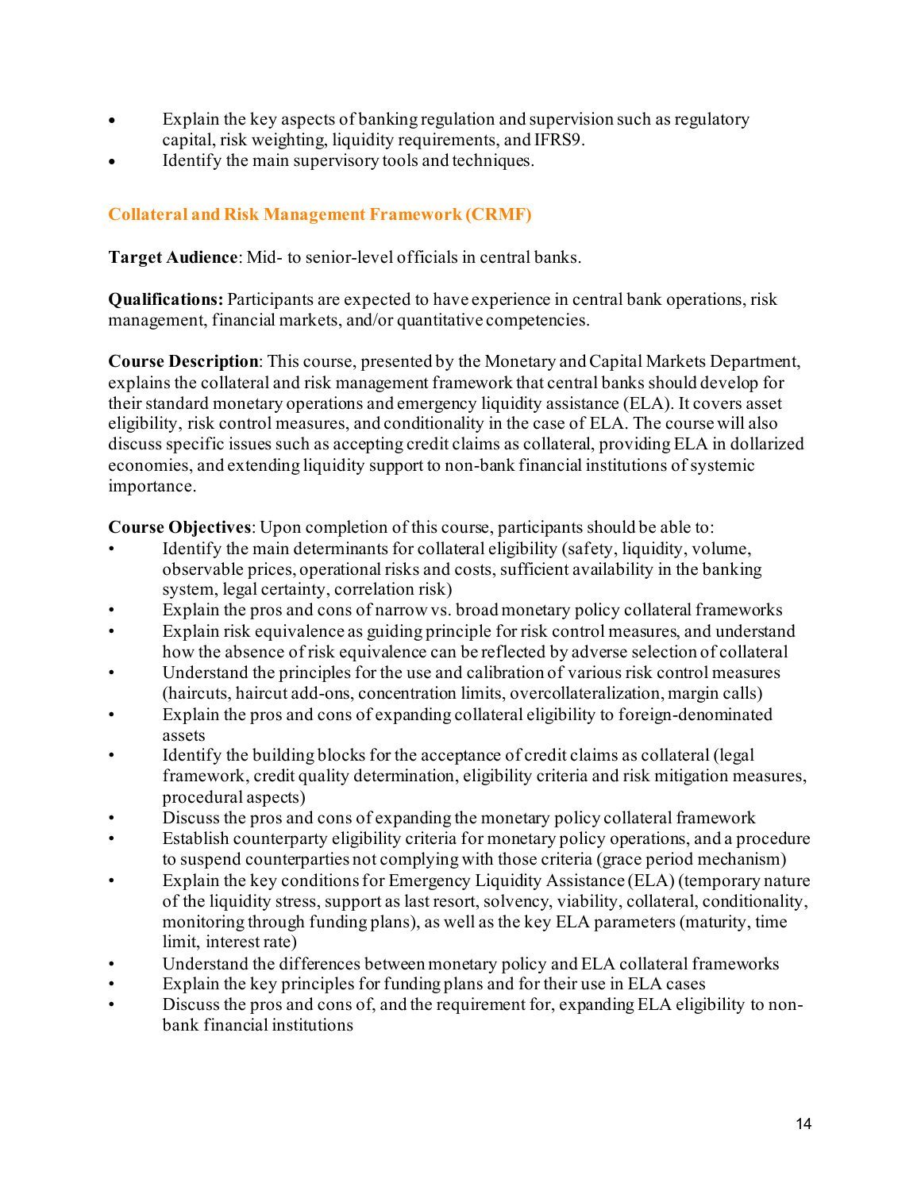- Explain the key aspects of banking regulation and supervision such as regulatory capital, risk weighting, liquidity requirements, and IFRS9.
- Identify the main supervisory tools and techniques.

## Collateral and Risk Management Framework (CRMF)

**Target Audience**: Mid- to senior-level officials in central banks.

**Qualifications:** Participants are expected to have experience in central bank operations, risk management, financial markets, and/or quantitative competencies.

**Course Description**: This course, presented by the Monetary and Capital Markets Department, explains the collateral and risk management framework that central banks should develop for their standard monetary operations and emergency liquidity assistance (ELA). It covers asset eligibility, risk control measures, and conditionality in the case of ELA. The course will also discuss specific issues such as accepting credit claims as collateral, providing ELA in dollarized economies, and extending liquidity support to non-bank financial institutions of systemic importance.

**Course Objectives**: Upon completion of this course, participants should be able to:

- Identify the main determinants for collateral eligibility (safety, liquidity, volume, observable prices, operational risks and costs, sufficient availability in the banking system, legal certainty, correlation risk)
- Explain the pros and cons of narrow vs. broad monetary policy collateral frameworks
- Explain risk equivalence as guiding principle for risk control measures, and understand how the absence of risk equivalence can be reflected by adverse selection of collateral
- Understand the principles for the use and calibration of various risk control measures (haircuts, haircut add-ons, concentration limits, overcollateralization, margin calls)
- Explain the pros and cons of expanding collateral eligibility to foreign-denominated assets
- Identify the building blocks for the acceptance of credit claims as collateral (legal framework, credit quality determination, eligibility criteria and risk mitigation measures, procedural aspects)
- Discuss the pros and cons of expanding the monetary policy collateral framework
- Establish counterparty eligibility criteria for monetary policy operations, and a procedure to suspend counterparties not complying with those criteria (grace period mechanism)
- Explain the key conditions for Emergency Liquidity Assistance (ELA) (temporary nature of the liquidity stress, support as last resort, solvency, viability, collateral, conditionality, monitoring through funding plans), as well as the key ELA parameters (maturity, time limit, interest rate)
- Understand the differences between monetary policy and ELA collateral frameworks
- Explain the key principles for funding plans and for their use in ELA cases
- Discuss the pros and cons of, and the requirement for, expanding ELA eligibility to non-bank financial institutions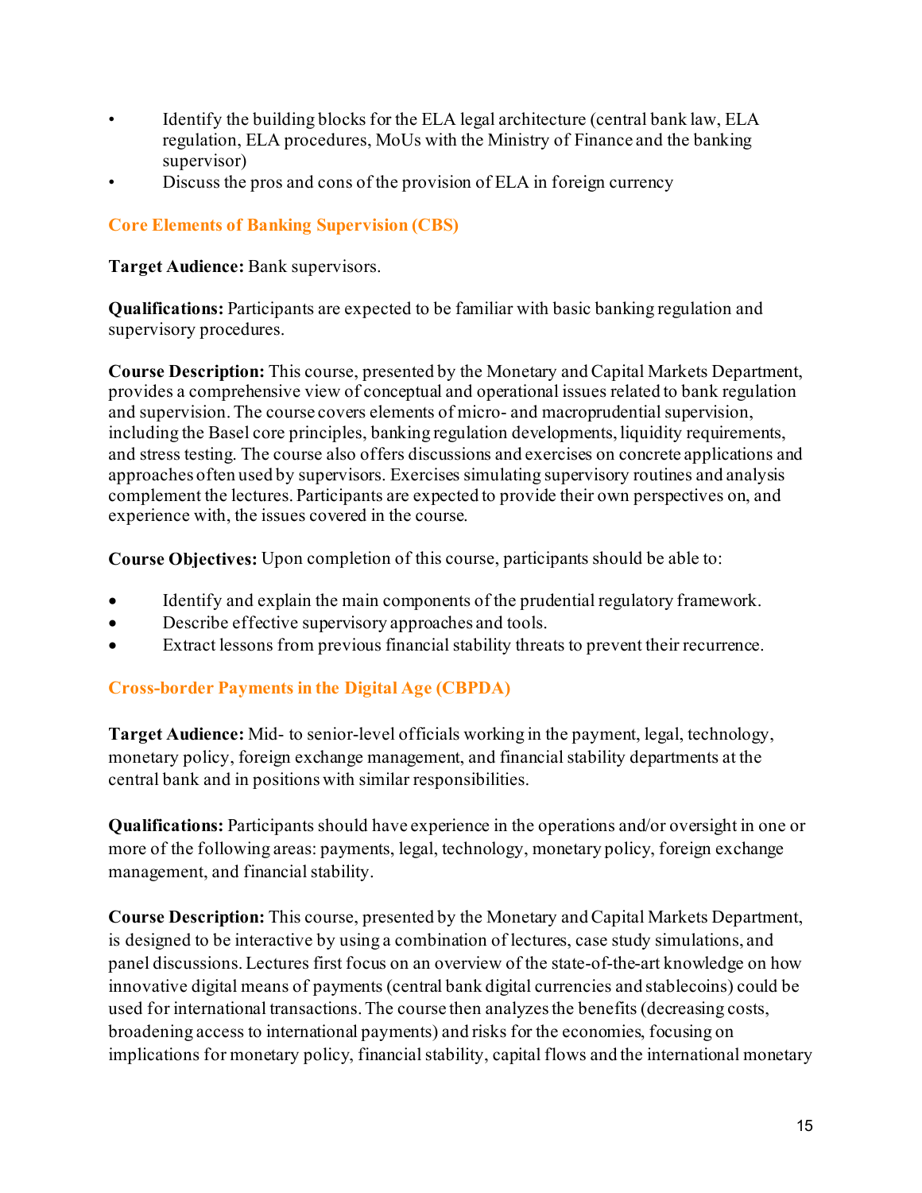- Identify the building blocks for the ELA legal architecture (central bank law, ELA regulation, ELA procedures, MoUs with the Ministry of Finance and the banking supervisor)
- Discuss the pros and cons of the provision of ELA in foreign currency

### Core Elements of Banking Supervision (CBS)

**Target Audience:** Bank supervisors.

**Qualifications:** Participants are expected to be familiar with basic banking regulation and supervisory procedures.

**Course Description:** This course, presented by the Monetary and Capital Markets Department, provides a comprehensive view of conceptual and operational issues related to bank regulation and supervision. The course covers elements of micro- and macroprudential supervision, including the Basel core principles, banking regulation developments, liquidity requirements, and stress testing. The course also offers discussions and exercises on concrete applications and approaches often used by supervisors. Exercises simulating supervisory routines and analysis complement the lectures. Participants are expected to provide their own perspectives on, and experience with, the issues covered in the course.

**Course Objectives:** Upon completion of this course, participants should be able to:

- Identify and explain the main components of the prudential regulatory framework.
- Describe effective supervisory approaches and tools.
- Extract lessons from previous financial stability threats to prevent their recurrence.

### Cross-border Payments in the Digital Age (CBPDA)

**Target Audience:** Mid- to senior-level officials working in the payment, legal, technology, monetary policy, foreign exchange management, and financial stability departments at the central bank and in positions with similar responsibilities.

**Qualifications:** Participants should have experience in the operations and/or oversight in one or more of the following areas: payments, legal, technology, monetary policy, foreign exchange management, and financial stability.

**Course Description:** This course, presented by the Monetary and Capital Markets Department, is designed to be interactive by using a combination of lectures, case study simulations, and panel discussions. Lectures first focus on an overview of the state-of-the-art knowledge on how innovative digital means of payments (central bank digital currencies and stablecoins) could be used for international transactions. The course then analyzes the benefits (decreasing costs, broadening access to international payments) and risks for the economies, focusing on implications for monetary policy, financial stability, capital flows and the international monetary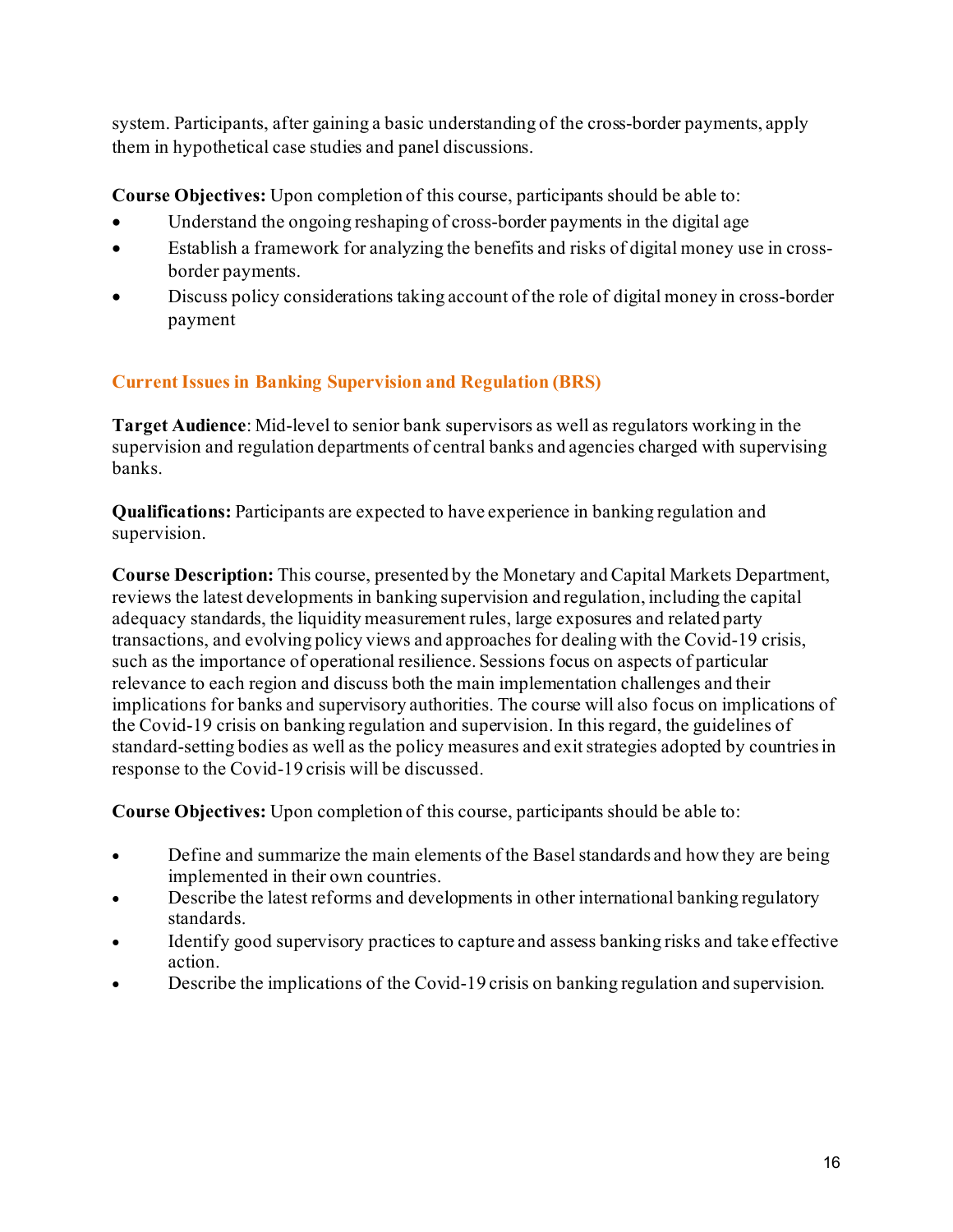system. Participants, after gaining a basic understanding of the cross-border payments, apply them in hypothetical case studies and panel discussions.

**Course Objectives:** Upon completion of this course, participants should be able to:

- Understand the ongoing reshaping of cross-border payments in the digital age
- Establish a framework for analyzing the benefits and risks of digital money use in cross-border payments.
- Discuss policy considerations taking account of the role of digital money in cross-border payment

## Current Issues in Banking Supervision and Regulation (BRS)

**Target Audience**: Mid-level to senior bank supervisors as well as regulators working in the supervision and regulation departments of central banks and agencies charged with supervising banks.

**Qualifications:** Participants are expected to have experience in banking regulation and supervision.

**Course Description:** This course, presented by the Monetary and Capital Markets Department, reviews the latest developments in banking supervision and regulation, including the capital adequacy standards, the liquidity measurement rules, large exposures and related party transactions, and evolving policy views and approaches for dealing with the Covid-19 crisis, such as the importance of operational resilience. Sessions focus on aspects of particular relevance to each region and discuss both the main implementation challenges and their implications for banks and supervisory authorities. The course will also focus on implications of the Covid-19 crisis on banking regulation and supervision. In this regard, the guidelines of standard-setting bodies as well as the policy measures and exit strategies adopted by countries in response to the Covid-19 crisis will be discussed.

**Course Objectives:** Upon completion of this course, participants should be able to:

- Define and summarize the main elements of the Basel standards and how they are being implemented in their own countries.
- Describe the latest reforms and developments in other international banking regulatory standards.
- Identify good supervisory practices to capture and assess banking risks and take effective action.
- Describe the implications of the Covid-19 crisis on banking regulation and supervision.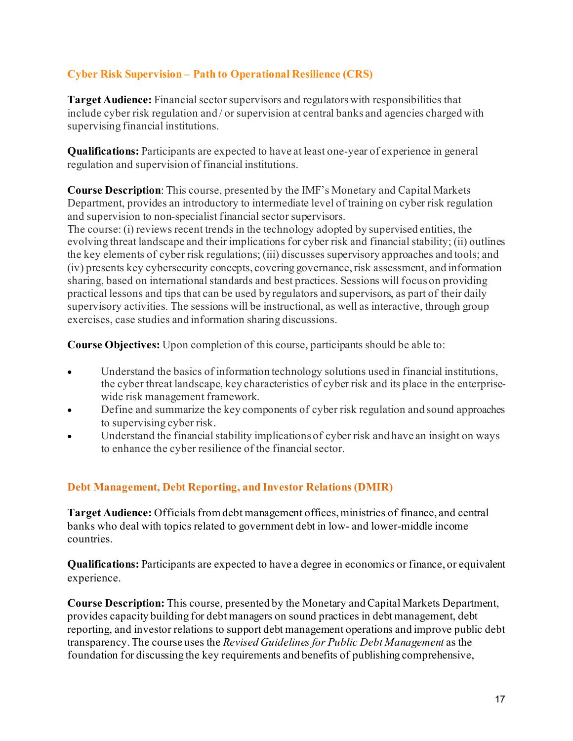## Cyber Risk Supervision – Path to Operational Resilience (CRS)

**Target Audience:** Financial sector supervisors and regulators with responsibilities that include cyber risk regulation and / or supervision at central banks and agencies charged with supervising financial institutions.

**Qualifications:** Participants are expected to have at least one-year of experience in general regulation and supervision of financial institutions.

**Course Description**: This course, presented by the IMF's Monetary and Capital Markets Department, provides an introductory to intermediate level of training on cyber risk regulation and supervision to non-specialist financial sector supervisors.
The course: (i) reviews recent trends in the technology adopted by supervised entities, the evolving threat landscape and their implications for cyber risk and financial stability; (ii) outlines the key elements of cyber risk regulations; (iii) discusses supervisory approaches and tools; and (iv) presents key cybersecurity concepts, covering governance, risk assessment, and information sharing, based on international standards and best practices. Sessions will focus on providing practical lessons and tips that can be used by regulators and supervisors, as part of their daily supervisory activities. The sessions will be instructional, as well as interactive, through group exercises, case studies and information sharing discussions.

**Course Objectives:** Upon completion of this course, participants should be able to:

- Understand the basics of information technology solutions used in financial institutions, the cyber threat landscape, key characteristics of cyber risk and its place in the enterprise-wide risk management framework.
- Define and summarize the key components of cyber risk regulation and sound approaches to supervising cyber risk.
- Understand the financial stability implications of cyber risk and have an insight on ways to enhance the cyber resilience of the financial sector.

## Debt Management, Debt Reporting, and Investor Relations (DMIR)

**Target Audience:** Officials from debt management offices, ministries of finance, and central banks who deal with topics related to government debt in low- and lower-middle income countries.

**Qualifications:** Participants are expected to have a degree in economics or finance, or equivalent experience.

**Course Description:** This course, presented by the Monetary and Capital Markets Department, provides capacity building for debt managers on sound practices in debt management, debt reporting, and investor relations to support debt management operations and improve public debt transparency. The course uses the *Revised Guidelines for Public Debt Management* as the foundation for discussing the key requirements and benefits of publishing comprehensive,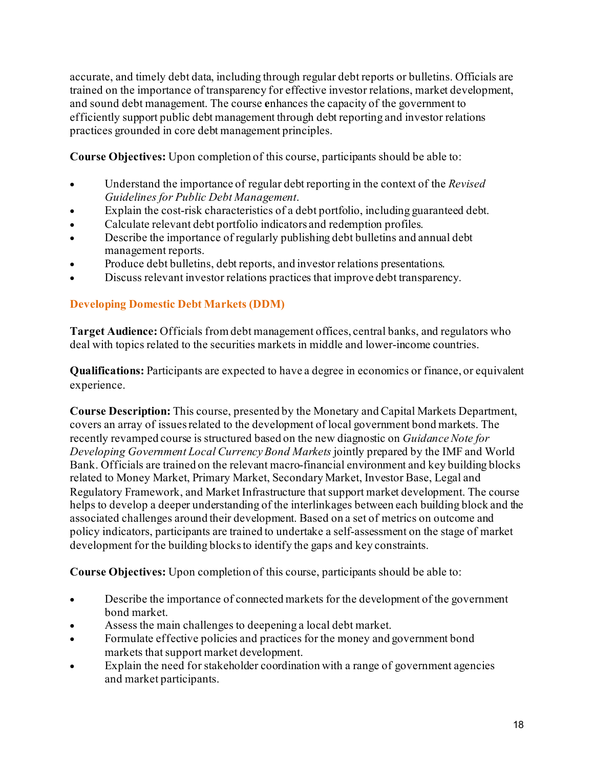accurate, and timely debt data, including through regular debt reports or bulletins. Officials are trained on the importance of transparency for effective investor relations, market development, and sound debt management. The course **e**nhances the capacity of the government to efficiently support public debt management through debt reporting and investor relations practices grounded in core debt management principles.

**Course Objectives:** Upon completion of this course, participants should be able to:

- Understand the importance of regular debt reporting in the context of the *Revised Guidelines for Public Debt Management*.
- Explain the cost-risk characteristics of a debt portfolio, including guaranteed debt.
- Calculate relevant debt portfolio indicators and redemption profiles.
- Describe the importance of regularly publishing debt bulletins and annual debt management reports.
- Produce debt bulletins, debt reports, and investor relations presentations.
- Discuss relevant investor relations practices that improve debt transparency.

### Developing Domestic Debt Markets (DDM)

**Target Audience:** Officials from debt management offices, central banks, and regulators who deal with topics related to the securities markets in middle and lower-income countries.

**Qualifications:** Participants are expected to have a degree in economics or finance, or equivalent experience.

**Course Description:** This course, presented by the Monetary and Capital Markets Department, covers an array of issues related to the development of local government bond markets. The recently revamped course is structured based on the new diagnostic on *Guidance Note for Developing Government Local Currency Bond Markets* jointly prepared by the IMF and World Bank. Officials are trained on the relevant macro-financial environment and key building blocks related to Money Market, Primary Market, Secondary Market, Investor Base, Legal and Regulatory Framework, and Market Infrastructure that support market development. The course helps to develop a deeper understanding of the interlinkages between each building block and the associated challenges around their development. Based on a set of metrics on outcome and policy indicators, participants are trained to undertake a self-assessment on the stage of market development for the building blocks to identify the gaps and key constraints.

**Course Objectives:** Upon completion of this course, participants should be able to:

- Describe the importance of connected markets for the development of the government bond market.
- Assess the main challenges to deepening a local debt market.
- Formulate effective policies and practices for the money and government bond markets that support market development.
- Explain the need for stakeholder coordination with a range of government agencies and market participants.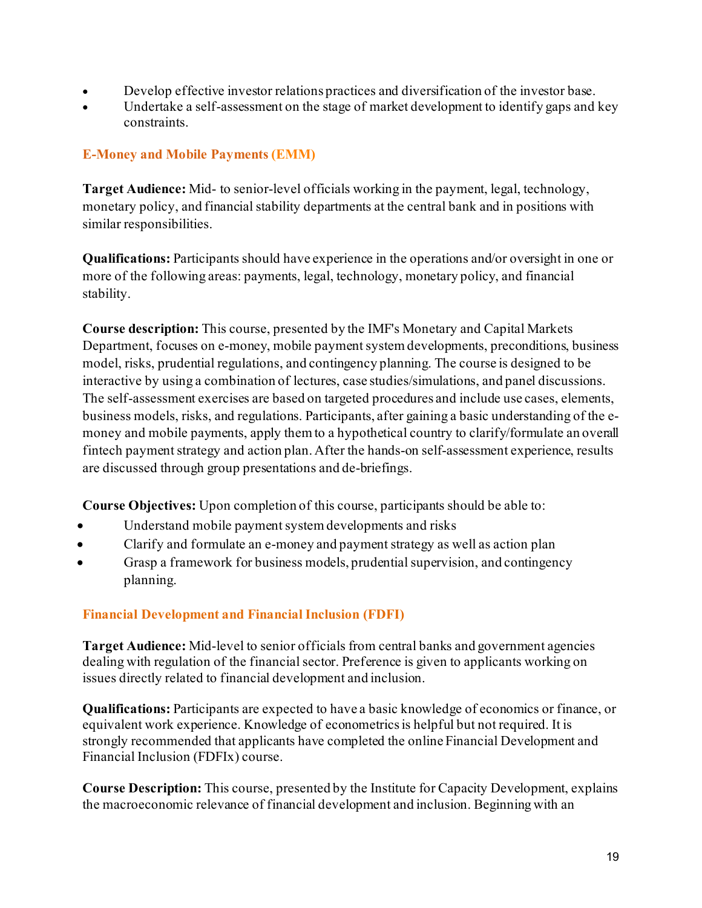- Develop effective investor relations practices and diversification of the investor base.
- Undertake a self-assessment on the stage of market development to identify gaps and key constraints.

### E-Money and Mobile Payments (EMM)

**Target Audience:** Mid- to senior-level officials working in the payment, legal, technology, monetary policy, and financial stability departments at the central bank and in positions with similar responsibilities.

**Qualifications:** Participants should have experience in the operations and/or oversight in one or more of the following areas: payments, legal, technology, monetary policy, and financial stability.

**Course description:** This course, presented by the IMF's Monetary and Capital Markets Department, focuses on e-money, mobile payment system developments, preconditions, business model, risks, prudential regulations, and contingency planning. The course is designed to be interactive by using a combination of lectures, case studies/simulations, and panel discussions. The self-assessment exercises are based on targeted procedures and include use cases, elements, business models, risks, and regulations. Participants, after gaining a basic understanding of the e-money and mobile payments, apply them to a hypothetical country to clarify/formulate an overall fintech payment strategy and action plan. After the hands-on self-assessment experience, results are discussed through group presentations and de-briefings.

**Course Objectives:** Upon completion of this course, participants should be able to:

- Understand mobile payment system developments and risks
- Clarify and formulate an e-money and payment strategy as well as action plan
- Grasp a framework for business models, prudential supervision, and contingency planning.

### Financial Development and Financial Inclusion (FDFI)

**Target Audience:** Mid-level to senior officials from central banks and government agencies dealing with regulation of the financial sector. Preference is given to applicants working on issues directly related to financial development and inclusion.

**Qualifications:** Participants are expected to have a basic knowledge of economics or finance, or equivalent work experience. Knowledge of econometrics is helpful but not required. It is strongly recommended that applicants have completed the online Financial Development and Financial Inclusion (FDFIx) course.

**Course Description:** This course, presented by the Institute for Capacity Development, explains the macroeconomic relevance of financial development and inclusion. Beginning with an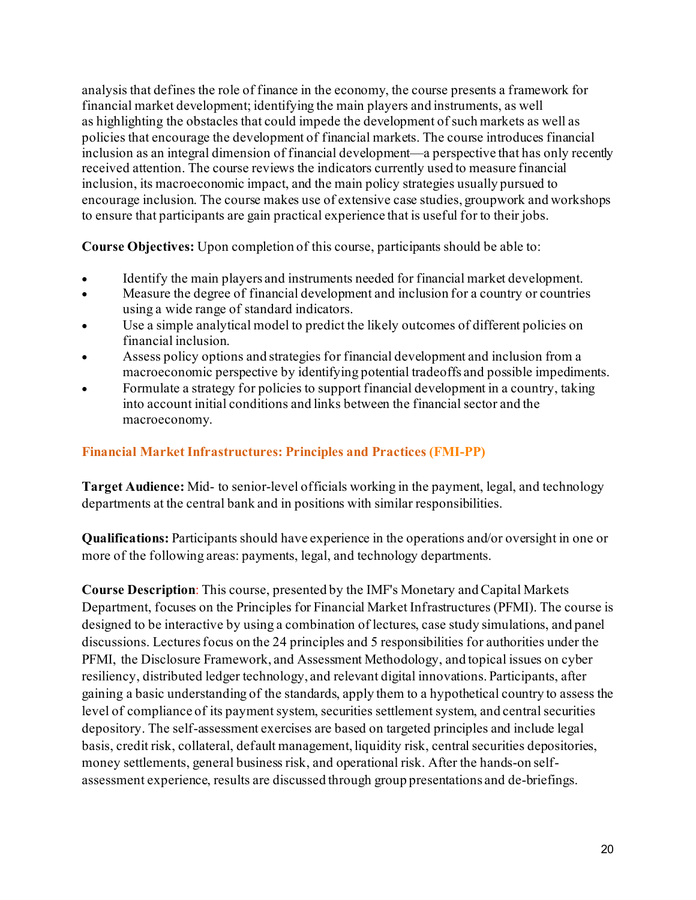analysis that defines the role of finance in the economy, the course presents a framework for financial market development; identifying the main players and instruments, as well as highlighting the obstacles that could impede the development of such markets as well as policies that encourage the development of financial markets. The course introduces financial inclusion as an integral dimension of financial development—a perspective that has only recently received attention. The course reviews the indicators currently used to measure financial inclusion, its macroeconomic impact, and the main policy strategies usually pursued to encourage inclusion. The course makes use of extensive case studies, groupwork and workshops to ensure that participants are gain practical experience that is useful for to their jobs.

**Course Objectives:** Upon completion of this course, participants should be able to:

- Identify the main players and instruments needed for financial market development.
- Measure the degree of financial development and inclusion for a country or countries using a wide range of standard indicators.
- Use a simple analytical model to predict the likely outcomes of different policies on financial inclusion.
- Assess policy options and strategies for financial development and inclusion from a macroeconomic perspective by identifying potential tradeoffs and possible impediments.
- Formulate a strategy for policies to support financial development in a country, taking into account initial conditions and links between the financial sector and the macroeconomy.

### Financial Market Infrastructures: Principles and Practices (FMI-PP)

**Target Audience:** Mid- to senior-level officials working in the payment, legal, and technology departments at the central bank and in positions with similar responsibilities.

**Qualifications:** Participants should have experience in the operations and/or oversight in one or more of the following areas: payments, legal, and technology departments.

**Course Description**: This course, presented by the IMF's Monetary and Capital Markets Department, focuses on the Principles for Financial Market Infrastructures (PFMI). The course is designed to be interactive by using a combination of lectures, case study simulations, and panel discussions. Lectures focus on the 24 principles and 5 responsibilities for authorities under the PFMI, the Disclosure Framework, and Assessment Methodology, and topical issues on cyber resiliency, distributed ledger technology, and relevant digital innovations. Participants, after gaining a basic understanding of the standards, apply them to a hypothetical country to assess the level of compliance of its payment system, securities settlement system, and central securities depository. The self-assessment exercises are based on targeted principles and include legal basis, credit risk, collateral, default management, liquidity risk, central securities depositories, money settlements, general business risk, and operational risk. After the hands-on self-assessment experience, results are discussed through group presentations and de-briefings.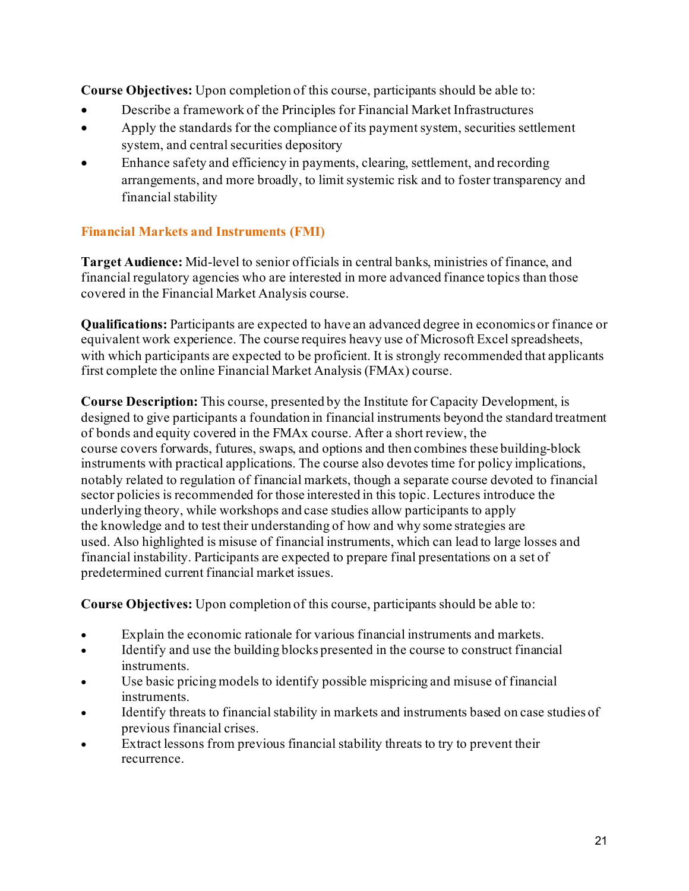**Course Objectives:** Upon completion of this course, participants should be able to:

- Describe a framework of the Principles for Financial Market Infrastructures
- Apply the standards for the compliance of its payment system, securities settlement system, and central securities depository
- Enhance safety and efficiency in payments, clearing, settlement, and recording arrangements, and more broadly, to limit systemic risk and to foster transparency and financial stability

### Financial Markets and Instruments (FMI)

**Target Audience:** Mid-level to senior officials in central banks, ministries of finance, and financial regulatory agencies who are interested in more advanced finance topics than those covered in the Financial Market Analysis course.

**Qualifications:** Participants are expected to have an advanced degree in economics or finance or equivalent work experience. The course requires heavy use of Microsoft Excel spreadsheets, with which participants are expected to be proficient. It is strongly recommended that applicants first complete the online Financial Market Analysis (FMAx) course.

**Course Description:** This course, presented by the Institute for Capacity Development, is designed to give participants a foundation in financial instruments beyond the standard treatment of bonds and equity covered in the FMAx course. After a short review, the course covers forwards, futures, swaps, and options and then combines these building-block instruments with practical applications. The course also devotes time for policy implications, notably related to regulation of financial markets, though a separate course devoted to financial sector policies is recommended for those interested in this topic. Lectures introduce the underlying theory, while workshops and case studies allow participants to apply the knowledge and to test their understanding of how and why some strategies are used. Also highlighted is misuse of financial instruments, which can lead to large losses and financial instability. Participants are expected to prepare final presentations on a set of predetermined current financial market issues.

**Course Objectives:** Upon completion of this course, participants should be able to:

- Explain the economic rationale for various financial instruments and markets.
- Identify and use the building blocks presented in the course to construct financial instruments.
- Use basic pricing models to identify possible mispricing and misuse of financial instruments.
- Identify threats to financial stability in markets and instruments based on case studies of previous financial crises.
- Extract lessons from previous financial stability threats to try to prevent their recurrence.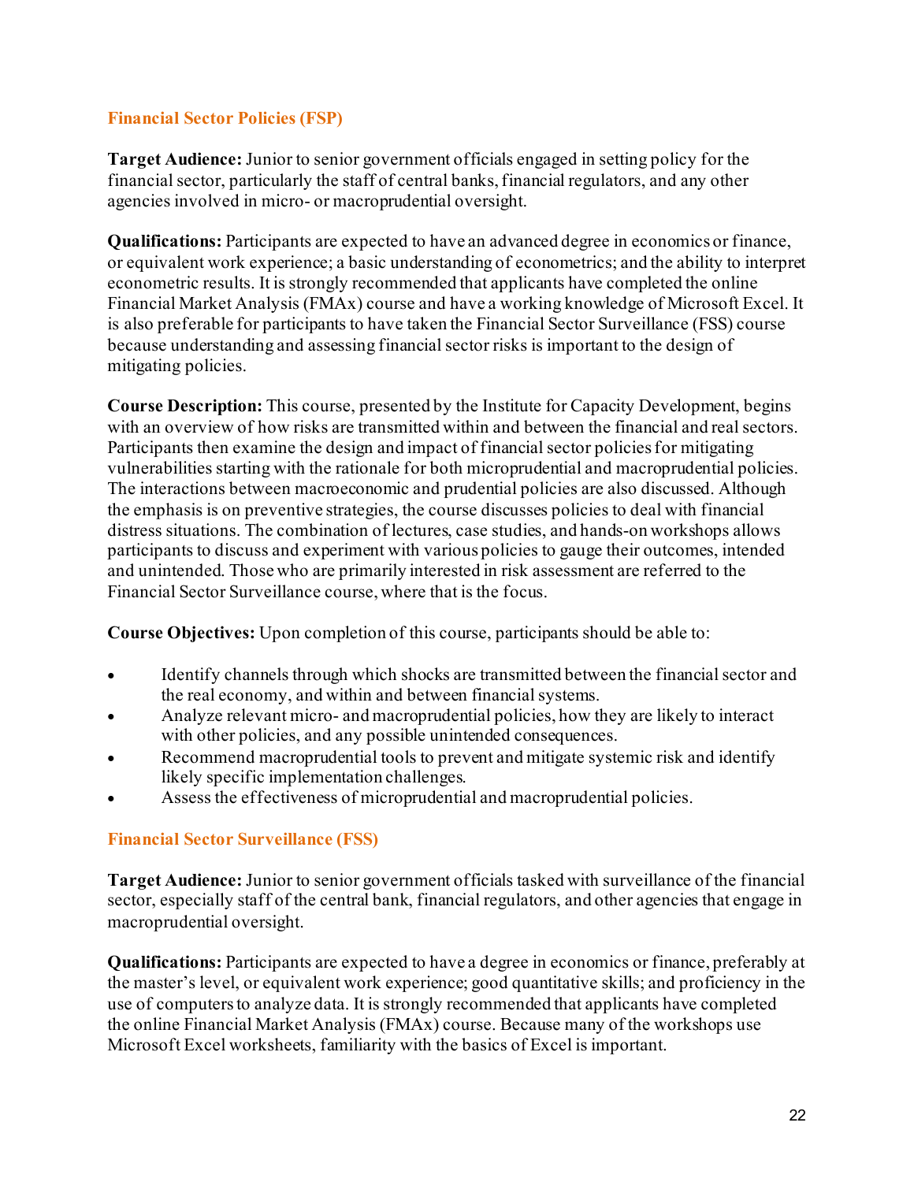### Financial Sector Policies (FSP)

**Target Audience:** Junior to senior government officials engaged in setting policy for the financial sector, particularly the staff of central banks, financial regulators, and any other agencies involved in micro- or macroprudential oversight.

**Qualifications:** Participants are expected to have an advanced degree in economics or finance, or equivalent work experience; a basic understanding of econometrics; and the ability to interpret econometric results. It is strongly recommended that applicants have completed the online Financial Market Analysis (FMAx) course and have a working knowledge of Microsoft Excel. It is also preferable for participants to have taken the Financial Sector Surveillance (FSS) course because understanding and assessing financial sector risks is important to the design of mitigating policies.

**Course Description:** This course, presented by the Institute for Capacity Development, begins with an overview of how risks are transmitted within and between the financial and real sectors. Participants then examine the design and impact of financial sector policies for mitigating vulnerabilities starting with the rationale for both microprudential and macroprudential policies. The interactions between macroeconomic and prudential policies are also discussed. Although the emphasis is on preventive strategies, the course discusses policies to deal with financial distress situations. The combination of lectures, case studies, and hands-on workshops allows participants to discuss and experiment with various policies to gauge their outcomes, intended and unintended. Those who are primarily interested in risk assessment are referred to the Financial Sector Surveillance course, where that is the focus.

**Course Objectives:** Upon completion of this course, participants should be able to:

- Identify channels through which shocks are transmitted between the financial sector and the real economy, and within and between financial systems.
- Analyze relevant micro- and macroprudential policies, how they are likely to interact with other policies, and any possible unintended consequences.
- Recommend macroprudential tools to prevent and mitigate systemic risk and identify likely specific implementation challenges.
- Assess the effectiveness of microprudential and macroprudential policies.

### Financial Sector Surveillance (FSS)

**Target Audience:** Junior to senior government officials tasked with surveillance of the financial sector, especially staff of the central bank, financial regulators, and other agencies that engage in macroprudential oversight.

**Qualifications:** Participants are expected to have a degree in economics or finance, preferably at the master's level, or equivalent work experience; good quantitative skills; and proficiency in the use of computers to analyze data. It is strongly recommended that applicants have completed the online Financial Market Analysis (FMAx) course. Because many of the workshops use Microsoft Excel worksheets, familiarity with the basics of Excel is important.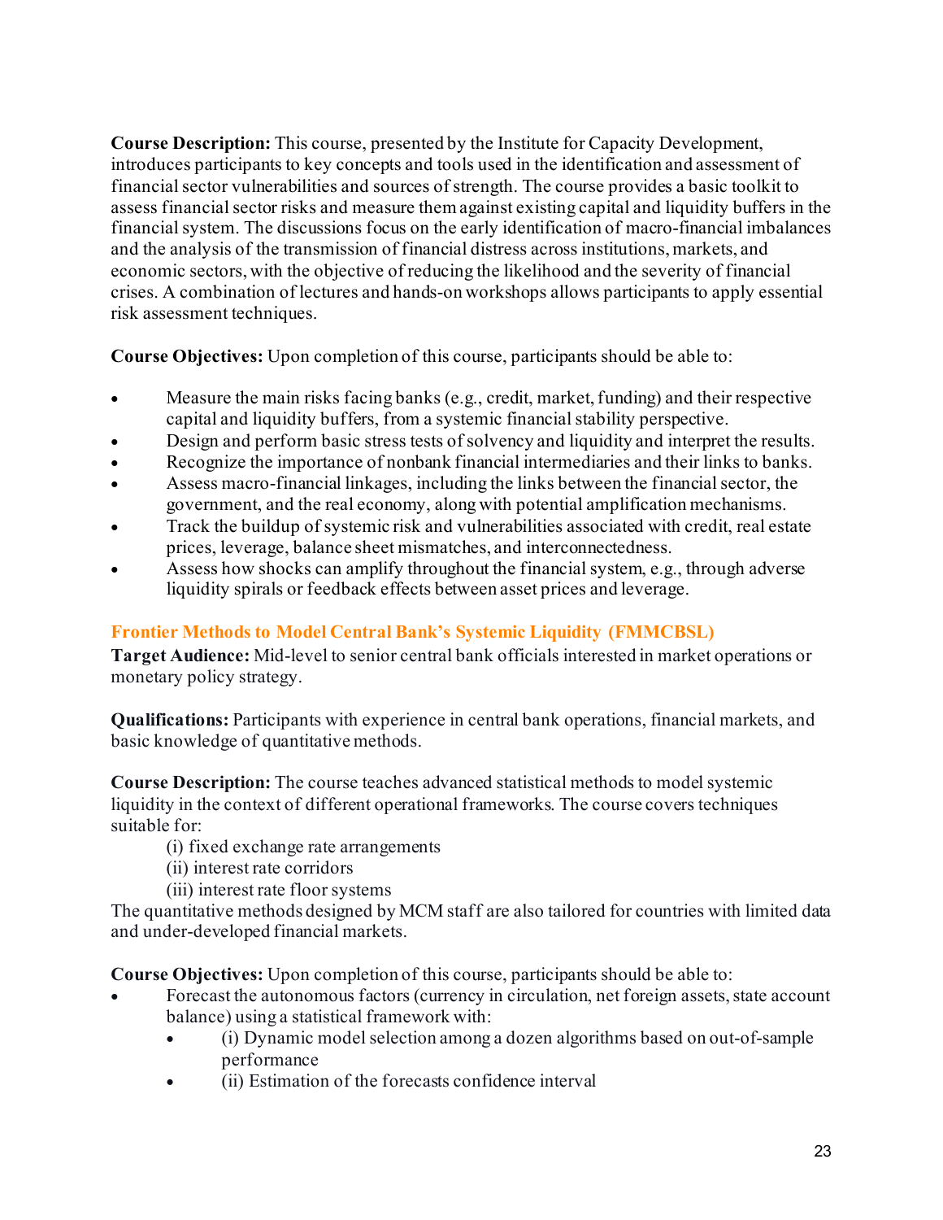**Course Description:** This course, presented by the Institute for Capacity Development, introduces participants to key concepts and tools used in the identification and assessment of financial sector vulnerabilities and sources of strength. The course provides a basic toolkit to assess financial sector risks and measure them against existing capital and liquidity buffers in the financial system. The discussions focus on the early identification of macro-financial imbalances and the analysis of the transmission of financial distress across institutions, markets, and economic sectors, with the objective of reducing the likelihood and the severity of financial crises. A combination of lectures and hands-on workshops allows participants to apply essential risk assessment techniques.

**Course Objectives:** Upon completion of this course, participants should be able to:

- Measure the main risks facing banks (e.g., credit, market, funding) and their respective capital and liquidity buffers, from a systemic financial stability perspective.
- Design and perform basic stress tests of solvency and liquidity and interpret the results.
- Recognize the importance of nonbank financial intermediaries and their links to banks.
- Assess macro-financial linkages, including the links between the financial sector, the government, and the real economy, along with potential amplification mechanisms.
- Track the buildup of systemic risk and vulnerabilities associated with credit, real estate prices, leverage, balance sheet mismatches, and interconnectedness.
- Assess how shocks can amplify throughout the financial system, e.g., through adverse liquidity spirals or feedback effects between asset prices and leverage.

### Frontier Methods to Model Central Bank's Systemic Liquidity (FMMCBSL)

**Target Audience:** Mid-level to senior central bank officials interested in market operations or monetary policy strategy.

**Qualifications:** Participants with experience in central bank operations, financial markets, and basic knowledge of quantitative methods.

**Course Description:** The course teaches advanced statistical methods to model systemic liquidity in the context of different operational frameworks. The course covers techniques suitable for:

(i) fixed exchange rate arrangements
(ii) interest rate corridors
(iii) interest rate floor systems

The quantitative methods designed by MCM staff are also tailored for countries with limited data and under-developed financial markets.

**Course Objectives:** Upon completion of this course, participants should be able to:

- Forecast the autonomous factors (currency in circulation, net foreign assets, state account balance) using a statistical framework with:
  - (i) Dynamic model selection among a dozen algorithms based on out-of-sample performance
  - (ii) Estimation of the forecasts confidence interval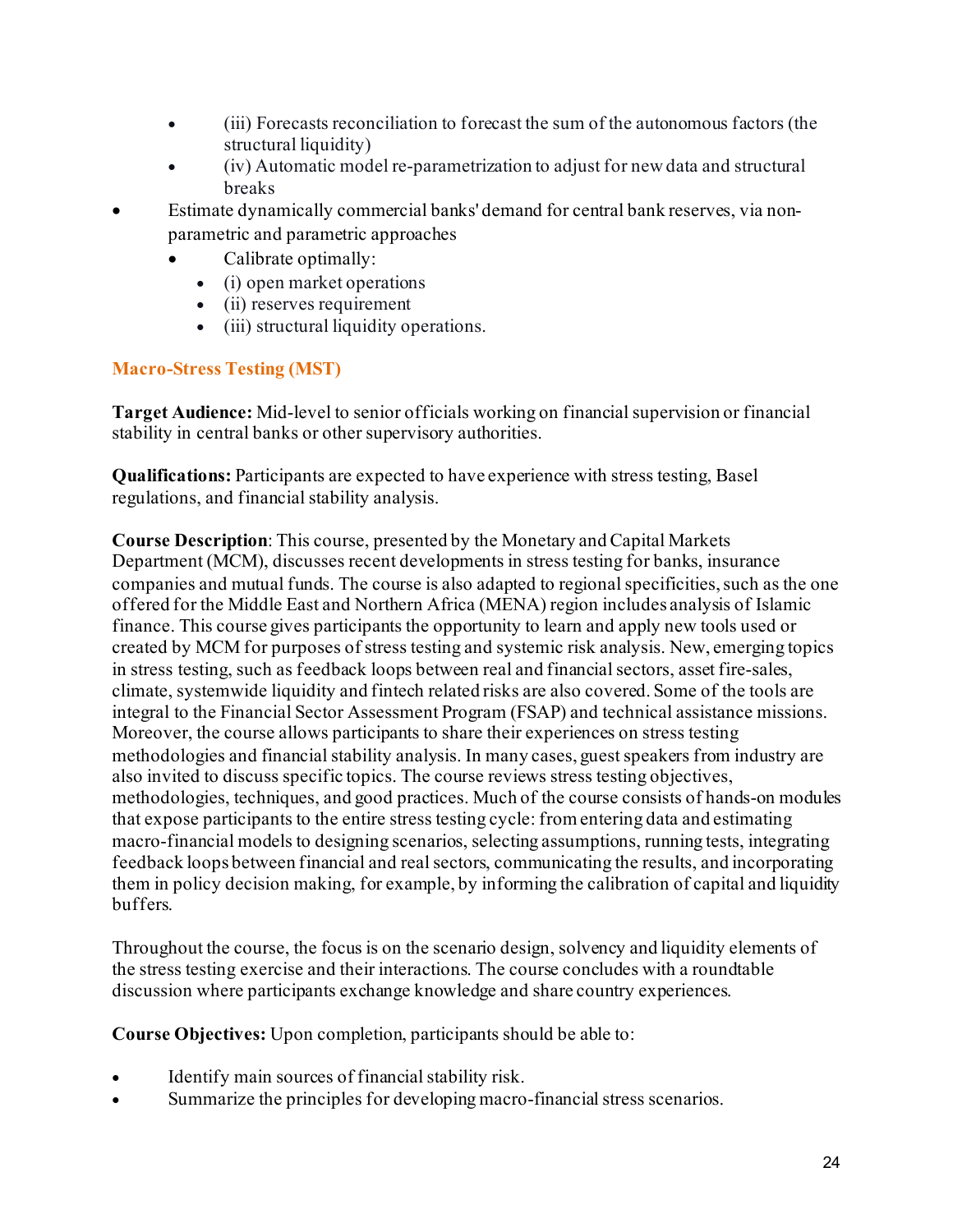- (iii) Forecasts reconciliation to forecast the sum of the autonomous factors (the structural liquidity)
  - (iv) Automatic model re-parametrization to adjust for new data and structural breaks
- Estimate dynamically commercial banks' demand for central bank reserves, via non-parametric and parametric approaches
  - Calibrate optimally:
    - (i) open market operations
    - (ii) reserves requirement
    - (iii) structural liquidity operations.

### Macro-Stress Testing (MST)

**Target Audience:** Mid-level to senior officials working on financial supervision or financial stability in central banks or other supervisory authorities.

**Qualifications:** Participants are expected to have experience with stress testing, Basel regulations, and financial stability analysis.

**Course Description**: This course, presented by the Monetary and Capital Markets Department (MCM), discusses recent developments in stress testing for banks, insurance companies and mutual funds. The course is also adapted to regional specificities, such as the one offered for the Middle East and Northern Africa (MENA) region includes analysis of Islamic finance. This course gives participants the opportunity to learn and apply new tools used or created by MCM for purposes of stress testing and systemic risk analysis. New, emerging topics in stress testing, such as feedback loops between real and financial sectors, asset fire-sales, climate, systemwide liquidity and fintech related risks are also covered. Some of the tools are integral to the Financial Sector Assessment Program (FSAP) and technical assistance missions. Moreover, the course allows participants to share their experiences on stress testing methodologies and financial stability analysis. In many cases, guest speakers from industry are also invited to discuss specific topics. The course reviews stress testing objectives, methodologies, techniques, and good practices. Much of the course consists of hands-on modules that expose participants to the entire stress testing cycle: from entering data and estimating macro-financial models to designing scenarios, selecting assumptions, running tests, integrating feedback loops between financial and real sectors, communicating the results, and incorporating them in policy decision making, for example, by informing the calibration of capital and liquidity buffers.

Throughout the course, the focus is on the scenario design, solvency and liquidity elements of the stress testing exercise and their interactions. The course concludes with a roundtable discussion where participants exchange knowledge and share country experiences.

**Course Objectives:** Upon completion, participants should be able to:

- Identify main sources of financial stability risk.
- Summarize the principles for developing macro-financial stress scenarios.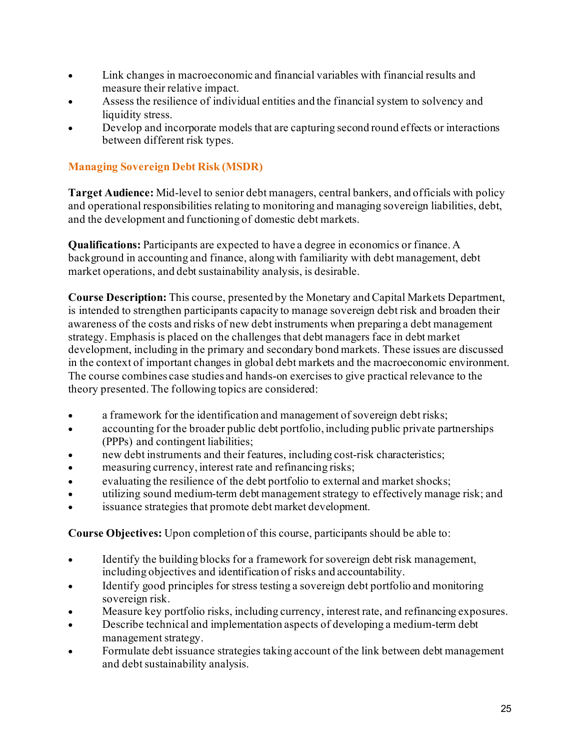- Link changes in macroeconomic and financial variables with financial results and measure their relative impact.
- Assess the resilience of individual entities and the financial system to solvency and liquidity stress.
- Develop and incorporate models that are capturing second round effects or interactions between different risk types.

## Managing Sovereign Debt Risk (MSDR)

**Target Audience:** Mid-level to senior debt managers, central bankers, and officials with policy and operational responsibilities relating to monitoring and managing sovereign liabilities, debt, and the development and functioning of domestic debt markets.

**Qualifications:** Participants are expected to have a degree in economics or finance. A background in accounting and finance, along with familiarity with debt management, debt market operations, and debt sustainability analysis, is desirable.

**Course Description:** This course, presented by the Monetary and Capital Markets Department, is intended to strengthen participants capacity to manage sovereign debt risk and broaden their awareness of the costs and risks of new debt instruments when preparing a debt management strategy. Emphasis is placed on the challenges that debt managers face in debt market development, including in the primary and secondary bond markets. These issues are discussed in the context of important changes in global debt markets and the macroeconomic environment. The course combines case studies and hands-on exercises to give practical relevance to the theory presented. The following topics are considered:

- a framework for the identification and management of sovereign debt risks;
- accounting for the broader public debt portfolio, including public private partnerships (PPPs) and contingent liabilities;
- new debt instruments and their features, including cost-risk characteristics;
- measuring currency, interest rate and refinancing risks;
- evaluating the resilience of the debt portfolio to external and market shocks;
- utilizing sound medium-term debt management strategy to effectively manage risk; and
- issuance strategies that promote debt market development.

**Course Objectives:** Upon completion of this course, participants should be able to:

- Identify the building blocks for a framework for sovereign debt risk management, including objectives and identification of risks and accountability.
- Identify good principles for stress testing a sovereign debt portfolio and monitoring sovereign risk.
- Measure key portfolio risks, including currency, interest rate, and refinancing exposures.
- Describe technical and implementation aspects of developing a medium-term debt management strategy.
- Formulate debt issuance strategies taking account of the link between debt management and debt sustainability analysis.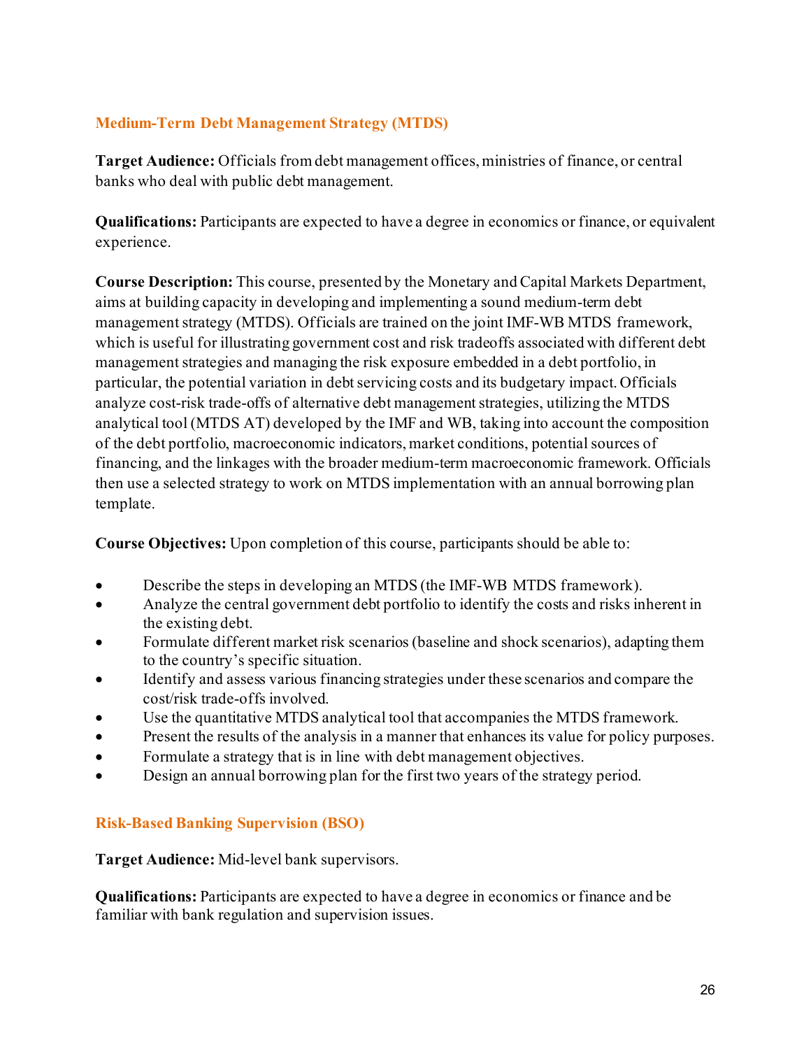## Medium-Term Debt Management Strategy (MTDS)

**Target Audience:** Officials from debt management offices, ministries of finance, or central banks who deal with public debt management.

**Qualifications:** Participants are expected to have a degree in economics or finance, or equivalent experience.

**Course Description:** This course, presented by the Monetary and Capital Markets Department, aims at building capacity in developing and implementing a sound medium-term debt management strategy (MTDS). Officials are trained on the joint IMF-WB MTDS framework, which is useful for illustrating government cost and risk tradeoffs associated with different debt management strategies and managing the risk exposure embedded in a debt portfolio, in particular, the potential variation in debt servicing costs and its budgetary impact. Officials analyze cost-risk trade-offs of alternative debt management strategies, utilizing the MTDS analytical tool (MTDS AT) developed by the IMF and WB, taking into account the composition of the debt portfolio, macroeconomic indicators, market conditions, potential sources of financing, and the linkages with the broader medium-term macroeconomic framework. Officials then use a selected strategy to work on MTDS implementation with an annual borrowing plan template.

**Course Objectives:** Upon completion of this course, participants should be able to:

- Describe the steps in developing an MTDS (the IMF-WB MTDS framework).
- Analyze the central government debt portfolio to identify the costs and risks inherent in the existing debt.
- Formulate different market risk scenarios (baseline and shock scenarios), adapting them to the country's specific situation.
- Identify and assess various financing strategies under these scenarios and compare the cost/risk trade-offs involved.
- Use the quantitative MTDS analytical tool that accompanies the MTDS framework.
- Present the results of the analysis in a manner that enhances its value for policy purposes.
- Formulate a strategy that is in line with debt management objectives.
- Design an annual borrowing plan for the first two years of the strategy period.

## Risk-Based Banking Supervision (BSO)

**Target Audience:** Mid-level bank supervisors.

**Qualifications:** Participants are expected to have a degree in economics or finance and be familiar with bank regulation and supervision issues.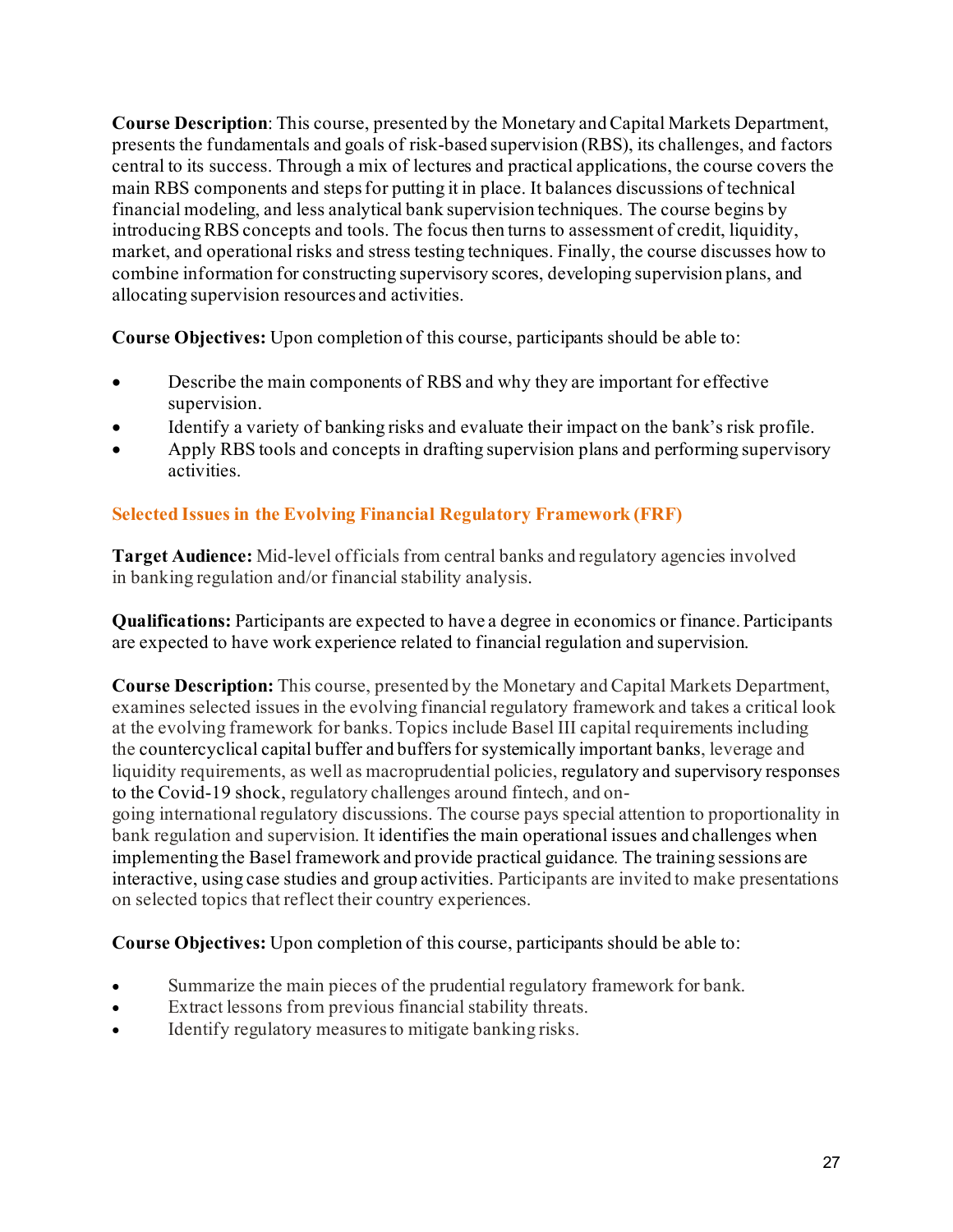**Course Description**: This course, presented by the Monetary and Capital Markets Department, presents the fundamentals and goals of risk-based supervision (RBS), its challenges, and factors central to its success. Through a mix of lectures and practical applications, the course covers the main RBS components and steps for putting it in place. It balances discussions of technical financial modeling, and less analytical bank supervision techniques. The course begins by introducing RBS concepts and tools. The focus then turns to assessment of credit, liquidity, market, and operational risks and stress testing techniques. Finally, the course discusses how to combine information for constructing supervisory scores, developing supervision plans, and allocating supervision resources and activities.

**Course Objectives:** Upon completion of this course, participants should be able to:

- Describe the main components of RBS and why they are important for effective supervision.
- Identify a variety of banking risks and evaluate their impact on the bank's risk profile.
- Apply RBS tools and concepts in drafting supervision plans and performing supervisory activities.

## Selected Issues in the Evolving Financial Regulatory Framework (FRF)

**Target Audience:** Mid-level officials from central banks and regulatory agencies involved in banking regulation and/or financial stability analysis.

**Qualifications:** Participants are expected to have a degree in economics or finance. Participants are expected to have work experience related to financial regulation and supervision.

**Course Description:** This course, presented by the Monetary and Capital Markets Department, examines selected issues in the evolving financial regulatory framework and takes a critical look at the evolving framework for banks. Topics include Basel III capital requirements including the countercyclical capital buffer and buffers for systemically important banks, leverage and liquidity requirements, as well as macroprudential policies, regulatory and supervisory responses to the Covid-19 shock, regulatory challenges around fintech, and on-going international regulatory discussions. The course pays special attention to proportionality in bank regulation and supervision. It identifies the main operational issues and challenges when implementing the Basel framework and provide practical guidance. The training sessions are interactive, using case studies and group activities. Participants are invited to make presentations on selected topics that reflect their country experiences.

**Course Objectives:** Upon completion of this course, participants should be able to:

- Summarize the main pieces of the prudential regulatory framework for bank.
- Extract lessons from previous financial stability threats.
- Identify regulatory measures to mitigate banking risks.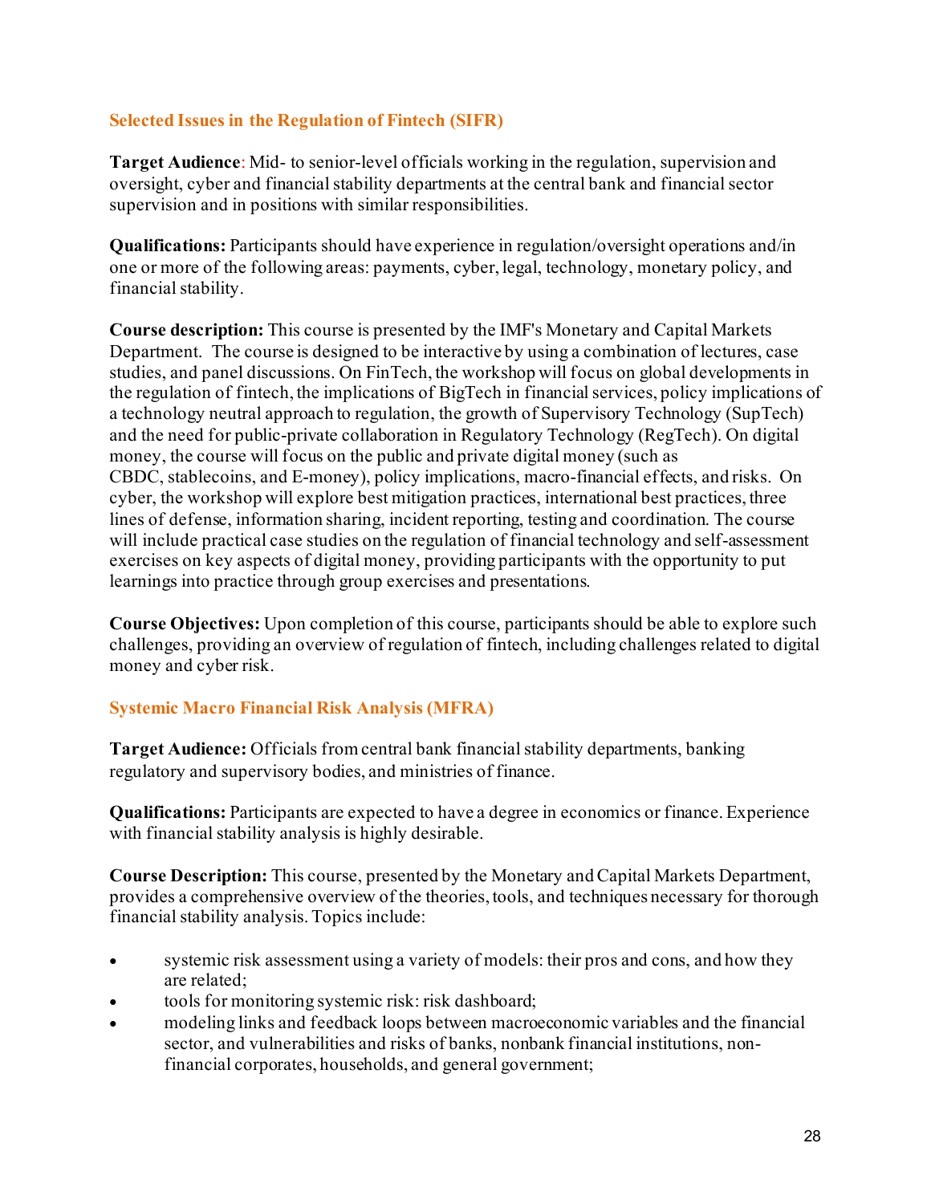## Selected Issues in the Regulation of Fintech (SIFR)

**Target Audience**: Mid- to senior-level officials working in the regulation, supervision and oversight, cyber and financial stability departments at the central bank and financial sector supervision and in positions with similar responsibilities.

**Qualifications:** Participants should have experience in regulation/oversight operations and/in one or more of the following areas: payments, cyber, legal, technology, monetary policy, and financial stability.

**Course description:** This course is presented by the IMF's Monetary and Capital Markets Department. The course is designed to be interactive by using a combination of lectures, case studies, and panel discussions. On FinTech, the workshop will focus on global developments in the regulation of fintech, the implications of BigTech in financial services, policy implications of a technology neutral approach to regulation, the growth of Supervisory Technology (SupTech) and the need for public-private collaboration in Regulatory Technology (RegTech). On digital money, the course will focus on the public and private digital money (such as CBDC, stablecoins, and E-money), policy implications, macro-financial effects, and risks. On cyber, the workshop will explore best mitigation practices, international best practices, three lines of defense, information sharing, incident reporting, testing and coordination. The course will include practical case studies on the regulation of financial technology and self-assessment exercises on key aspects of digital money, providing participants with the opportunity to put learnings into practice through group exercises and presentations.

**Course Objectives:** Upon completion of this course, participants should be able to explore such challenges, providing an overview of regulation of fintech, including challenges related to digital money and cyber risk.

## Systemic Macro Financial Risk Analysis (MFRA)

**Target Audience:** Officials from central bank financial stability departments, banking regulatory and supervisory bodies, and ministries of finance.

**Qualifications:** Participants are expected to have a degree in economics or finance. Experience with financial stability analysis is highly desirable.

**Course Description:** This course, presented by the Monetary and Capital Markets Department, provides a comprehensive overview of the theories, tools, and techniques necessary for thorough financial stability analysis. Topics include:

- systemic risk assessment using a variety of models: their pros and cons, and how they are related;
- tools for monitoring systemic risk: risk dashboard;
- modeling links and feedback loops between macroeconomic variables and the financial sector, and vulnerabilities and risks of banks, nonbank financial institutions, non-financial corporates, households, and general government;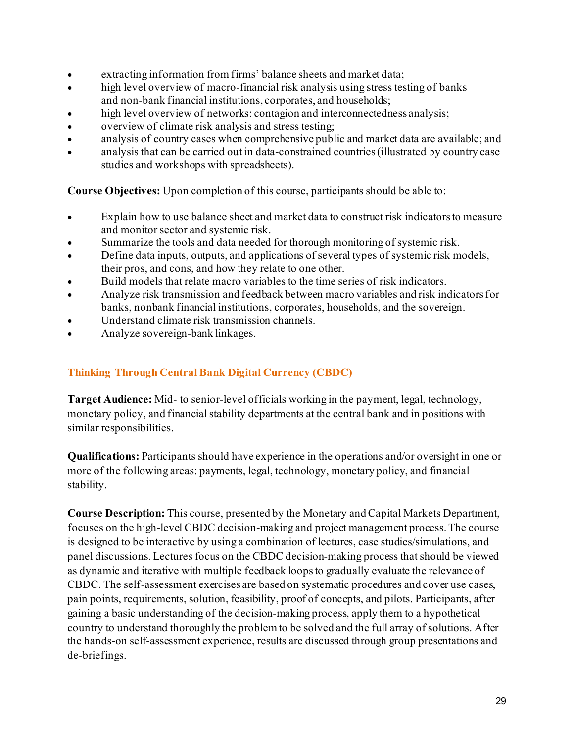- extracting information from firms' balance sheets and market data;
- high level overview of macro-financial risk analysis using stress testing of banks and non-bank financial institutions, corporates, and households;
- high level overview of networks: contagion and interconnectedness analysis;
- overview of climate risk analysis and stress testing;
- analysis of country cases when comprehensive public and market data are available; and
- analysis that can be carried out in data-constrained countries (illustrated by country case studies and workshops with spreadsheets).

**Course Objectives:** Upon completion of this course, participants should be able to:

- Explain how to use balance sheet and market data to construct risk indicators to measure and monitor sector and systemic risk.
- Summarize the tools and data needed for thorough monitoring of systemic risk.
- Define data inputs, outputs, and applications of several types of systemic risk models, their pros, and cons, and how they relate to one other.
- Build models that relate macro variables to the time series of risk indicators.
- Analyze risk transmission and feedback between macro variables and risk indicators for banks, nonbank financial institutions, corporates, households, and the sovereign.
- Understand climate risk transmission channels.
- Analyze sovereign-bank linkages.

## Thinking Through Central Bank Digital Currency (CBDC)

**Target Audience:** Mid- to senior-level officials working in the payment, legal, technology, monetary policy, and financial stability departments at the central bank and in positions with similar responsibilities.

**Qualifications:** Participants should have experience in the operations and/or oversight in one or more of the following areas: payments, legal, technology, monetary policy, and financial stability.

**Course Description:** This course, presented by the Monetary and Capital Markets Department, focuses on the high-level CBDC decision-making and project management process. The course is designed to be interactive by using a combination of lectures, case studies/simulations, and panel discussions. Lectures focus on the CBDC decision-making process that should be viewed as dynamic and iterative with multiple feedback loops to gradually evaluate the relevance of CBDC. The self-assessment exercises are based on systematic procedures and cover use cases, pain points, requirements, solution, feasibility, proof of concepts, and pilots. Participants, after gaining a basic understanding of the decision-making process, apply them to a hypothetical country to understand thoroughly the problem to be solved and the full array of solutions. After the hands-on self-assessment experience, results are discussed through group presentations and de-briefings.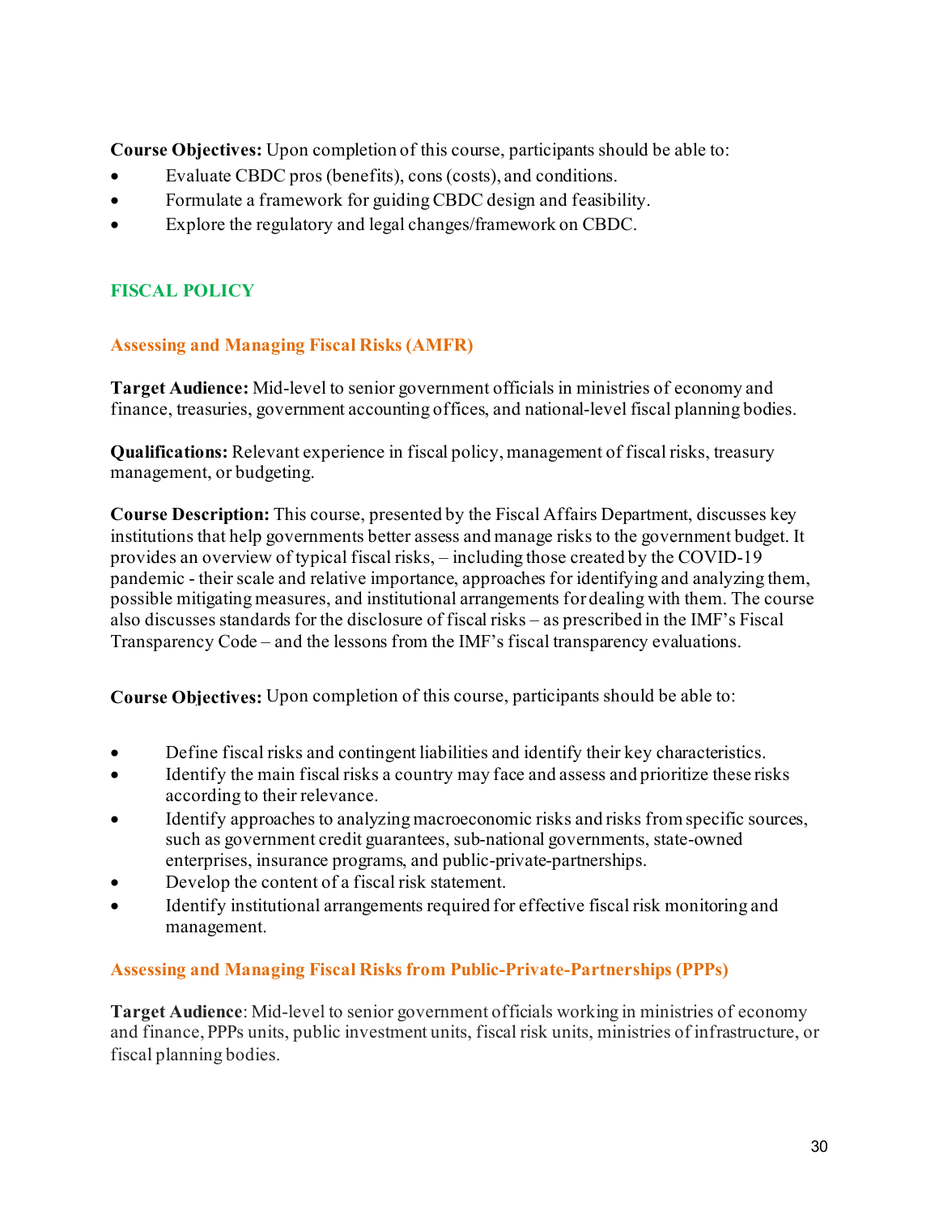**Course Objectives:** Upon completion of this course, participants should be able to:

- Evaluate CBDC pros (benefits), cons (costs), and conditions.
- Formulate a framework for guiding CBDC design and feasibility.
- Explore the regulatory and legal changes/framework on CBDC.

## FISCAL POLICY

### Assessing and Managing Fiscal Risks (AMFR)

**Target Audience:** Mid-level to senior government officials in ministries of economy and finance, treasuries, government accounting offices, and national-level fiscal planning bodies.

**Qualifications:** Relevant experience in fiscal policy, management of fiscal risks, treasury management, or budgeting.

**Course Description:** This course, presented by the Fiscal Affairs Department, discusses key institutions that help governments better assess and manage risks to the government budget. It provides an overview of typical fiscal risks, – including those created by the COVID-19 pandemic - their scale and relative importance, approaches for identifying and analyzing them, possible mitigating measures, and institutional arrangements for dealing with them. The course also discusses standards for the disclosure of fiscal risks – as prescribed in the IMF's Fiscal Transparency Code – and the lessons from the IMF's fiscal transparency evaluations.

**Course Objectives:** Upon completion of this course, participants should be able to:

- Define fiscal risks and contingent liabilities and identify their key characteristics.
- Identify the main fiscal risks a country may face and assess and prioritize these risks according to their relevance.
- Identify approaches to analyzing macroeconomic risks and risks from specific sources, such as government credit guarantees, sub-national governments, state-owned enterprises, insurance programs, and public-private-partnerships.
- Develop the content of a fiscal risk statement.
- Identify institutional arrangements required for effective fiscal risk monitoring and management.

### Assessing and Managing Fiscal Risks from Public-Private-Partnerships (PPPs)

**Target Audience**: Mid-level to senior government officials working in ministries of economy and finance, PPPs units, public investment units, fiscal risk units, ministries of infrastructure, or fiscal planning bodies.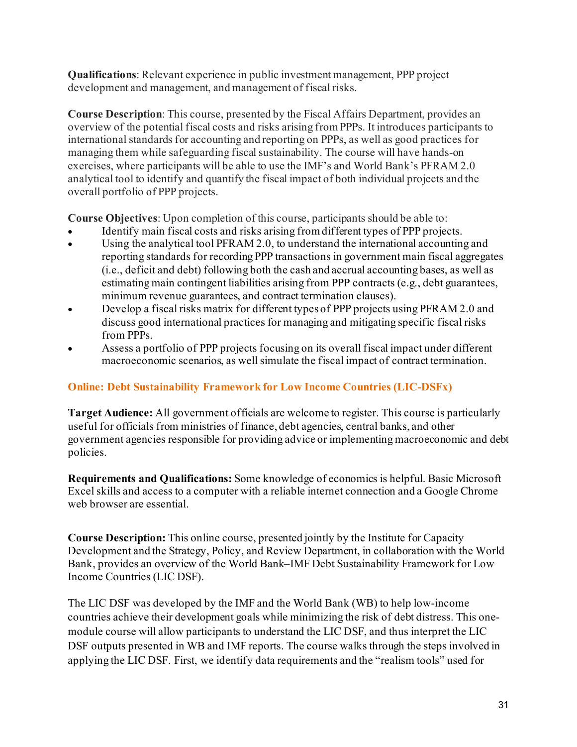**Qualifications**: Relevant experience in public investment management, PPP project development and management, and management of fiscal risks.

**Course Description**: This course, presented by the Fiscal Affairs Department, provides an overview of the potential fiscal costs and risks arising from PPPs. It introduces participants to international standards for accounting and reporting on PPPs, as well as good practices for managing them while safeguarding fiscal sustainability. The course will have hands-on exercises, where participants will be able to use the IMF's and World Bank's PFRAM 2.0 analytical tool to identify and quantify the fiscal impact of both individual projects and the overall portfolio of PPP projects.

**Course Objectives**: Upon completion of this course, participants should be able to:

- Identify main fiscal costs and risks arising from different types of PPP projects.
- Using the analytical tool PFRAM 2.0, to understand the international accounting and reporting standards for recording PPP transactions in government main fiscal aggregates (i.e., deficit and debt) following both the cash and accrual accounting bases, as well as estimating main contingent liabilities arising from PPP contracts (e.g., debt guarantees, minimum revenue guarantees, and contract termination clauses).
- Develop a fiscal risks matrix for different types of PPP projects using PFRAM 2.0 and discuss good international practices for managing and mitigating specific fiscal risks from PPPs.
- Assess a portfolio of PPP projects focusing on its overall fiscal impact under different macroeconomic scenarios, as well simulate the fiscal impact of contract termination.

### Online: Debt Sustainability Framework for Low Income Countries (LIC-DSFx)

**Target Audience:** All government officials are welcome to register. This course is particularly useful for officials from ministries of finance, debt agencies, central banks, and other government agencies responsible for providing advice or implementing macroeconomic and debt policies.

**Requirements and Qualifications:** Some knowledge of economics is helpful. Basic Microsoft Excel skills and access to a computer with a reliable internet connection and a Google Chrome web browser are essential.

**Course Description:** This online course, presented jointly by the Institute for Capacity Development and the Strategy, Policy, and Review Department, in collaboration with the World Bank, provides an overview of the World Bank–IMF Debt Sustainability Framework for Low Income Countries (LIC DSF).

The LIC DSF was developed by the IMF and the World Bank (WB) to help low-income countries achieve their development goals while minimizing the risk of debt distress. This one-module course will allow participants to understand the LIC DSF, and thus interpret the LIC DSF outputs presented in WB and IMF reports. The course walks through the steps involved in applying the LIC DSF. First, we identify data requirements and the "realism tools" used for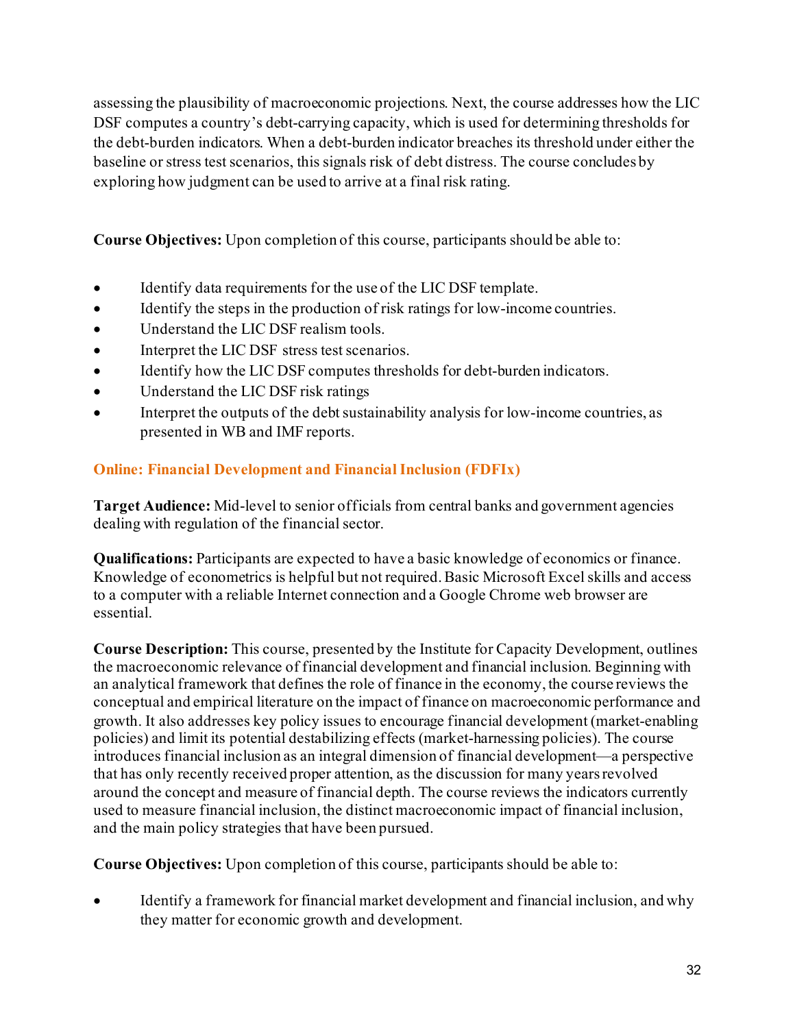assessing the plausibility of macroeconomic projections. Next, the course addresses how the LIC DSF computes a country's debt-carrying capacity, which is used for determining thresholds for the debt-burden indicators. When a debt-burden indicator breaches its threshold under either the baseline or stress test scenarios, this signals risk of debt distress. The course concludes by exploring how judgment can be used to arrive at a final risk rating.

**Course Objectives:** Upon completion of this course, participants should be able to:

- Identify data requirements for the use of the LIC DSF template.
- Identify the steps in the production of risk ratings for low-income countries.
- Understand the LIC DSF realism tools.
- Interpret the LIC DSF stress test scenarios.
- Identify how the LIC DSF computes thresholds for debt-burden indicators.
- Understand the LIC DSF risk ratings
- Interpret the outputs of the debt sustainability analysis for low-income countries, as presented in WB and IMF reports.

## Online: Financial Development and Financial Inclusion (FDFIx)

**Target Audience:** Mid-level to senior officials from central banks and government agencies dealing with regulation of the financial sector.

**Qualifications:** Participants are expected to have a basic knowledge of economics or finance. Knowledge of econometrics is helpful but not required. Basic Microsoft Excel skills and access to a computer with a reliable Internet connection and a Google Chrome web browser are essential.

**Course Description:** This course, presented by the Institute for Capacity Development, outlines the macroeconomic relevance of financial development and financial inclusion. Beginning with an analytical framework that defines the role of finance in the economy, the course reviews the conceptual and empirical literature on the impact of finance on macroeconomic performance and growth. It also addresses key policy issues to encourage financial development (market-enabling policies) and limit its potential destabilizing effects (market-harnessing policies). The course introduces financial inclusion as an integral dimension of financial development—a perspective that has only recently received proper attention, as the discussion for many years revolved around the concept and measure of financial depth. The course reviews the indicators currently used to measure financial inclusion, the distinct macroeconomic impact of financial inclusion, and the main policy strategies that have been pursued.

**Course Objectives:** Upon completion of this course, participants should be able to:

- Identify a framework for financial market development and financial inclusion, and why they matter for economic growth and development.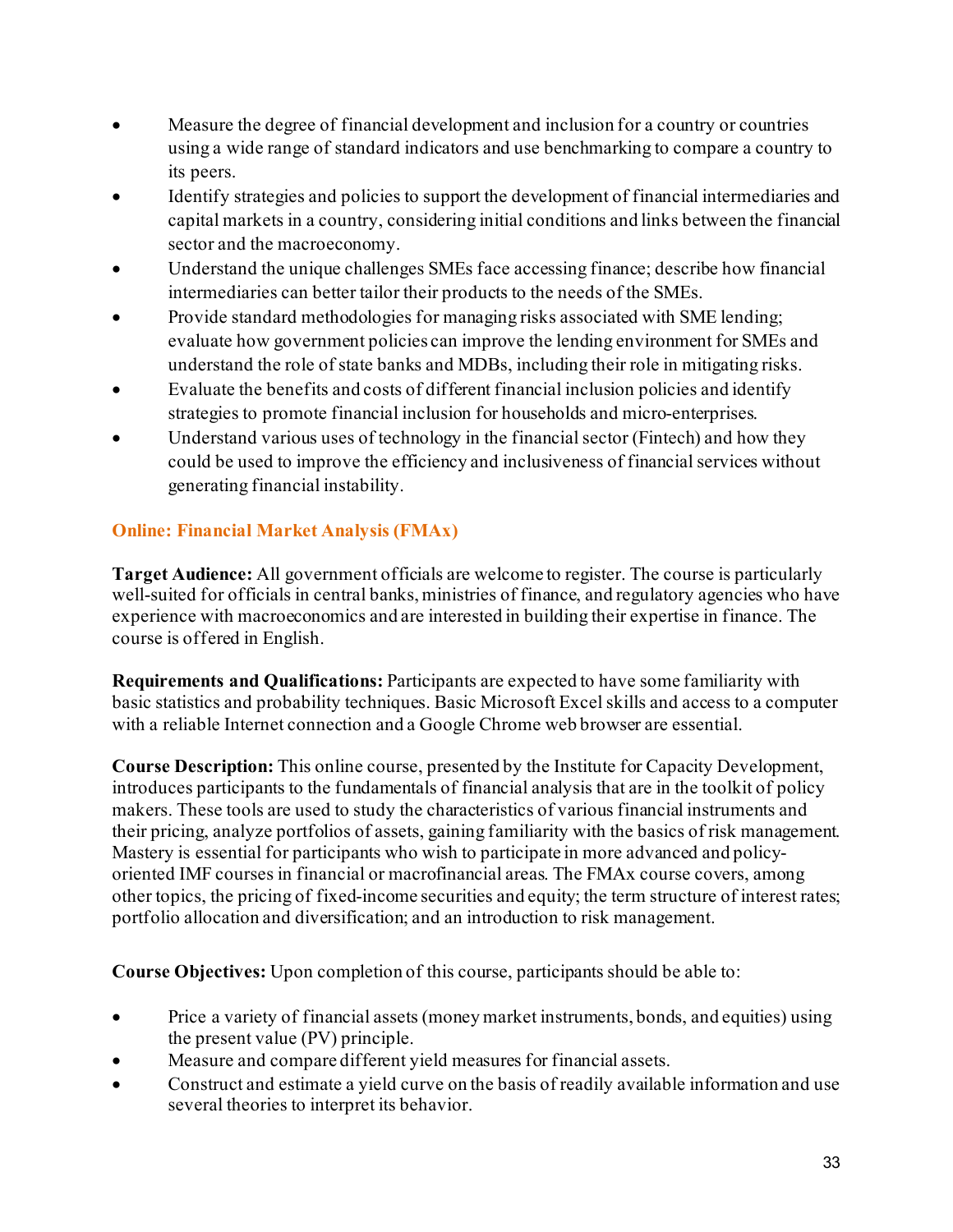- Measure the degree of financial development and inclusion for a country or countries using a wide range of standard indicators and use benchmarking to compare a country to its peers.
- Identify strategies and policies to support the development of financial intermediaries and capital markets in a country, considering initial conditions and links between the financial sector and the macroeconomy.
- Understand the unique challenges SMEs face accessing finance; describe how financial intermediaries can better tailor their products to the needs of the SMEs.
- Provide standard methodologies for managing risks associated with SME lending; evaluate how government policies can improve the lending environment for SMEs and understand the role of state banks and MDBs, including their role in mitigating risks.
- Evaluate the benefits and costs of different financial inclusion policies and identify strategies to promote financial inclusion for households and micro-enterprises.
- Understand various uses of technology in the financial sector (Fintech) and how they could be used to improve the efficiency and inclusiveness of financial services without generating financial instability.

### Online: Financial Market Analysis (FMAx)

**Target Audience:** All government officials are welcome to register. The course is particularly well-suited for officials in central banks, ministries of finance, and regulatory agencies who have experience with macroeconomics and are interested in building their expertise in finance. The course is offered in English.

**Requirements and Qualifications:** Participants are expected to have some familiarity with basic statistics and probability techniques. Basic Microsoft Excel skills and access to a computer with a reliable Internet connection and a Google Chrome web browser are essential.

**Course Description:** This online course, presented by the Institute for Capacity Development, introduces participants to the fundamentals of financial analysis that are in the toolkit of policy makers. These tools are used to study the characteristics of various financial instruments and their pricing, analyze portfolios of assets, gaining familiarity with the basics of risk management. Mastery is essential for participants who wish to participate in more advanced and policy-oriented IMF courses in financial or macrofinancial areas. The FMAx course covers, among other topics, the pricing of fixed-income securities and equity; the term structure of interest rates; portfolio allocation and diversification; and an introduction to risk management.

**Course Objectives:** Upon completion of this course, participants should be able to:

- Price a variety of financial assets (money market instruments, bonds, and equities) using the present value (PV) principle.
- Measure and compare different yield measures for financial assets.
- Construct and estimate a yield curve on the basis of readily available information and use several theories to interpret its behavior.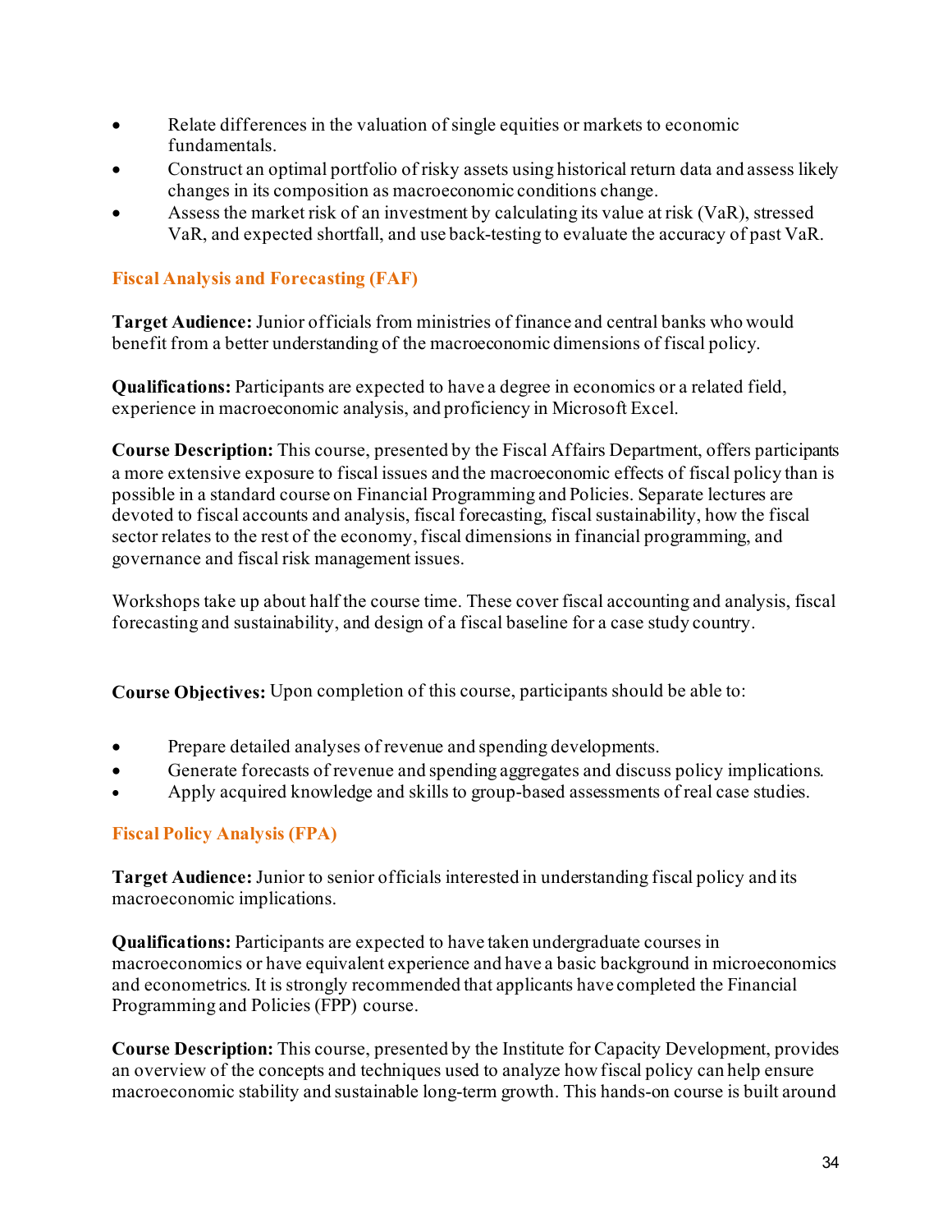- Relate differences in the valuation of single equities or markets to economic fundamentals.
- Construct an optimal portfolio of risky assets using historical return data and assess likely changes in its composition as macroeconomic conditions change.
- Assess the market risk of an investment by calculating its value at risk (VaR), stressed VaR, and expected shortfall, and use back-testing to evaluate the accuracy of past VaR.

## Fiscal Analysis and Forecasting (FAF)

**Target Audience:** Junior officials from ministries of finance and central banks who would benefit from a better understanding of the macroeconomic dimensions of fiscal policy.

**Qualifications:** Participants are expected to have a degree in economics or a related field, experience in macroeconomic analysis, and proficiency in Microsoft Excel.

**Course Description:** This course, presented by the Fiscal Affairs Department, offers participants a more extensive exposure to fiscal issues and the macroeconomic effects of fiscal policy than is possible in a standard course on Financial Programming and Policies. Separate lectures are devoted to fiscal accounts and analysis, fiscal forecasting, fiscal sustainability, how the fiscal sector relates to the rest of the economy, fiscal dimensions in financial programming, and governance and fiscal risk management issues.

Workshops take up about half the course time. These cover fiscal accounting and analysis, fiscal forecasting and sustainability, and design of a fiscal baseline for a case study country.

**Course Objectives:** Upon completion of this course, participants should be able to:

- Prepare detailed analyses of revenue and spending developments.
- Generate forecasts of revenue and spending aggregates and discuss policy implications.
- Apply acquired knowledge and skills to group-based assessments of real case studies.

## Fiscal Policy Analysis (FPA)

**Target Audience:** Junior to senior officials interested in understanding fiscal policy and its macroeconomic implications.

**Qualifications:** Participants are expected to have taken undergraduate courses in macroeconomics or have equivalent experience and have a basic background in microeconomics and econometrics. It is strongly recommended that applicants have completed the Financial Programming and Policies (FPP) course.

**Course Description:** This course, presented by the Institute for Capacity Development, provides an overview of the concepts and techniques used to analyze how fiscal policy can help ensure macroeconomic stability and sustainable long-term growth. This hands-on course is built around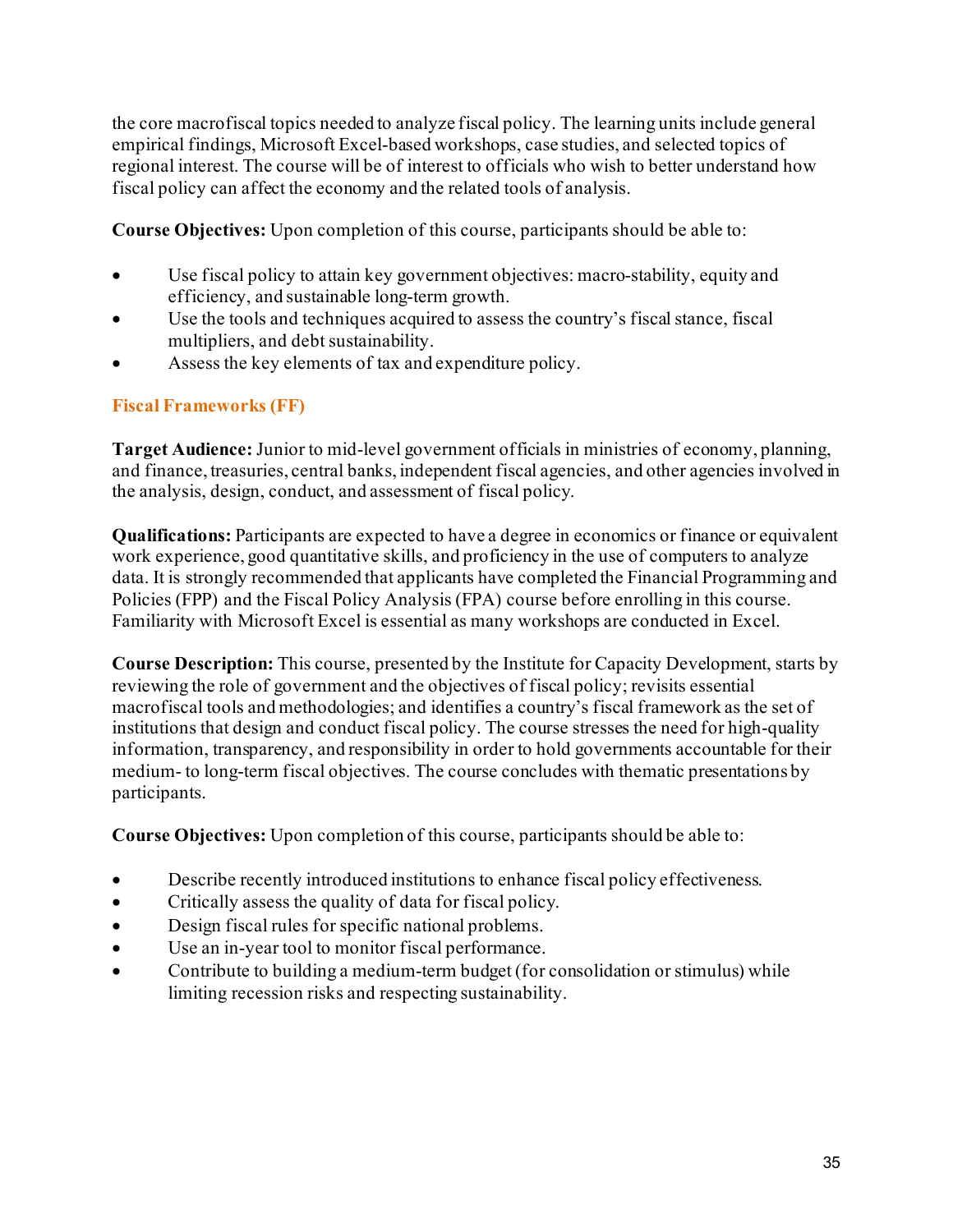the core macrofiscal topics needed to analyze fiscal policy. The learning units include general empirical findings, Microsoft Excel-based workshops, case studies, and selected topics of regional interest. The course will be of interest to officials who wish to better understand how fiscal policy can affect the economy and the related tools of analysis.

**Course Objectives:** Upon completion of this course, participants should be able to:

- Use fiscal policy to attain key government objectives: macro-stability, equity and efficiency, and sustainable long-term growth.
- Use the tools and techniques acquired to assess the country's fiscal stance, fiscal multipliers, and debt sustainability.
- Assess the key elements of tax and expenditure policy.

## Fiscal Frameworks (FF)

**Target Audience:** Junior to mid-level government officials in ministries of economy, planning, and finance, treasuries, central banks, independent fiscal agencies, and other agencies involved in the analysis, design, conduct, and assessment of fiscal policy.

**Qualifications:** Participants are expected to have a degree in economics or finance or equivalent work experience, good quantitative skills, and proficiency in the use of computers to analyze data. It is strongly recommended that applicants have completed the Financial Programming and Policies (FPP) and the Fiscal Policy Analysis (FPA) course before enrolling in this course. Familiarity with Microsoft Excel is essential as many workshops are conducted in Excel.

**Course Description:** This course, presented by the Institute for Capacity Development, starts by reviewing the role of government and the objectives of fiscal policy; revisits essential macrofiscal tools and methodologies; and identifies a country's fiscal framework as the set of institutions that design and conduct fiscal policy. The course stresses the need for high-quality information, transparency, and responsibility in order to hold governments accountable for their medium- to long-term fiscal objectives. The course concludes with thematic presentations by participants.

**Course Objectives:** Upon completion of this course, participants should be able to:

- Describe recently introduced institutions to enhance fiscal policy effectiveness.
- Critically assess the quality of data for fiscal policy.
- Design fiscal rules for specific national problems.
- Use an in-year tool to monitor fiscal performance.
- Contribute to building a medium-term budget (for consolidation or stimulus) while limiting recession risks and respecting sustainability.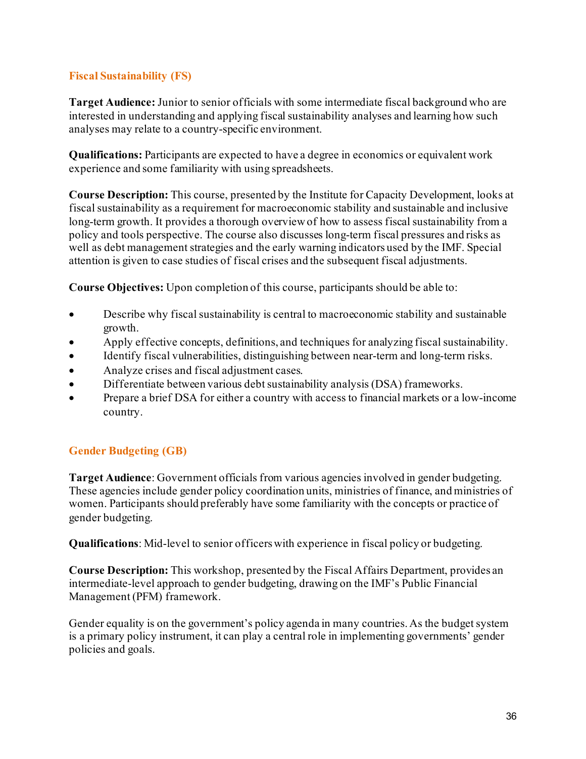## Fiscal Sustainability (FS)

**Target Audience:** Junior to senior officials with some intermediate fiscal background who are interested in understanding and applying fiscal sustainability analyses and learning how such analyses may relate to a country-specific environment.

**Qualifications:** Participants are expected to have a degree in economics or equivalent work experience and some familiarity with using spreadsheets.

**Course Description:** This course, presented by the Institute for Capacity Development, looks at fiscal sustainability as a requirement for macroeconomic stability and sustainable and inclusive long-term growth. It provides a thorough overview of how to assess fiscal sustainability from a policy and tools perspective. The course also discusses long-term fiscal pressures and risks as well as debt management strategies and the early warning indicators used by the IMF. Special attention is given to case studies of fiscal crises and the subsequent fiscal adjustments.

**Course Objectives:** Upon completion of this course, participants should be able to:

- Describe why fiscal sustainability is central to macroeconomic stability and sustainable growth.
- Apply effective concepts, definitions, and techniques for analyzing fiscal sustainability.
- Identify fiscal vulnerabilities, distinguishing between near-term and long-term risks.
- Analyze crises and fiscal adjustment cases.
- Differentiate between various debt sustainability analysis (DSA) frameworks.
- Prepare a brief DSA for either a country with access to financial markets or a low-income country.

## Gender Budgeting (GB)

**Target Audience**: Government officials from various agencies involved in gender budgeting. These agencies include gender policy coordination units, ministries of finance, and ministries of women. Participants should preferably have some familiarity with the concepts or practice of gender budgeting.

**Qualifications**: Mid-level to senior officers with experience in fiscal policy or budgeting.

**Course Description:** This workshop, presented by the Fiscal Affairs Department, provides an intermediate-level approach to gender budgeting, drawing on the IMF's Public Financial Management (PFM) framework.

Gender equality is on the government's policy agenda in many countries. As the budget system is a primary policy instrument, it can play a central role in implementing governments' gender policies and goals.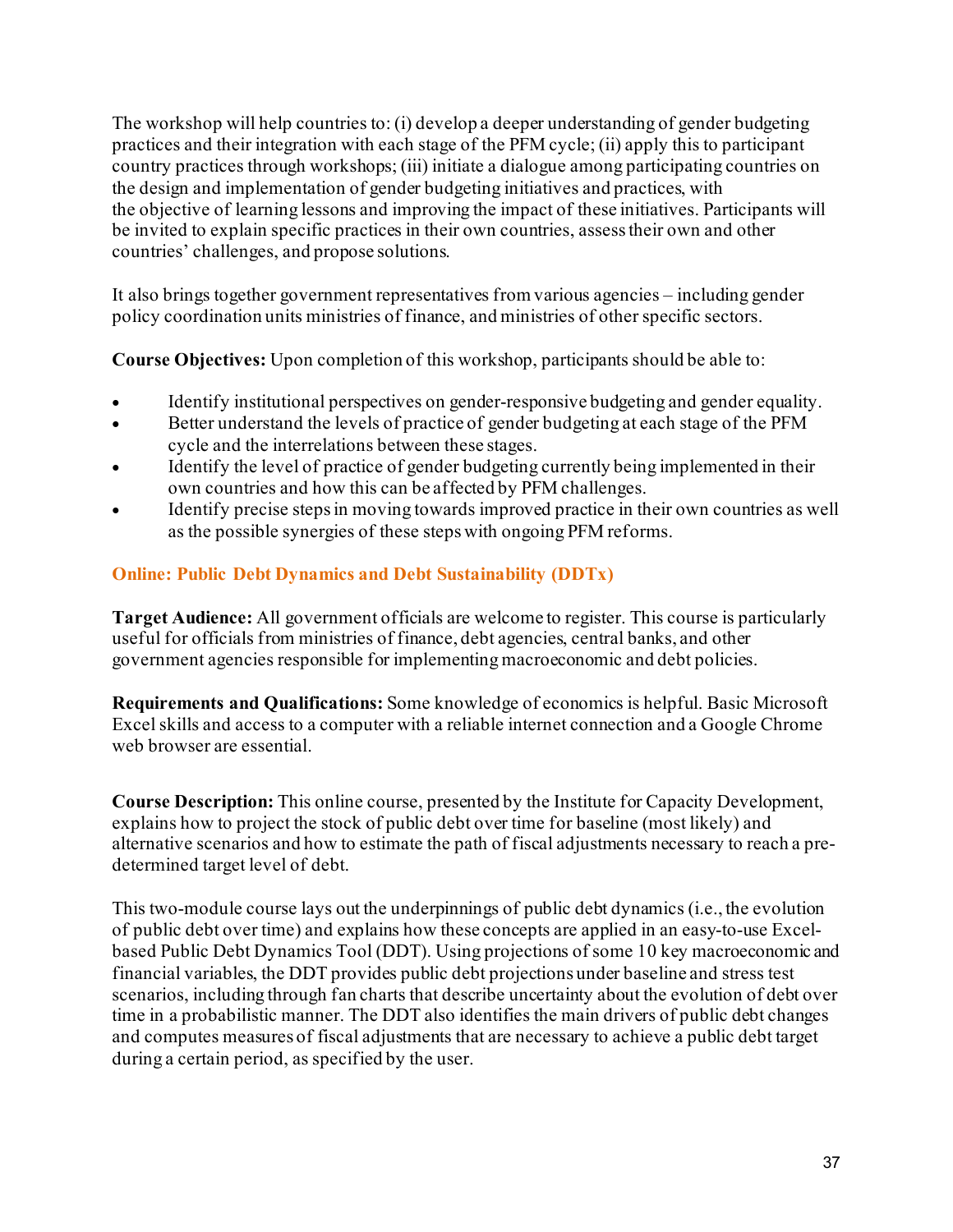The workshop will help countries to: (i) develop a deeper understanding of gender budgeting practices and their integration with each stage of the PFM cycle; (ii) apply this to participant country practices through workshops; (iii) initiate a dialogue among participating countries on the design and implementation of gender budgeting initiatives and practices, with the objective of learning lessons and improving the impact of these initiatives. Participants will be invited to explain specific practices in their own countries, assess their own and other countries' challenges, and propose solutions.

It also brings together government representatives from various agencies – including gender policy coordination units ministries of finance, and ministries of other specific sectors.

**Course Objectives:** Upon completion of this workshop, participants should be able to:

- Identify institutional perspectives on gender-responsive budgeting and gender equality.
- Better understand the levels of practice of gender budgeting at each stage of the PFM cycle and the interrelations between these stages.
- Identify the level of practice of gender budgeting currently being implemented in their own countries and how this can be affected by PFM challenges.
- Identify precise steps in moving towards improved practice in their own countries as well as the possible synergies of these steps with ongoing PFM reforms.

### Online: Public Debt Dynamics and Debt Sustainability (DDTx)

**Target Audience:** All government officials are welcome to register. This course is particularly useful for officials from ministries of finance, debt agencies, central banks, and other government agencies responsible for implementing macroeconomic and debt policies.

**Requirements and Qualifications:** Some knowledge of economics is helpful. Basic Microsoft Excel skills and access to a computer with a reliable internet connection and a Google Chrome web browser are essential.

**Course Description:** This online course, presented by the Institute for Capacity Development, explains how to project the stock of public debt over time for baseline (most likely) and alternative scenarios and how to estimate the path of fiscal adjustments necessary to reach a pre-determined target level of debt.

This two-module course lays out the underpinnings of public debt dynamics (i.e., the evolution of public debt over time) and explains how these concepts are applied in an easy-to-use Excel-based Public Debt Dynamics Tool (DDT). Using projections of some 10 key macroeconomic and financial variables, the DDT provides public debt projections under baseline and stress test scenarios, including through fan charts that describe uncertainty about the evolution of debt over time in a probabilistic manner. The DDT also identifies the main drivers of public debt changes and computes measures of fiscal adjustments that are necessary to achieve a public debt target during a certain period, as specified by the user.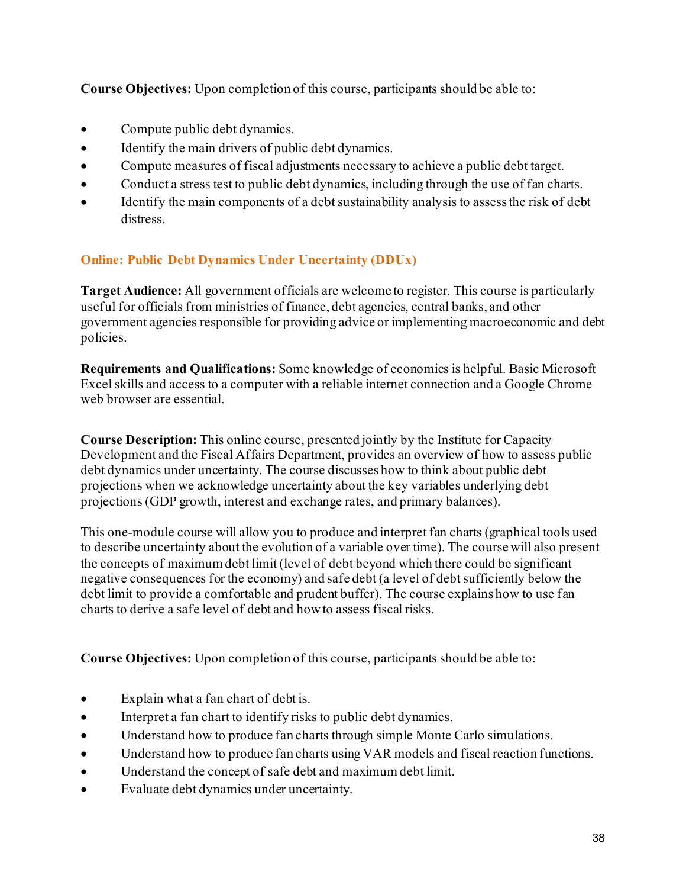**Course Objectives:** Upon completion of this course, participants should be able to:

- Compute public debt dynamics.
- Identify the main drivers of public debt dynamics.
- Compute measures of fiscal adjustments necessary to achieve a public debt target.
- Conduct a stress test to public debt dynamics, including through the use of fan charts.
- Identify the main components of a debt sustainability analysis to assess the risk of debt distress.

## Online: Public Debt Dynamics Under Uncertainty (DDUx)

**Target Audience:** All government officials are welcome to register. This course is particularly useful for officials from ministries of finance, debt agencies, central banks, and other government agencies responsible for providing advice or implementing macroeconomic and debt policies.

**Requirements and Qualifications:** Some knowledge of economics is helpful. Basic Microsoft Excel skills and access to a computer with a reliable internet connection and a Google Chrome web browser are essential.

**Course Description:** This online course, presented jointly by the Institute for Capacity Development and the Fiscal Affairs Department, provides an overview of how to assess public debt dynamics under uncertainty. The course discusses how to think about public debt projections when we acknowledge uncertainty about the key variables underlying debt projections (GDP growth, interest and exchange rates, and primary balances).

This one-module course will allow you to produce and interpret fan charts (graphical tools used to describe uncertainty about the evolution of a variable over time). The course will also present the concepts of maximum debt limit (level of debt beyond which there could be significant negative consequences for the economy) and safe debt (a level of debt sufficiently below the debt limit to provide a comfortable and prudent buffer). The course explains how to use fan charts to derive a safe level of debt and how to assess fiscal risks.

**Course Objectives:** Upon completion of this course, participants should be able to:

- Explain what a fan chart of debt is.
- Interpret a fan chart to identify risks to public debt dynamics.
- Understand how to produce fan charts through simple Monte Carlo simulations.
- Understand how to produce fan charts using VAR models and fiscal reaction functions.
- Understand the concept of safe debt and maximum debt limit.
- Evaluate debt dynamics under uncertainty.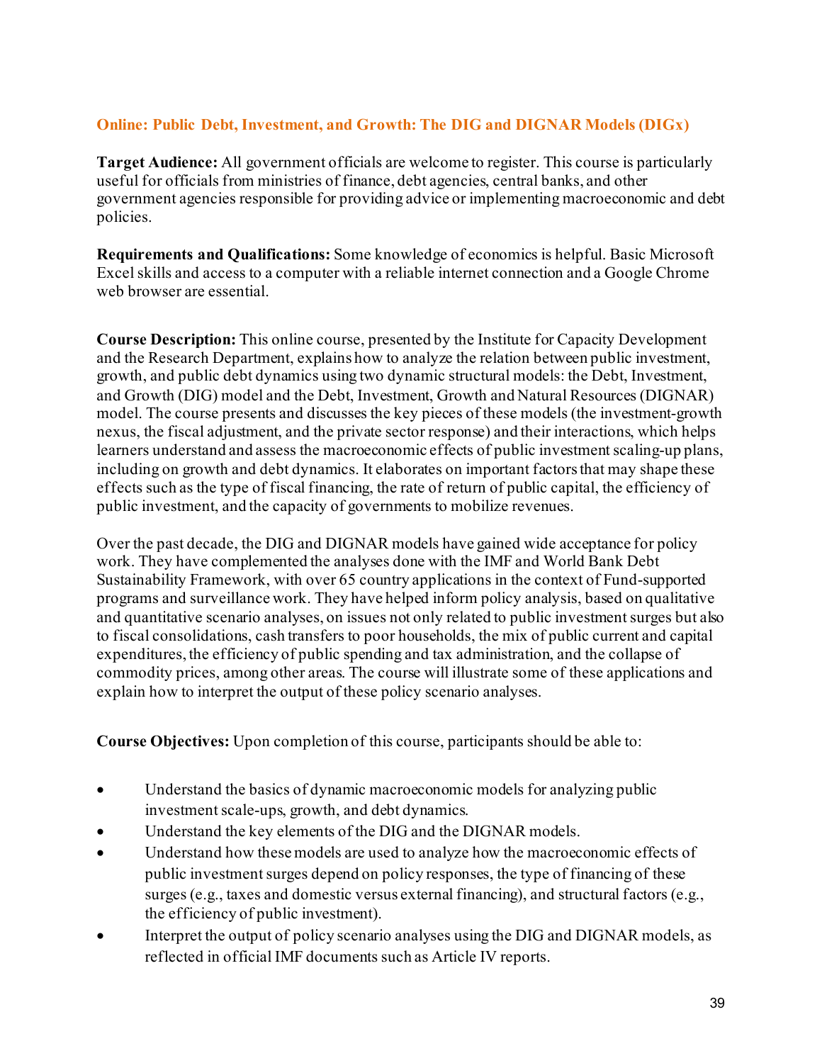## Online: Public Debt, Investment, and Growth: The DIG and DIGNAR Models (DIGx)

**Target Audience:** All government officials are welcome to register. This course is particularly useful for officials from ministries of finance, debt agencies, central banks, and other government agencies responsible for providing advice or implementing macroeconomic and debt policies.

**Requirements and Qualifications:** Some knowledge of economics is helpful. Basic Microsoft Excel skills and access to a computer with a reliable internet connection and a Google Chrome web browser are essential.

**Course Description:** This online course, presented by the Institute for Capacity Development and the Research Department, explains how to analyze the relation between public investment, growth, and public debt dynamics using two dynamic structural models: the Debt, Investment, and Growth (DIG) model and the Debt, Investment, Growth and Natural Resources (DIGNAR) model. The course presents and discusses the key pieces of these models (the investment-growth nexus, the fiscal adjustment, and the private sector response) and their interactions, which helps learners understand and assess the macroeconomic effects of public investment scaling-up plans, including on growth and debt dynamics. It elaborates on important factors that may shape these effects such as the type of fiscal financing, the rate of return of public capital, the efficiency of public investment, and the capacity of governments to mobilize revenues.

Over the past decade, the DIG and DIGNAR models have gained wide acceptance for policy work. They have complemented the analyses done with the IMF and World Bank Debt Sustainability Framework, with over 65 country applications in the context of Fund-supported programs and surveillance work. They have helped inform policy analysis, based on qualitative and quantitative scenario analyses, on issues not only related to public investment surges but also to fiscal consolidations, cash transfers to poor households, the mix of public current and capital expenditures, the efficiency of public spending and tax administration, and the collapse of commodity prices, among other areas. The course will illustrate some of these applications and explain how to interpret the output of these policy scenario analyses.

**Course Objectives:** Upon completion of this course, participants should be able to:

- Understand the basics of dynamic macroeconomic models for analyzing public investment scale-ups, growth, and debt dynamics.
- Understand the key elements of the DIG and the DIGNAR models.
- Understand how these models are used to analyze how the macroeconomic effects of public investment surges depend on policy responses, the type of financing of these surges (e.g., taxes and domestic versus external financing), and structural factors (e.g., the efficiency of public investment).
- Interpret the output of policy scenario analyses using the DIG and DIGNAR models, as reflected in official IMF documents such as Article IV reports.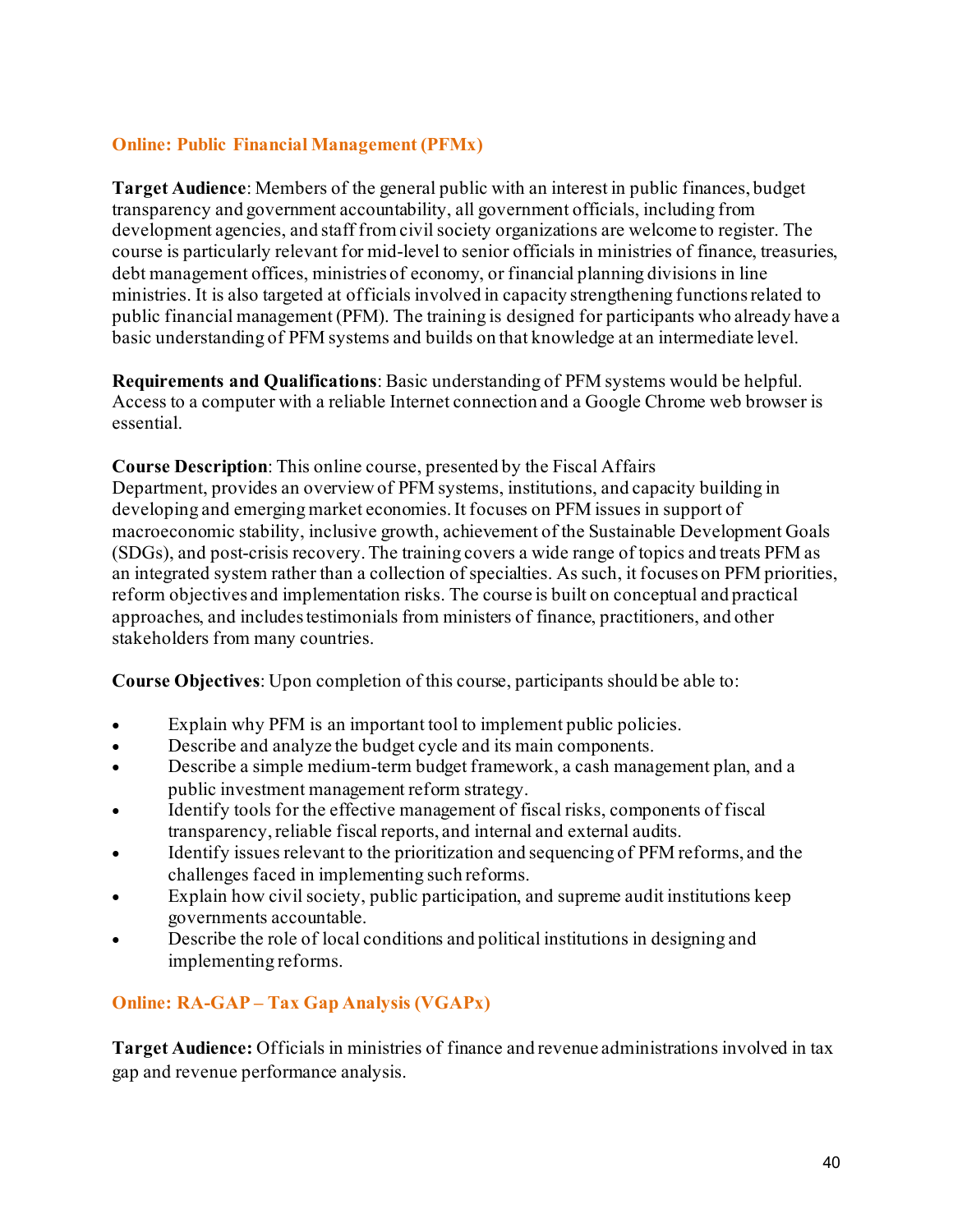## Online: Public Financial Management (PFMx)

**Target Audience**: Members of the general public with an interest in public finances, budget transparency and government accountability, all government officials, including from development agencies, and staff from civil society organizations are welcome to register. The course is particularly relevant for mid-level to senior officials in ministries of finance, treasuries, debt management offices, ministries of economy, or financial planning divisions in line ministries. It is also targeted at officials involved in capacity strengthening functions related to public financial management (PFM). The training is designed for participants who already have a basic understanding of PFM systems and builds on that knowledge at an intermediate level.

**Requirements and Qualifications**: Basic understanding of PFM systems would be helpful. Access to a computer with a reliable Internet connection and a Google Chrome web browser is essential.

**Course Description**: This online course, presented by the Fiscal Affairs Department, provides an overview of PFM systems, institutions, and capacity building in developing and emerging market economies. It focuses on PFM issues in support of macroeconomic stability, inclusive growth, achievement of the Sustainable Development Goals (SDGs), and post-crisis recovery. The training covers a wide range of topics and treats PFM as an integrated system rather than a collection of specialties. As such, it focuses on PFM priorities, reform objectives and implementation risks. The course is built on conceptual and practical approaches, and includes testimonials from ministers of finance, practitioners, and other stakeholders from many countries.

**Course Objectives**: Upon completion of this course, participants should be able to:

- Explain why PFM is an important tool to implement public policies.
- Describe and analyze the budget cycle and its main components.
- Describe a simple medium-term budget framework, a cash management plan, and a public investment management reform strategy.
- Identify tools for the effective management of fiscal risks, components of fiscal transparency, reliable fiscal reports, and internal and external audits.
- Identify issues relevant to the prioritization and sequencing of PFM reforms, and the challenges faced in implementing such reforms.
- Explain how civil society, public participation, and supreme audit institutions keep governments accountable.
- Describe the role of local conditions and political institutions in designing and implementing reforms.

## Online: RA-GAP – Tax Gap Analysis (VGAPx)

**Target Audience:** Officials in ministries of finance and revenue administrations involved in tax gap and revenue performance analysis.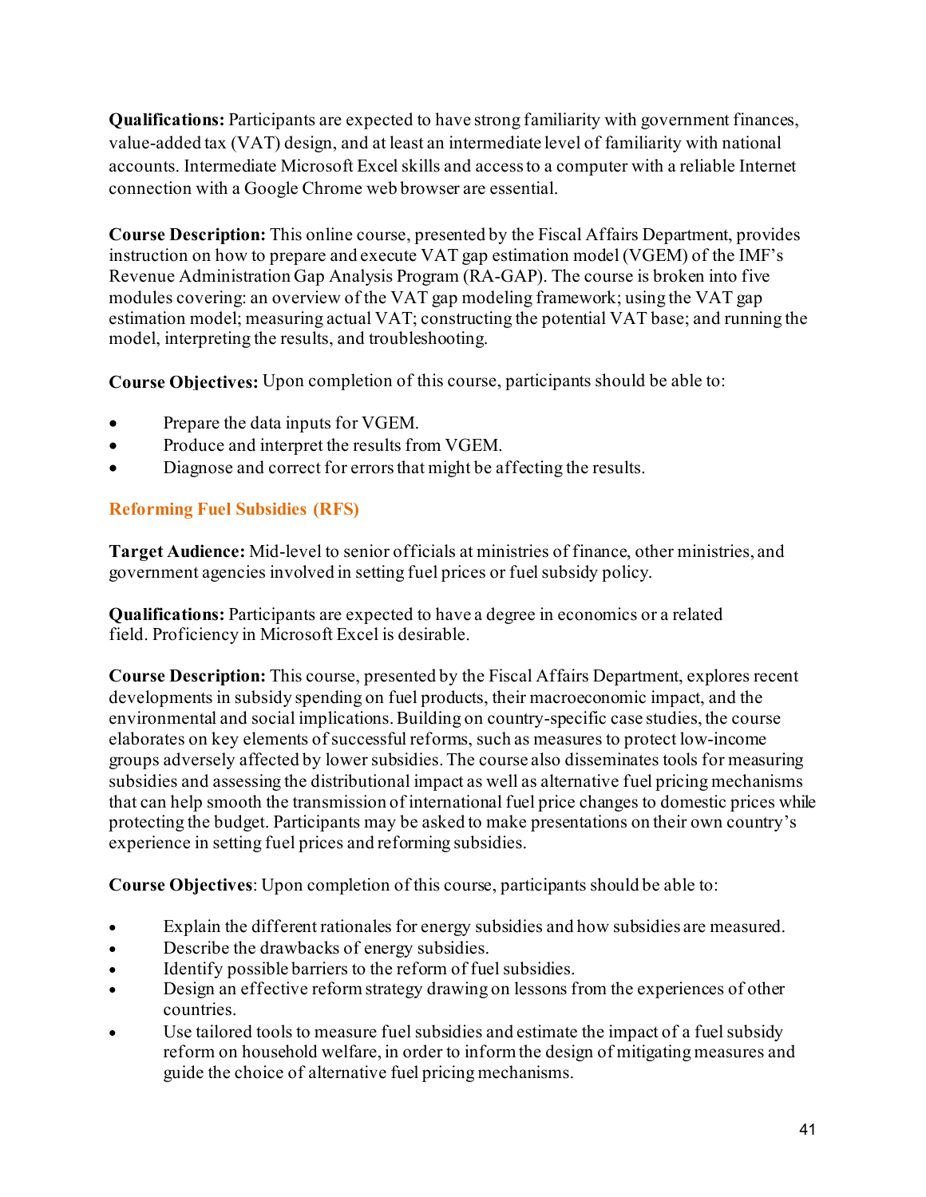**Qualifications:** Participants are expected to have strong familiarity with government finances, value-added tax (VAT) design, and at least an intermediate level of familiarity with national accounts. Intermediate Microsoft Excel skills and access to a computer with a reliable Internet connection with a Google Chrome web browser are essential.

**Course Description:** This online course, presented by the Fiscal Affairs Department, provides instruction on how to prepare and execute VAT gap estimation model (VGEM) of the IMF's Revenue Administration Gap Analysis Program (RA-GAP). The course is broken into five modules covering: an overview of the VAT gap modeling framework; using the VAT gap estimation model; measuring actual VAT; constructing the potential VAT base; and running the model, interpreting the results, and troubleshooting.

**Course Objectives:** Upon completion of this course, participants should be able to:

- Prepare the data inputs for VGEM.
- Produce and interpret the results from VGEM.
- Diagnose and correct for errors that might be affecting the results.

### Reforming Fuel Subsidies (RFS)

**Target Audience:** Mid-level to senior officials at ministries of finance, other ministries, and government agencies involved in setting fuel prices or fuel subsidy policy.

**Qualifications:** Participants are expected to have a degree in economics or a related field. Proficiency in Microsoft Excel is desirable.

**Course Description:** This course, presented by the Fiscal Affairs Department, explores recent developments in subsidy spending on fuel products, their macroeconomic impact, and the environmental and social implications. Building on country-specific case studies, the course elaborates on key elements of successful reforms, such as measures to protect low-income groups adversely affected by lower subsidies. The course also disseminates tools for measuring subsidies and assessing the distributional impact as well as alternative fuel pricing mechanisms that can help smooth the transmission of international fuel price changes to domestic prices while protecting the budget. Participants may be asked to make presentations on their own country's experience in setting fuel prices and reforming subsidies.

**Course Objectives**: Upon completion of this course, participants should be able to:

- Explain the different rationales for energy subsidies and how subsidies are measured.
- Describe the drawbacks of energy subsidies.
- Identify possible barriers to the reform of fuel subsidies.
- Design an effective reform strategy drawing on lessons from the experiences of other countries.
- Use tailored tools to measure fuel subsidies and estimate the impact of a fuel subsidy reform on household welfare, in order to inform the design of mitigating measures and guide the choice of alternative fuel pricing mechanisms.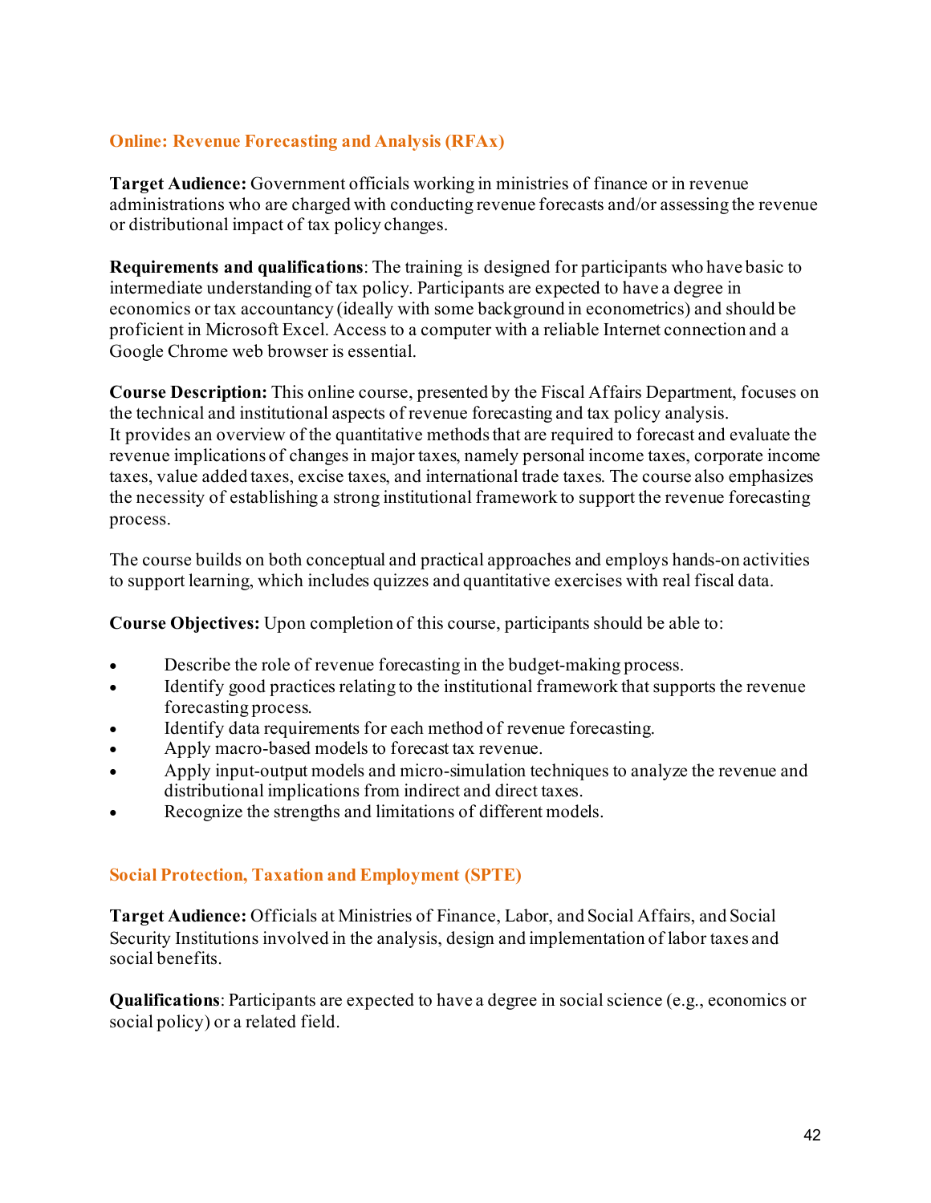## Online: Revenue Forecasting and Analysis (RFAx)

**Target Audience:** Government officials working in ministries of finance or in revenue administrations who are charged with conducting revenue forecasts and/or assessing the revenue or distributional impact of tax policy changes.

**Requirements and qualifications**: The training is designed for participants who have basic to intermediate understanding of tax policy. Participants are expected to have a degree in economics or tax accountancy (ideally with some background in econometrics) and should be proficient in Microsoft Excel. Access to a computer with a reliable Internet connection and a Google Chrome web browser is essential.

**Course Description:** This online course, presented by the Fiscal Affairs Department, focuses on the technical and institutional aspects of revenue forecasting and tax policy analysis. It provides an overview of the quantitative methods that are required to forecast and evaluate the revenue implications of changes in major taxes, namely personal income taxes, corporate income taxes, value added taxes, excise taxes, and international trade taxes. The course also emphasizes the necessity of establishing a strong institutional framework to support the revenue forecasting process.

The course builds on both conceptual and practical approaches and employs hands-on activities to support learning, which includes quizzes and quantitative exercises with real fiscal data.

**Course Objectives:** Upon completion of this course, participants should be able to:

- Describe the role of revenue forecasting in the budget-making process.
- Identify good practices relating to the institutional framework that supports the revenue forecasting process.
- Identify data requirements for each method of revenue forecasting.
- Apply macro-based models to forecast tax revenue.
- Apply input-output models and micro-simulation techniques to analyze the revenue and distributional implications from indirect and direct taxes.
- Recognize the strengths and limitations of different models.

## Social Protection, Taxation and Employment (SPTE)

**Target Audience:** Officials at Ministries of Finance, Labor, and Social Affairs, and Social Security Institutions involved in the analysis, design and implementation of labor taxes and social benefits.

**Qualifications**: Participants are expected to have a degree in social science (e.g., economics or social policy) or a related field.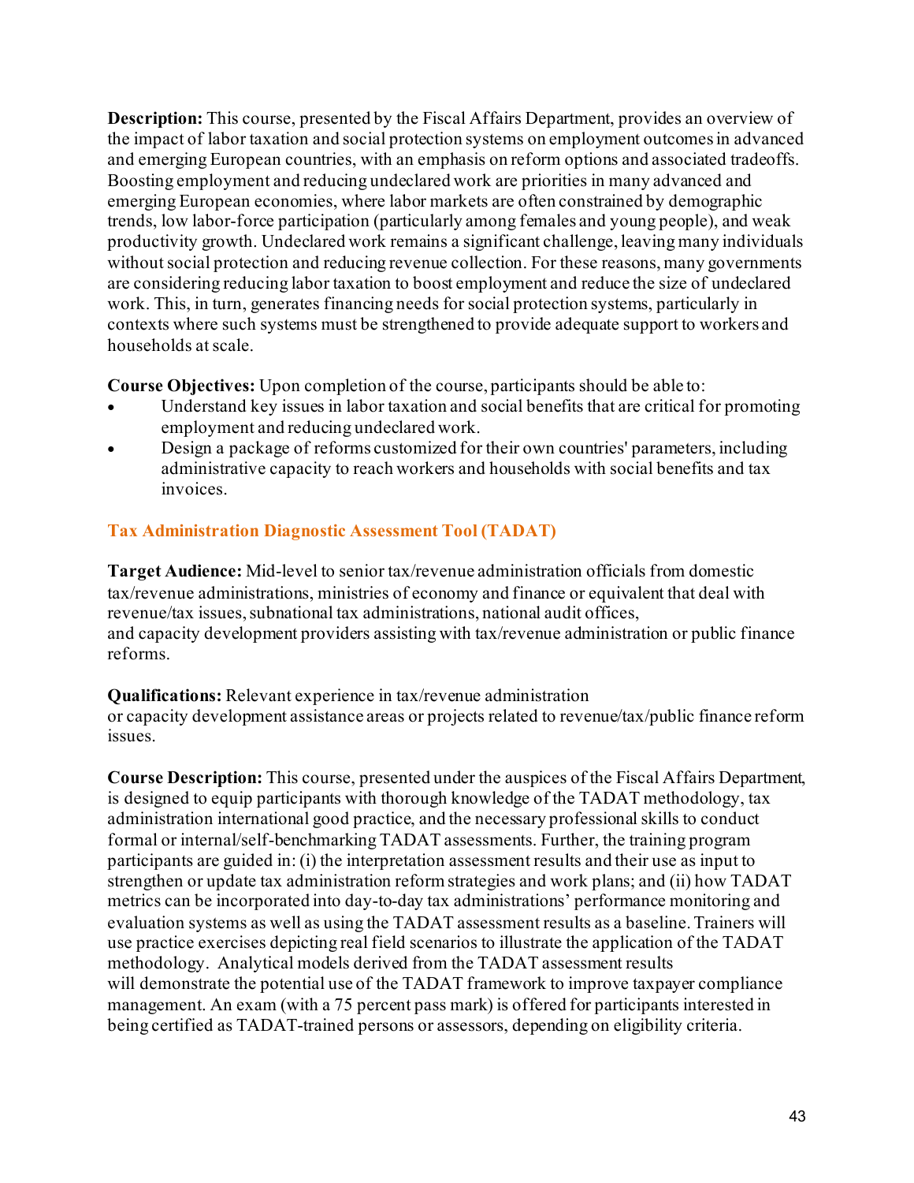**Description:** This course, presented by the Fiscal Affairs Department, provides an overview of the impact of labor taxation and social protection systems on employment outcomes in advanced and emerging European countries, with an emphasis on reform options and associated tradeoffs. Boosting employment and reducing undeclared work are priorities in many advanced and emerging European economies, where labor markets are often constrained by demographic trends, low labor-force participation (particularly among females and young people), and weak productivity growth. Undeclared work remains a significant challenge, leaving many individuals without social protection and reducing revenue collection. For these reasons, many governments are considering reducing labor taxation to boost employment and reduce the size of undeclared work. This, in turn, generates financing needs for social protection systems, particularly in contexts where such systems must be strengthened to provide adequate support to workers and households at scale.

**Course Objectives:** Upon completion of the course, participants should be able to:

- Understand key issues in labor taxation and social benefits that are critical for promoting employment and reducing undeclared work.
- Design a package of reforms customized for their own countries' parameters, including administrative capacity to reach workers and households with social benefits and tax invoices.

## Tax Administration Diagnostic Assessment Tool (TADAT)

**Target Audience:** Mid-level to senior tax/revenue administration officials from domestic tax/revenue administrations, ministries of economy and finance or equivalent that deal with revenue/tax issues, subnational tax administrations, national audit offices, and capacity development providers assisting with tax/revenue administration or public finance reforms.

**Qualifications:** Relevant experience in tax/revenue administration or capacity development assistance areas or projects related to revenue/tax/public finance reform issues.

**Course Description:** This course, presented under the auspices of the Fiscal Affairs Department, is designed to equip participants with thorough knowledge of the TADAT methodology, tax administration international good practice, and the necessary professional skills to conduct formal or internal/self-benchmarking TADAT assessments. Further, the training program participants are guided in: (i) the interpretation assessment results and their use as input to strengthen or update tax administration reform strategies and work plans; and (ii) how TADAT metrics can be incorporated into day-to-day tax administrations' performance monitoring and evaluation systems as well as using the TADAT assessment results as a baseline. Trainers will use practice exercises depicting real field scenarios to illustrate the application of the TADAT methodology. Analytical models derived from the TADAT assessment results will demonstrate the potential use of the TADAT framework to improve taxpayer compliance management. An exam (with a 75 percent pass mark) is offered for participants interested in being certified as TADAT-trained persons or assessors, depending on eligibility criteria.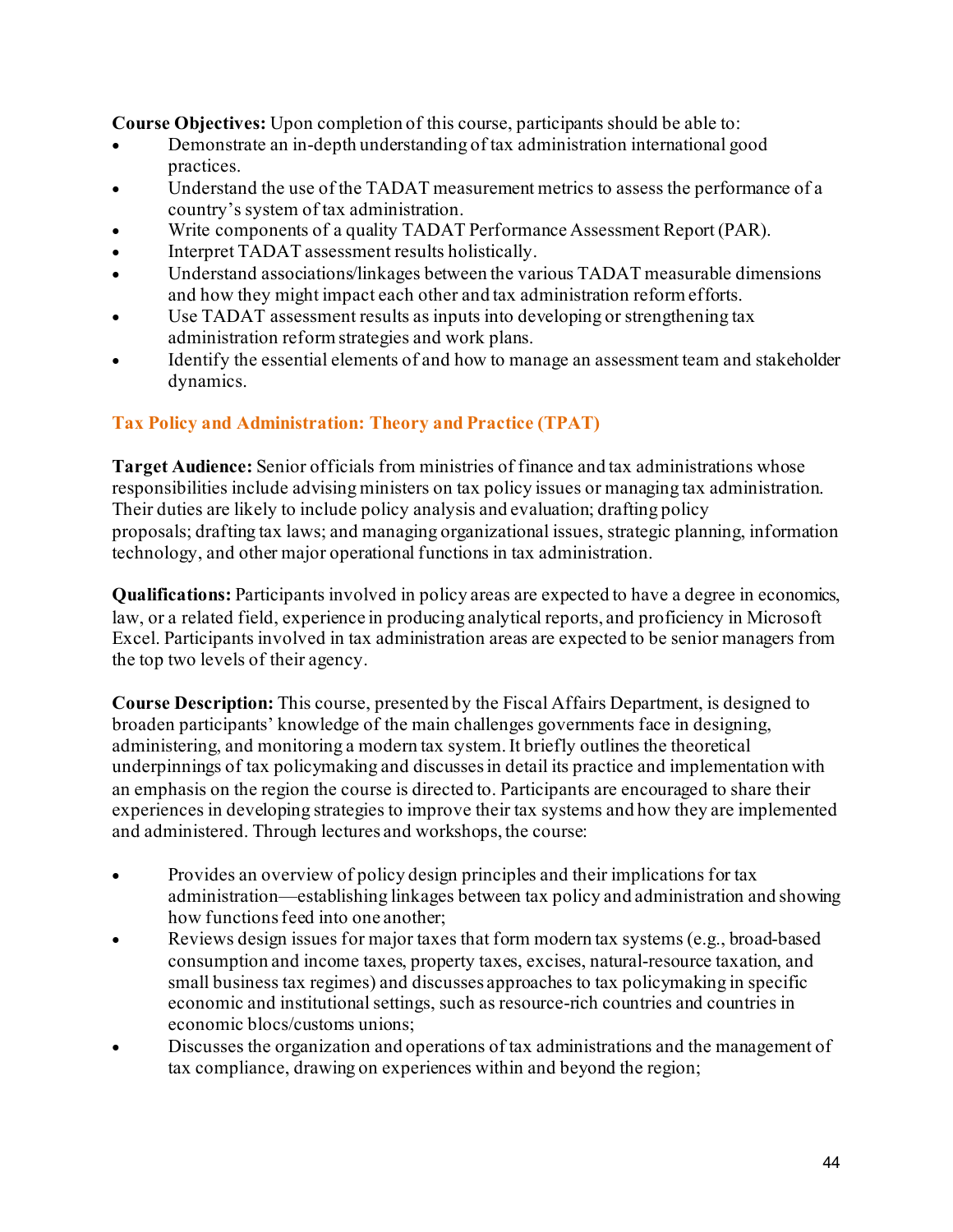**Course Objectives:** Upon completion of this course, participants should be able to:

- Demonstrate an in-depth understanding of tax administration international good practices.
- Understand the use of the TADAT measurement metrics to assess the performance of a country's system of tax administration.
- Write components of a quality TADAT Performance Assessment Report (PAR).
- Interpret TADAT assessment results holistically.
- Understand associations/linkages between the various TADAT measurable dimensions and how they might impact each other and tax administration reform efforts.
- Use TADAT assessment results as inputs into developing or strengthening tax administration reform strategies and work plans.
- Identify the essential elements of and how to manage an assessment team and stakeholder dynamics.

### Tax Policy and Administration: Theory and Practice (TPAT)

**Target Audience:** Senior officials from ministries of finance and tax administrations whose responsibilities include advising ministers on tax policy issues or managing tax administration. Their duties are likely to include policy analysis and evaluation; drafting policy proposals; drafting tax laws; and managing organizational issues, strategic planning, information technology, and other major operational functions in tax administration.

**Qualifications:** Participants involved in policy areas are expected to have a degree in economics, law, or a related field, experience in producing analytical reports, and proficiency in Microsoft Excel. Participants involved in tax administration areas are expected to be senior managers from the top two levels of their agency.

**Course Description:** This course, presented by the Fiscal Affairs Department, is designed to broaden participants' knowledge of the main challenges governments face in designing, administering, and monitoring a modern tax system. It briefly outlines the theoretical underpinnings of tax policymaking and discusses in detail its practice and implementation with an emphasis on the region the course is directed to. Participants are encouraged to share their experiences in developing strategies to improve their tax systems and how they are implemented and administered. Through lectures and workshops, the course:

- Provides an overview of policy design principles and their implications for tax administration—establishing linkages between tax policy and administration and showing how functions feed into one another;
- Reviews design issues for major taxes that form modern tax systems (e.g., broad-based consumption and income taxes, property taxes, excises, natural-resource taxation, and small business tax regimes) and discusses approaches to tax policymaking in specific economic and institutional settings, such as resource-rich countries and countries in economic blocs/customs unions;
- Discusses the organization and operations of tax administrations and the management of tax compliance, drawing on experiences within and beyond the region;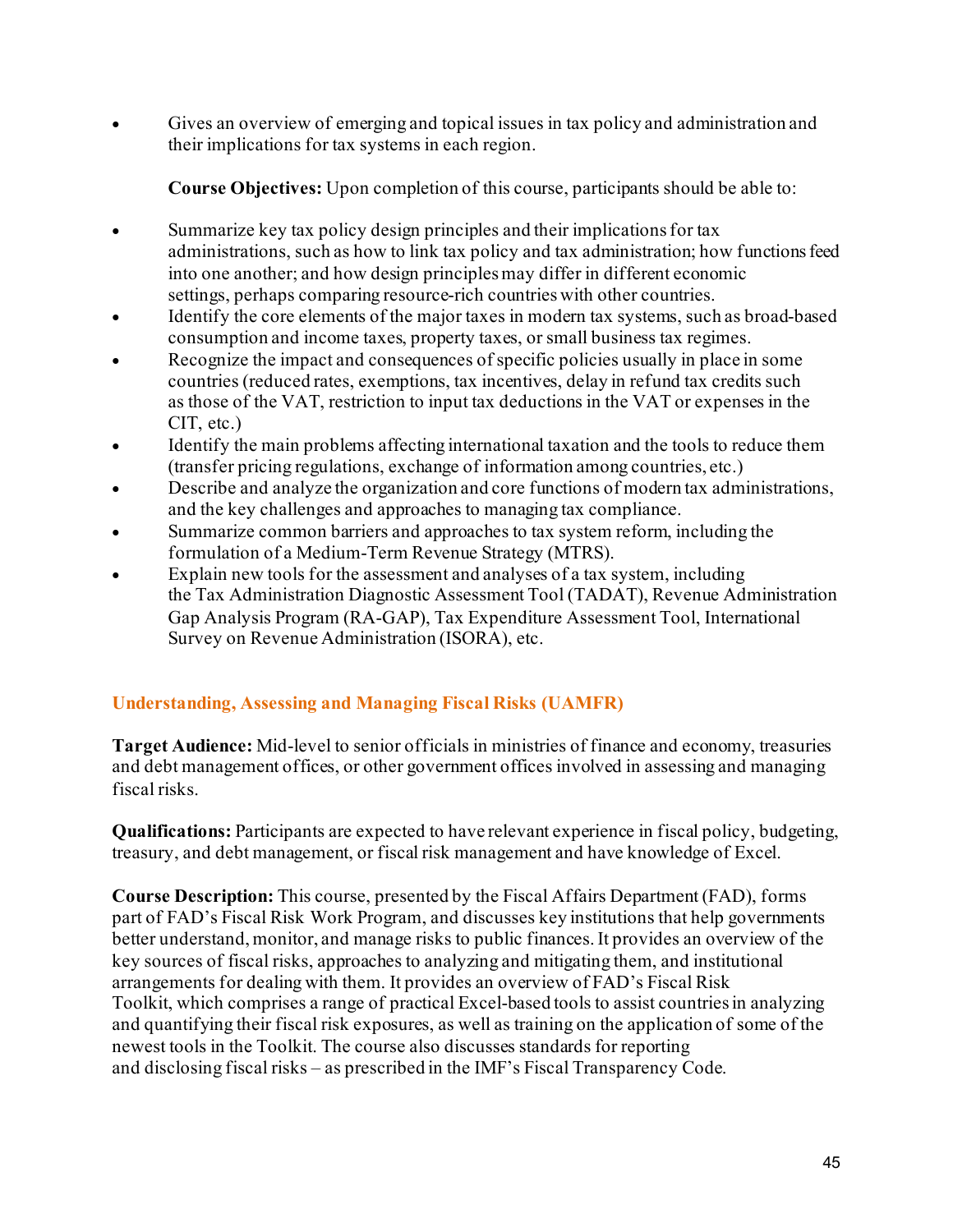- Gives an overview of emerging and topical issues in tax policy and administration and their implications for tax systems in each region.

**Course Objectives:** Upon completion of this course, participants should be able to:

- Summarize key tax policy design principles and their implications for tax administrations, such as how to link tax policy and tax administration; how functions feed into one another; and how design principles may differ in different economic settings, perhaps comparing resource-rich countries with other countries.
- Identify the core elements of the major taxes in modern tax systems, such as broad-based consumption and income taxes, property taxes, or small business tax regimes.
- Recognize the impact and consequences of specific policies usually in place in some countries (reduced rates, exemptions, tax incentives, delay in refund tax credits such as those of the VAT, restriction to input tax deductions in the VAT or expenses in the CIT, etc.)
- Identify the main problems affecting international taxation and the tools to reduce them (transfer pricing regulations, exchange of information among countries, etc.)
- Describe and analyze the organization and core functions of modern tax administrations, and the key challenges and approaches to managing tax compliance.
- Summarize common barriers and approaches to tax system reform, including the formulation of a Medium-Term Revenue Strategy (MTRS).
- Explain new tools for the assessment and analyses of a tax system, including the Tax Administration Diagnostic Assessment Tool (TADAT), Revenue Administration Gap Analysis Program (RA-GAP), Tax Expenditure Assessment Tool, International Survey on Revenue Administration (ISORA), etc.

## Understanding, Assessing and Managing Fiscal Risks (UAMFR)

**Target Audience:** Mid-level to senior officials in ministries of finance and economy, treasuries and debt management offices, or other government offices involved in assessing and managing fiscal risks.

**Qualifications:** Participants are expected to have relevant experience in fiscal policy, budgeting, treasury, and debt management, or fiscal risk management and have knowledge of Excel.

**Course Description:** This course, presented by the Fiscal Affairs Department (FAD), forms part of FAD's Fiscal Risk Work Program, and discusses key institutions that help governments better understand, monitor, and manage risks to public finances. It provides an overview of the key sources of fiscal risks, approaches to analyzing and mitigating them, and institutional arrangements for dealing with them. It provides an overview of FAD's Fiscal Risk Toolkit, which comprises a range of practical Excel-based tools to assist countries in analyzing and quantifying their fiscal risk exposures, as well as training on the application of some of the newest tools in the Toolkit. The course also discusses standards for reporting and disclosing fiscal risks – as prescribed in the IMF's Fiscal Transparency Code.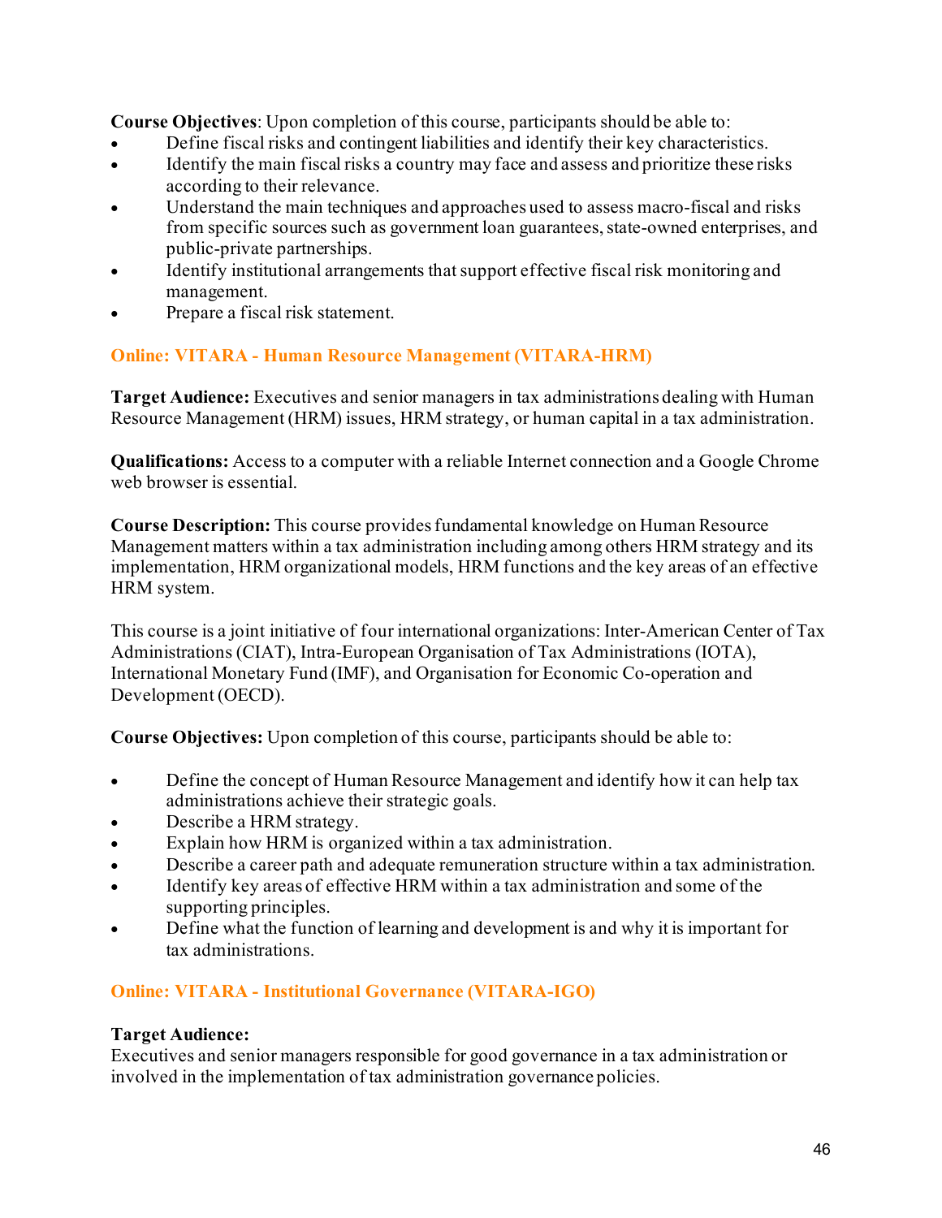**Course Objectives**: Upon completion of this course, participants should be able to:

- Define fiscal risks and contingent liabilities and identify their key characteristics.
- Identify the main fiscal risks a country may face and assess and prioritize these risks according to their relevance.
- Understand the main techniques and approaches used to assess macro-fiscal and risks from specific sources such as government loan guarantees, state-owned enterprises, and public-private partnerships.
- Identify institutional arrangements that support effective fiscal risk monitoring and management.
- Prepare a fiscal risk statement.

### Online: VITARA - Human Resource Management (VITARA-HRM)

**Target Audience:** Executives and senior managers in tax administrations dealing with Human Resource Management (HRM) issues, HRM strategy, or human capital in a tax administration.

**Qualifications:** Access to a computer with a reliable Internet connection and a Google Chrome web browser is essential.

**Course Description:** This course provides fundamental knowledge on Human Resource Management matters within a tax administration including among others HRM strategy and its implementation, HRM organizational models, HRM functions and the key areas of an effective HRM system.

This course is a joint initiative of four international organizations: Inter-American Center of Tax Administrations (CIAT), Intra-European Organisation of Tax Administrations (IOTA), International Monetary Fund (IMF), and Organisation for Economic Co-operation and Development (OECD).

**Course Objectives:** Upon completion of this course, participants should be able to:

- Define the concept of Human Resource Management and identify how it can help tax administrations achieve their strategic goals.
- Describe a HRM strategy.
- Explain how HRM is organized within a tax administration.
- Describe a career path and adequate remuneration structure within a tax administration.
- Identify key areas of effective HRM within a tax administration and some of the supporting principles.
- Define what the function of learning and development is and why it is important for tax administrations.

### Online: VITARA - Institutional Governance (VITARA-IGO)

**Target Audience:**
Executives and senior managers responsible for good governance in a tax administration or involved in the implementation of tax administration governance policies.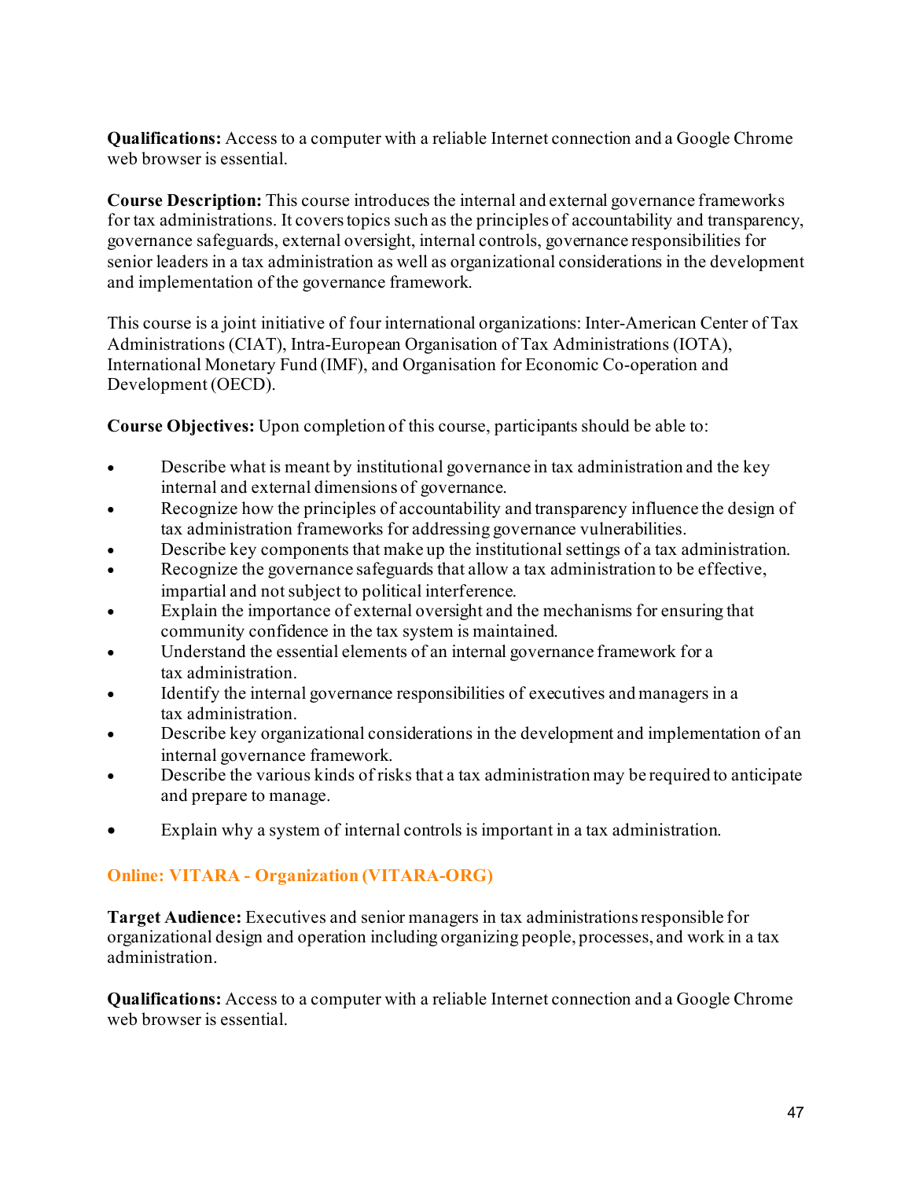**Qualifications:** Access to a computer with a reliable Internet connection and a Google Chrome web browser is essential.

**Course Description:** This course introduces the internal and external governance frameworks for tax administrations. It covers topics such as the principles of accountability and transparency, governance safeguards, external oversight, internal controls, governance responsibilities for senior leaders in a tax administration as well as organizational considerations in the development and implementation of the governance framework.

This course is a joint initiative of four international organizations: Inter-American Center of Tax Administrations (CIAT), Intra-European Organisation of Tax Administrations (IOTA), International Monetary Fund (IMF), and Organisation for Economic Co-operation and Development (OECD).

**Course Objectives:** Upon completion of this course, participants should be able to:

- Describe what is meant by institutional governance in tax administration and the key internal and external dimensions of governance.
- Recognize how the principles of accountability and transparency influence the design of tax administration frameworks for addressing governance vulnerabilities.
- Describe key components that make up the institutional settings of a tax administration.
- Recognize the governance safeguards that allow a tax administration to be effective, impartial and not subject to political interference.
- Explain the importance of external oversight and the mechanisms for ensuring that community confidence in the tax system is maintained.
- Understand the essential elements of an internal governance framework for a tax administration.
- Identify the internal governance responsibilities of executives and managers in a tax administration.
- Describe key organizational considerations in the development and implementation of an internal governance framework.
- Describe the various kinds of risks that a tax administration may be required to anticipate and prepare to manage.
- Explain why a system of internal controls is important in a tax administration.

### Online: VITARA - Organization (VITARA-ORG)

**Target Audience:** Executives and senior managers in tax administrations responsible for organizational design and operation including organizing people, processes, and work in a tax administration.

**Qualifications:** Access to a computer with a reliable Internet connection and a Google Chrome web browser is essential.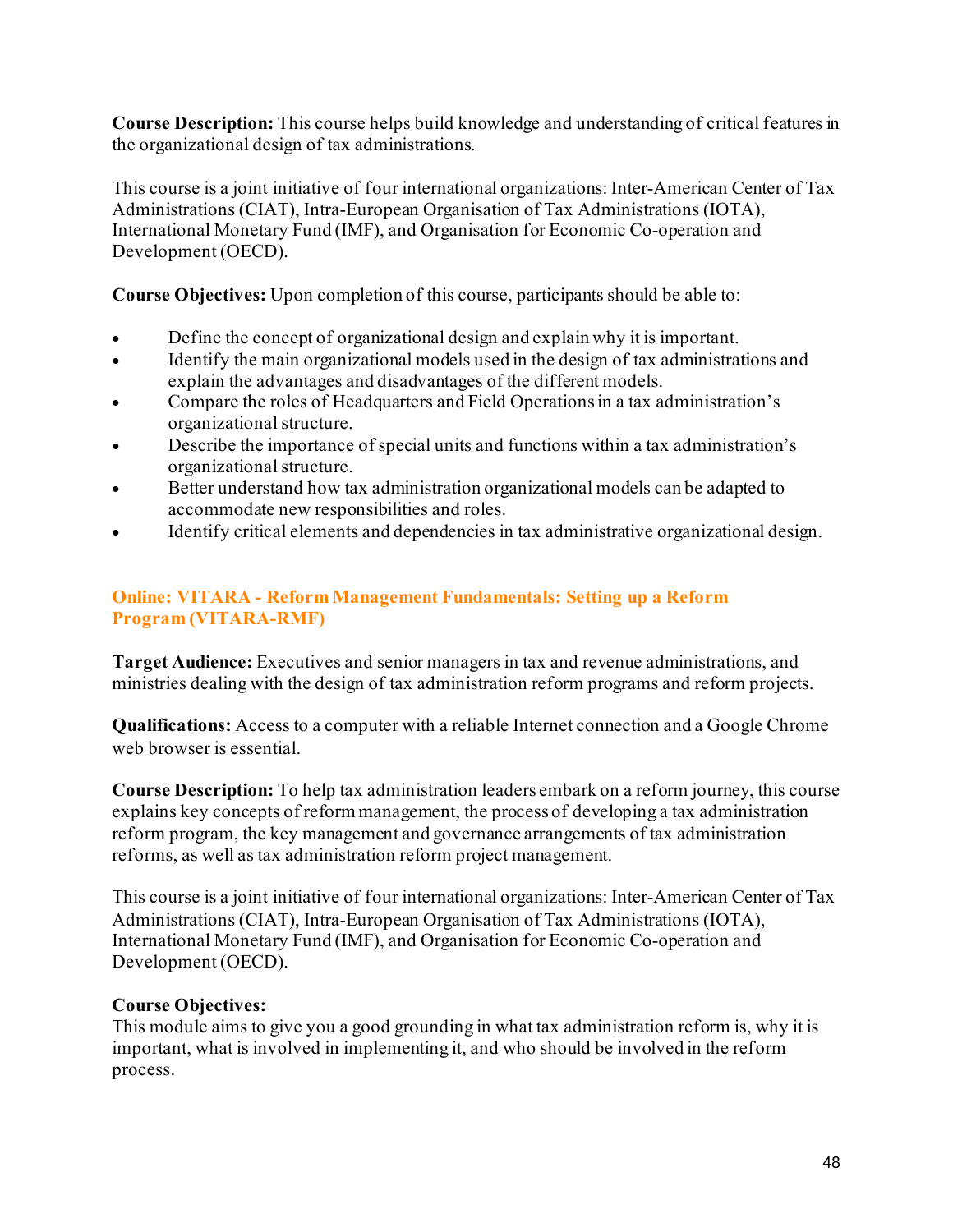**Course Description:** This course helps build knowledge and understanding of critical features in the organizational design of tax administrations.

This course is a joint initiative of four international organizations: Inter-American Center of Tax Administrations (CIAT), Intra-European Organisation of Tax Administrations (IOTA), International Monetary Fund (IMF), and Organisation for Economic Co-operation and Development (OECD).

**Course Objectives:** Upon completion of this course, participants should be able to:

- Define the concept of organizational design and explain why it is important.
- Identify the main organizational models used in the design of tax administrations and explain the advantages and disadvantages of the different models.
- Compare the roles of Headquarters and Field Operations in a tax administration's organizational structure.
- Describe the importance of special units and functions within a tax administration's organizational structure.
- Better understand how tax administration organizational models can be adapted to accommodate new responsibilities and roles.
- Identify critical elements and dependencies in tax administrative organizational design.

### Online: VITARA - Reform Management Fundamentals: Setting up a Reform Program (VITARA-RMF)

**Target Audience:** Executives and senior managers in tax and revenue administrations, and ministries dealing with the design of tax administration reform programs and reform projects.

**Qualifications:** Access to a computer with a reliable Internet connection and a Google Chrome web browser is essential.

**Course Description:** To help tax administration leaders embark on a reform journey, this course explains key concepts of reform management, the process of developing a tax administration reform program, the key management and governance arrangements of tax administration reforms, as well as tax administration reform project management.

This course is a joint initiative of four international organizations: Inter-American Center of Tax Administrations (CIAT), Intra-European Organisation of Tax Administrations (IOTA), International Monetary Fund (IMF), and Organisation for Economic Co-operation and Development (OECD).

**Course Objectives:**
This module aims to give you a good grounding in what tax administration reform is, why it is important, what is involved in implementing it, and who should be involved in the reform process.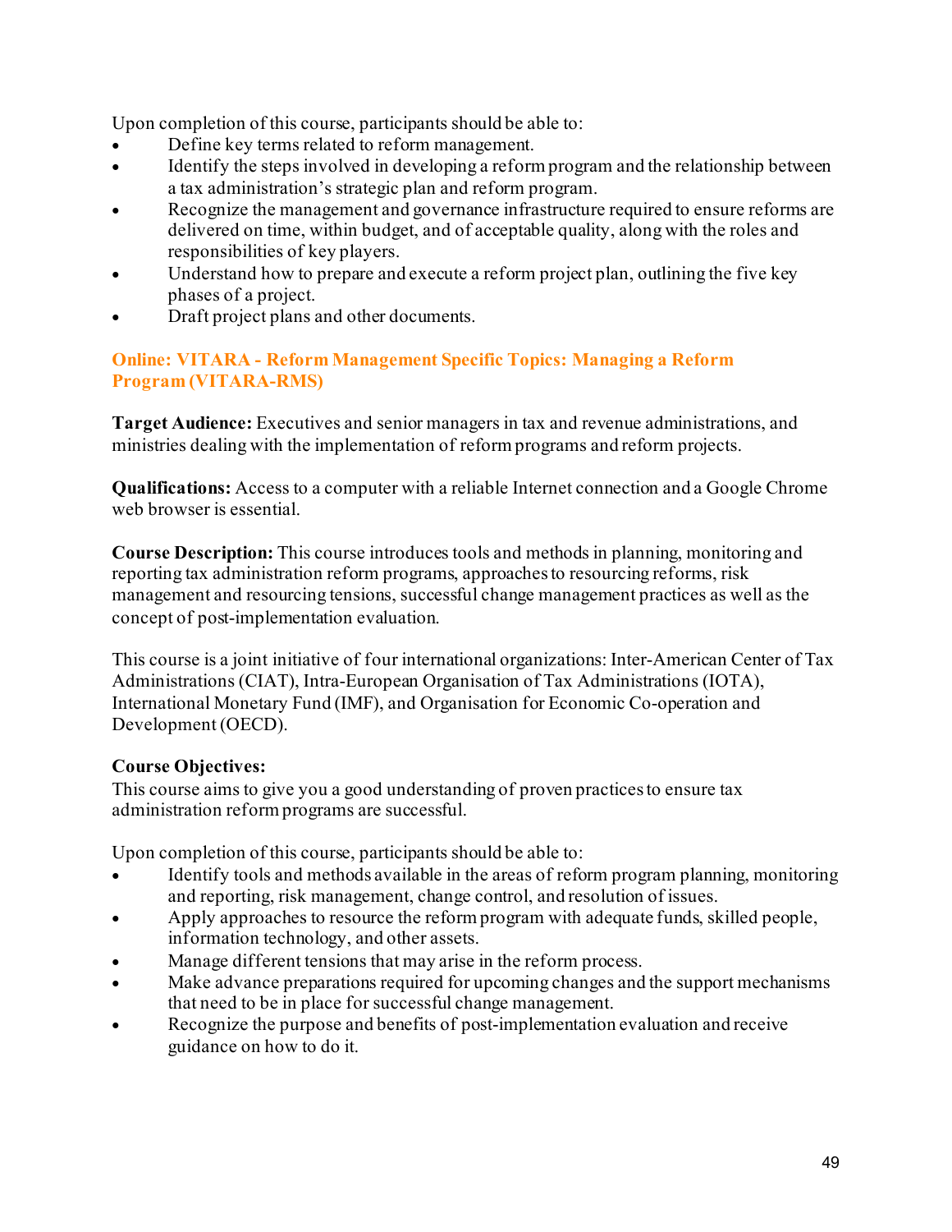Upon completion of this course, participants should be able to:

- Define key terms related to reform management.
- Identify the steps involved in developing a reform program and the relationship between a tax administration's strategic plan and reform program.
- Recognize the management and governance infrastructure required to ensure reforms are delivered on time, within budget, and of acceptable quality, along with the roles and responsibilities of key players.
- Understand how to prepare and execute a reform project plan, outlining the five key phases of a project.
- Draft project plans and other documents.

### Online: VITARA - Reform Management Specific Topics: Managing a Reform Program (VITARA-RMS)

**Target Audience:** Executives and senior managers in tax and revenue administrations, and ministries dealing with the implementation of reform programs and reform projects.

**Qualifications:** Access to a computer with a reliable Internet connection and a Google Chrome web browser is essential.

**Course Description:** This course introduces tools and methods in planning, monitoring and reporting tax administration reform programs, approaches to resourcing reforms, risk management and resourcing tensions, successful change management practices as well as the concept of post-implementation evaluation.

This course is a joint initiative of four international organizations: Inter-American Center of Tax Administrations (CIAT), Intra-European Organisation of Tax Administrations (IOTA), International Monetary Fund (IMF), and Organisation for Economic Co-operation and Development (OECD).

**Course Objectives:**
This course aims to give you a good understanding of proven practices to ensure tax administration reform programs are successful.

Upon completion of this course, participants should be able to:

- Identify tools and methods available in the areas of reform program planning, monitoring and reporting, risk management, change control, and resolution of issues.
- Apply approaches to resource the reform program with adequate funds, skilled people, information technology, and other assets.
- Manage different tensions that may arise in the reform process.
- Make advance preparations required for upcoming changes and the support mechanisms that need to be in place for successful change management.
- Recognize the purpose and benefits of post-implementation evaluation and receive guidance on how to do it.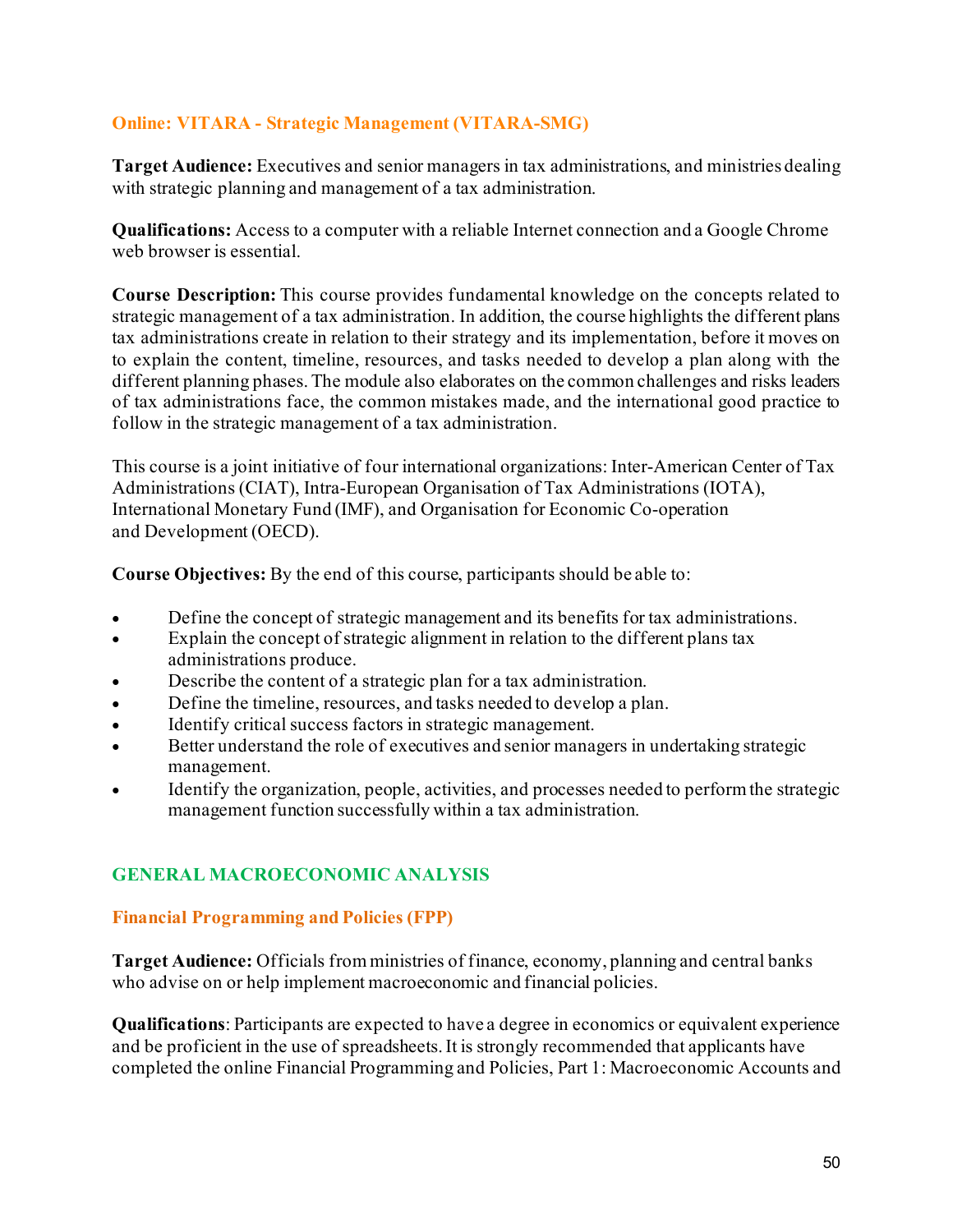### Online: VITARA - Strategic Management (VITARA-SMG)

**Target Audience:** Executives and senior managers in tax administrations, and ministries dealing with strategic planning and management of a tax administration.

**Qualifications:** Access to a computer with a reliable Internet connection and a Google Chrome web browser is essential.

**Course Description:** This course provides fundamental knowledge on the concepts related to strategic management of a tax administration. In addition, the course highlights the different plans tax administrations create in relation to their strategy and its implementation, before it moves on to explain the content, timeline, resources, and tasks needed to develop a plan along with the different planning phases. The module also elaborates on the common challenges and risks leaders of tax administrations face, the common mistakes made, and the international good practice to follow in the strategic management of a tax administration.

This course is a joint initiative of four international organizations: Inter-American Center of Tax Administrations (CIAT), Intra-European Organisation of Tax Administrations (IOTA), International Monetary Fund (IMF), and Organisation for Economic Co-operation and Development (OECD).

**Course Objectives:** By the end of this course, participants should be able to:

- Define the concept of strategic management and its benefits for tax administrations.
- Explain the concept of strategic alignment in relation to the different plans tax administrations produce.
- Describe the content of a strategic plan for a tax administration.
- Define the timeline, resources, and tasks needed to develop a plan.
- Identify critical success factors in strategic management.
- Better understand the role of executives and senior managers in undertaking strategic management.
- Identify the organization, people, activities, and processes needed to perform the strategic management function successfully within a tax administration.

## GENERAL MACROECONOMIC ANALYSIS

### Financial Programming and Policies (FPP)

**Target Audience:** Officials from ministries of finance, economy, planning and central banks who advise on or help implement macroeconomic and financial policies.

**Qualifications**: Participants are expected to have a degree in economics or equivalent experience and be proficient in the use of spreadsheets. It is strongly recommended that applicants have completed the online Financial Programming and Policies, Part 1: Macroeconomic Accounts and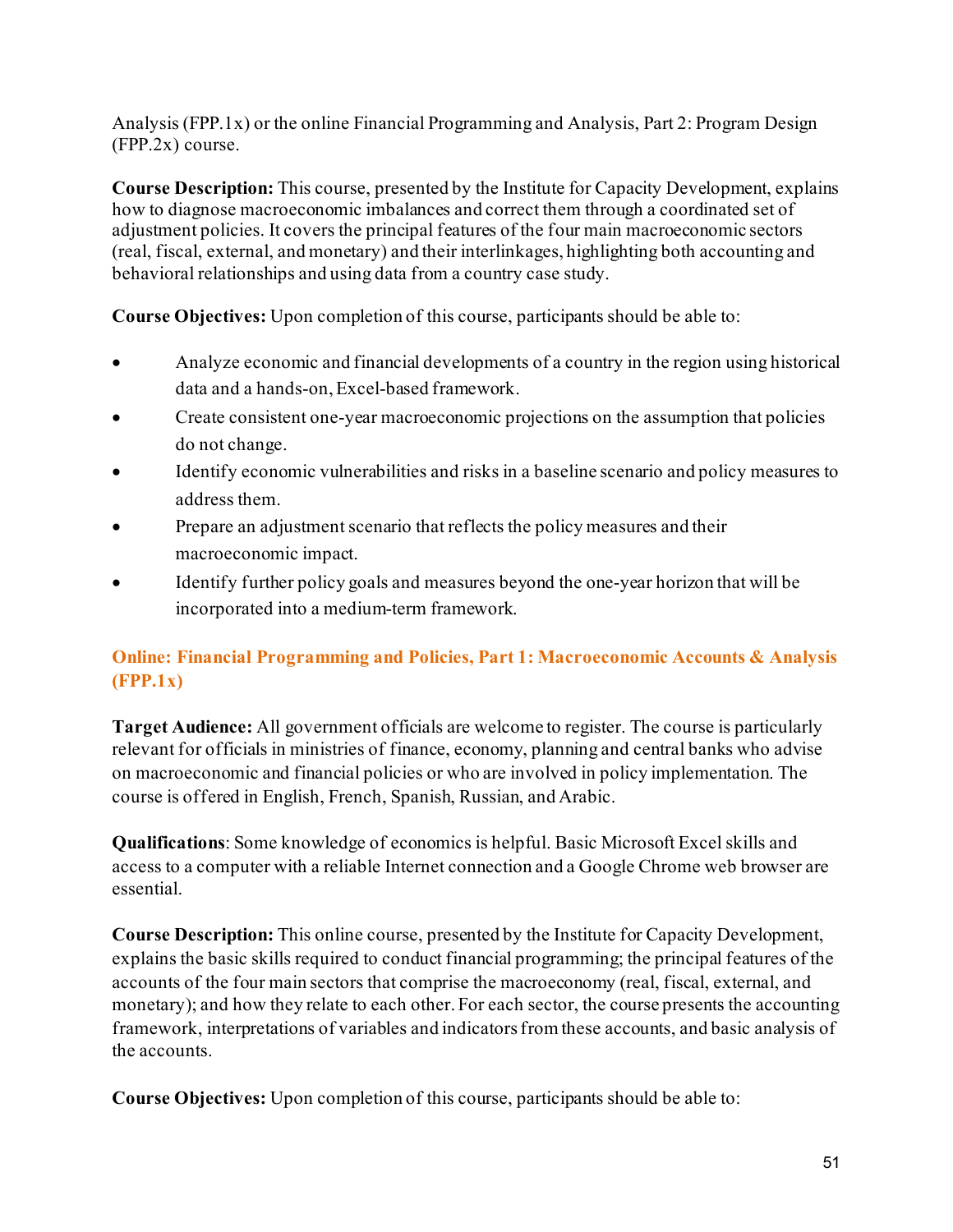Analysis (FPP.1x) or the online Financial Programming and Analysis, Part 2: Program Design (FPP.2x) course.

**Course Description:** This course, presented by the Institute for Capacity Development, explains how to diagnose macroeconomic imbalances and correct them through a coordinated set of adjustment policies. It covers the principal features of the four main macroeconomic sectors (real, fiscal, external, and monetary) and their interlinkages, highlighting both accounting and behavioral relationships and using data from a country case study.

**Course Objectives:** Upon completion of this course, participants should be able to:

- Analyze economic and financial developments of a country in the region using historical data and a hands-on, Excel-based framework.
- Create consistent one-year macroeconomic projections on the assumption that policies do not change.
- Identify economic vulnerabilities and risks in a baseline scenario and policy measures to address them.
- Prepare an adjustment scenario that reflects the policy measures and their macroeconomic impact.
- Identify further policy goals and measures beyond the one-year horizon that will be incorporated into a medium-term framework.

### Online: Financial Programming and Policies, Part 1: Macroeconomic Accounts & Analysis (FPP.1x)

**Target Audience:** All government officials are welcome to register. The course is particularly relevant for officials in ministries of finance, economy, planning and central banks who advise on macroeconomic and financial policies or who are involved in policy implementation. The course is offered in English, French, Spanish, Russian, and Arabic.

**Qualifications**: Some knowledge of economics is helpful. Basic Microsoft Excel skills and access to a computer with a reliable Internet connection and a Google Chrome web browser are essential.

**Course Description:** This online course, presented by the Institute for Capacity Development, explains the basic skills required to conduct financial programming; the principal features of the accounts of the four main sectors that comprise the macroeconomy (real, fiscal, external, and monetary); and how they relate to each other. For each sector, the course presents the accounting framework, interpretations of variables and indicators from these accounts, and basic analysis of the accounts.

**Course Objectives:** Upon completion of this course, participants should be able to: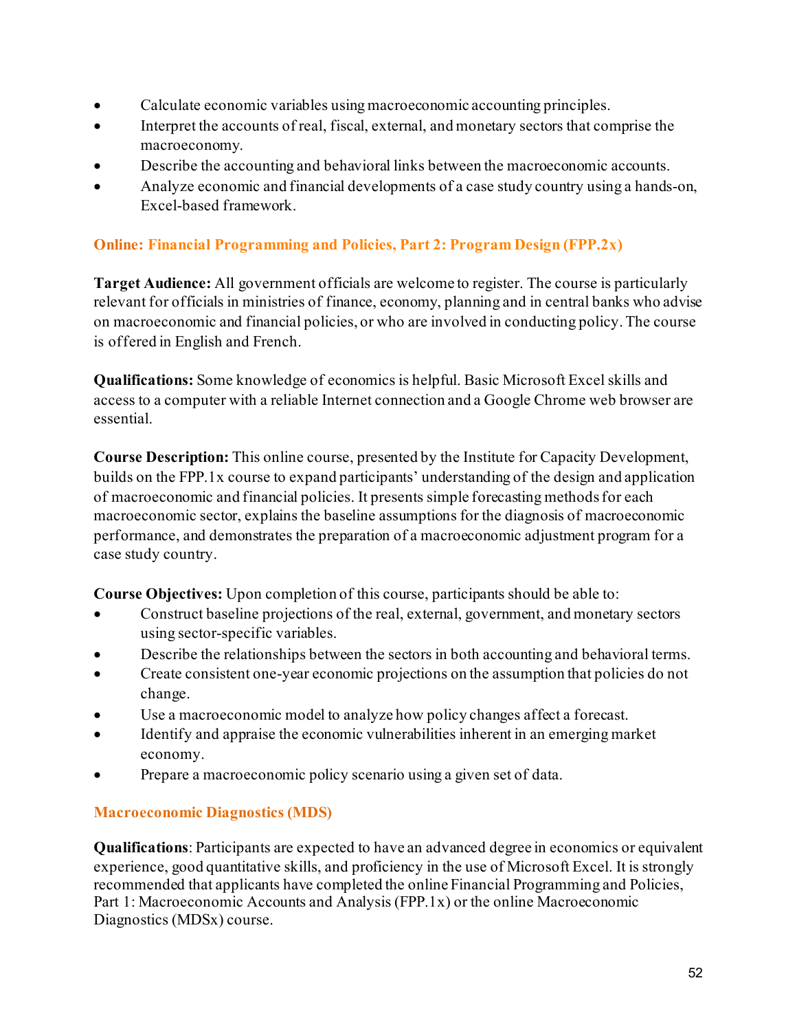- Calculate economic variables using macroeconomic accounting principles.
- Interpret the accounts of real, fiscal, external, and monetary sectors that comprise the macroeconomy.
- Describe the accounting and behavioral links between the macroeconomic accounts.
- Analyze economic and financial developments of a case study country using a hands-on, Excel-based framework.

### Online: Financial Programming and Policies, Part 2: Program Design (FPP.2x)

**Target Audience:** All government officials are welcome to register. The course is particularly relevant for officials in ministries of finance, economy, planning and in central banks who advise on macroeconomic and financial policies, or who are involved in conducting policy. The course is offered in English and French.

**Qualifications:** Some knowledge of economics is helpful. Basic Microsoft Excel skills and access to a computer with a reliable Internet connection and a Google Chrome web browser are essential.

**Course Description:** This online course, presented by the Institute for Capacity Development, builds on the FPP.1x course to expand participants' understanding of the design and application of macroeconomic and financial policies. It presents simple forecasting methods for each macroeconomic sector, explains the baseline assumptions for the diagnosis of macroeconomic performance, and demonstrates the preparation of a macroeconomic adjustment program for a case study country.

**Course Objectives:** Upon completion of this course, participants should be able to:

- Construct baseline projections of the real, external, government, and monetary sectors using sector-specific variables.
- Describe the relationships between the sectors in both accounting and behavioral terms.
- Create consistent one-year economic projections on the assumption that policies do not change.
- Use a macroeconomic model to analyze how policy changes affect a forecast.
- Identify and appraise the economic vulnerabilities inherent in an emerging market economy.
- Prepare a macroeconomic policy scenario using a given set of data.

### Macroeconomic Diagnostics (MDS)

**Qualifications**: Participants are expected to have an advanced degree in economics or equivalent experience, good quantitative skills, and proficiency in the use of Microsoft Excel. It is strongly recommended that applicants have completed the online Financial Programming and Policies, Part 1: Macroeconomic Accounts and Analysis (FPP.1x) or the online Macroeconomic Diagnostics (MDSx) course.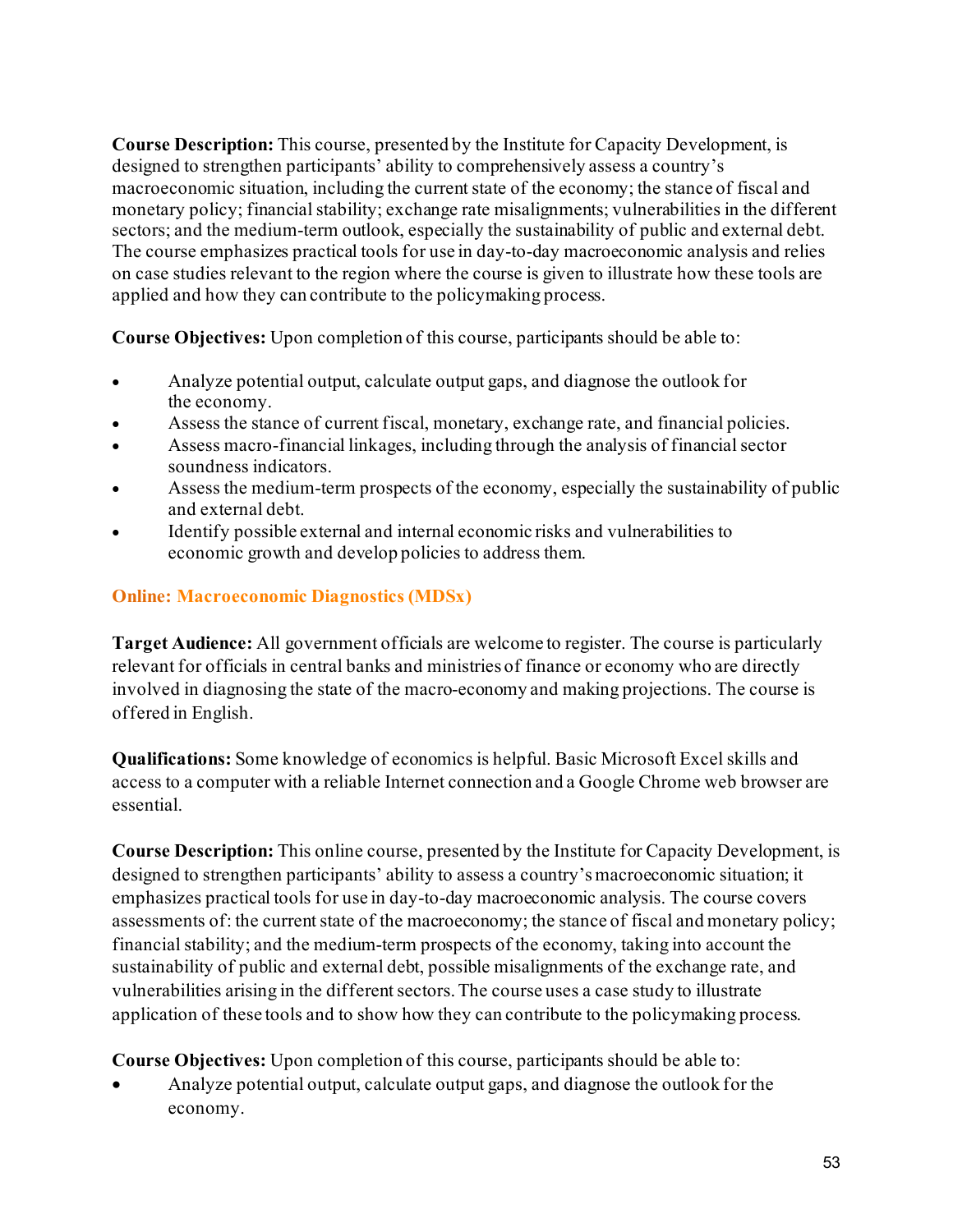**Course Description:** This course, presented by the Institute for Capacity Development, is designed to strengthen participants' ability to comprehensively assess a country's macroeconomic situation, including the current state of the economy; the stance of fiscal and monetary policy; financial stability; exchange rate misalignments; vulnerabilities in the different sectors; and the medium-term outlook, especially the sustainability of public and external debt. The course emphasizes practical tools for use in day-to-day macroeconomic analysis and relies on case studies relevant to the region where the course is given to illustrate how these tools are applied and how they can contribute to the policymaking process.

**Course Objectives:** Upon completion of this course, participants should be able to:

- Analyze potential output, calculate output gaps, and diagnose the outlook for the economy.
- Assess the stance of current fiscal, monetary, exchange rate, and financial policies.
- Assess macro-financial linkages, including through the analysis of financial sector soundness indicators.
- Assess the medium-term prospects of the economy, especially the sustainability of public and external debt.
- Identify possible external and internal economic risks and vulnerabilities to economic growth and develop policies to address them.

## Online: Macroeconomic Diagnostics (MDSx)

**Target Audience:** All government officials are welcome to register. The course is particularly relevant for officials in central banks and ministries of finance or economy who are directly involved in diagnosing the state of the macro-economy and making projections. The course is offered in English.

**Qualifications:** Some knowledge of economics is helpful. Basic Microsoft Excel skills and access to a computer with a reliable Internet connection and a Google Chrome web browser are essential.

**Course Description:** This online course, presented by the Institute for Capacity Development, is designed to strengthen participants' ability to assess a country's macroeconomic situation; it emphasizes practical tools for use in day-to-day macroeconomic analysis. The course covers assessments of: the current state of the macroeconomy; the stance of fiscal and monetary policy; financial stability; and the medium-term prospects of the economy, taking into account the sustainability of public and external debt, possible misalignments of the exchange rate, and vulnerabilities arising in the different sectors. The course uses a case study to illustrate application of these tools and to show how they can contribute to the policymaking process.

**Course Objectives:** Upon completion of this course, participants should be able to:

- Analyze potential output, calculate output gaps, and diagnose the outlook for the economy.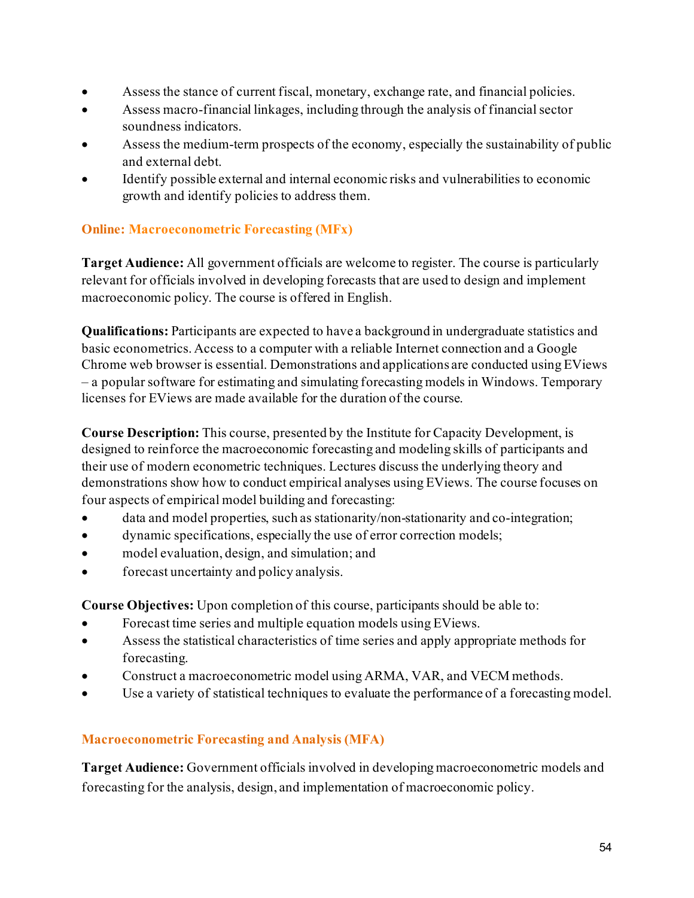- Assess the stance of current fiscal, monetary, exchange rate, and financial policies.
- Assess macro-financial linkages, including through the analysis of financial sector soundness indicators.
- Assess the medium-term prospects of the economy, especially the sustainability of public and external debt.
- Identify possible external and internal economic risks and vulnerabilities to economic growth and identify policies to address them.

### Online: Macroeconometric Forecasting (MFx)

**Target Audience:** All government officials are welcome to register. The course is particularly relevant for officials involved in developing forecasts that are used to design and implement macroeconomic policy. The course is offered in English.

**Qualifications:** Participants are expected to have a background in undergraduate statistics and basic econometrics. Access to a computer with a reliable Internet connection and a Google Chrome web browser is essential. Demonstrations and applications are conducted using EViews – a popular software for estimating and simulating forecasting models in Windows. Temporary licenses for EViews are made available for the duration of the course.

**Course Description:** This course, presented by the Institute for Capacity Development, is designed to reinforce the macroeconomic forecasting and modeling skills of participants and their use of modern econometric techniques. Lectures discuss the underlying theory and demonstrations show how to conduct empirical analyses using EViews. The course focuses on four aspects of empirical model building and forecasting:

- data and model properties, such as stationarity/non-stationarity and co-integration;
- dynamic specifications, especially the use of error correction models;
- model evaluation, design, and simulation; and
- forecast uncertainty and policy analysis.

**Course Objectives:** Upon completion of this course, participants should be able to:

- Forecast time series and multiple equation models using EViews.
- Assess the statistical characteristics of time series and apply appropriate methods for forecasting.
- Construct a macroeconometric model using ARMA, VAR, and VECM methods.
- Use a variety of statistical techniques to evaluate the performance of a forecasting model.

### Macroeconometric Forecasting and Analysis (MFA)

**Target Audience:** Government officials involved in developing macroeconometric models and forecasting for the analysis, design, and implementation of macroeconomic policy.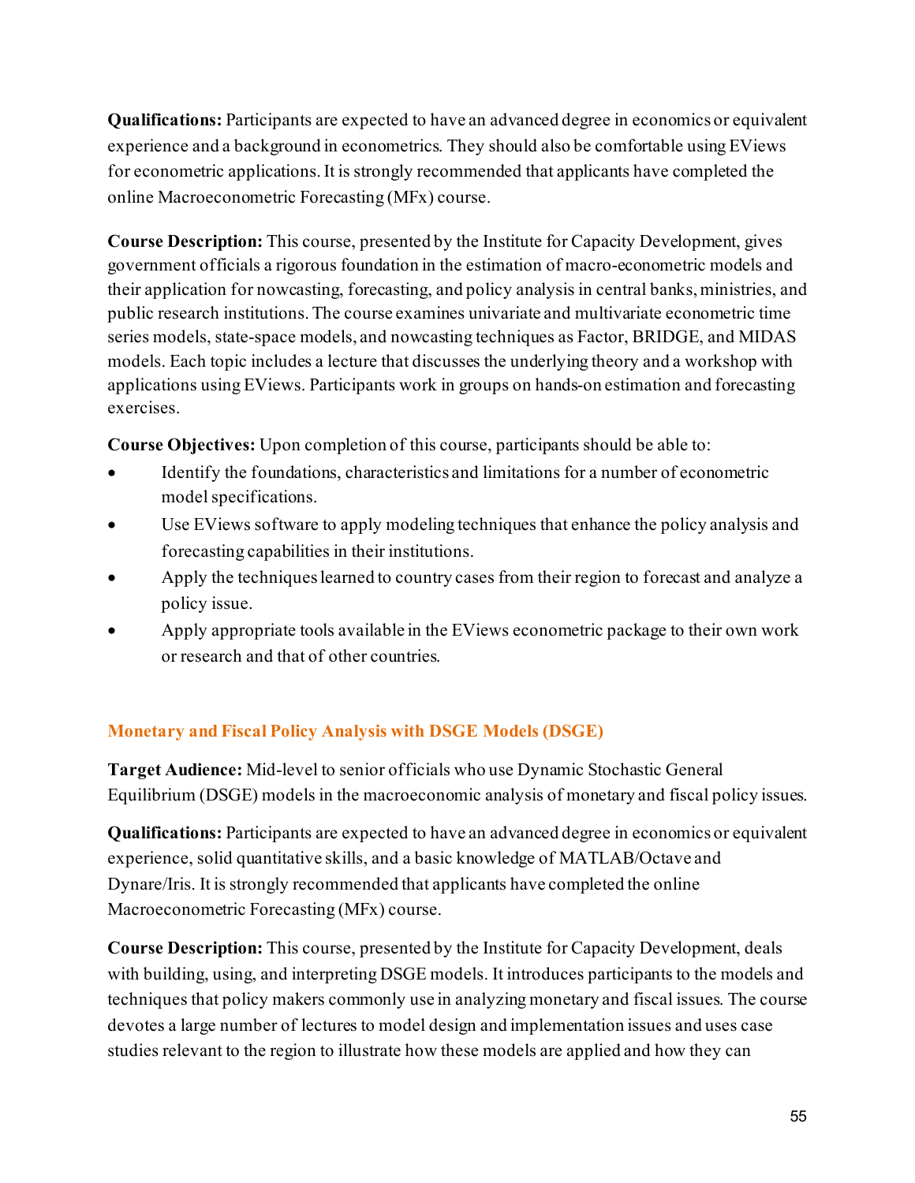**Qualifications:** Participants are expected to have an advanced degree in economics or equivalent experience and a background in econometrics. They should also be comfortable using EViews for econometric applications. It is strongly recommended that applicants have completed the online Macroeconometric Forecasting (MFx) course.

**Course Description:** This course, presented by the Institute for Capacity Development, gives government officials a rigorous foundation in the estimation of macro-econometric models and their application for nowcasting, forecasting, and policy analysis in central banks, ministries, and public research institutions. The course examines univariate and multivariate econometric time series models, state-space models, and nowcasting techniques as Factor, BRIDGE, and MIDAS models. Each topic includes a lecture that discusses the underlying theory and a workshop with applications using EViews. Participants work in groups on hands-on estimation and forecasting exercises.

**Course Objectives:** Upon completion of this course, participants should be able to:

- Identify the foundations, characteristics and limitations for a number of econometric model specifications.
- Use EViews software to apply modeling techniques that enhance the policy analysis and forecasting capabilities in their institutions.
- Apply the techniques learned to country cases from their region to forecast and analyze a policy issue.
- Apply appropriate tools available in the EViews econometric package to their own work or research and that of other countries.

### Monetary and Fiscal Policy Analysis with DSGE Models (DSGE)

**Target Audience:** Mid-level to senior officials who use Dynamic Stochastic General Equilibrium (DSGE) models in the macroeconomic analysis of monetary and fiscal policy issues.

**Qualifications:** Participants are expected to have an advanced degree in economics or equivalent experience, solid quantitative skills, and a basic knowledge of MATLAB/Octave and Dynare/Iris. It is strongly recommended that applicants have completed the online Macroeconometric Forecasting (MFx) course.

**Course Description:** This course, presented by the Institute for Capacity Development, deals with building, using, and interpreting DSGE models. It introduces participants to the models and techniques that policy makers commonly use in analyzing monetary and fiscal issues. The course devotes a large number of lectures to model design and implementation issues and uses case studies relevant to the region to illustrate how these models are applied and how they can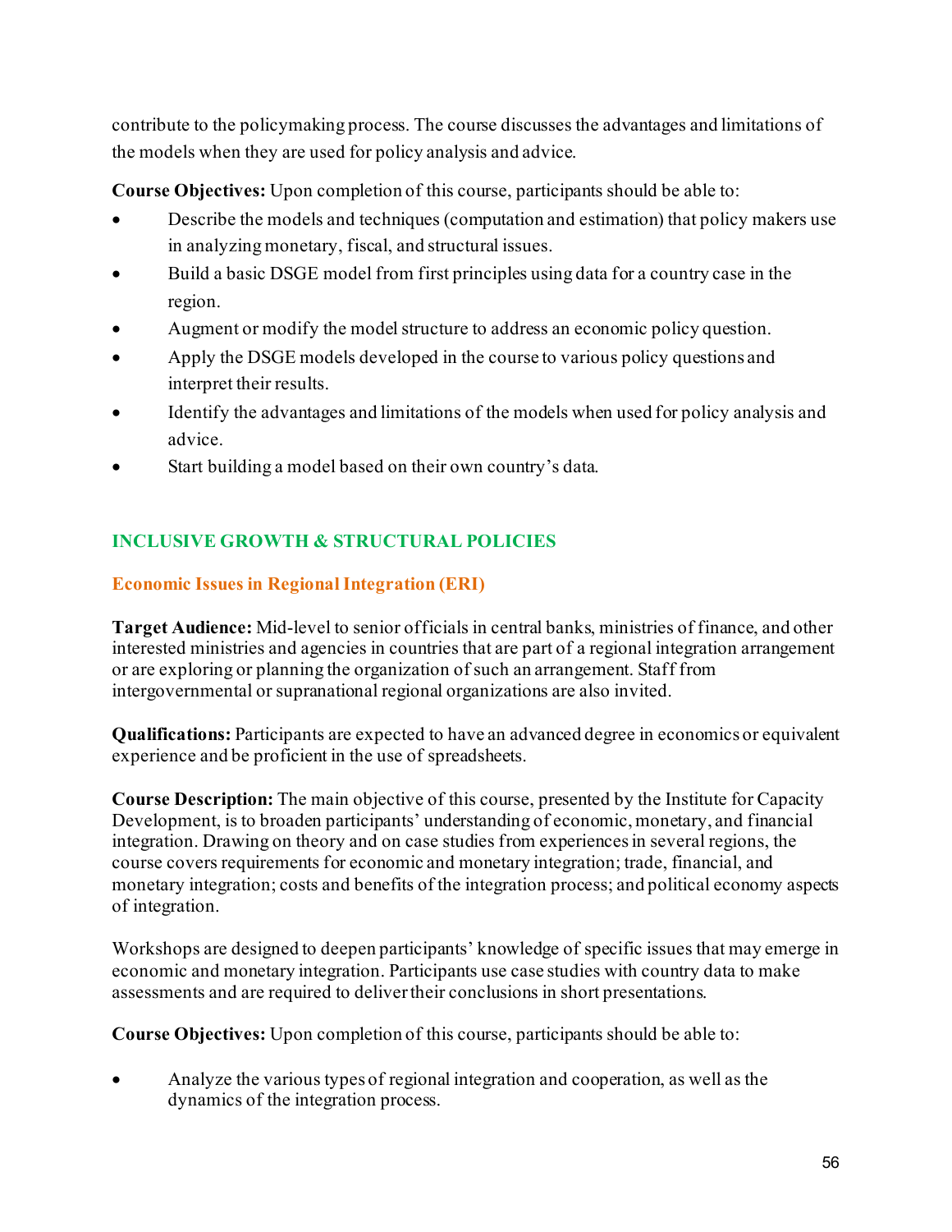contribute to the policymaking process. The course discusses the advantages and limitations of the models when they are used for policy analysis and advice.

**Course Objectives:** Upon completion of this course, participants should be able to:

- Describe the models and techniques (computation and estimation) that policy makers use in analyzing monetary, fiscal, and structural issues.
- Build a basic DSGE model from first principles using data for a country case in the region.
- Augment or modify the model structure to address an economic policy question.
- Apply the DSGE models developed in the course to various policy questions and interpret their results.
- Identify the advantages and limitations of the models when used for policy analysis and advice.
- Start building a model based on their own country's data.

## INCLUSIVE GROWTH & STRUCTURAL POLICIES

### Economic Issues in Regional Integration (ERI)

**Target Audience:** Mid-level to senior officials in central banks, ministries of finance, and other interested ministries and agencies in countries that are part of a regional integration arrangement or are exploring or planning the organization of such an arrangement. Staff from intergovernmental or supranational regional organizations are also invited.

**Qualifications:** Participants are expected to have an advanced degree in economics or equivalent experience and be proficient in the use of spreadsheets.

**Course Description:** The main objective of this course, presented by the Institute for Capacity Development, is to broaden participants' understanding of economic, monetary, and financial integration. Drawing on theory and on case studies from experiences in several regions, the course covers requirements for economic and monetary integration; trade, financial, and monetary integration; costs and benefits of the integration process; and political economy aspects of integration.

Workshops are designed to deepen participants' knowledge of specific issues that may emerge in economic and monetary integration. Participants use case studies with country data to make assessments and are required to deliver their conclusions in short presentations.

**Course Objectives:** Upon completion of this course, participants should be able to:

- Analyze the various types of regional integration and cooperation, as well as the dynamics of the integration process.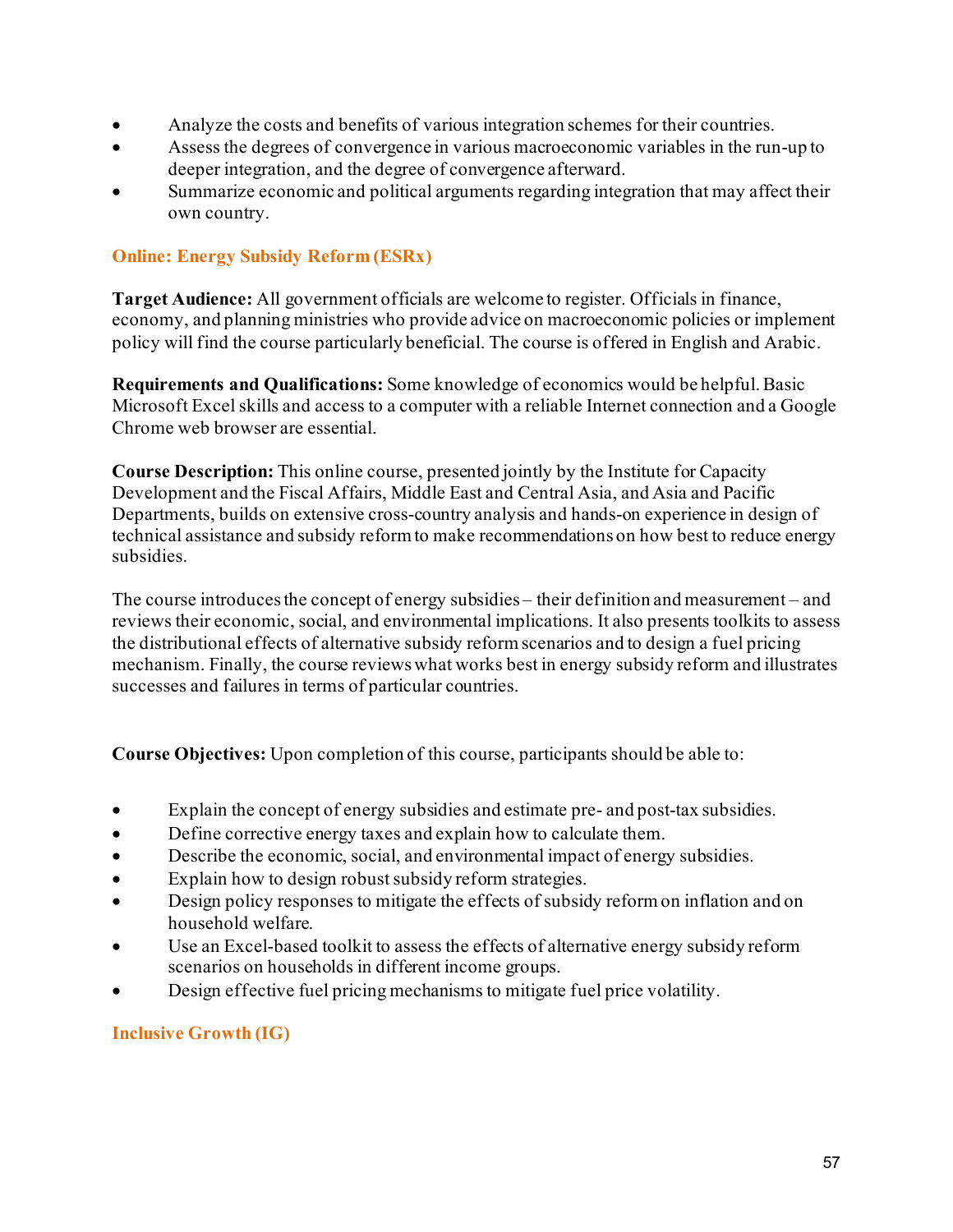- Analyze the costs and benefits of various integration schemes for their countries.
- Assess the degrees of convergence in various macroeconomic variables in the run-up to deeper integration, and the degree of convergence afterward.
- Summarize economic and political arguments regarding integration that may affect their own country.

## Online: Energy Subsidy Reform (ESRx)

**Target Audience:** All government officials are welcome to register. Officials in finance, economy, and planning ministries who provide advice on macroeconomic policies or implement policy will find the course particularly beneficial. The course is offered in English and Arabic.

**Requirements and Qualifications:** Some knowledge of economics would be helpful. Basic Microsoft Excel skills and access to a computer with a reliable Internet connection and a Google Chrome web browser are essential.

**Course Description:** This online course, presented jointly by the Institute for Capacity Development and the Fiscal Affairs, Middle East and Central Asia, and Asia and Pacific Departments, builds on extensive cross-country analysis and hands-on experience in design of technical assistance and subsidy reform to make recommendations on how best to reduce energy subsidies.

The course introduces the concept of energy subsidies – their definition and measurement – and reviews their economic, social, and environmental implications. It also presents toolkits to assess the distributional effects of alternative subsidy reform scenarios and to design a fuel pricing mechanism. Finally, the course reviews what works best in energy subsidy reform and illustrates successes and failures in terms of particular countries.

**Course Objectives:** Upon completion of this course, participants should be able to:

- Explain the concept of energy subsidies and estimate pre- and post-tax subsidies.
- Define corrective energy taxes and explain how to calculate them.
- Describe the economic, social, and environmental impact of energy subsidies.
- Explain how to design robust subsidy reform strategies.
- Design policy responses to mitigate the effects of subsidy reform on inflation and on household welfare.
- Use an Excel-based toolkit to assess the effects of alternative energy subsidy reform scenarios on households in different income groups.
- Design effective fuel pricing mechanisms to mitigate fuel price volatility.

## Inclusive Growth (IG)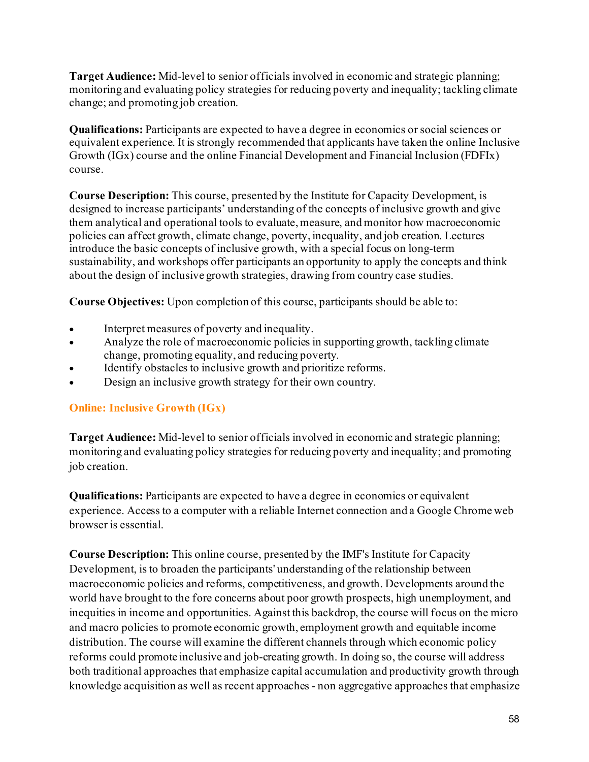**Target Audience:** Mid-level to senior officials involved in economic and strategic planning; monitoring and evaluating policy strategies for reducing poverty and inequality; tackling climate change; and promoting job creation.

**Qualifications:** Participants are expected to have a degree in economics or social sciences or equivalent experience. It is strongly recommended that applicants have taken the online Inclusive Growth (IGx) course and the online Financial Development and Financial Inclusion (FDFIx) course.

**Course Description:** This course, presented by the Institute for Capacity Development, is designed to increase participants' understanding of the concepts of inclusive growth and give them analytical and operational tools to evaluate, measure, and monitor how macroeconomic policies can affect growth, climate change, poverty, inequality, and job creation. Lectures introduce the basic concepts of inclusive growth, with a special focus on long-term sustainability, and workshops offer participants an opportunity to apply the concepts and think about the design of inclusive growth strategies, drawing from country case studies.

**Course Objectives:** Upon completion of this course, participants should be able to:

- Interpret measures of poverty and inequality.
- Analyze the role of macroeconomic policies in supporting growth, tackling climate change, promoting equality, and reducing poverty.
- Identify obstacles to inclusive growth and prioritize reforms.
- Design an inclusive growth strategy for their own country.

### Online: Inclusive Growth (IGx)

**Target Audience:** Mid-level to senior officials involved in economic and strategic planning; monitoring and evaluating policy strategies for reducing poverty and inequality; and promoting job creation.

**Qualifications:** Participants are expected to have a degree in economics or equivalent experience. Access to a computer with a reliable Internet connection and a Google Chrome web browser is essential.

**Course Description:** This online course, presented by the IMF's Institute for Capacity Development, is to broaden the participants' understanding of the relationship between macroeconomic policies and reforms, competitiveness, and growth. Developments around the world have brought to the fore concerns about poor growth prospects, high unemployment, and inequities in income and opportunities. Against this backdrop, the course will focus on the micro and macro policies to promote economic growth, employment growth and equitable income distribution. The course will examine the different channels through which economic policy reforms could promote inclusive and job-creating growth. In doing so, the course will address both traditional approaches that emphasize capital accumulation and productivity growth through knowledge acquisition as well as recent approaches - non aggregative approaches that emphasize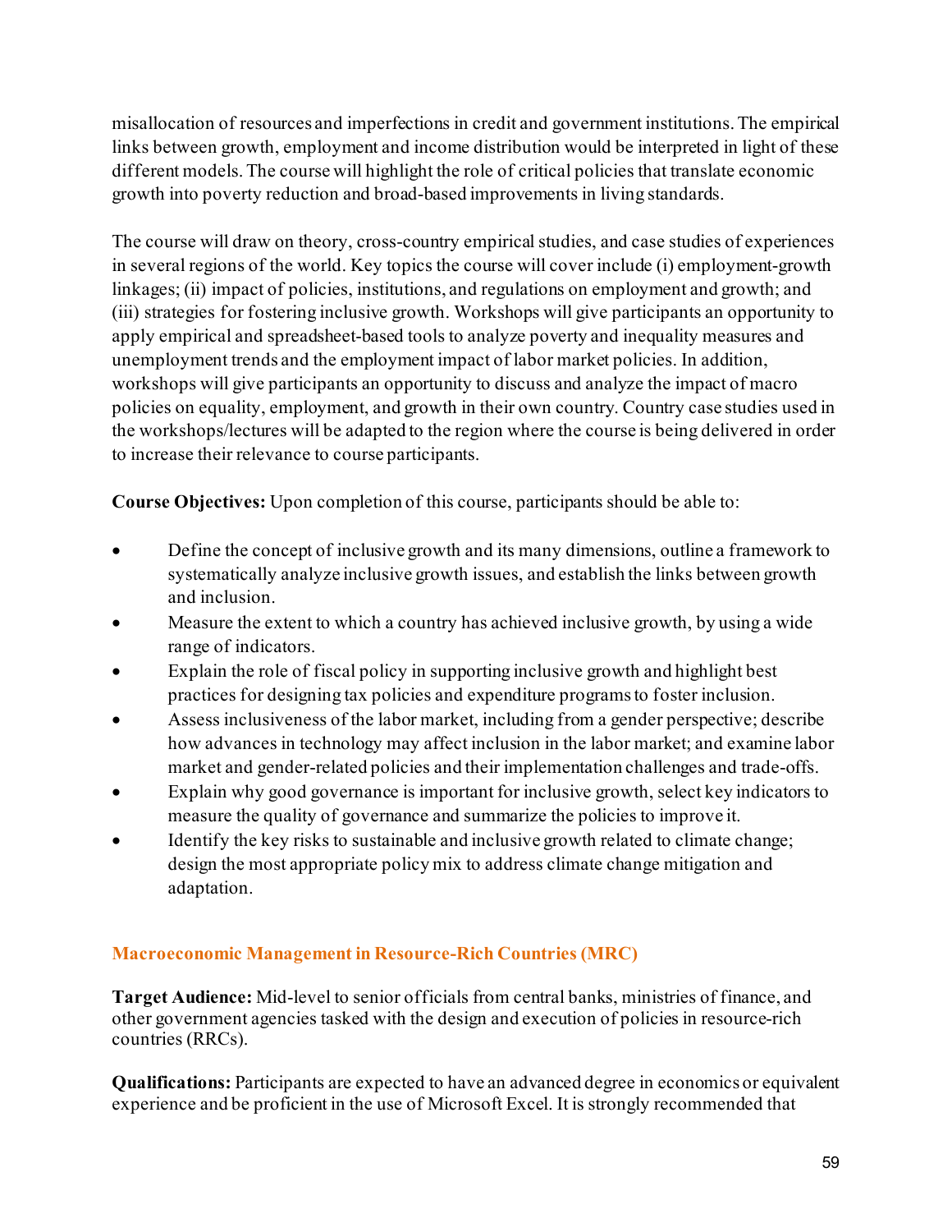misallocation of resources and imperfections in credit and government institutions. The empirical links between growth, employment and income distribution would be interpreted in light of these different models. The course will highlight the role of critical policies that translate economic growth into poverty reduction and broad-based improvements in living standards.

The course will draw on theory, cross-country empirical studies, and case studies of experiences in several regions of the world. Key topics the course will cover include (i) employment-growth linkages; (ii) impact of policies, institutions, and regulations on employment and growth; and (iii) strategies for fostering inclusive growth. Workshops will give participants an opportunity to apply empirical and spreadsheet-based tools to analyze poverty and inequality measures and unemployment trends and the employment impact of labor market policies. In addition, workshops will give participants an opportunity to discuss and analyze the impact of macro policies on equality, employment, and growth in their own country. Country case studies used in the workshops/lectures will be adapted to the region where the course is being delivered in order to increase their relevance to course participants.

**Course Objectives:** Upon completion of this course, participants should be able to:

- Define the concept of inclusive growth and its many dimensions, outline a framework to systematically analyze inclusive growth issues, and establish the links between growth and inclusion.
- Measure the extent to which a country has achieved inclusive growth, by using a wide range of indicators.
- Explain the role of fiscal policy in supporting inclusive growth and highlight best practices for designing tax policies and expenditure programs to foster inclusion.
- Assess inclusiveness of the labor market, including from a gender perspective; describe how advances in technology may affect inclusion in the labor market; and examine labor market and gender-related policies and their implementation challenges and trade-offs.
- Explain why good governance is important for inclusive growth, select key indicators to measure the quality of governance and summarize the policies to improve it.
- Identify the key risks to sustainable and inclusive growth related to climate change; design the most appropriate policy mix to address climate change mitigation and adaptation.

### Macroeconomic Management in Resource-Rich Countries (MRC)

**Target Audience:** Mid-level to senior officials from central banks, ministries of finance, and other government agencies tasked with the design and execution of policies in resource-rich countries (RRCs).

**Qualifications:** Participants are expected to have an advanced degree in economics or equivalent experience and be proficient in the use of Microsoft Excel. It is strongly recommended that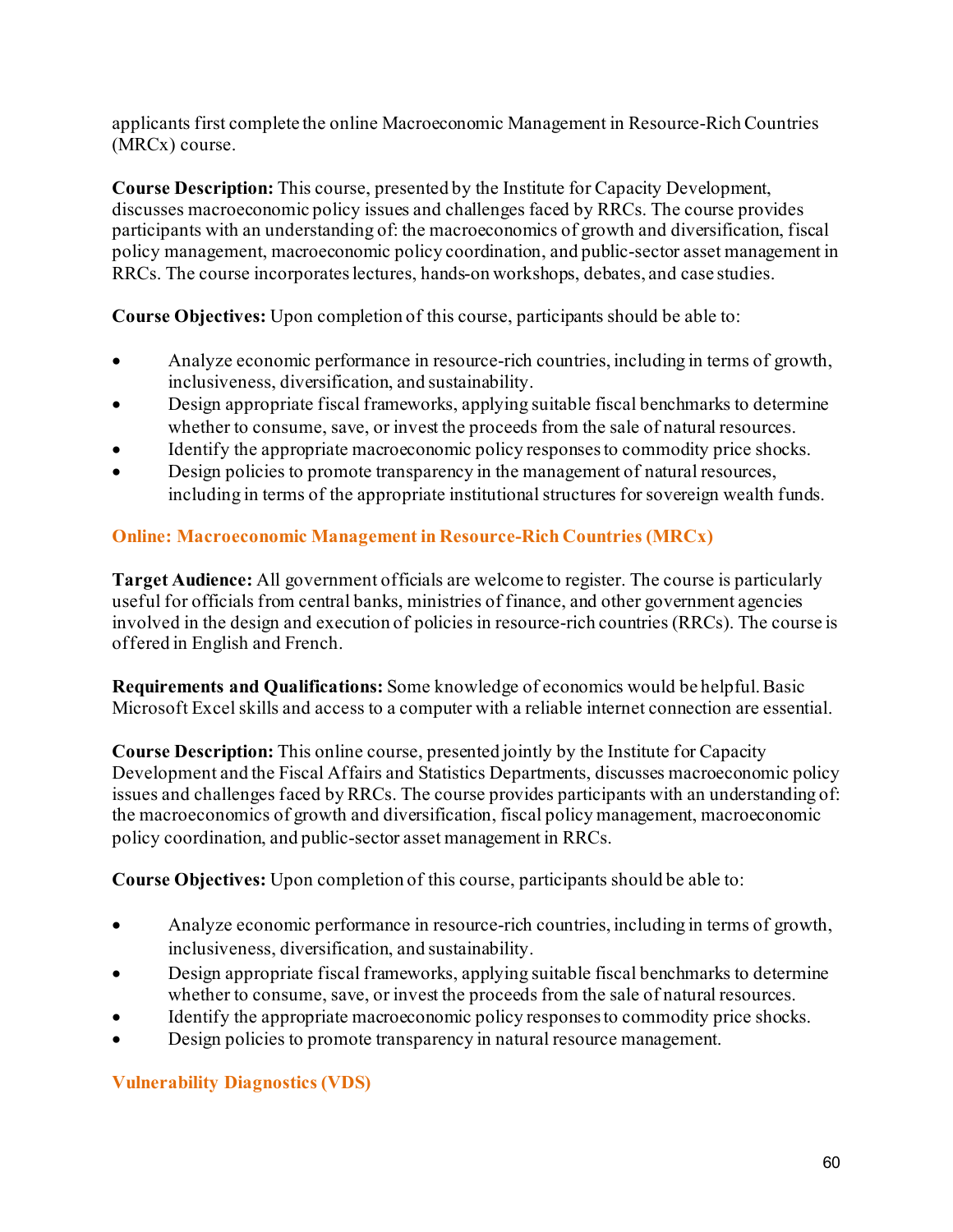applicants first complete the online Macroeconomic Management in Resource-Rich Countries (MRCx) course.

**Course Description:** This course, presented by the Institute for Capacity Development, discusses macroeconomic policy issues and challenges faced by RRCs. The course provides participants with an understanding of: the macroeconomics of growth and diversification, fiscal policy management, macroeconomic policy coordination, and public-sector asset management in RRCs. The course incorporates lectures, hands-on workshops, debates, and case studies.

**Course Objectives:** Upon completion of this course, participants should be able to:

- Analyze economic performance in resource-rich countries, including in terms of growth, inclusiveness, diversification, and sustainability.
- Design appropriate fiscal frameworks, applying suitable fiscal benchmarks to determine whether to consume, save, or invest the proceeds from the sale of natural resources.
- Identify the appropriate macroeconomic policy responses to commodity price shocks.
- Design policies to promote transparency in the management of natural resources, including in terms of the appropriate institutional structures for sovereign wealth funds.

### Online: Macroeconomic Management in Resource-Rich Countries (MRCx)

**Target Audience:** All government officials are welcome to register. The course is particularly useful for officials from central banks, ministries of finance, and other government agencies involved in the design and execution of policies in resource-rich countries (RRCs). The course is offered in English and French.

**Requirements and Qualifications:** Some knowledge of economics would be helpful. Basic Microsoft Excel skills and access to a computer with a reliable internet connection are essential.

**Course Description:** This online course, presented jointly by the Institute for Capacity Development and the Fiscal Affairs and Statistics Departments, discusses macroeconomic policy issues and challenges faced by RRCs. The course provides participants with an understanding of: the macroeconomics of growth and diversification, fiscal policy management, macroeconomic policy coordination, and public-sector asset management in RRCs.

**Course Objectives:** Upon completion of this course, participants should be able to:

- Analyze economic performance in resource-rich countries, including in terms of growth, inclusiveness, diversification, and sustainability.
- Design appropriate fiscal frameworks, applying suitable fiscal benchmarks to determine whether to consume, save, or invest the proceeds from the sale of natural resources.
- Identify the appropriate macroeconomic policy responses to commodity price shocks.
- Design policies to promote transparency in natural resource management.

### Vulnerability Diagnostics (VDS)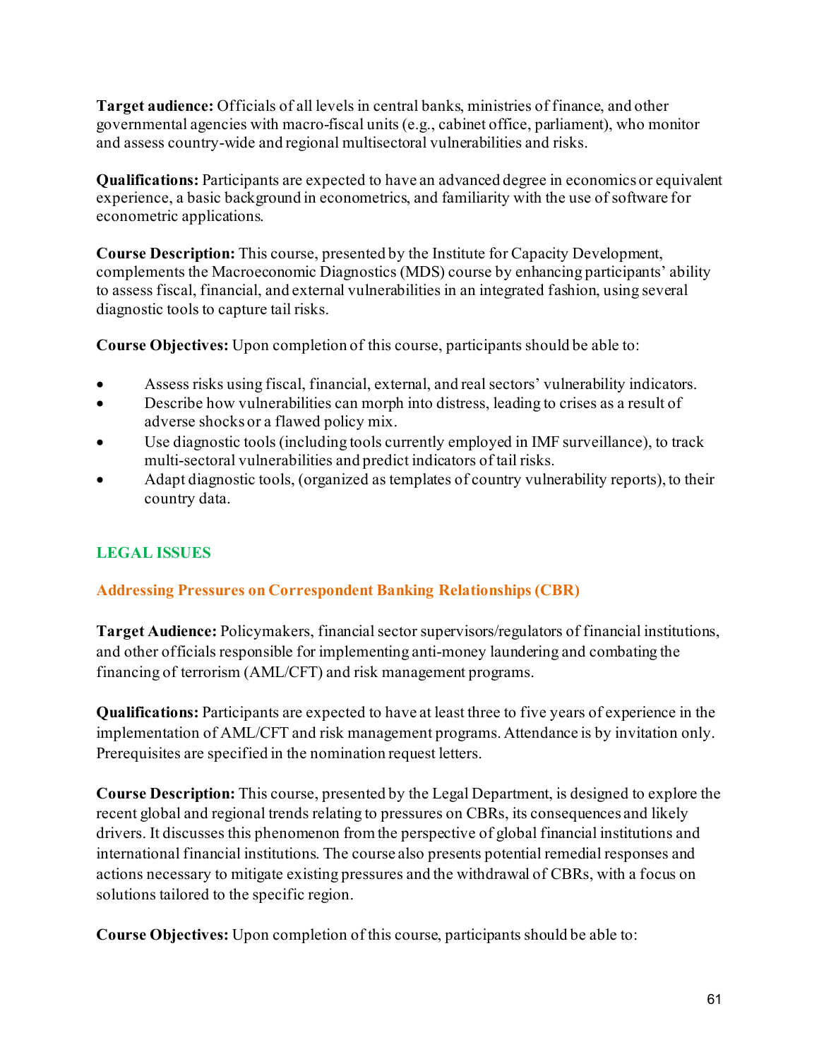**Target audience:** Officials of all levels in central banks, ministries of finance, and other governmental agencies with macro-fiscal units (e.g., cabinet office, parliament), who monitor and assess country-wide and regional multisectoral vulnerabilities and risks.

**Qualifications:** Participants are expected to have an advanced degree in economics or equivalent experience, a basic background in econometrics, and familiarity with the use of software for econometric applications.

**Course Description:** This course, presented by the Institute for Capacity Development, complements the Macroeconomic Diagnostics (MDS) course by enhancing participants' ability to assess fiscal, financial, and external vulnerabilities in an integrated fashion, using several diagnostic tools to capture tail risks.

**Course Objectives:** Upon completion of this course, participants should be able to:

- Assess risks using fiscal, financial, external, and real sectors' vulnerability indicators.
- Describe how vulnerabilities can morph into distress, leading to crises as a result of adverse shocks or a flawed policy mix.
- Use diagnostic tools (including tools currently employed in IMF surveillance), to track multi-sectoral vulnerabilities and predict indicators of tail risks.
- Adapt diagnostic tools, (organized as templates of country vulnerability reports), to their country data.

## LEGAL ISSUES

### Addressing Pressures on Correspondent Banking Relationships (CBR)

**Target Audience:** Policymakers, financial sector supervisors/regulators of financial institutions, and other officials responsible for implementing anti-money laundering and combating the financing of terrorism (AML/CFT) and risk management programs.

**Qualifications:** Participants are expected to have at least three to five years of experience in the implementation of AML/CFT and risk management programs. Attendance is by invitation only. Prerequisites are specified in the nomination request letters.

**Course Description:** This course, presented by the Legal Department, is designed to explore the recent global and regional trends relating to pressures on CBRs, its consequences and likely drivers. It discusses this phenomenon from the perspective of global financial institutions and international financial institutions. The course also presents potential remedial responses and actions necessary to mitigate existing pressures and the withdrawal of CBRs, with a focus on solutions tailored to the specific region.

**Course Objectives:** Upon completion of this course, participants should be able to: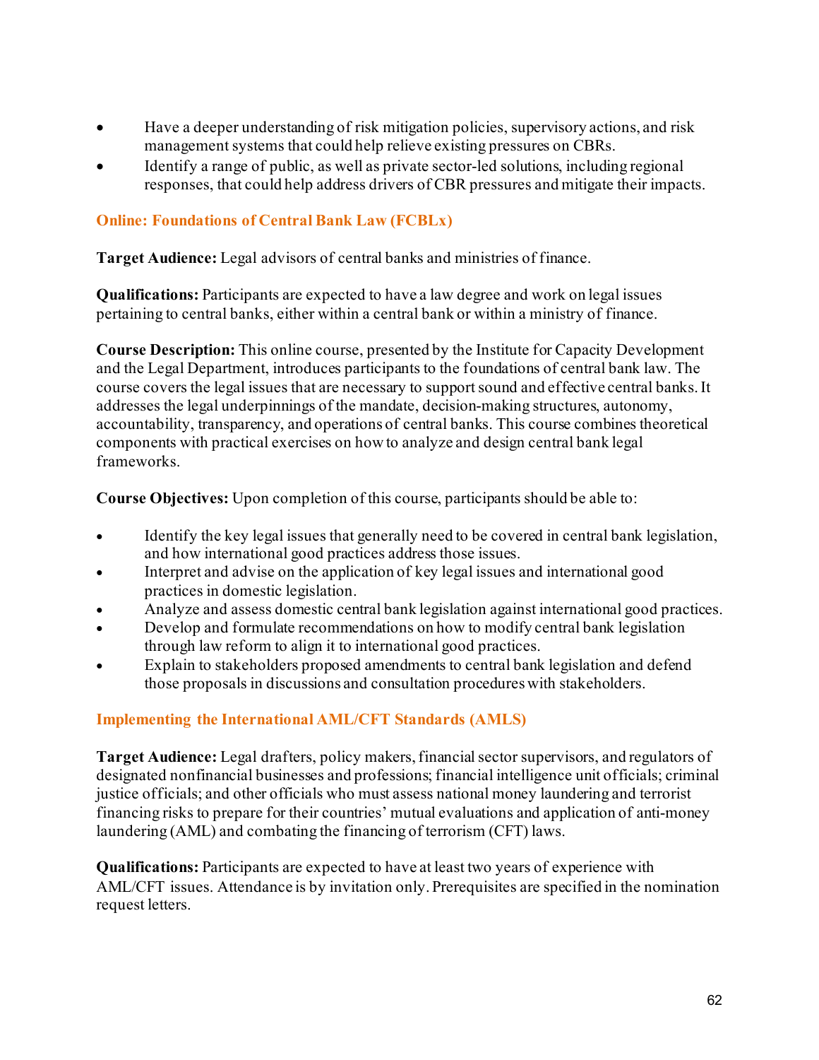- Have a deeper understanding of risk mitigation policies, supervisory actions, and risk management systems that could help relieve existing pressures on CBRs.
- Identify a range of public, as well as private sector-led solutions, including regional responses, that could help address drivers of CBR pressures and mitigate their impacts.

### Online: Foundations of Central Bank Law (FCBLx)

**Target Audience:** Legal advisors of central banks and ministries of finance.

**Qualifications:** Participants are expected to have a law degree and work on legal issues pertaining to central banks, either within a central bank or within a ministry of finance.

**Course Description:** This online course, presented by the Institute for Capacity Development and the Legal Department, introduces participants to the foundations of central bank law. The course covers the legal issues that are necessary to support sound and effective central banks. It addresses the legal underpinnings of the mandate, decision-making structures, autonomy, accountability, transparency, and operations of central banks. This course combines theoretical components with practical exercises on how to analyze and design central bank legal frameworks.

**Course Objectives:** Upon completion of this course, participants should be able to:

- Identify the key legal issues that generally need to be covered in central bank legislation, and how international good practices address those issues.
- Interpret and advise on the application of key legal issues and international good practices in domestic legislation.
- Analyze and assess domestic central bank legislation against international good practices.
- Develop and formulate recommendations on how to modify central bank legislation through law reform to align it to international good practices.
- Explain to stakeholders proposed amendments to central bank legislation and defend those proposals in discussions and consultation procedures with stakeholders.

### Implementing the International AML/CFT Standards (AMLS)

**Target Audience:** Legal drafters, policy makers, financial sector supervisors, and regulators of designated nonfinancial businesses and professions; financial intelligence unit officials; criminal justice officials; and other officials who must assess national money laundering and terrorist financing risks to prepare for their countries' mutual evaluations and application of anti-money laundering (AML) and combating the financing of terrorism (CFT) laws.

**Qualifications:** Participants are expected to have at least two years of experience with AML/CFT issues. Attendance is by invitation only. Prerequisites are specified in the nomination request letters.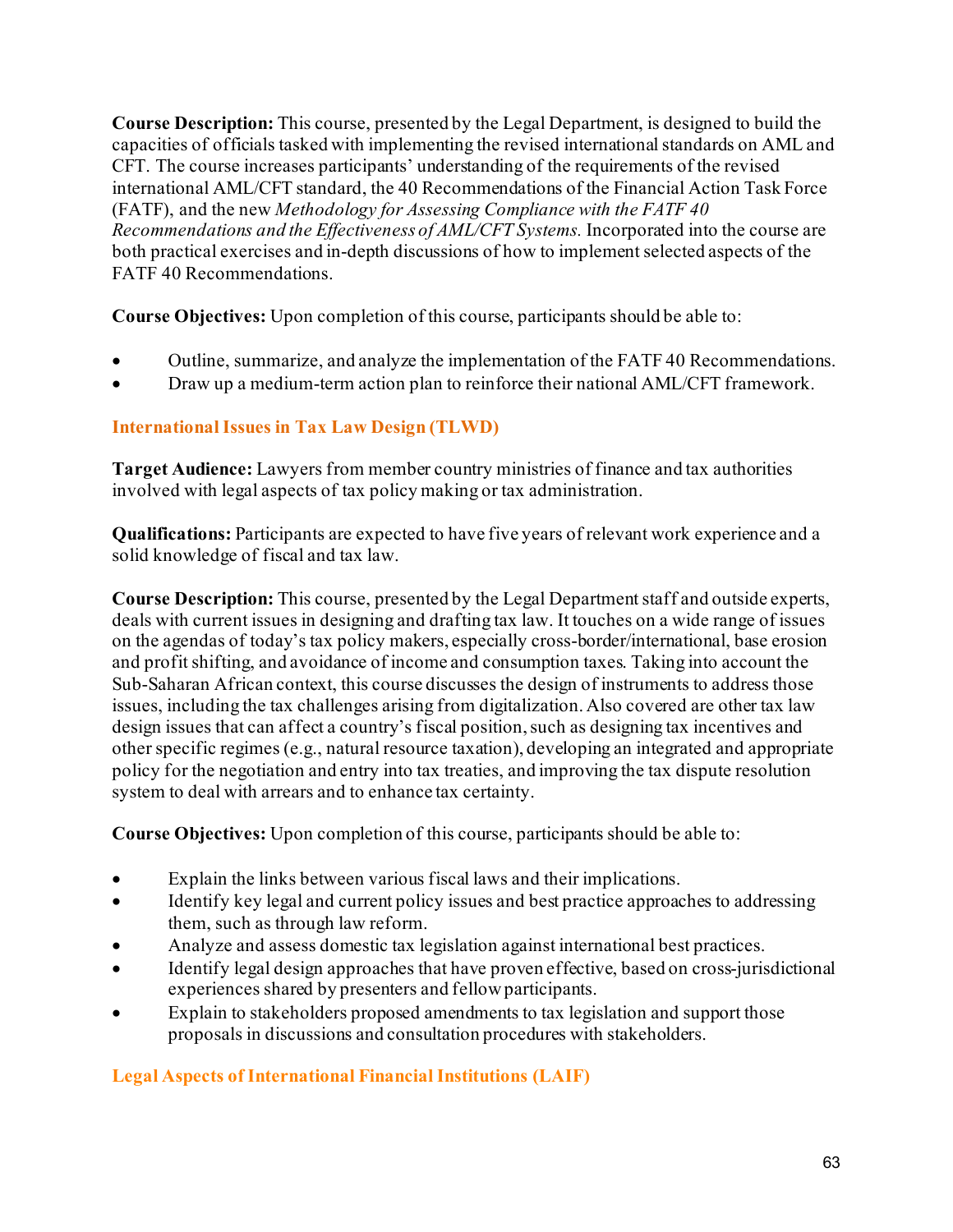**Course Description:** This course, presented by the Legal Department, is designed to build the capacities of officials tasked with implementing the revised international standards on AML and CFT. The course increases participants' understanding of the requirements of the revised international AML/CFT standard, the 40 Recommendations of the Financial Action Task Force (FATF), and the new *Methodology for Assessing Compliance with the FATF 40 Recommendations and the Effectiveness of AML/CFT Systems.* Incorporated into the course are both practical exercises and in-depth discussions of how to implement selected aspects of the FATF 40 Recommendations.

**Course Objectives:** Upon completion of this course, participants should be able to:

- Outline, summarize, and analyze the implementation of the FATF 40 Recommendations.
- Draw up a medium-term action plan to reinforce their national AML/CFT framework.

## International Issues in Tax Law Design (TLWD)

**Target Audience:** Lawyers from member country ministries of finance and tax authorities involved with legal aspects of tax policy making or tax administration.

**Qualifications:** Participants are expected to have five years of relevant work experience and a solid knowledge of fiscal and tax law.

**Course Description:** This course, presented by the Legal Department staff and outside experts, deals with current issues in designing and drafting tax law. It touches on a wide range of issues on the agendas of today's tax policy makers, especially cross-border/international, base erosion and profit shifting, and avoidance of income and consumption taxes. Taking into account the Sub-Saharan African context, this course discusses the design of instruments to address those issues, including the tax challenges arising from digitalization. Also covered are other tax law design issues that can affect a country's fiscal position, such as designing tax incentives and other specific regimes (e.g., natural resource taxation), developing an integrated and appropriate policy for the negotiation and entry into tax treaties, and improving the tax dispute resolution system to deal with arrears and to enhance tax certainty.

**Course Objectives:** Upon completion of this course, participants should be able to:

- Explain the links between various fiscal laws and their implications.
- Identify key legal and current policy issues and best practice approaches to addressing them, such as through law reform.
- Analyze and assess domestic tax legislation against international best practices.
- Identify legal design approaches that have proven effective, based on cross-jurisdictional experiences shared by presenters and fellow participants.
- Explain to stakeholders proposed amendments to tax legislation and support those proposals in discussions and consultation procedures with stakeholders.

## Legal Aspects of International Financial Institutions (LAIF)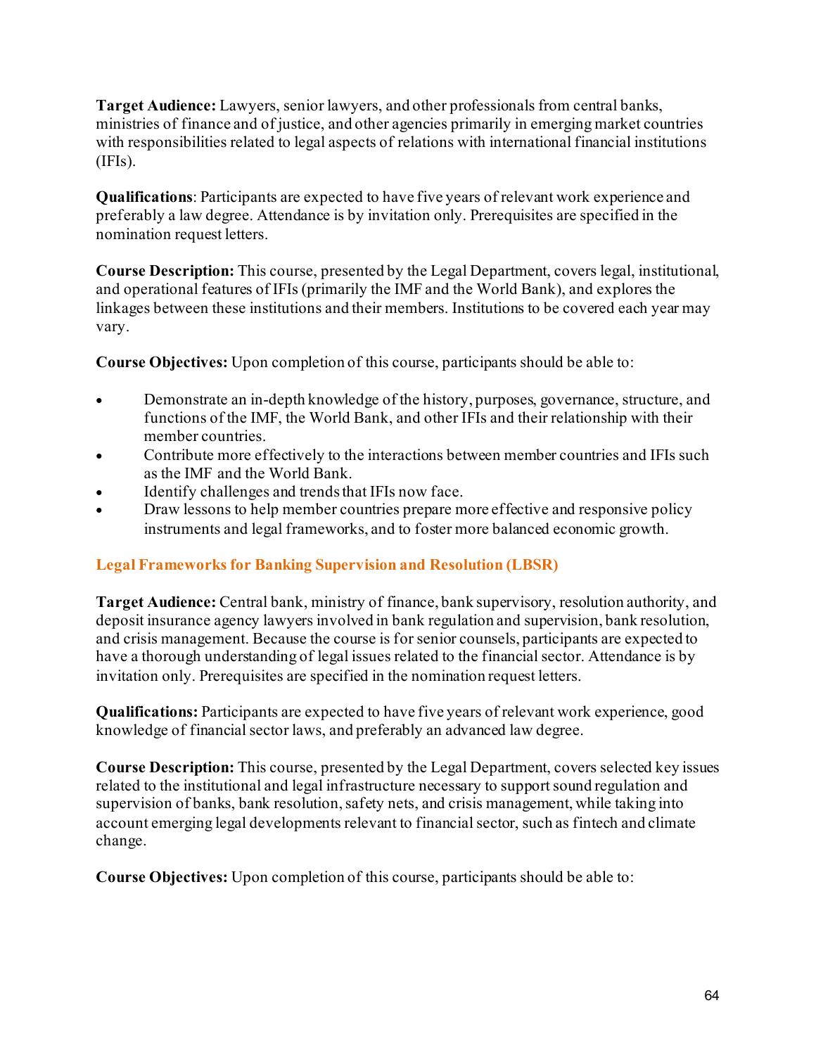**Target Audience:** Lawyers, senior lawyers, and other professionals from central banks, ministries of finance and of justice, and other agencies primarily in emerging market countries with responsibilities related to legal aspects of relations with international financial institutions (IFIs).

**Qualifications**: Participants are expected to have five years of relevant work experience and preferably a law degree. Attendance is by invitation only. Prerequisites are specified in the nomination request letters.

**Course Description:** This course, presented by the Legal Department, covers legal, institutional, and operational features of IFIs (primarily the IMF and the World Bank), and explores the linkages between these institutions and their members. Institutions to be covered each year may vary.

**Course Objectives:** Upon completion of this course, participants should be able to:

- Demonstrate an in-depth knowledge of the history, purposes, governance, structure, and functions of the IMF, the World Bank, and other IFIs and their relationship with their member countries.
- Contribute more effectively to the interactions between member countries and IFIs such as the IMF and the World Bank.
- Identify challenges and trends that IFIs now face.
- Draw lessons to help member countries prepare more effective and responsive policy instruments and legal frameworks, and to foster more balanced economic growth.

### Legal Frameworks for Banking Supervision and Resolution (LBSR)

**Target Audience:** Central bank, ministry of finance, bank supervisory, resolution authority, and deposit insurance agency lawyers involved in bank regulation and supervision, bank resolution, and crisis management. Because the course is for senior counsels, participants are expected to have a thorough understanding of legal issues related to the financial sector. Attendance is by invitation only. Prerequisites are specified in the nomination request letters.

**Qualifications:** Participants are expected to have five years of relevant work experience, good knowledge of financial sector laws, and preferably an advanced law degree.

**Course Description:** This course, presented by the Legal Department, covers selected key issues related to the institutional and legal infrastructure necessary to support sound regulation and supervision of banks, bank resolution, safety nets, and crisis management, while taking into account emerging legal developments relevant to financial sector, such as fintech and climate change.

**Course Objectives:** Upon completion of this course, participants should be able to: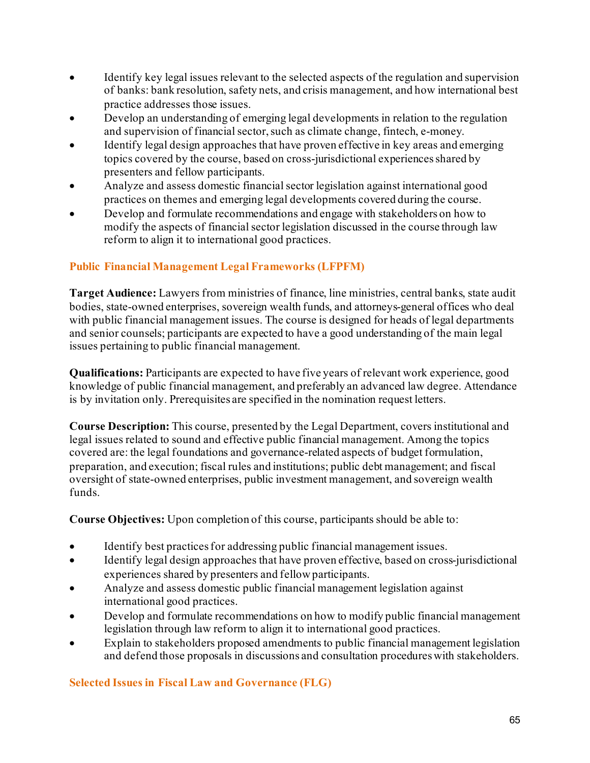- Identify key legal issues relevant to the selected aspects of the regulation and supervision of banks: bank resolution, safety nets, and crisis management, and how international best practice addresses those issues.
- Develop an understanding of emerging legal developments in relation to the regulation and supervision of financial sector, such as climate change, fintech, e-money.
- Identify legal design approaches that have proven effective in key areas and emerging topics covered by the course, based on cross-jurisdictional experiences shared by presenters and fellow participants.
- Analyze and assess domestic financial sector legislation against international good practices on themes and emerging legal developments covered during the course.
- Develop and formulate recommendations and engage with stakeholders on how to modify the aspects of financial sector legislation discussed in the course through law reform to align it to international good practices.

## Public Financial Management Legal Frameworks (LFPFM)

**Target Audience:** Lawyers from ministries of finance, line ministries, central banks, state audit bodies, state-owned enterprises, sovereign wealth funds, and attorneys-general offices who deal with public financial management issues. The course is designed for heads of legal departments and senior counsels; participants are expected to have a good understanding of the main legal issues pertaining to public financial management.

**Qualifications:** Participants are expected to have five years of relevant work experience, good knowledge of public financial management, and preferably an advanced law degree. Attendance is by invitation only. Prerequisites are specified in the nomination request letters.

**Course Description:** This course, presented by the Legal Department, covers institutional and legal issues related to sound and effective public financial management. Among the topics covered are: the legal foundations and governance-related aspects of budget formulation, preparation, and execution; fiscal rules and institutions; public debt management; and fiscal oversight of state-owned enterprises, public investment management, and sovereign wealth funds.

**Course Objectives:** Upon completion of this course, participants should be able to:

- Identify best practices for addressing public financial management issues.
- Identify legal design approaches that have proven effective, based on cross-jurisdictional experiences shared by presenters and fellow participants.
- Analyze and assess domestic public financial management legislation against international good practices.
- Develop and formulate recommendations on how to modify public financial management legislation through law reform to align it to international good practices.
- Explain to stakeholders proposed amendments to public financial management legislation and defend those proposals in discussions and consultation procedures with stakeholders.

## Selected Issues in Fiscal Law and Governance (FLG)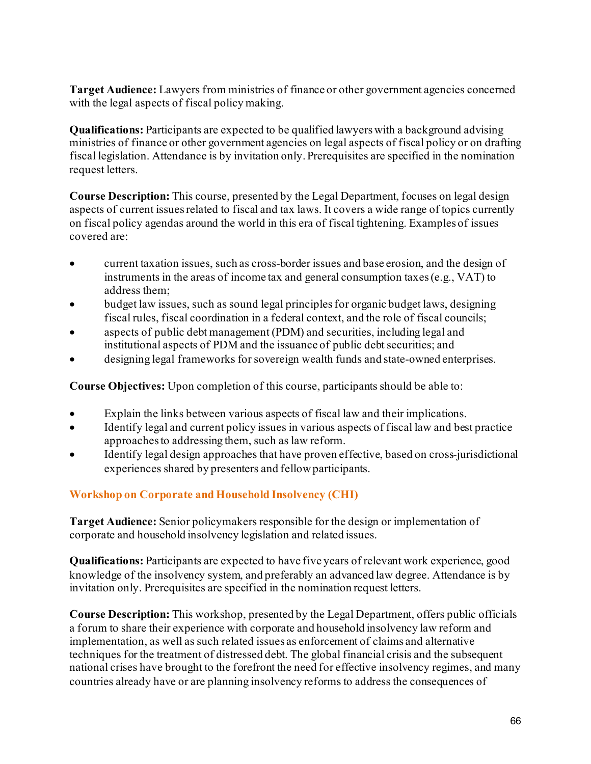**Target Audience:** Lawyers from ministries of finance or other government agencies concerned with the legal aspects of fiscal policy making.

**Qualifications:** Participants are expected to be qualified lawyers with a background advising ministries of finance or other government agencies on legal aspects of fiscal policy or on drafting fiscal legislation. Attendance is by invitation only. Prerequisites are specified in the nomination request letters.

**Course Description:** This course, presented by the Legal Department, focuses on legal design aspects of current issues related to fiscal and tax laws. It covers a wide range of topics currently on fiscal policy agendas around the world in this era of fiscal tightening. Examples of issues covered are:

- current taxation issues, such as cross-border issues and base erosion, and the design of instruments in the areas of income tax and general consumption taxes (e.g., VAT) to address them;
- budget law issues, such as sound legal principles for organic budget laws, designing fiscal rules, fiscal coordination in a federal context, and the role of fiscal councils;
- aspects of public debt management (PDM) and securities, including legal and institutional aspects of PDM and the issuance of public debt securities; and
- designing legal frameworks for sovereign wealth funds and state-owned enterprises.

**Course Objectives:** Upon completion of this course, participants should be able to:

- Explain the links between various aspects of fiscal law and their implications.
- Identify legal and current policy issues in various aspects of fiscal law and best practice approaches to addressing them, such as law reform.
- Identify legal design approaches that have proven effective, based on cross-jurisdictional experiences shared by presenters and fellow participants.

### Workshop on Corporate and Household Insolvency (CHI)

**Target Audience:** Senior policymakers responsible for the design or implementation of corporate and household insolvency legislation and related issues.

**Qualifications:** Participants are expected to have five years of relevant work experience, good knowledge of the insolvency system, and preferably an advanced law degree. Attendance is by invitation only. Prerequisites are specified in the nomination request letters.

**Course Description:** This workshop, presented by the Legal Department, offers public officials a forum to share their experience with corporate and household insolvency law reform and implementation, as well as such related issues as enforcement of claims and alternative techniques for the treatment of distressed debt. The global financial crisis and the subsequent national crises have brought to the forefront the need for effective insolvency regimes, and many countries already have or are planning insolvency reforms to address the consequences of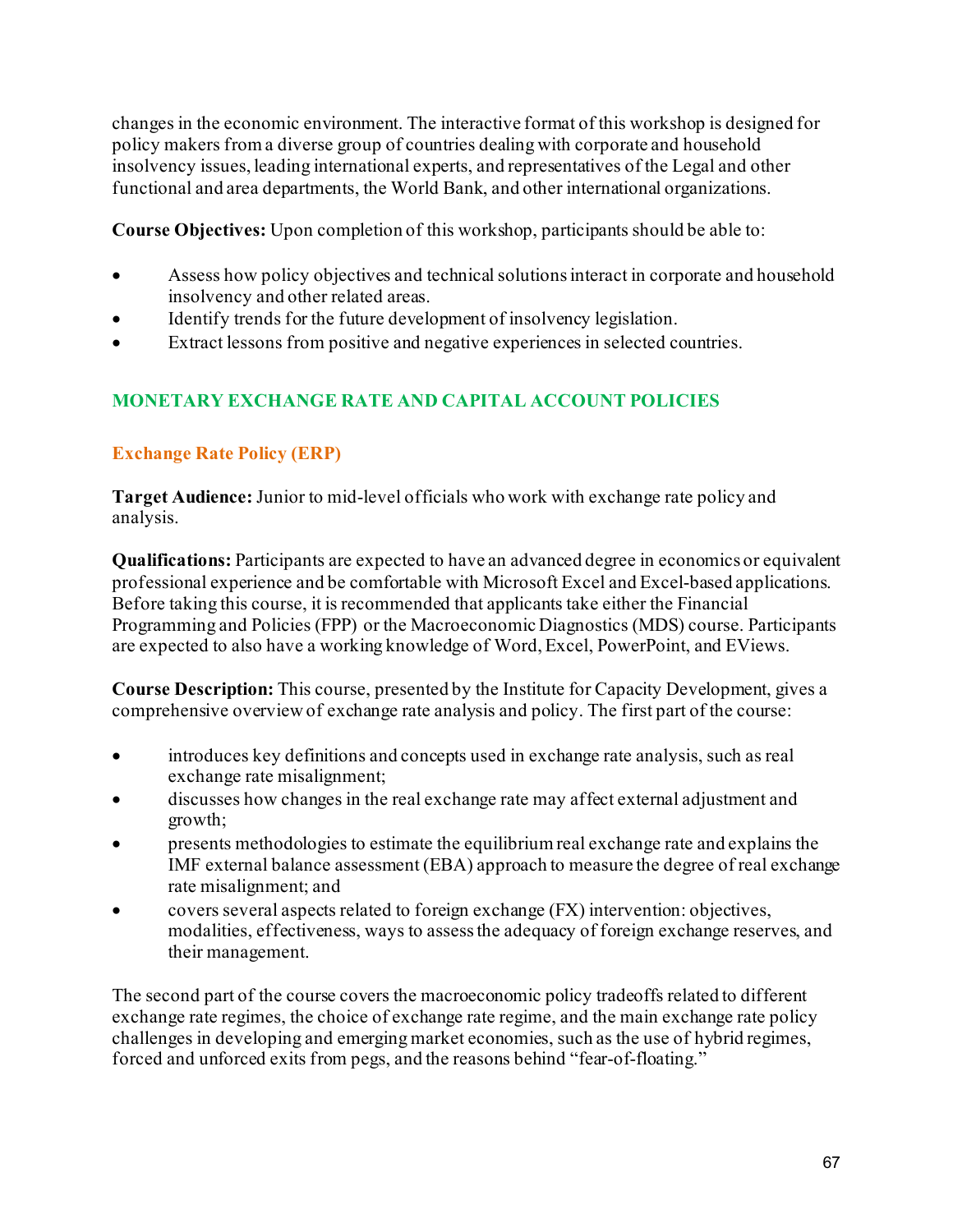changes in the economic environment. The interactive format of this workshop is designed for policy makers from a diverse group of countries dealing with corporate and household insolvency issues, leading international experts, and representatives of the Legal and other functional and area departments, the World Bank, and other international organizations.

**Course Objectives:** Upon completion of this workshop, participants should be able to:

- Assess how policy objectives and technical solutions interact in corporate and household insolvency and other related areas.
- Identify trends for the future development of insolvency legislation.
- Extract lessons from positive and negative experiences in selected countries.

## MONETARY EXCHANGE RATE AND CAPITAL ACCOUNT POLICIES

### Exchange Rate Policy (ERP)

**Target Audience:** Junior to mid-level officials who work with exchange rate policy and analysis.

**Qualifications:** Participants are expected to have an advanced degree in economics or equivalent professional experience and be comfortable with Microsoft Excel and Excel-based applications. Before taking this course, it is recommended that applicants take either the Financial Programming and Policies (FPP) or the Macroeconomic Diagnostics (MDS) course. Participants are expected to also have a working knowledge of Word, Excel, PowerPoint, and EViews.

**Course Description:** This course, presented by the Institute for Capacity Development, gives a comprehensive overview of exchange rate analysis and policy. The first part of the course:

- introduces key definitions and concepts used in exchange rate analysis, such as real exchange rate misalignment;
- discusses how changes in the real exchange rate may affect external adjustment and growth;
- presents methodologies to estimate the equilibrium real exchange rate and explains the IMF external balance assessment (EBA) approach to measure the degree of real exchange rate misalignment; and
- covers several aspects related to foreign exchange (FX) intervention: objectives, modalities, effectiveness, ways to assess the adequacy of foreign exchange reserves, and their management.

The second part of the course covers the macroeconomic policy tradeoffs related to different exchange rate regimes, the choice of exchange rate regime, and the main exchange rate policy challenges in developing and emerging market economies, such as the use of hybrid regimes, forced and unforced exits from pegs, and the reasons behind "fear-of-floating."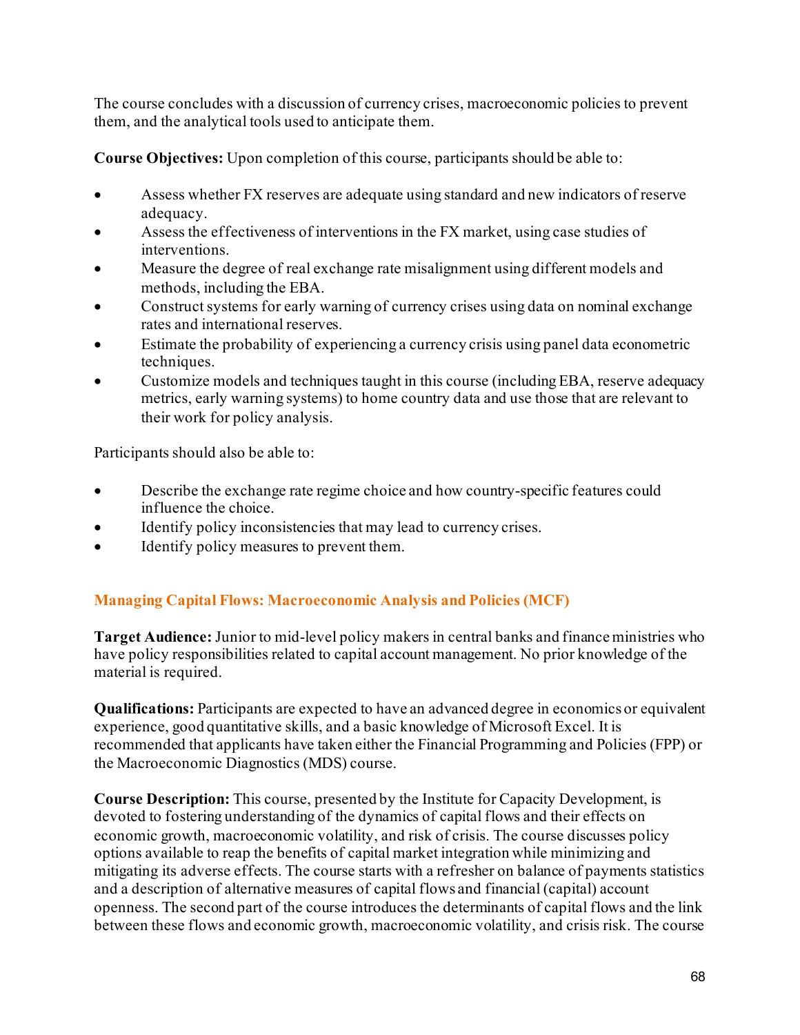The course concludes with a discussion of currency crises, macroeconomic policies to prevent them, and the analytical tools used to anticipate them.

**Course Objectives:** Upon completion of this course, participants should be able to:

- Assess whether FX reserves are adequate using standard and new indicators of reserve adequacy.
- Assess the effectiveness of interventions in the FX market, using case studies of interventions.
- Measure the degree of real exchange rate misalignment using different models and methods, including the EBA.
- Construct systems for early warning of currency crises using data on nominal exchange rates and international reserves.
- Estimate the probability of experiencing a currency crisis using panel data econometric techniques.
- Customize models and techniques taught in this course (including EBA, reserve adequacy metrics, early warning systems) to home country data and use those that are relevant to their work for policy analysis.

Participants should also be able to:

- Describe the exchange rate regime choice and how country-specific features could influence the choice.
- Identify policy inconsistencies that may lead to currency crises.
- Identify policy measures to prevent them.

## Managing Capital Flows: Macroeconomic Analysis and Policies (MCF)

**Target Audience:** Junior to mid-level policy makers in central banks and finance ministries who have policy responsibilities related to capital account management. No prior knowledge of the material is required.

**Qualifications:** Participants are expected to have an advanced degree in economics or equivalent experience, good quantitative skills, and a basic knowledge of Microsoft Excel. It is recommended that applicants have taken either the Financial Programming and Policies (FPP) or the Macroeconomic Diagnostics (MDS) course.

**Course Description:** This course, presented by the Institute for Capacity Development, is devoted to fostering understanding of the dynamics of capital flows and their effects on economic growth, macroeconomic volatility, and risk of crisis. The course discusses policy options available to reap the benefits of capital market integration while minimizing and mitigating its adverse effects. The course starts with a refresher on balance of payments statistics and a description of alternative measures of capital flows and financial (capital) account openness. The second part of the course introduces the determinants of capital flows and the link between these flows and economic growth, macroeconomic volatility, and crisis risk. The course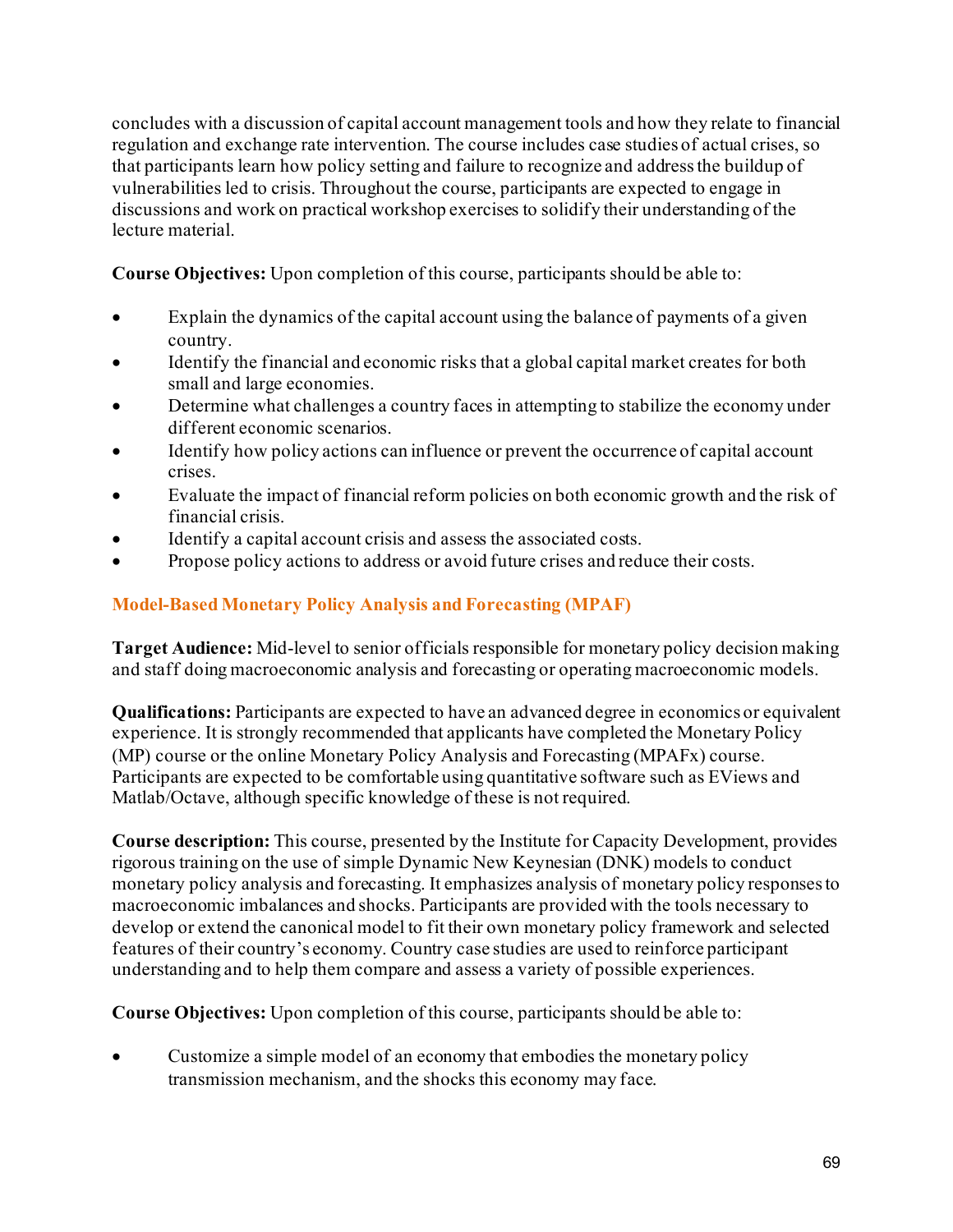concludes with a discussion of capital account management tools and how they relate to financial regulation and exchange rate intervention. The course includes case studies of actual crises, so that participants learn how policy setting and failure to recognize and address the buildup of vulnerabilities led to crisis. Throughout the course, participants are expected to engage in discussions and work on practical workshop exercises to solidify their understanding of the lecture material.

**Course Objectives:** Upon completion of this course, participants should be able to:

- Explain the dynamics of the capital account using the balance of payments of a given country.
- Identify the financial and economic risks that a global capital market creates for both small and large economies.
- Determine what challenges a country faces in attempting to stabilize the economy under different economic scenarios.
- Identify how policy actions can influence or prevent the occurrence of capital account crises.
- Evaluate the impact of financial reform policies on both economic growth and the risk of financial crisis.
- Identify a capital account crisis and assess the associated costs.
- Propose policy actions to address or avoid future crises and reduce their costs.

### Model-Based Monetary Policy Analysis and Forecasting (MPAF)

**Target Audience:** Mid-level to senior officials responsible for monetary policy decision making and staff doing macroeconomic analysis and forecasting or operating macroeconomic models.

**Qualifications:** Participants are expected to have an advanced degree in economics or equivalent experience. It is strongly recommended that applicants have completed the Monetary Policy (MP) course or the online Monetary Policy Analysis and Forecasting (MPAFx) course. Participants are expected to be comfortable using quantitative software such as EViews and Matlab/Octave, although specific knowledge of these is not required.

**Course description:** This course, presented by the Institute for Capacity Development, provides rigorous training on the use of simple Dynamic New Keynesian (DNK) models to conduct monetary policy analysis and forecasting. It emphasizes analysis of monetary policy responses to macroeconomic imbalances and shocks. Participants are provided with the tools necessary to develop or extend the canonical model to fit their own monetary policy framework and selected features of their country's economy. Country case studies are used to reinforce participant understanding and to help them compare and assess a variety of possible experiences.

**Course Objectives:** Upon completion of this course, participants should be able to:

- Customize a simple model of an economy that embodies the monetary policy transmission mechanism, and the shocks this economy may face.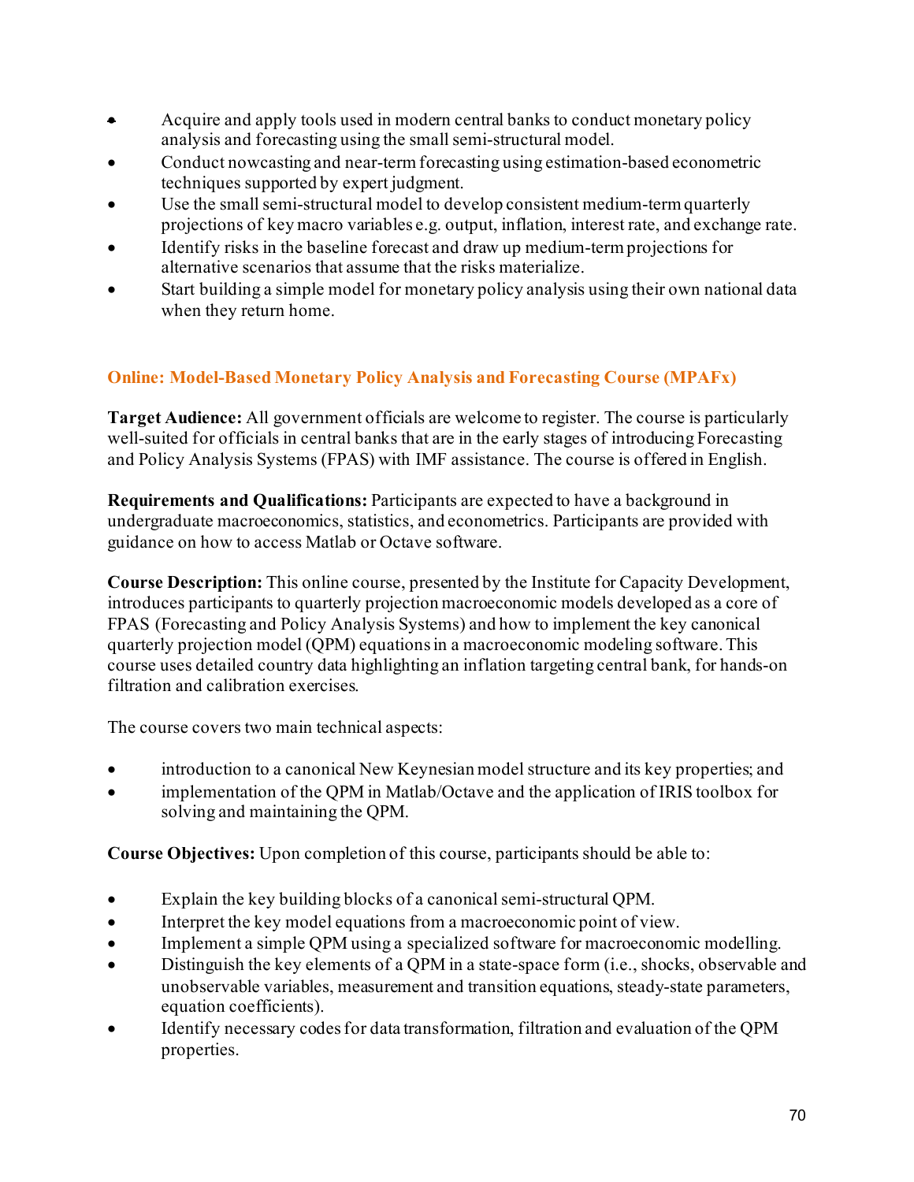- Acquire and apply tools used in modern central banks to conduct monetary policy analysis and forecasting using the small semi-structural model.
- Conduct nowcasting and near-term forecasting using estimation-based econometric techniques supported by expert judgment.
- Use the small semi-structural model to develop consistent medium-term quarterly projections of key macro variables e.g. output, inflation, interest rate, and exchange rate.
- Identify risks in the baseline forecast and draw up medium-term projections for alternative scenarios that assume that the risks materialize.
- Start building a simple model for monetary policy analysis using their own national data when they return home.

### Online: Model-Based Monetary Policy Analysis and Forecasting Course (MPAFx)

**Target Audience:** All government officials are welcome to register. The course is particularly well-suited for officials in central banks that are in the early stages of introducing Forecasting and Policy Analysis Systems (FPAS) with IMF assistance. The course is offered in English.

**Requirements and Qualifications:** Participants are expected to have a background in undergraduate macroeconomics, statistics, and econometrics. Participants are provided with guidance on how to access Matlab or Octave software.

**Course Description:** This online course, presented by the Institute for Capacity Development, introduces participants to quarterly projection macroeconomic models developed as a core of FPAS (Forecasting and Policy Analysis Systems) and how to implement the key canonical quarterly projection model (QPM) equations in a macroeconomic modeling software. This course uses detailed country data highlighting an inflation targeting central bank, for hands-on filtration and calibration exercises.

The course covers two main technical aspects:

- introduction to a canonical New Keynesian model structure and its key properties; and
- implementation of the QPM in Matlab/Octave and the application of IRIS toolbox for solving and maintaining the QPM.

**Course Objectives:** Upon completion of this course, participants should be able to:

- Explain the key building blocks of a canonical semi-structural QPM.
- Interpret the key model equations from a macroeconomic point of view.
- Implement a simple QPM using a specialized software for macroeconomic modelling.
- Distinguish the key elements of a QPM in a state-space form (i.e., shocks, observable and unobservable variables, measurement and transition equations, steady-state parameters, equation coefficients).
- Identify necessary codes for data transformation, filtration and evaluation of the QPM properties.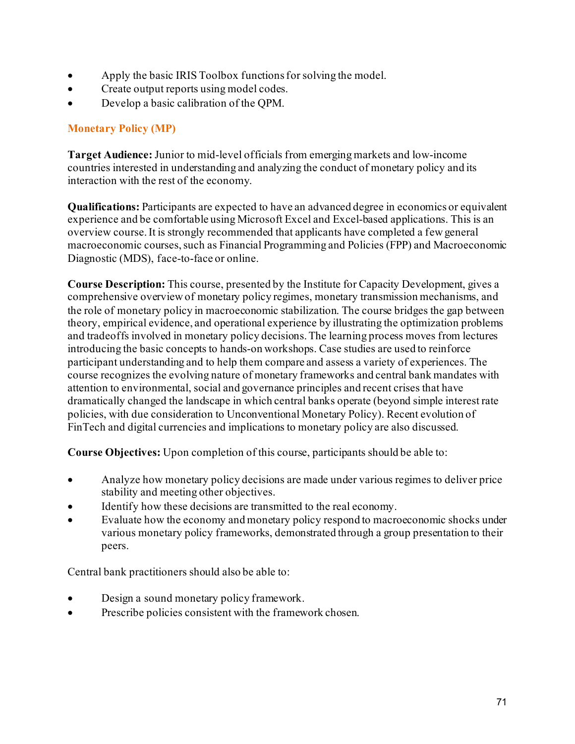- Apply the basic IRIS Toolbox functions for solving the model.
- Create output reports using model codes.
- Develop a basic calibration of the QPM.

## Monetary Policy (MP)

**Target Audience:** Junior to mid-level officials from emerging markets and low-income countries interested in understanding and analyzing the conduct of monetary policy and its interaction with the rest of the economy.

**Qualifications:** Participants are expected to have an advanced degree in economics or equivalent experience and be comfortable using Microsoft Excel and Excel-based applications. This is an overview course. It is strongly recommended that applicants have completed a few general macroeconomic courses, such as Financial Programming and Policies (FPP) and Macroeconomic Diagnostic (MDS), face-to-face or online.

**Course Description:** This course, presented by the Institute for Capacity Development, gives a comprehensive overview of monetary policy regimes, monetary transmission mechanisms, and the role of monetary policy in macroeconomic stabilization. The course bridges the gap between theory, empirical evidence, and operational experience by illustrating the optimization problems and tradeoffs involved in monetary policy decisions. The learning process moves from lectures introducing the basic concepts to hands-on workshops. Case studies are used to reinforce participant understanding and to help them compare and assess a variety of experiences. The course recognizes the evolving nature of monetary frameworks and central bank mandates with attention to environmental, social and governance principles and recent crises that have dramatically changed the landscape in which central banks operate (beyond simple interest rate policies, with due consideration to Unconventional Monetary Policy). Recent evolution of FinTech and digital currencies and implications to monetary policy are also discussed.

**Course Objectives:** Upon completion of this course, participants should be able to:

- Analyze how monetary policy decisions are made under various regimes to deliver price stability and meeting other objectives.
- Identify how these decisions are transmitted to the real economy.
- Evaluate how the economy and monetary policy respond to macroeconomic shocks under various monetary policy frameworks, demonstrated through a group presentation to their peers.

Central bank practitioners should also be able to:

- Design a sound monetary policy framework.
- Prescribe policies consistent with the framework chosen.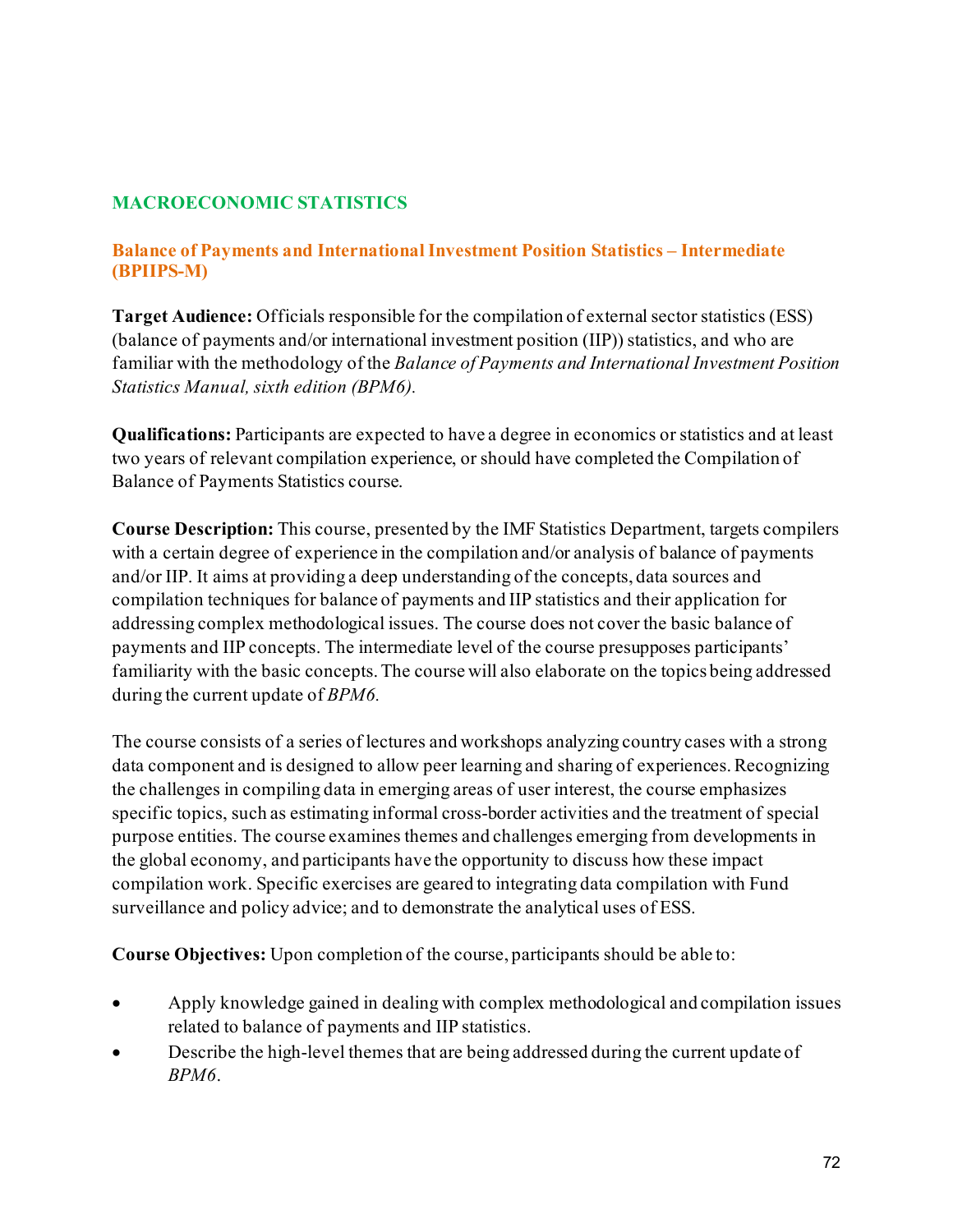## MACROECONOMIC STATISTICS

### Balance of Payments and International Investment Position Statistics – Intermediate (BPIIPS-M)

**Target Audience:** Officials responsible for the compilation of external sector statistics (ESS) (balance of payments and/or international investment position (IIP)) statistics, and who are familiar with the methodology of the *Balance of Payments and International Investment Position Statistics Manual, sixth edition (BPM6).*

**Qualifications:** Participants are expected to have a degree in economics or statistics and at least two years of relevant compilation experience, or should have completed the Compilation of Balance of Payments Statistics course.

**Course Description:** This course, presented by the IMF Statistics Department, targets compilers with a certain degree of experience in the compilation and/or analysis of balance of payments and/or IIP. It aims at providing a deep understanding of the concepts, data sources and compilation techniques for balance of payments and IIP statistics and their application for addressing complex methodological issues. The course does not cover the basic balance of payments and IIP concepts. The intermediate level of the course presupposes participants' familiarity with the basic concepts. The course will also elaborate on the topics being addressed during the current update of *BPM6.*

The course consists of a series of lectures and workshops analyzing country cases with a strong data component and is designed to allow peer learning and sharing of experiences. Recognizing the challenges in compiling data in emerging areas of user interest, the course emphasizes specific topics, such as estimating informal cross-border activities and the treatment of special purpose entities. The course examines themes and challenges emerging from developments in the global economy, and participants have the opportunity to discuss how these impact compilation work. Specific exercises are geared to integrating data compilation with Fund surveillance and policy advice; and to demonstrate the analytical uses of ESS.

**Course Objectives:** Upon completion of the course, participants should be able to:

- Apply knowledge gained in dealing with complex methodological and compilation issues related to balance of payments and IIP statistics.
- Describe the high-level themes that are being addressed during the current update of *BPM6*.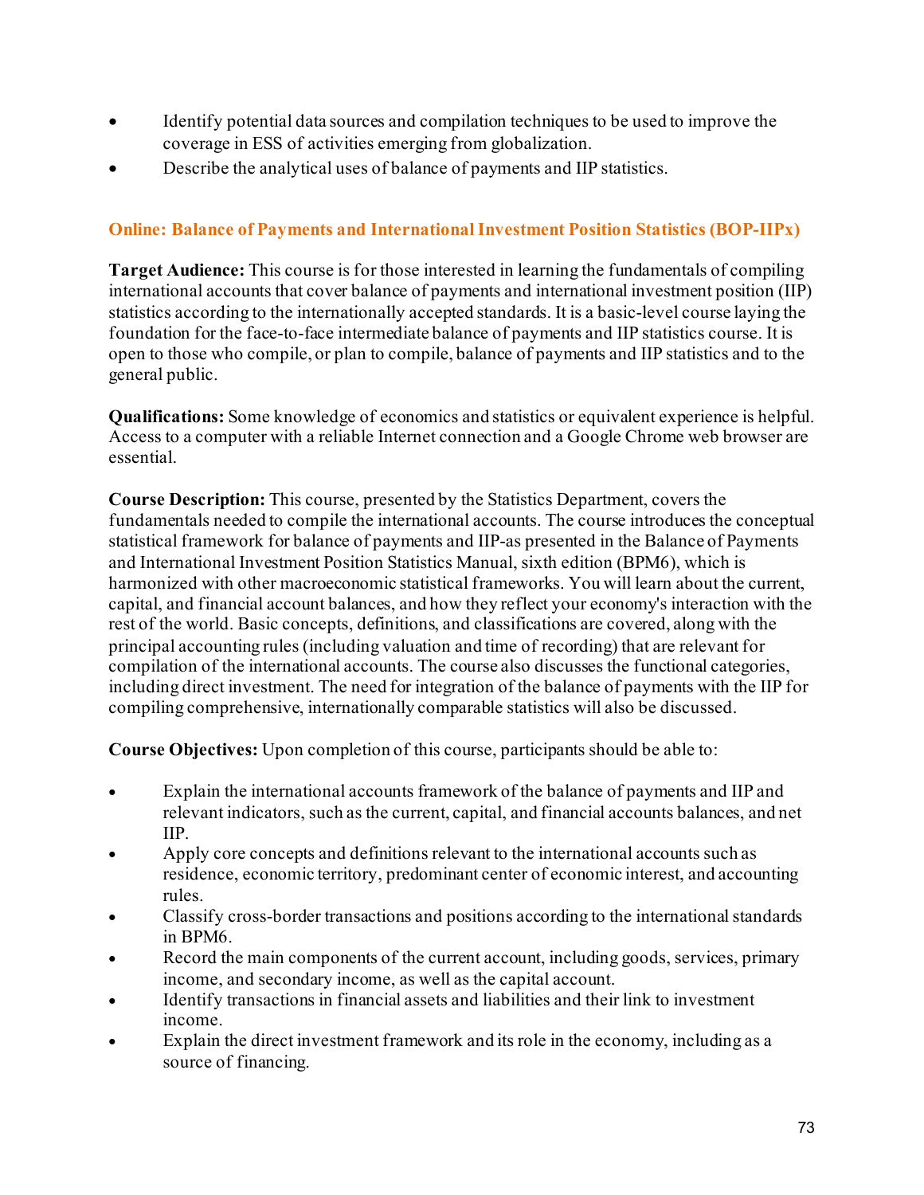- Identify potential data sources and compilation techniques to be used to improve the coverage in ESS of activities emerging from globalization.
- Describe the analytical uses of balance of payments and IIP statistics.

### Online: Balance of Payments and International Investment Position Statistics (BOP-IIPx)

**Target Audience:** This course is for those interested in learning the fundamentals of compiling international accounts that cover balance of payments and international investment position (IIP) statistics according to the internationally accepted standards. It is a basic-level course laying the foundation for the face-to-face intermediate balance of payments and IIP statistics course. It is open to those who compile, or plan to compile, balance of payments and IIP statistics and to the general public.

**Qualifications:** Some knowledge of economics and statistics or equivalent experience is helpful. Access to a computer with a reliable Internet connection and a Google Chrome web browser are essential.

**Course Description:** This course, presented by the Statistics Department, covers the fundamentals needed to compile the international accounts. The course introduces the conceptual statistical framework for balance of payments and IIP-as presented in the Balance of Payments and International Investment Position Statistics Manual, sixth edition (BPM6), which is harmonized with other macroeconomic statistical frameworks. You will learn about the current, capital, and financial account balances, and how they reflect your economy's interaction with the rest of the world. Basic concepts, definitions, and classifications are covered, along with the principal accounting rules (including valuation and time of recording) that are relevant for compilation of the international accounts. The course also discusses the functional categories, including direct investment. The need for integration of the balance of payments with the IIP for compiling comprehensive, internationally comparable statistics will also be discussed.

**Course Objectives:** Upon completion of this course, participants should be able to:

- Explain the international accounts framework of the balance of payments and IIP and relevant indicators, such as the current, capital, and financial accounts balances, and net IIP.
- Apply core concepts and definitions relevant to the international accounts such as residence, economic territory, predominant center of economic interest, and accounting rules.
- Classify cross-border transactions and positions according to the international standards in BPM6.
- Record the main components of the current account, including goods, services, primary income, and secondary income, as well as the capital account.
- Identify transactions in financial assets and liabilities and their link to investment income.
- Explain the direct investment framework and its role in the economy, including as a source of financing.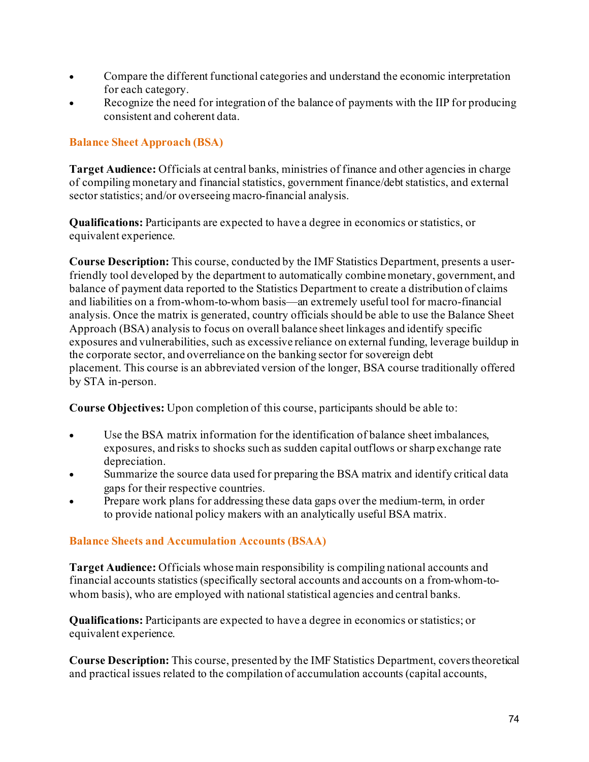- Compare the different functional categories and understand the economic interpretation for each category.
- Recognize the need for integration of the balance of payments with the IIP for producing consistent and coherent data.

### Balance Sheet Approach (BSA)

**Target Audience:** Officials at central banks, ministries of finance and other agencies in charge of compiling monetary and financial statistics, government finance/debt statistics, and external sector statistics; and/or overseeing macro-financial analysis.

**Qualifications:** Participants are expected to have a degree in economics or statistics, or equivalent experience.

**Course Description:** This course, conducted by the IMF Statistics Department, presents a user-friendly tool developed by the department to automatically combine monetary, government, and balance of payment data reported to the Statistics Department to create a distribution of claims and liabilities on a from-whom-to-whom basis—an extremely useful tool for macro-financial analysis. Once the matrix is generated, country officials should be able to use the Balance Sheet Approach (BSA) analysis to focus on overall balance sheet linkages and identify specific exposures and vulnerabilities, such as excessive reliance on external funding, leverage buildup in the corporate sector, and overreliance on the banking sector for sovereign debt placement. This course is an abbreviated version of the longer, BSA course traditionally offered by STA in-person.

**Course Objectives:** Upon completion of this course, participants should be able to:

- Use the BSA matrix information for the identification of balance sheet imbalances, exposures, and risks to shocks such as sudden capital outflows or sharp exchange rate depreciation.
- Summarize the source data used for preparing the BSA matrix and identify critical data gaps for their respective countries.
- Prepare work plans for addressing these data gaps over the medium-term, in order to provide national policy makers with an analytically useful BSA matrix.

### Balance Sheets and Accumulation Accounts (BSAA)

**Target Audience:** Officials whose main responsibility is compiling national accounts and financial accounts statistics (specifically sectoral accounts and accounts on a from-whom-to-whom basis), who are employed with national statistical agencies and central banks.

**Qualifications:** Participants are expected to have a degree in economics or statistics; or equivalent experience.

**Course Description:** This course, presented by the IMF Statistics Department, covers theoretical and practical issues related to the compilation of accumulation accounts (capital accounts,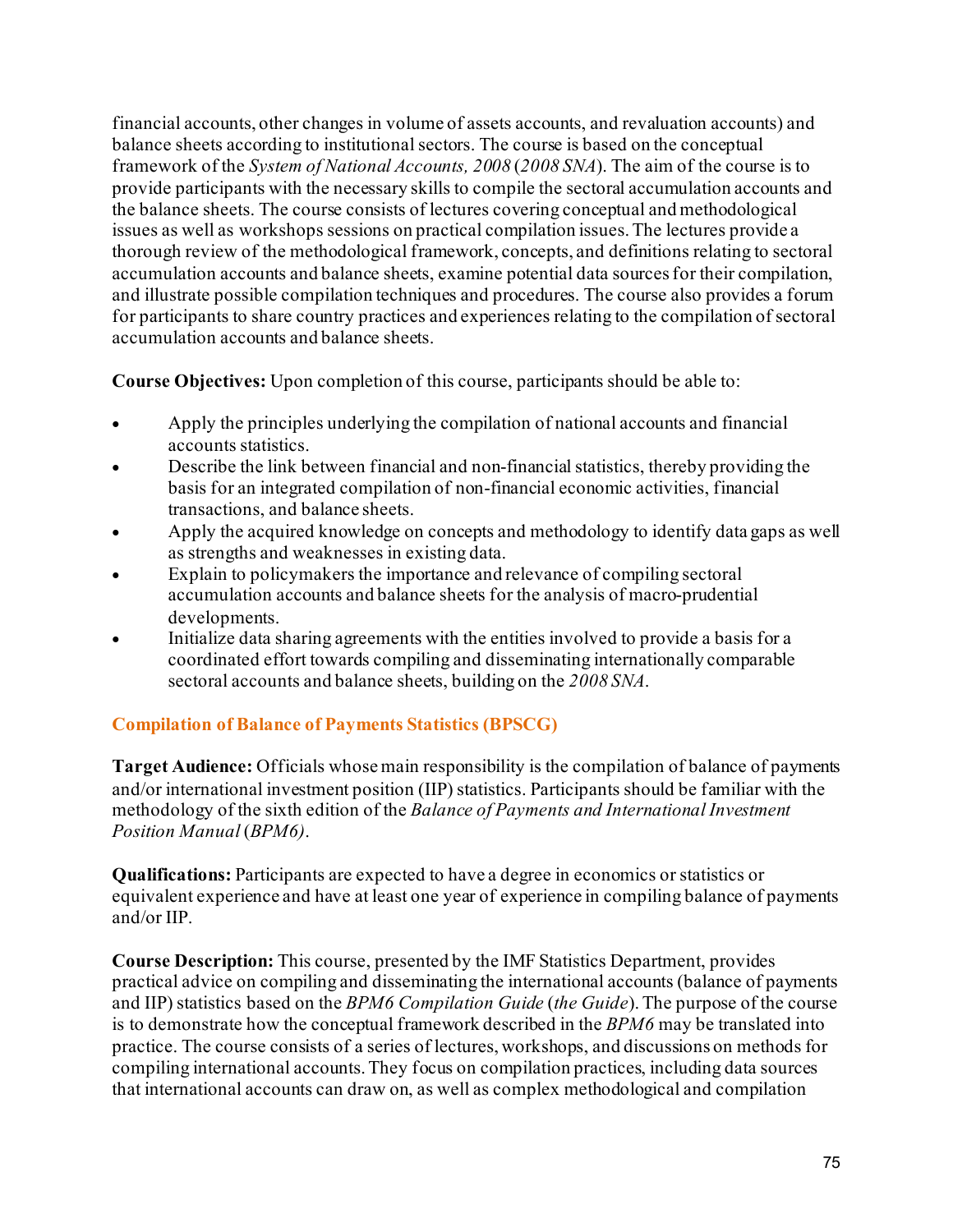financial accounts, other changes in volume of assets accounts, and revaluation accounts) and balance sheets according to institutional sectors. The course is based on the conceptual framework of the *System of National Accounts, 2008* (*2008 SNA*). The aim of the course is to provide participants with the necessary skills to compile the sectoral accumulation accounts and the balance sheets. The course consists of lectures covering conceptual and methodological issues as well as workshops sessions on practical compilation issues. The lectures provide a thorough review of the methodological framework, concepts, and definitions relating to sectoral accumulation accounts and balance sheets, examine potential data sources for their compilation, and illustrate possible compilation techniques and procedures. The course also provides a forum for participants to share country practices and experiences relating to the compilation of sectoral accumulation accounts and balance sheets.

**Course Objectives:** Upon completion of this course, participants should be able to:

- Apply the principles underlying the compilation of national accounts and financial accounts statistics.
- Describe the link between financial and non-financial statistics, thereby providing the basis for an integrated compilation of non-financial economic activities, financial transactions, and balance sheets.
- Apply the acquired knowledge on concepts and methodology to identify data gaps as well as strengths and weaknesses in existing data.
- Explain to policymakers the importance and relevance of compiling sectoral accumulation accounts and balance sheets for the analysis of macro-prudential developments.
- Initialize data sharing agreements with the entities involved to provide a basis for a coordinated effort towards compiling and disseminating internationally comparable sectoral accounts and balance sheets, building on the *2008 SNA*.

### Compilation of Balance of Payments Statistics (BPSCG)

**Target Audience:** Officials whose main responsibility is the compilation of balance of payments and/or international investment position (IIP) statistics. Participants should be familiar with the methodology of the sixth edition of the *Balance of Payments and International Investment Position Manual* (*BPM6)*.

**Qualifications:** Participants are expected to have a degree in economics or statistics or equivalent experience and have at least one year of experience in compiling balance of payments and/or IIP.

**Course Description:** This course, presented by the IMF Statistics Department, provides practical advice on compiling and disseminating the international accounts (balance of payments and IIP) statistics based on the *BPM6 Compilation Guide* (*the Guide*). The purpose of the course is to demonstrate how the conceptual framework described in the *BPM6* may be translated into practice. The course consists of a series of lectures, workshops, and discussions on methods for compiling international accounts. They focus on compilation practices, including data sources that international accounts can draw on, as well as complex methodological and compilation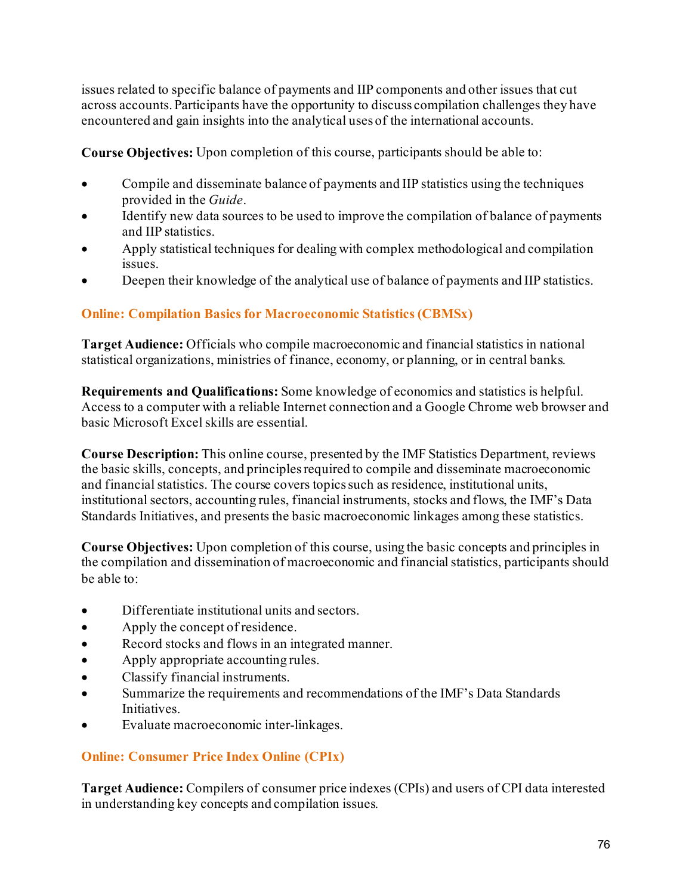issues related to specific balance of payments and IIP components and other issues that cut across accounts. Participants have the opportunity to discuss compilation challenges they have encountered and gain insights into the analytical uses of the international accounts.

**Course Objectives:** Upon completion of this course, participants should be able to:

- Compile and disseminate balance of payments and IIP statistics using the techniques provided in the *Guide*.
- Identify new data sources to be used to improve the compilation of balance of payments and IIP statistics.
- Apply statistical techniques for dealing with complex methodological and compilation issues.
- Deepen their knowledge of the analytical use of balance of payments and IIP statistics.

### Online: Compilation Basics for Macroeconomic Statistics (CBMSx)

**Target Audience:** Officials who compile macroeconomic and financial statistics in national statistical organizations, ministries of finance, economy, or planning, or in central banks.

**Requirements and Qualifications:** Some knowledge of economics and statistics is helpful. Access to a computer with a reliable Internet connection and a Google Chrome web browser and basic Microsoft Excel skills are essential.

**Course Description:** This online course, presented by the IMF Statistics Department, reviews the basic skills, concepts, and principles required to compile and disseminate macroeconomic and financial statistics. The course covers topics such as residence, institutional units, institutional sectors, accounting rules, financial instruments, stocks and flows, the IMF's Data Standards Initiatives, and presents the basic macroeconomic linkages among these statistics.

**Course Objectives:** Upon completion of this course, using the basic concepts and principles in the compilation and dissemination of macroeconomic and financial statistics, participants should be able to:

- Differentiate institutional units and sectors.
- Apply the concept of residence.
- Record stocks and flows in an integrated manner.
- Apply appropriate accounting rules.
- Classify financial instruments.
- Summarize the requirements and recommendations of the IMF's Data Standards Initiatives.
- Evaluate macroeconomic inter-linkages.

### Online: Consumer Price Index Online (CPIx)

**Target Audience:** Compilers of consumer price indexes (CPIs) and users of CPI data interested in understanding key concepts and compilation issues.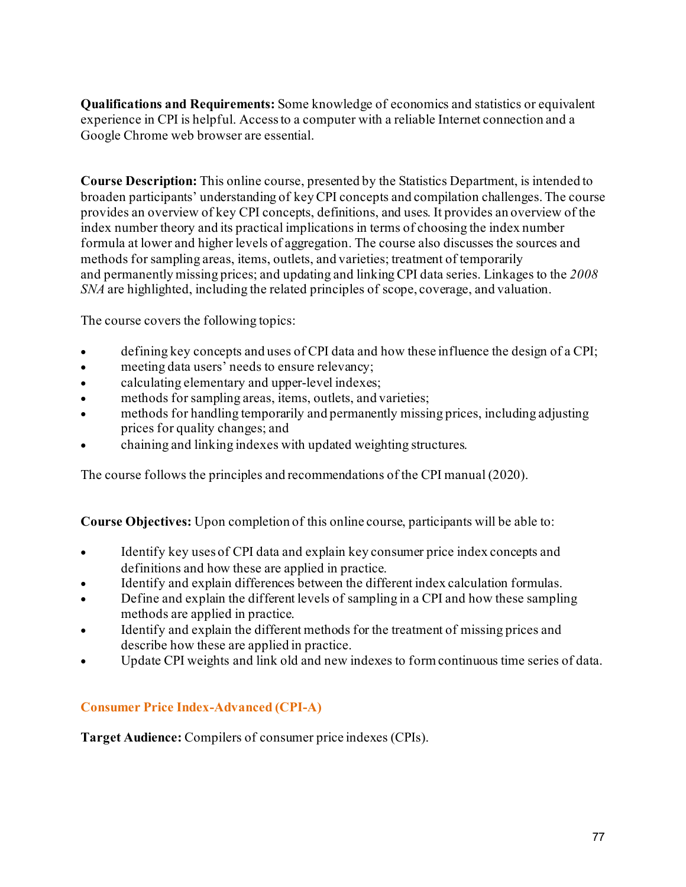**Qualifications and Requirements:** Some knowledge of economics and statistics or equivalent experience in CPI is helpful. Access to a computer with a reliable Internet connection and a Google Chrome web browser are essential.

**Course Description:** This online course, presented by the Statistics Department, is intended to broaden participants' understanding of key CPI concepts and compilation challenges. The course provides an overview of key CPI concepts, definitions, and uses. It provides an overview of the index number theory and its practical implications in terms of choosing the index number formula at lower and higher levels of aggregation. The course also discusses the sources and methods for sampling areas, items, outlets, and varieties; treatment of temporarily and permanently missing prices; and updating and linking CPI data series. Linkages to the *2008 SNA* are highlighted, including the related principles of scope, coverage, and valuation.

The course covers the following topics:

- defining key concepts and uses of CPI data and how these influence the design of a CPI;
- meeting data users' needs to ensure relevancy;
- calculating elementary and upper-level indexes;
- methods for sampling areas, items, outlets, and varieties;
- methods for handling temporarily and permanently missing prices, including adjusting prices for quality changes; and
- chaining and linking indexes with updated weighting structures.

The course follows the principles and recommendations of the CPI manual (2020).

**Course Objectives:** Upon completion of this online course, participants will be able to:

- Identify key uses of CPI data and explain key consumer price index concepts and definitions and how these are applied in practice.
- Identify and explain differences between the different index calculation formulas.
- Define and explain the different levels of sampling in a CPI and how these sampling methods are applied in practice.
- Identify and explain the different methods for the treatment of missing prices and describe how these are applied in practice.
- Update CPI weights and link old and new indexes to form continuous time series of data.

### Consumer Price Index-Advanced (CPI-A)

**Target Audience:** Compilers of consumer price indexes (CPIs).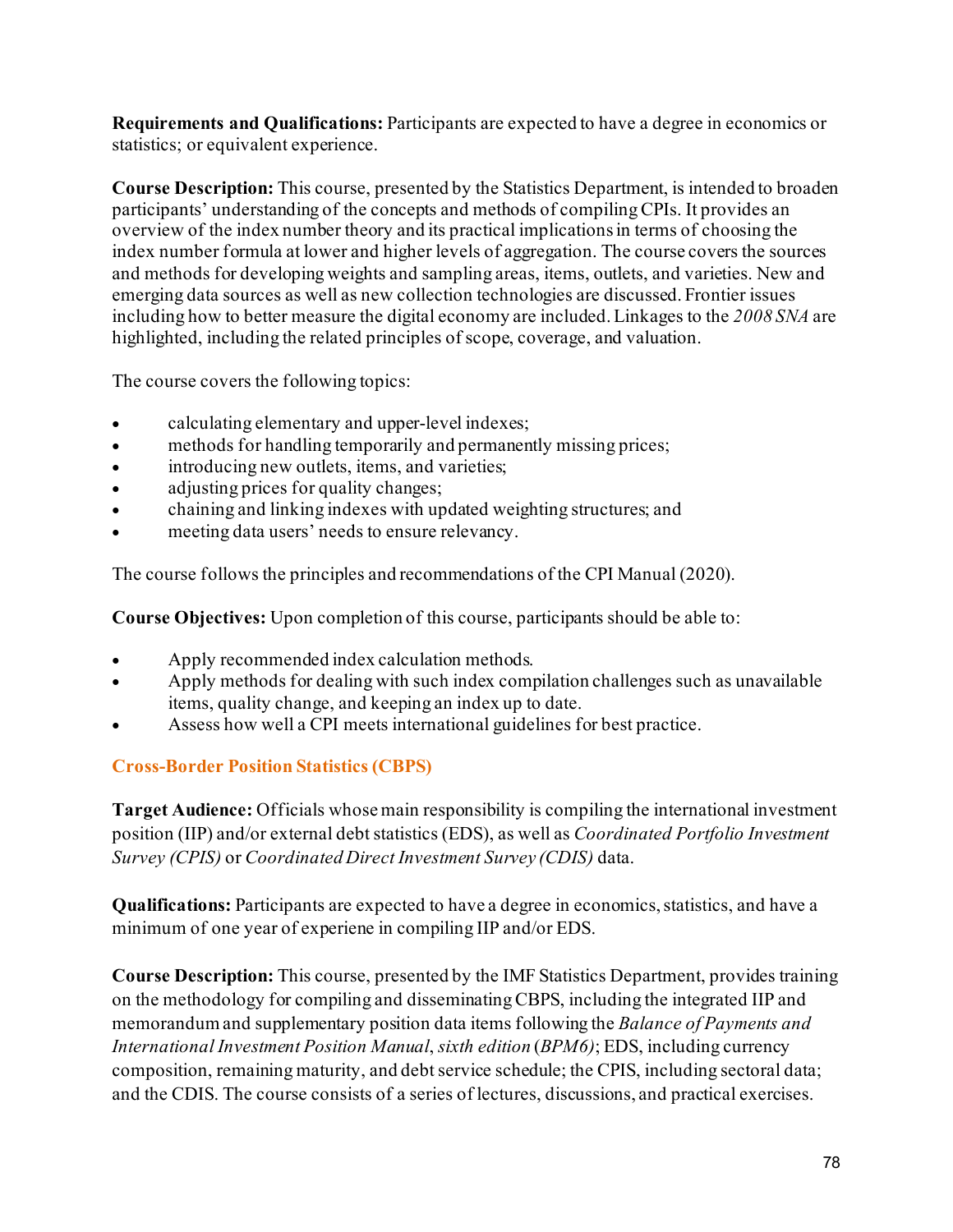**Requirements and Qualifications:** Participants are expected to have a degree in economics or statistics; or equivalent experience.

**Course Description:** This course, presented by the Statistics Department, is intended to broaden participants' understanding of the concepts and methods of compiling CPIs. It provides an overview of the index number theory and its practical implications in terms of choosing the index number formula at lower and higher levels of aggregation. The course covers the sources and methods for developing weights and sampling areas, items, outlets, and varieties. New and emerging data sources as well as new collection technologies are discussed. Frontier issues including how to better measure the digital economy are included. Linkages to the *2008 SNA* are highlighted, including the related principles of scope, coverage, and valuation.

The course covers the following topics:

- calculating elementary and upper-level indexes;
- methods for handling temporarily and permanently missing prices;
- introducing new outlets, items, and varieties;
- adjusting prices for quality changes;
- chaining and linking indexes with updated weighting structures; and
- meeting data users' needs to ensure relevancy.

The course follows the principles and recommendations of the CPI Manual (2020).

**Course Objectives:** Upon completion of this course, participants should be able to:

- Apply recommended index calculation methods.
- Apply methods for dealing with such index compilation challenges such as unavailable items, quality change, and keeping an index up to date.
- Assess how well a CPI meets international guidelines for best practice.

### Cross-Border Position Statistics (CBPS)

**Target Audience:** Officials whose main responsibility is compiling the international investment position (IIP) and/or external debt statistics (EDS), as well as *Coordinated Portfolio Investment Survey (CPIS)* or *Coordinated Direct Investment Survey (CDIS)* data.

**Qualifications:** Participants are expected to have a degree in economics, statistics, and have a minimum of one year of experiene in compiling IIP and/or EDS.

**Course Description:** This course, presented by the IMF Statistics Department, provides training on the methodology for compiling and disseminating CBPS, including the integrated IIP and memorandum and supplementary position data items following the *Balance of Payments and International Investment Position Manual*, *sixth edition* (*BPM6)*; EDS, including currency composition, remaining maturity, and debt service schedule; the CPIS, including sectoral data; and the CDIS. The course consists of a series of lectures, discussions, and practical exercises.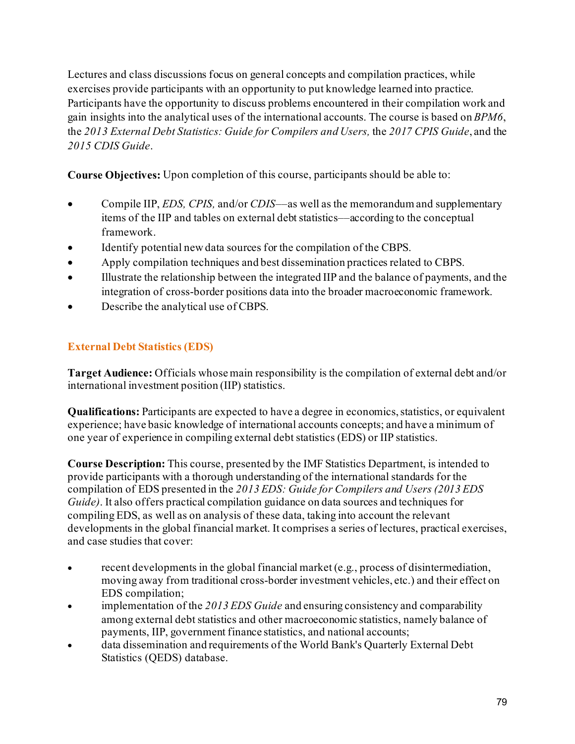Lectures and class discussions focus on general concepts and compilation practices, while exercises provide participants with an opportunity to put knowledge learned into practice. Participants have the opportunity to discuss problems encountered in their compilation work and gain insights into the analytical uses of the international accounts. The course is based on *BPM6*, the *2013 External Debt Statistics: Guide for Compilers and Users,* the *2017 CPIS Guide*, and the *2015 CDIS Guide*.

**Course Objectives:** Upon completion of this course, participants should be able to:

- Compile IIP, *EDS, CPIS,* and/or *CDIS*—as well as the memorandum and supplementary items of the IIP and tables on external debt statistics—according to the conceptual framework.
- Identify potential new data sources for the compilation of the CBPS.
- Apply compilation techniques and best dissemination practices related to CBPS.
- Illustrate the relationship between the integrated IIP and the balance of payments, and the integration of cross-border positions data into the broader macroeconomic framework.
- Describe the analytical use of CBPS.

## External Debt Statistics (EDS)

**Target Audience:** Officials whose main responsibility is the compilation of external debt and/or international investment position (IIP) statistics.

**Qualifications:** Participants are expected to have a degree in economics, statistics, or equivalent experience; have basic knowledge of international accounts concepts; and have a minimum of one year of experience in compiling external debt statistics (EDS) or IIP statistics.

**Course Description:** This course, presented by the IMF Statistics Department, is intended to provide participants with a thorough understanding of the international standards for the compilation of EDS presented in the *2013 EDS: Guide for Compilers and Users (2013 EDS Guide)*. It also offers practical compilation guidance on data sources and techniques for compiling EDS, as well as on analysis of these data, taking into account the relevant developments in the global financial market. It comprises a series of lectures, practical exercises, and case studies that cover:

- recent developments in the global financial market (e.g., process of disintermediation, moving away from traditional cross-border investment vehicles, etc.) and their effect on EDS compilation;
- implementation of the *2013 EDS Guide* and ensuring consistency and comparability among external debt statistics and other macroeconomic statistics, namely balance of payments, IIP, government finance statistics, and national accounts;
- data dissemination and requirements of the World Bank's Quarterly External Debt Statistics (QEDS) database.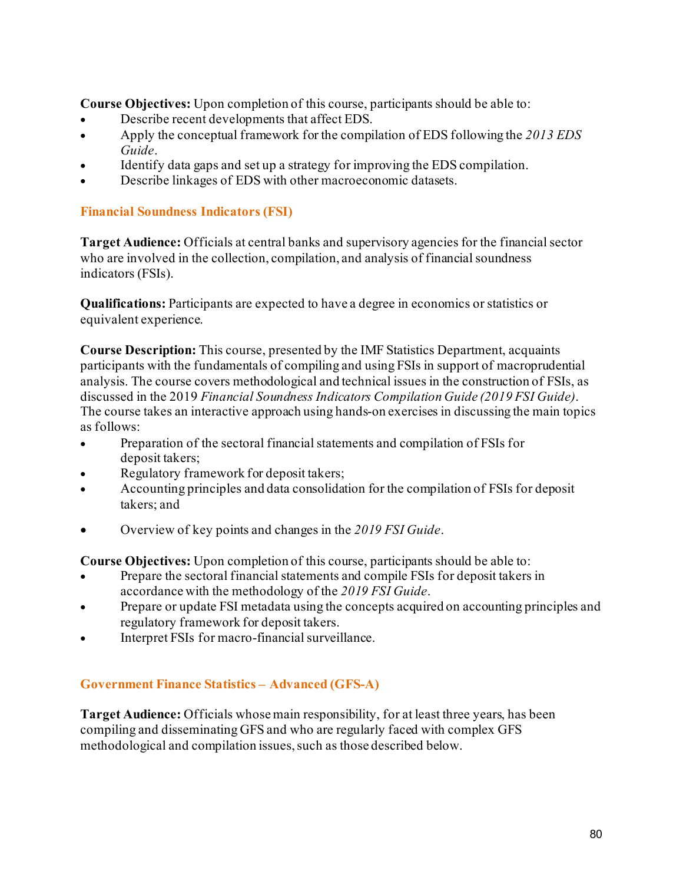**Course Objectives:** Upon completion of this course, participants should be able to:

- Describe recent developments that affect EDS.
- Apply the conceptual framework for the compilation of EDS following the *2013 EDS Guide*.
- Identify data gaps and set up a strategy for improving the EDS compilation.
- Describe linkages of EDS with other macroeconomic datasets.

### Financial Soundness Indicators (FSI)

**Target Audience:** Officials at central banks and supervisory agencies for the financial sector who are involved in the collection, compilation, and analysis of financial soundness indicators (FSIs).

**Qualifications:** Participants are expected to have a degree in economics or statistics or equivalent experience.

**Course Description:** This course, presented by the IMF Statistics Department, acquaints participants with the fundamentals of compiling and using FSIs in support of macroprudential analysis. The course covers methodological and technical issues in the construction of FSIs, as discussed in the 2019 *Financial Soundness Indicators Compilation Guide (2019 FSI Guide)*. The course takes an interactive approach using hands-on exercises in discussing the main topics as follows:

- Preparation of the sectoral financial statements and compilation of FSIs for deposit takers;
- Regulatory framework for deposit takers;
- Accounting principles and data consolidation for the compilation of FSIs for deposit takers; and
- Overview of key points and changes in the *2019 FSI Guide*.

**Course Objectives:** Upon completion of this course, participants should be able to:

- Prepare the sectoral financial statements and compile FSIs for deposit takers in accordance with the methodology of the *2019 FSI Guide*.
- Prepare or update FSI metadata using the concepts acquired on accounting principles and regulatory framework for deposit takers.
- Interpret FSIs for macro-financial surveillance.

### Government Finance Statistics – Advanced (GFS-A)

**Target Audience:** Officials whose main responsibility, for at least three years, has been compiling and disseminating GFS and who are regularly faced with complex GFS methodological and compilation issues, such as those described below.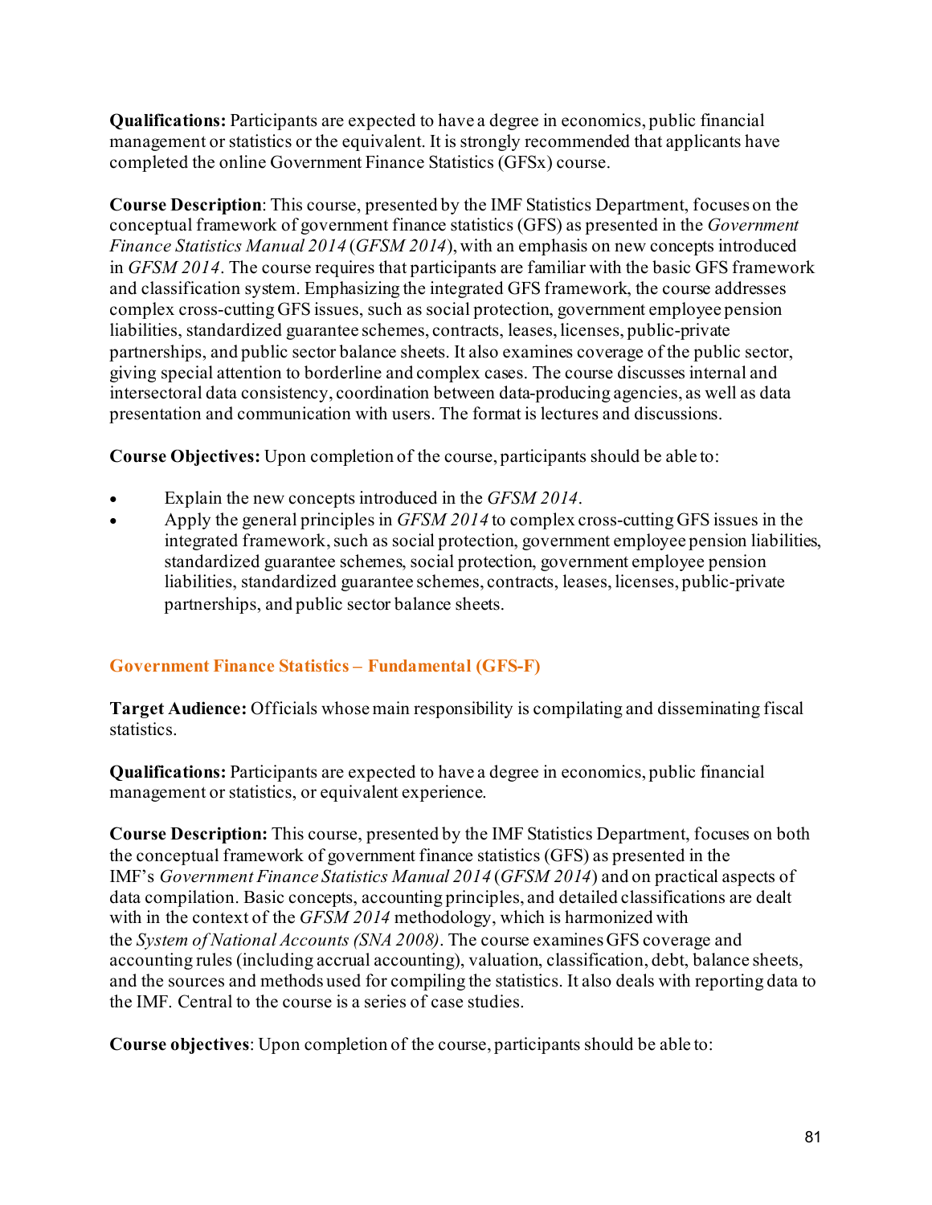**Qualifications:** Participants are expected to have a degree in economics, public financial management or statistics or the equivalent. It is strongly recommended that applicants have completed the online Government Finance Statistics (GFSx) course.

**Course Description**: This course, presented by the IMF Statistics Department, focuses on the conceptual framework of government finance statistics (GFS) as presented in the *Government Finance Statistics Manual 2014* (*GFSM 2014*), with an emphasis on new concepts introduced in *GFSM 2014*. The course requires that participants are familiar with the basic GFS framework and classification system. Emphasizing the integrated GFS framework, the course addresses complex cross-cutting GFS issues, such as social protection, government employee pension liabilities, standardized guarantee schemes, contracts, leases, licenses, public-private partnerships, and public sector balance sheets. It also examines coverage of the public sector, giving special attention to borderline and complex cases. The course discusses internal and intersectoral data consistency, coordination between data-producing agencies, as well as data presentation and communication with users. The format is lectures and discussions.

**Course Objectives:** Upon completion of the course, participants should be able to:

- Explain the new concepts introduced in the *GFSM 2014*.
- Apply the general principles in *GFSM 2014* to complex cross-cutting GFS issues in the integrated framework, such as social protection, government employee pension liabilities, standardized guarantee schemes, social protection, government employee pension liabilities, standardized guarantee schemes, contracts, leases, licenses, public-private partnerships, and public sector balance sheets.

## Government Finance Statistics – Fundamental (GFS-F)

**Target Audience:** Officials whose main responsibility is compiling and disseminating fiscal statistics.

**Qualifications:** Participants are expected to have a degree in economics, public financial management or statistics, or equivalent experience.

**Course Description:** This course, presented by the IMF Statistics Department, focuses on both the conceptual framework of government finance statistics (GFS) as presented in the IMF's *Government Finance Statistics Manual 2014* (*GFSM 2014*) and on practical aspects of data compilation. Basic concepts, accounting principles, and detailed classifications are dealt with in the context of the *GFSM 2014* methodology, which is harmonized with the *System of National Accounts (SNA 2008)*. The course examines GFS coverage and accounting rules (including accrual accounting), valuation, classification, debt, balance sheets, and the sources and methods used for compiling the statistics. It also deals with reporting data to the IMF. Central to the course is a series of case studies.

**Course objectives**: Upon completion of the course, participants should be able to: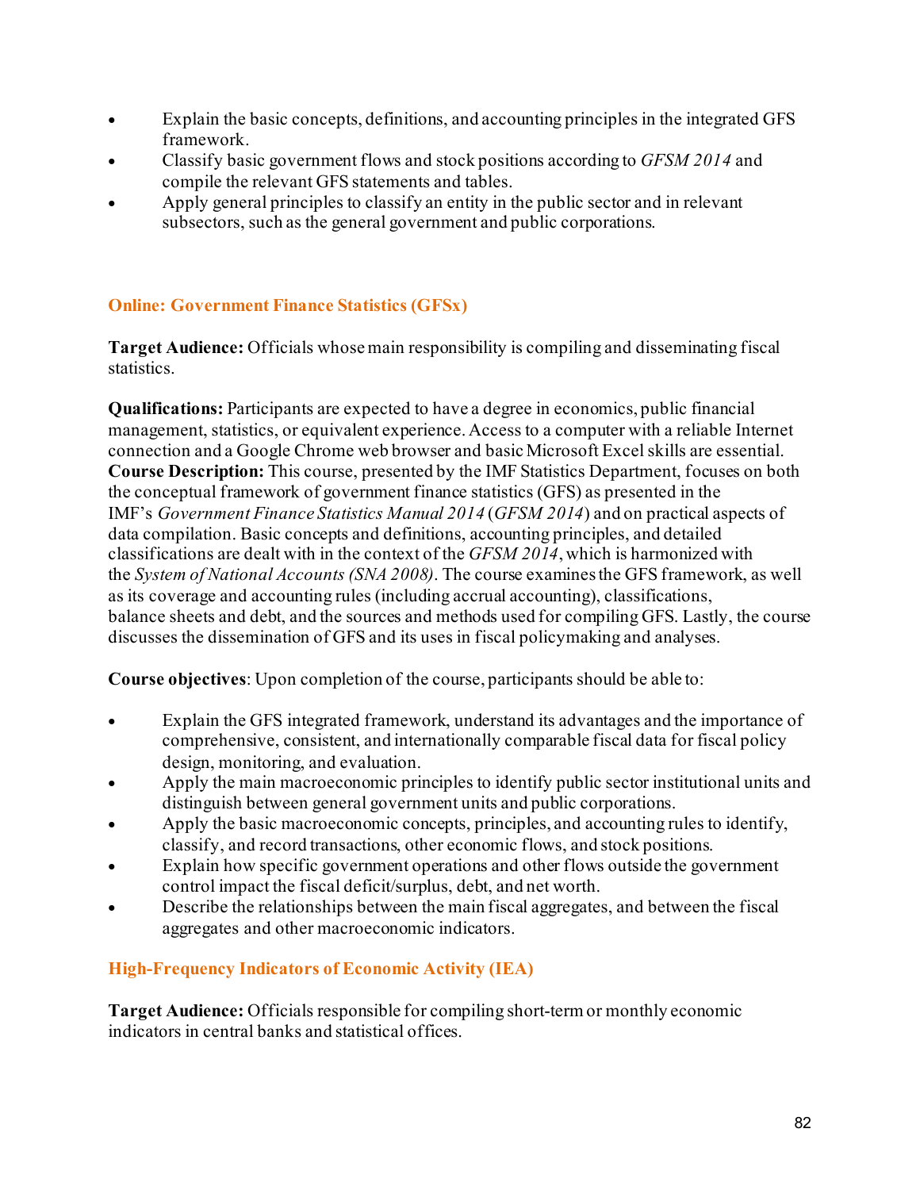- Explain the basic concepts, definitions, and accounting principles in the integrated GFS framework.
- Classify basic government flows and stock positions according to *GFSM 2014* and compile the relevant GFS statements and tables.
- Apply general principles to classify an entity in the public sector and in relevant subsectors, such as the general government and public corporations.

### Online: Government Finance Statistics (GFSx)

**Target Audience:** Officials whose main responsibility is compiling and disseminating fiscal statistics.

**Qualifications:** Participants are expected to have a degree in economics, public financial management, statistics, or equivalent experience. Access to a computer with a reliable Internet connection and a Google Chrome web browser and basic Microsoft Excel skills are essential.
**Course Description:** This course, presented by the IMF Statistics Department, focuses on both the conceptual framework of government finance statistics (GFS) as presented in the IMF's *Government Finance Statistics Manual 2014* (*GFSM 2014*) and on practical aspects of data compilation. Basic concepts and definitions, accounting principles, and detailed classifications are dealt with in the context of the *GFSM 2014*, which is harmonized with the *System of National Accounts (SNA 2008)*. The course examines the GFS framework, as well as its coverage and accounting rules (including accrual accounting), classifications, balance sheets and debt, and the sources and methods used for compiling GFS. Lastly, the course discusses the dissemination of GFS and its uses in fiscal policymaking and analyses.

**Course objectives**: Upon completion of the course, participants should be able to:

- Explain the GFS integrated framework, understand its advantages and the importance of comprehensive, consistent, and internationally comparable fiscal data for fiscal policy design, monitoring, and evaluation.
- Apply the main macroeconomic principles to identify public sector institutional units and distinguish between general government units and public corporations.
- Apply the basic macroeconomic concepts, principles, and accounting rules to identify, classify, and record transactions, other economic flows, and stock positions.
- Explain how specific government operations and other flows outside the government control impact the fiscal deficit/surplus, debt, and net worth.
- Describe the relationships between the main fiscal aggregates, and between the fiscal aggregates and other macroeconomic indicators.

### High-Frequency Indicators of Economic Activity (IEA)

**Target Audience:** Officials responsible for compiling short-term or monthly economic indicators in central banks and statistical offices.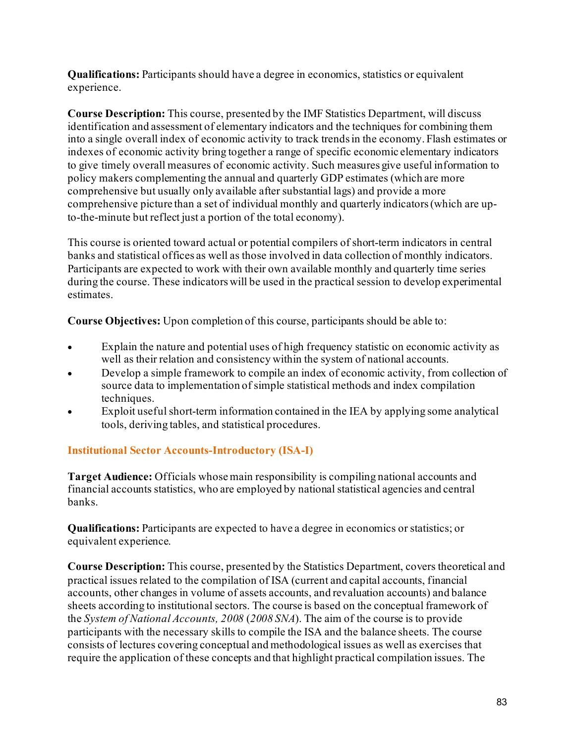**Qualifications:** Participants should have a degree in economics, statistics or equivalent experience.

**Course Description:** This course, presented by the IMF Statistics Department, will discuss identification and assessment of elementary indicators and the techniques for combining them into a single overall index of economic activity to track trends in the economy. Flash estimates or indexes of economic activity bring together a range of specific economic elementary indicators to give timely overall measures of economic activity. Such measures give useful information to policy makers complementing the annual and quarterly GDP estimates (which are more comprehensive but usually only available after substantial lags) and provide a more comprehensive picture than a set of individual monthly and quarterly indicators (which are up-to-the-minute but reflect just a portion of the total economy).

This course is oriented toward actual or potential compilers of short-term indicators in central banks and statistical offices as well as those involved in data collection of monthly indicators. Participants are expected to work with their own available monthly and quarterly time series during the course. These indicators will be used in the practical session to develop experimental estimates.

**Course Objectives:** Upon completion of this course, participants should be able to:

- Explain the nature and potential uses of high frequency statistic on economic activity as well as their relation and consistency within the system of national accounts.
- Develop a simple framework to compile an index of economic activity, from collection of source data to implementation of simple statistical methods and index compilation techniques.
- Exploit useful short-term information contained in the IEA by applying some analytical tools, deriving tables, and statistical procedures.

### Institutional Sector Accounts-Introductory (ISA-I)

**Target Audience:** Officials whose main responsibility is compiling national accounts and financial accounts statistics, who are employed by national statistical agencies and central banks.

**Qualifications:** Participants are expected to have a degree in economics or statistics; or equivalent experience.

**Course Description:** This course, presented by the Statistics Department, covers theoretical and practical issues related to the compilation of ISA (current and capital accounts, financial accounts, other changes in volume of assets accounts, and revaluation accounts) and balance sheets according to institutional sectors. The course is based on the conceptual framework of the *System of National Accounts, 2008* (*2008 SNA*). The aim of the course is to provide participants with the necessary skills to compile the ISA and the balance sheets. The course consists of lectures covering conceptual and methodological issues as well as exercises that require the application of these concepts and that highlight practical compilation issues. The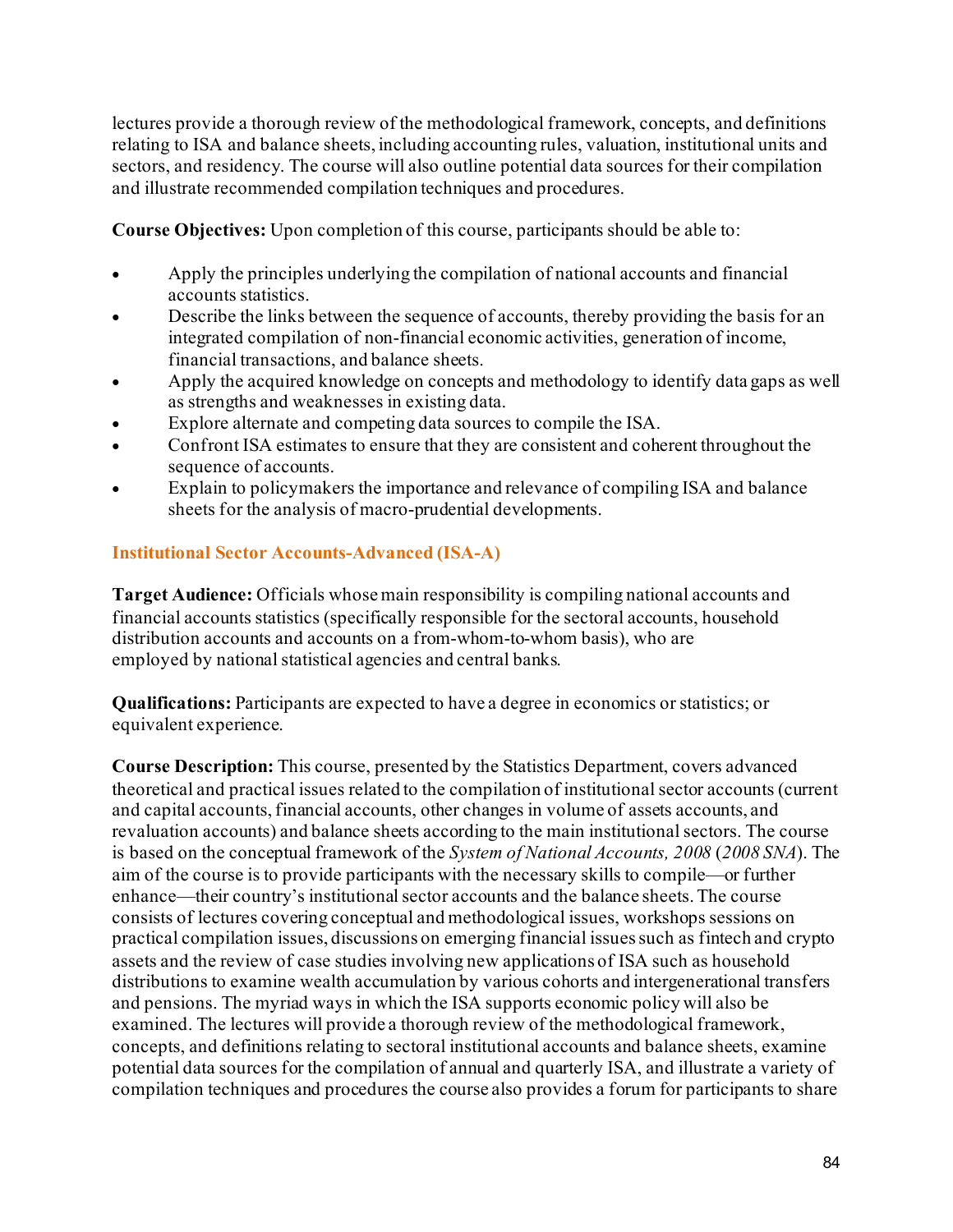lectures provide a thorough review of the methodological framework, concepts, and definitions relating to ISA and balance sheets, including accounting rules, valuation, institutional units and sectors, and residency. The course will also outline potential data sources for their compilation and illustrate recommended compilation techniques and procedures.

**Course Objectives:** Upon completion of this course, participants should be able to:

- Apply the principles underlying the compilation of national accounts and financial accounts statistics.
- Describe the links between the sequence of accounts, thereby providing the basis for an integrated compilation of non-financial economic activities, generation of income, financial transactions, and balance sheets.
- Apply the acquired knowledge on concepts and methodology to identify data gaps as well as strengths and weaknesses in existing data.
- Explore alternate and competing data sources to compile the ISA.
- Confront ISA estimates to ensure that they are consistent and coherent throughout the sequence of accounts.
- Explain to policymakers the importance and relevance of compiling ISA and balance sheets for the analysis of macro-prudential developments.

### Institutional Sector Accounts-Advanced (ISA-A)

**Target Audience:** Officials whose main responsibility is compiling national accounts and financial accounts statistics (specifically responsible for the sectoral accounts, household distribution accounts and accounts on a from-whom-to-whom basis), who are employed by national statistical agencies and central banks.

**Qualifications:** Participants are expected to have a degree in economics or statistics; or equivalent experience.

**Course Description:** This course, presented by the Statistics Department, covers advanced theoretical and practical issues related to the compilation of institutional sector accounts (current and capital accounts, financial accounts, other changes in volume of assets accounts, and revaluation accounts) and balance sheets according to the main institutional sectors. The course is based on the conceptual framework of the *System of National Accounts, 2008* (*2008 SNA*). The aim of the course is to provide participants with the necessary skills to compile—or further enhance—their country's institutional sector accounts and the balance sheets. The course consists of lectures covering conceptual and methodological issues, workshops sessions on practical compilation issues, discussions on emerging financial issues such as fintech and crypto assets and the review of case studies involving new applications of ISA such as household distributions to examine wealth accumulation by various cohorts and intergenerational transfers and pensions. The myriad ways in which the ISA supports economic policy will also be examined. The lectures will provide a thorough review of the methodological framework, concepts, and definitions relating to sectoral institutional accounts and balance sheets, examine potential data sources for the compilation of annual and quarterly ISA, and illustrate a variety of compilation techniques and procedures the course also provides a forum for participants to share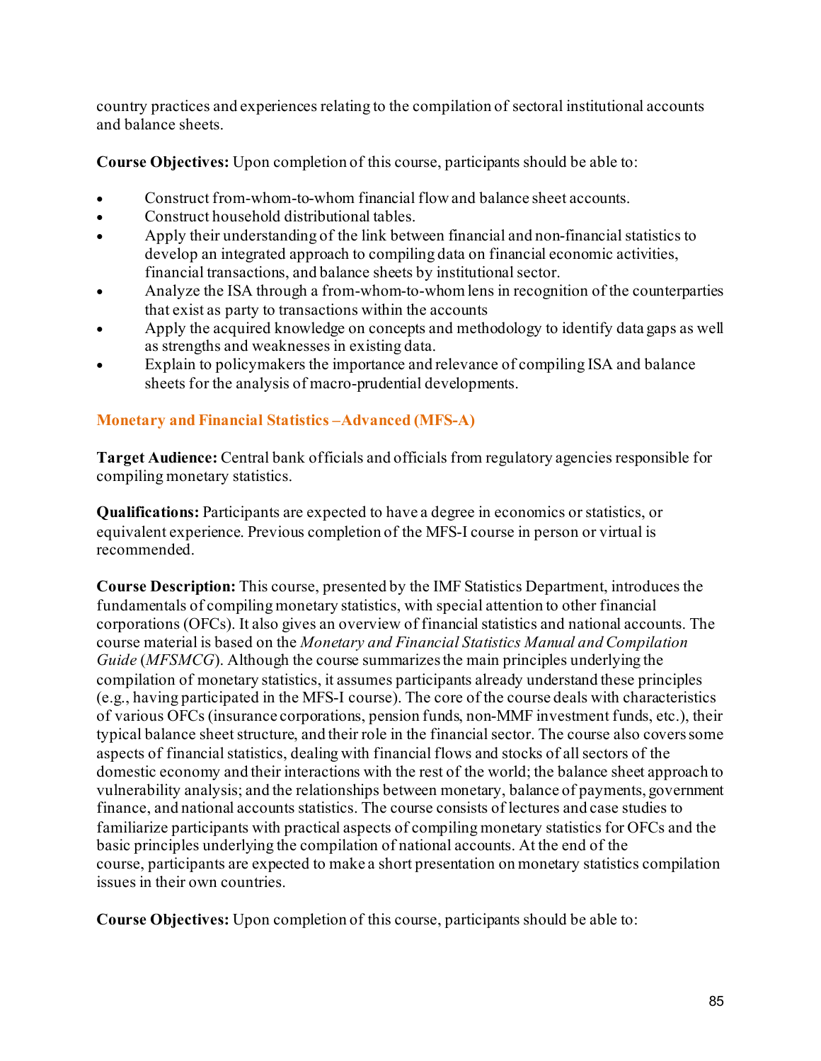country practices and experiences relating to the compilation of sectoral institutional accounts and balance sheets.

**Course Objectives:** Upon completion of this course, participants should be able to:

- Construct from-whom-to-whom financial flow and balance sheet accounts.
- Construct household distributional tables.
- Apply their understanding of the link between financial and non-financial statistics to develop an integrated approach to compiling data on financial economic activities, financial transactions, and balance sheets by institutional sector.
- Analyze the ISA through a from-whom-to-whom lens in recognition of the counterparties that exist as party to transactions within the accounts
- Apply the acquired knowledge on concepts and methodology to identify data gaps as well as strengths and weaknesses in existing data.
- Explain to policymakers the importance and relevance of compiling ISA and balance sheets for the analysis of macro-prudential developments.

## Monetary and Financial Statistics –Advanced (MFS-A)

**Target Audience:** Central bank officials and officials from regulatory agencies responsible for compiling monetary statistics.

**Qualifications:** Participants are expected to have a degree in economics or statistics, or equivalent experience. Previous completion of the MFS-I course in person or virtual is recommended.

**Course Description:** This course, presented by the IMF Statistics Department, introduces the fundamentals of compiling monetary statistics, with special attention to other financial corporations (OFCs). It also gives an overview of financial statistics and national accounts. The course material is based on the *Monetary and Financial Statistics Manual and Compilation Guide* (*MFSMCG*). Although the course summarizes the main principles underlying the compilation of monetary statistics, it assumes participants already understand these principles (e.g., having participated in the MFS-I course). The core of the course deals with characteristics of various OFCs (insurance corporations, pension funds, non-MMF investment funds, etc.), their typical balance sheet structure, and their role in the financial sector. The course also covers some aspects of financial statistics, dealing with financial flows and stocks of all sectors of the domestic economy and their interactions with the rest of the world; the balance sheet approach to vulnerability analysis; and the relationships between monetary, balance of payments, government finance, and national accounts statistics. The course consists of lectures and case studies to familiarize participants with practical aspects of compiling monetary statistics for OFCs and the basic principles underlying the compilation of national accounts. At the end of the course, participants are expected to make a short presentation on monetary statistics compilation issues in their own countries.

**Course Objectives:** Upon completion of this course, participants should be able to: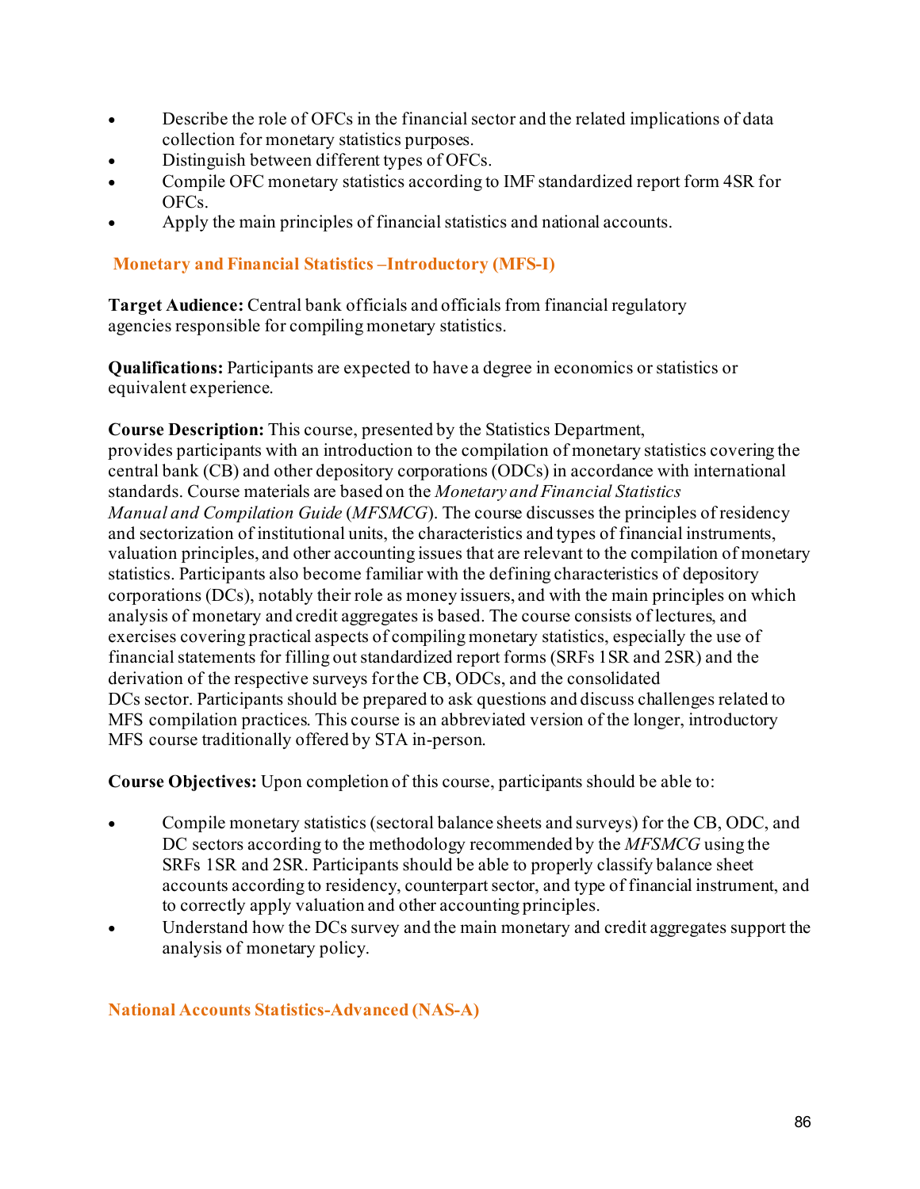- Describe the role of OFCs in the financial sector and the related implications of data collection for monetary statistics purposes.
- Distinguish between different types of OFCs.
- Compile OFC monetary statistics according to IMF standardized report form 4SR for OFCs.
- Apply the main principles of financial statistics and national accounts.

## Monetary and Financial Statistics –Introductory (MFS-I)

**Target Audience:** Central bank officials and officials from financial regulatory agencies responsible for compiling monetary statistics.

**Qualifications:** Participants are expected to have a degree in economics or statistics or equivalent experience.

**Course Description:** This course, presented by the Statistics Department, provides participants with an introduction to the compilation of monetary statistics covering the central bank (CB) and other depository corporations (ODCs) in accordance with international standards. Course materials are based on the *Monetary and Financial Statistics Manual and Compilation Guide* (*MFSMCG*). The course discusses the principles of residency and sectorization of institutional units, the characteristics and types of financial instruments, valuation principles, and other accounting issues that are relevant to the compilation of monetary statistics. Participants also become familiar with the defining characteristics of depository corporations (DCs), notably their role as money issuers, and with the main principles on which analysis of monetary and credit aggregates is based. The course consists of lectures, and exercises covering practical aspects of compiling monetary statistics, especially the use of financial statements for filling out standardized report forms (SRFs 1SR and 2SR) and the derivation of the respective surveys for the CB, ODCs, and the consolidated DCs sector. Participants should be prepared to ask questions and discuss challenges related to MFS compilation practices. This course is an abbreviated version of the longer, introductory MFS course traditionally offered by STA in-person.

**Course Objectives:** Upon completion of this course, participants should be able to:

- Compile monetary statistics (sectoral balance sheets and surveys) for the CB, ODC, and DC sectors according to the methodology recommended by the *MFSMCG* using the SRFs 1SR and 2SR. Participants should be able to properly classify balance sheet accounts according to residency, counterpart sector, and type of financial instrument, and to correctly apply valuation and other accounting principles.
- Understand how the DCs survey and the main monetary and credit aggregates support the analysis of monetary policy.

## National Accounts Statistics-Advanced (NAS-A)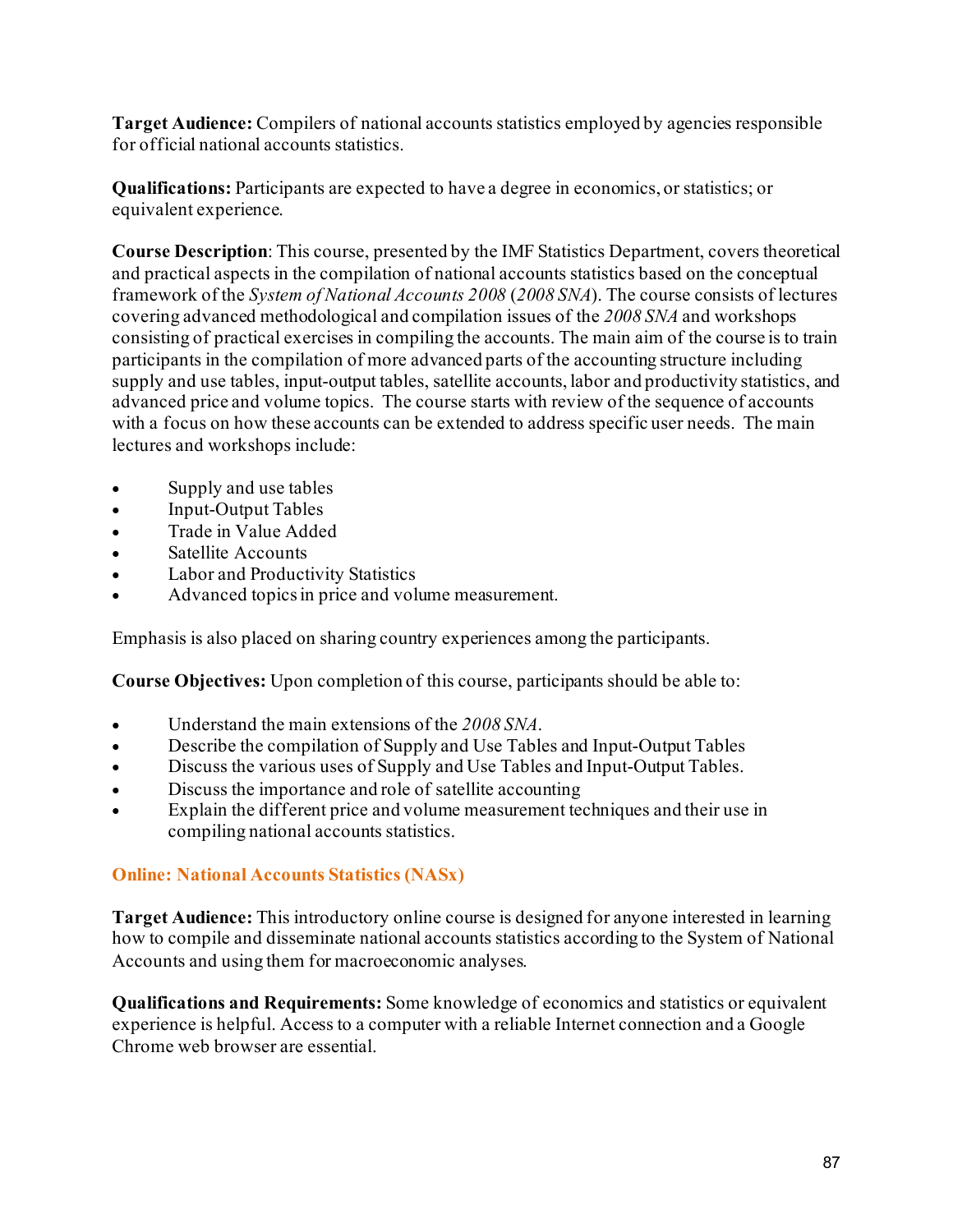**Target Audience:** Compilers of national accounts statistics employed by agencies responsible for official national accounts statistics.

**Qualifications:** Participants are expected to have a degree in economics, or statistics; or equivalent experience.

**Course Description**: This course, presented by the IMF Statistics Department, covers theoretical and practical aspects in the compilation of national accounts statistics based on the conceptual framework of the *System of National Accounts 2008* (*2008 SNA*). The course consists of lectures covering advanced methodological and compilation issues of the *2008 SNA* and workshops consisting of practical exercises in compiling the accounts. The main aim of the course is to train participants in the compilation of more advanced parts of the accounting structure including supply and use tables, input-output tables, satellite accounts, labor and productivity statistics, and advanced price and volume topics. The course starts with review of the sequence of accounts with a focus on how these accounts can be extended to address specific user needs. The main lectures and workshops include:

- Supply and use tables
- Input-Output Tables
- Trade in Value Added
- Satellite Accounts
- Labor and Productivity Statistics
- Advanced topics in price and volume measurement.

Emphasis is also placed on sharing country experiences among the participants.

**Course Objectives:** Upon completion of this course, participants should be able to:

- Understand the main extensions of the *2008 SNA*.
- Describe the compilation of Supply and Use Tables and Input-Output Tables
- Discuss the various uses of Supply and Use Tables and Input-Output Tables.
- Discuss the importance and role of satellite accounting
- Explain the different price and volume measurement techniques and their use in compiling national accounts statistics.

### Online: National Accounts Statistics (NASx)

**Target Audience:** This introductory online course is designed for anyone interested in learning how to compile and disseminate national accounts statistics according to the System of National Accounts and using them for macroeconomic analyses.

**Qualifications and Requirements:** Some knowledge of economics and statistics or equivalent experience is helpful. Access to a computer with a reliable Internet connection and a Google Chrome web browser are essential.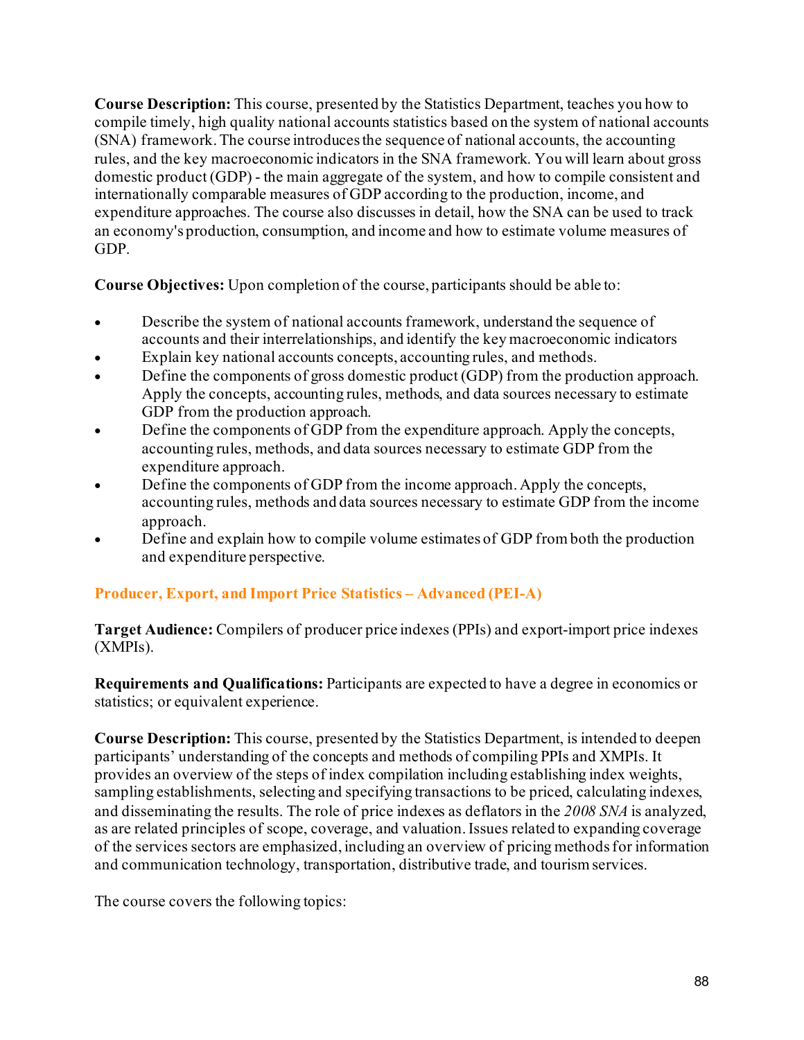**Course Description:** This course, presented by the Statistics Department, teaches you how to compile timely, high quality national accounts statistics based on the system of national accounts (SNA) framework. The course introduces the sequence of national accounts, the accounting rules, and the key macroeconomic indicators in the SNA framework. You will learn about gross domestic product (GDP) - the main aggregate of the system, and how to compile consistent and internationally comparable measures of GDP according to the production, income, and expenditure approaches. The course also discusses in detail, how the SNA can be used to track an economy's production, consumption, and income and how to estimate volume measures of GDP.

**Course Objectives:** Upon completion of the course, participants should be able to:

- Describe the system of national accounts framework, understand the sequence of accounts and their interrelationships, and identify the key macroeconomic indicators
- Explain key national accounts concepts, accounting rules, and methods.
- Define the components of gross domestic product (GDP) from the production approach. Apply the concepts, accounting rules, methods, and data sources necessary to estimate GDP from the production approach.
- Define the components of GDP from the expenditure approach. Apply the concepts, accounting rules, methods, and data sources necessary to estimate GDP from the expenditure approach.
- Define the components of GDP from the income approach. Apply the concepts, accounting rules, methods and data sources necessary to estimate GDP from the income approach.
- Define and explain how to compile volume estimates of GDP from both the production and expenditure perspective.

## Producer, Export, and Import Price Statistics – Advanced (PEI-A)

**Target Audience:** Compilers of producer price indexes (PPIs) and export-import price indexes (XMPIs).

**Requirements and Qualifications:** Participants are expected to have a degree in economics or statistics; or equivalent experience.

**Course Description:** This course, presented by the Statistics Department, is intended to deepen participants' understanding of the concepts and methods of compiling PPIs and XMPIs. It provides an overview of the steps of index compilation including establishing index weights, sampling establishments, selecting and specifying transactions to be priced, calculating indexes, and disseminating the results. The role of price indexes as deflators in the *2008 SNA* is analyzed, as are related principles of scope, coverage, and valuation. Issues related to expanding coverage of the services sectors are emphasized, including an overview of pricing methods for information and communication technology, transportation, distributive trade, and tourism services.

The course covers the following topics: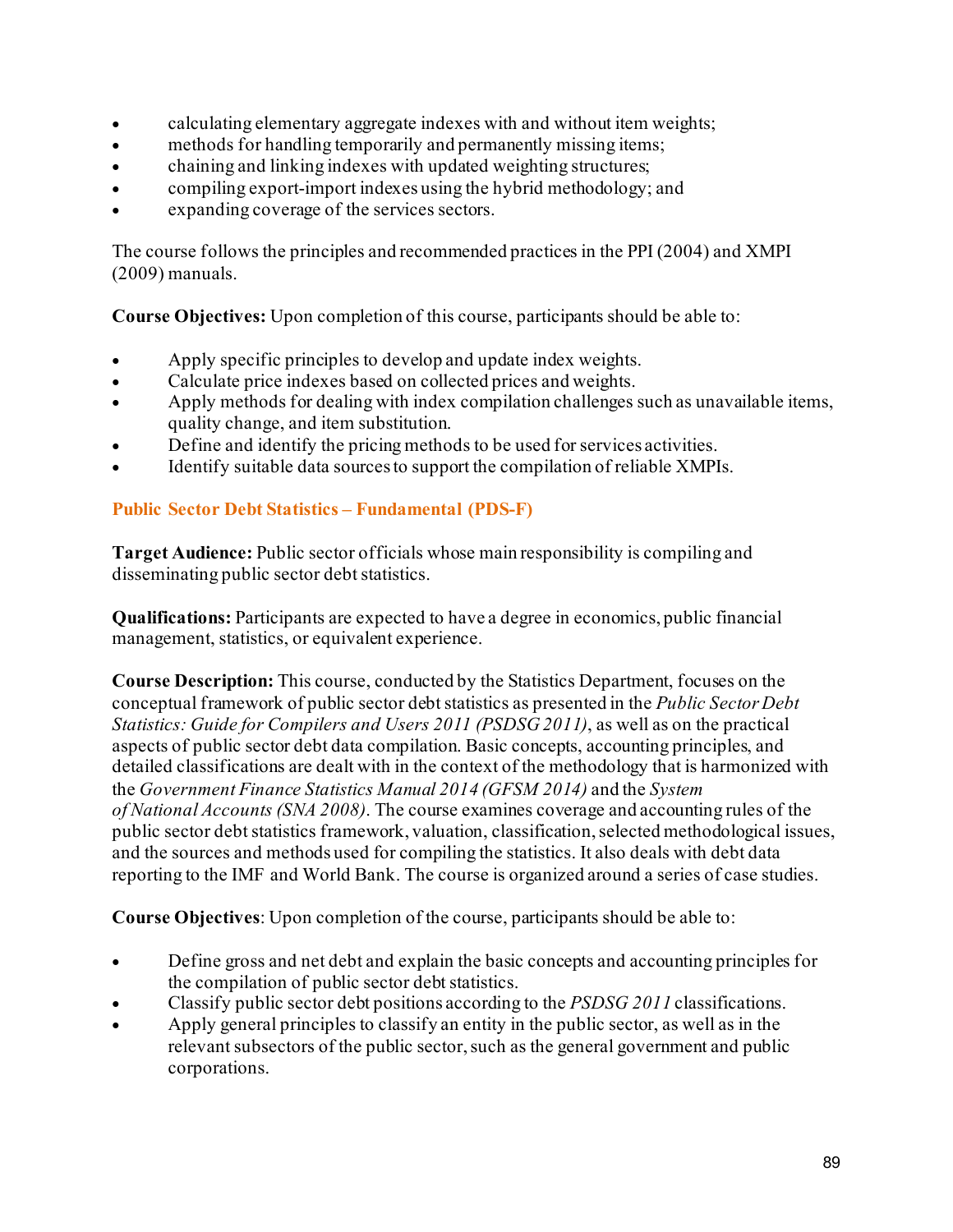- calculating elementary aggregate indexes with and without item weights;
- methods for handling temporarily and permanently missing items;
- chaining and linking indexes with updated weighting structures;
- compiling export-import indexes using the hybrid methodology; and
- expanding coverage of the services sectors.

The course follows the principles and recommended practices in the PPI (2004) and XMPI (2009) manuals.

**Course Objectives:** Upon completion of this course, participants should be able to:

- Apply specific principles to develop and update index weights.
- Calculate price indexes based on collected prices and weights.
- Apply methods for dealing with index compilation challenges such as unavailable items, quality change, and item substitution.
- Define and identify the pricing methods to be used for services activities.
- Identify suitable data sources to support the compilation of reliable XMPIs.

### Public Sector Debt Statistics – Fundamental (PDS-F)

**Target Audience:** Public sector officials whose main responsibility is compiling and disseminating public sector debt statistics.

**Qualifications:** Participants are expected to have a degree in economics, public financial management, statistics, or equivalent experience.

**Course Description:** This course, conducted by the Statistics Department, focuses on the conceptual framework of public sector debt statistics as presented in the *Public Sector Debt Statistics: Guide for Compilers and Users 2011 (PSDSG 2011)*, as well as on the practical aspects of public sector debt data compilation. Basic concepts, accounting principles, and detailed classifications are dealt with in the context of the methodology that is harmonized with the *Government Finance Statistics Manual 2014 (GFSM 2014)* and the *System of National Accounts (SNA 2008)*. The course examines coverage and accounting rules of the public sector debt statistics framework, valuation, classification, selected methodological issues, and the sources and methods used for compiling the statistics. It also deals with debt data reporting to the IMF and World Bank. The course is organized around a series of case studies.

**Course Objectives**: Upon completion of the course, participants should be able to:

- Define gross and net debt and explain the basic concepts and accounting principles for the compilation of public sector debt statistics.
- Classify public sector debt positions according to the *PSDSG 2011* classifications.
- Apply general principles to classify an entity in the public sector, as well as in the relevant subsectors of the public sector, such as the general government and public corporations.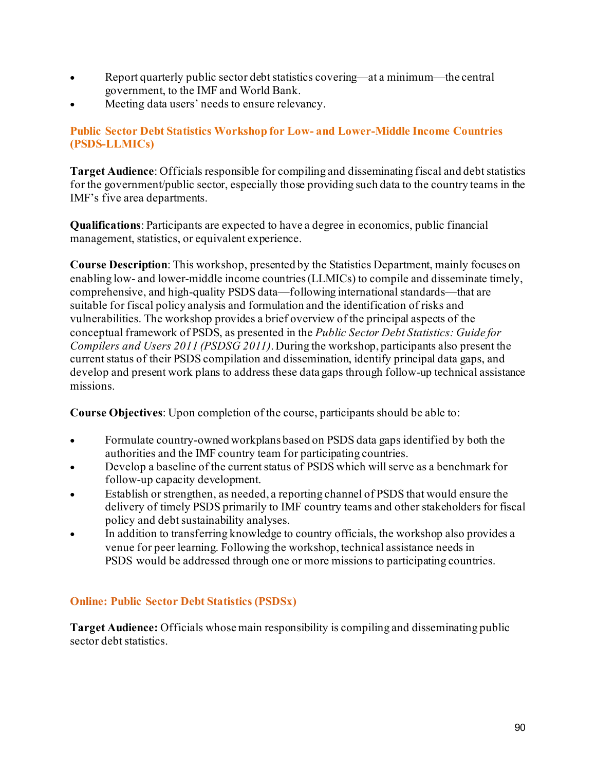- Report quarterly public sector debt statistics covering—at a minimum—the central government, to the IMF and World Bank.
- Meeting data users' needs to ensure relevancy.

### Public Sector Debt Statistics Workshop for Low- and Lower-Middle Income Countries (PSDS-LLMICs)

**Target Audience**: Officials responsible for compiling and disseminating fiscal and debt statistics for the government/public sector, especially those providing such data to the country teams in the IMF's five area departments.

**Qualifications**: Participants are expected to have a degree in economics, public financial management, statistics, or equivalent experience.

**Course Description**: This workshop, presented by the Statistics Department, mainly focuses on enabling low- and lower-middle income countries (LLMICs) to compile and disseminate timely, comprehensive, and high-quality PSDS data—following international standards—that are suitable for fiscal policy analysis and formulation and the identification of risks and vulnerabilities. The workshop provides a brief overview of the principal aspects of the conceptual framework of PSDS, as presented in the *Public Sector Debt Statistics: Guide for Compilers and Users 2011 (PSDSG 2011)*. During the workshop, participants also present the current status of their PSDS compilation and dissemination, identify principal data gaps, and develop and present work plans to address these data gaps through follow-up technical assistance missions.

**Course Objectives**: Upon completion of the course, participants should be able to:

- Formulate country-owned workplans based on PSDS data gaps identified by both the authorities and the IMF country team for participating countries.
- Develop a baseline of the current status of PSDS which will serve as a benchmark for follow-up capacity development.
- Establish or strengthen, as needed, a reporting channel of PSDS that would ensure the delivery of timely PSDS primarily to IMF country teams and other stakeholders for fiscal policy and debt sustainability analyses.
- In addition to transferring knowledge to country officials, the workshop also provides a venue for peer learning. Following the workshop, technical assistance needs in PSDS would be addressed through one or more missions to participating countries.

### Online: Public Sector Debt Statistics (PSDSx)

**Target Audience:** Officials whose main responsibility is compiling and disseminating public sector debt statistics.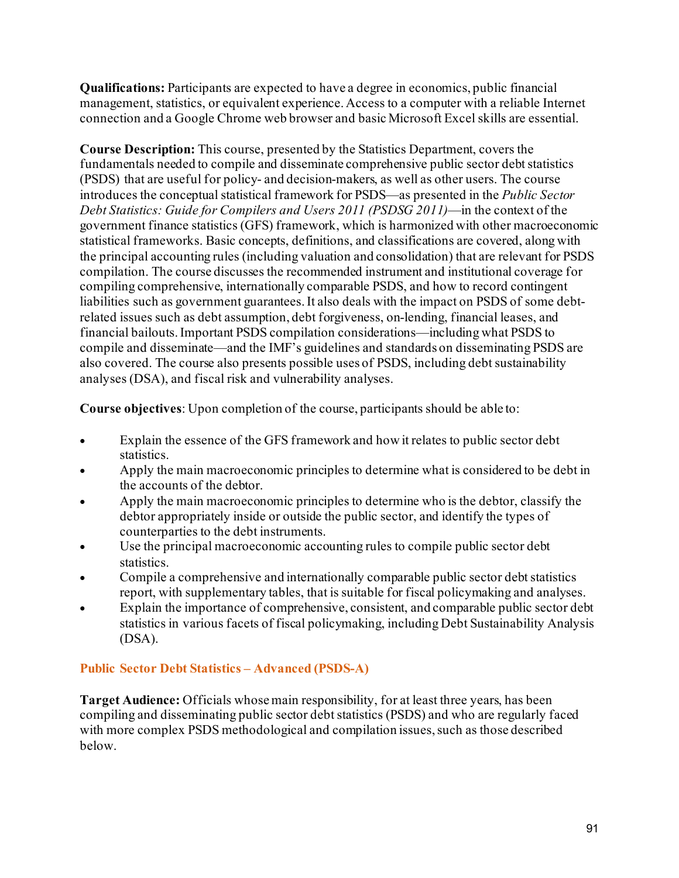**Qualifications:** Participants are expected to have a degree in economics, public financial management, statistics, or equivalent experience. Access to a computer with a reliable Internet connection and a Google Chrome web browser and basic Microsoft Excel skills are essential.

**Course Description:** This course, presented by the Statistics Department, covers the fundamentals needed to compile and disseminate comprehensive public sector debt statistics (PSDS) that are useful for policy- and decision-makers, as well as other users. The course introduces the conceptual statistical framework for PSDS—as presented in the *Public Sector Debt Statistics: Guide for Compilers and Users 2011 (PSDSG 2011)*—in the context of the government finance statistics (GFS) framework, which is harmonized with other macroeconomic statistical frameworks. Basic concepts, definitions, and classifications are covered, along with the principal accounting rules (including valuation and consolidation) that are relevant for PSDS compilation. The course discusses the recommended instrument and institutional coverage for compiling comprehensive, internationally comparable PSDS, and how to record contingent liabilities such as government guarantees. It also deals with the impact on PSDS of some debt-related issues such as debt assumption, debt forgiveness, on-lending, financial leases, and financial bailouts. Important PSDS compilation considerations—including what PSDS to compile and disseminate—and the IMF's guidelines and standards on disseminating PSDS are also covered. The course also presents possible uses of PSDS, including debt sustainability analyses (DSA), and fiscal risk and vulnerability analyses.

**Course objectives**: Upon completion of the course, participants should be able to:

- Explain the essence of the GFS framework and how it relates to public sector debt statistics.
- Apply the main macroeconomic principles to determine what is considered to be debt in the accounts of the debtor.
- Apply the main macroeconomic principles to determine who is the debtor, classify the debtor appropriately inside or outside the public sector, and identify the types of counterparties to the debt instruments.
- Use the principal macroeconomic accounting rules to compile public sector debt statistics.
- Compile a comprehensive and internationally comparable public sector debt statistics report, with supplementary tables, that is suitable for fiscal policymaking and analyses.
- Explain the importance of comprehensive, consistent, and comparable public sector debt statistics in various facets of fiscal policymaking, including Debt Sustainability Analysis (DSA).

### Public Sector Debt Statistics – Advanced (PSDS-A)

**Target Audience:** Officials whose main responsibility, for at least three years, has been compiling and disseminating public sector debt statistics (PSDS) and who are regularly faced with more complex PSDS methodological and compilation issues, such as those described below.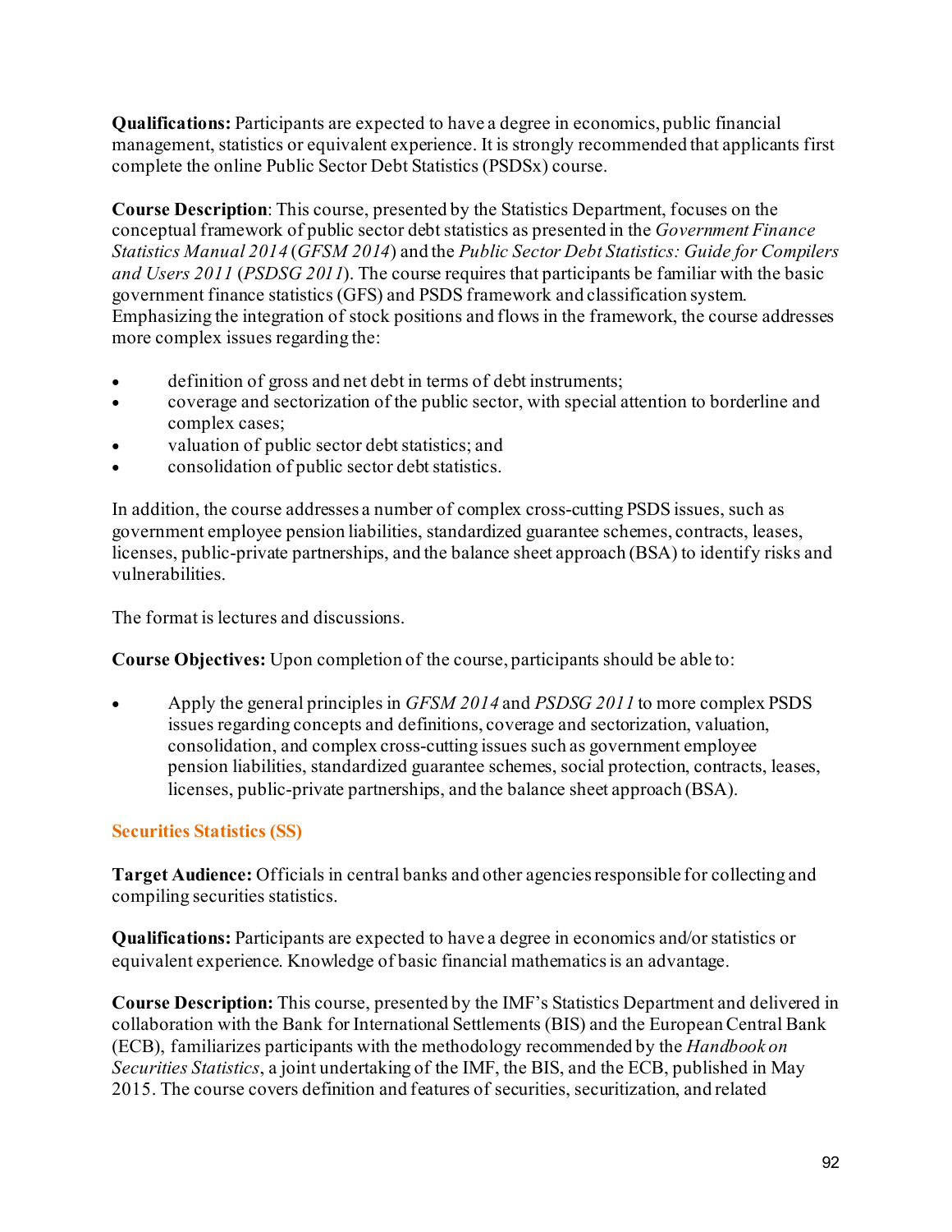**Qualifications:** Participants are expected to have a degree in economics, public financial management, statistics or equivalent experience. It is strongly recommended that applicants first complete the online Public Sector Debt Statistics (PSDSx) course.

**Course Description**: This course, presented by the Statistics Department, focuses on the conceptual framework of public sector debt statistics as presented in the *Government Finance Statistics Manual 2014* (*GFSM 2014*) and the *Public Sector Debt Statistics: Guide for Compilers and Users 2011* (*PSDSG 2011*). The course requires that participants be familiar with the basic government finance statistics (GFS) and PSDS framework and classification system. Emphasizing the integration of stock positions and flows in the framework, the course addresses more complex issues regarding the:

- definition of gross and net debt in terms of debt instruments;
- coverage and sectorization of the public sector, with special attention to borderline and complex cases;
- valuation of public sector debt statistics; and
- consolidation of public sector debt statistics.

In addition, the course addresses a number of complex cross-cutting PSDS issues, such as government employee pension liabilities, standardized guarantee schemes, contracts, leases, licenses, public-private partnerships, and the balance sheet approach (BSA) to identify risks and vulnerabilities.

The format is lectures and discussions.

**Course Objectives:** Upon completion of the course, participants should be able to:

- Apply the general principles in *GFSM 2014* and *PSDSG 2011* to more complex PSDS issues regarding concepts and definitions, coverage and sectorization, valuation, consolidation, and complex cross-cutting issues such as government employee pension liabilities, standardized guarantee schemes, social protection, contracts, leases, licenses, public-private partnerships, and the balance sheet approach (BSA).

## Securities Statistics (SS)

**Target Audience:** Officials in central banks and other agencies responsible for collecting and compiling securities statistics.

**Qualifications:** Participants are expected to have a degree in economics and/or statistics or equivalent experience. Knowledge of basic financial mathematics is an advantage.

**Course Description:** This course, presented by the IMF's Statistics Department and delivered in collaboration with the Bank for International Settlements (BIS) and the European Central Bank (ECB), familiarizes participants with the methodology recommended by the *Handbook on Securities Statistics*, a joint undertaking of the IMF, the BIS, and the ECB, published in May 2015. The course covers definition and features of securities, securitization, and related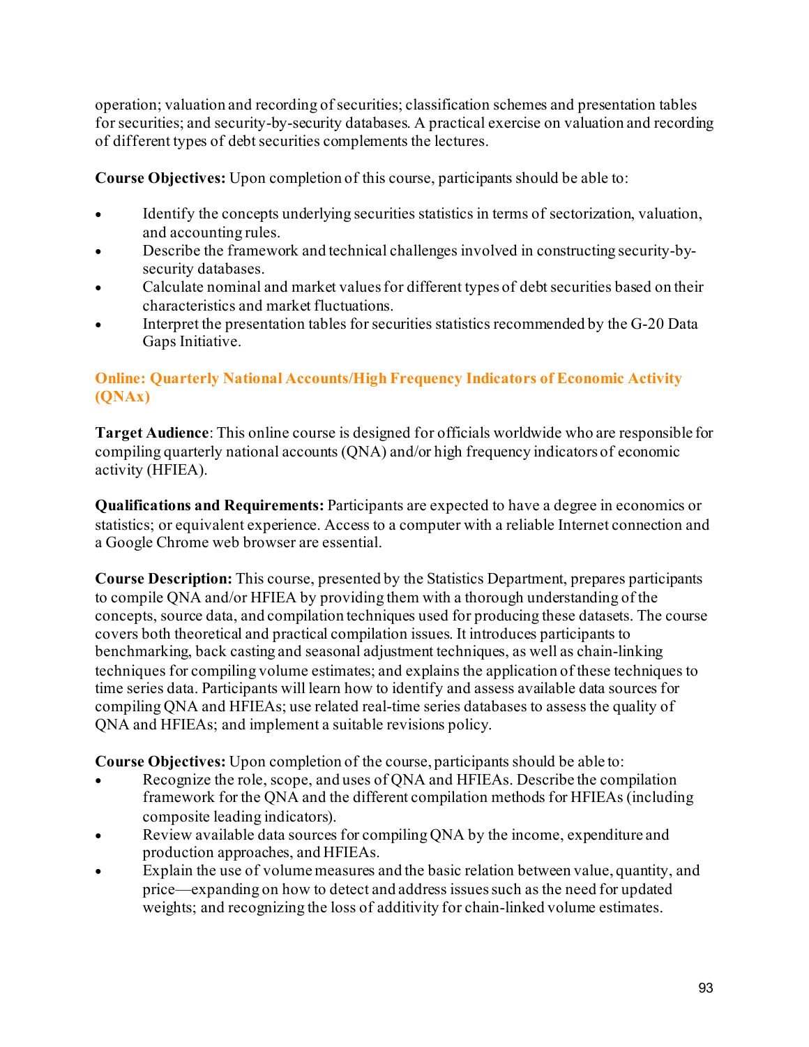operation; valuation and recording of securities; classification schemes and presentation tables for securities; and security-by-security databases. A practical exercise on valuation and recording of different types of debt securities complements the lectures.

**Course Objectives:** Upon completion of this course, participants should be able to:

- Identify the concepts underlying securities statistics in terms of sectorization, valuation, and accounting rules.
- Describe the framework and technical challenges involved in constructing security-by-security databases.
- Calculate nominal and market values for different types of debt securities based on their characteristics and market fluctuations.
- Interpret the presentation tables for securities statistics recommended by the G-20 Data Gaps Initiative.

### Online: Quarterly National Accounts/High Frequency Indicators of Economic Activity (QNAx)

**Target Audience**: This online course is designed for officials worldwide who are responsible for compiling quarterly national accounts (QNA) and/or high frequency indicators of economic activity (HFIEA).

**Qualifications and Requirements:** Participants are expected to have a degree in economics or statistics; or equivalent experience. Access to a computer with a reliable Internet connection and a Google Chrome web browser are essential.

**Course Description:** This course, presented by the Statistics Department, prepares participants to compile QNA and/or HFIEA by providing them with a thorough understanding of the concepts, source data, and compilation techniques used for producing these datasets. The course covers both theoretical and practical compilation issues. It introduces participants to benchmarking, back casting and seasonal adjustment techniques, as well as chain-linking techniques for compiling volume estimates; and explains the application of these techniques to time series data. Participants will learn how to identify and assess available data sources for compiling QNA and HFIEAs; use related real-time series databases to assess the quality of QNA and HFIEAs; and implement a suitable revisions policy.

**Course Objectives:** Upon completion of the course, participants should be able to:

- Recognize the role, scope, and uses of QNA and HFIEAs. Describe the compilation framework for the QNA and the different compilation methods for HFIEAs (including composite leading indicators).
- Review available data sources for compiling QNA by the income, expenditure and production approaches, and HFIEAs.
- Explain the use of volume measures and the basic relation between value, quantity, and price—expanding on how to detect and address issues such as the need for updated weights; and recognizing the loss of additivity for chain-linked volume estimates.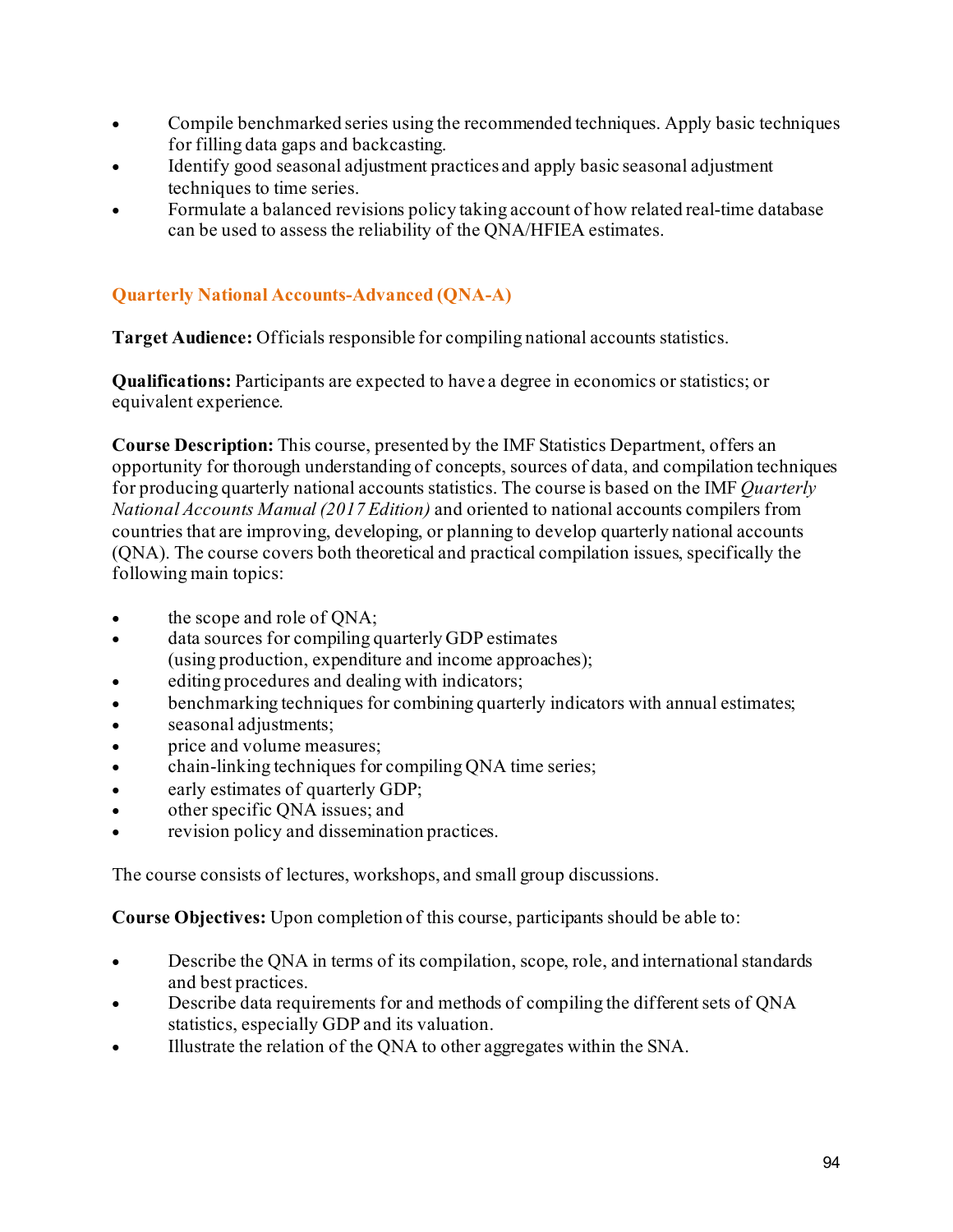- Compile benchmarked series using the recommended techniques. Apply basic techniques for filling data gaps and backcasting.
- Identify good seasonal adjustment practices and apply basic seasonal adjustment techniques to time series.
- Formulate a balanced revisions policy taking account of how related real-time database can be used to assess the reliability of the QNA/HFIEA estimates.

## Quarterly National Accounts-Advanced (QNA-A)

**Target Audience:** Officials responsible for compiling national accounts statistics.

**Qualifications:** Participants are expected to have a degree in economics or statistics; or equivalent experience.

**Course Description:** This course, presented by the IMF Statistics Department, offers an opportunity for thorough understanding of concepts, sources of data, and compilation techniques for producing quarterly national accounts statistics. The course is based on the IMF *Quarterly National Accounts Manual (2017 Edition)* and oriented to national accounts compilers from countries that are improving, developing, or planning to develop quarterly national accounts (QNA). The course covers both theoretical and practical compilation issues, specifically the following main topics:

- the scope and role of QNA;
- data sources for compiling quarterly GDP estimates (using production, expenditure and income approaches);
- editing procedures and dealing with indicators;
- benchmarking techniques for combining quarterly indicators with annual estimates;
- seasonal adjustments;
- price and volume measures;
- chain-linking techniques for compiling QNA time series;
- early estimates of quarterly GDP;
- other specific QNA issues; and
- revision policy and dissemination practices.

The course consists of lectures, workshops, and small group discussions.

**Course Objectives:** Upon completion of this course, participants should be able to:

- Describe the QNA in terms of its compilation, scope, role, and international standards and best practices.
- Describe data requirements for and methods of compiling the different sets of QNA statistics, especially GDP and its valuation.
- Illustrate the relation of the QNA to other aggregates within the SNA.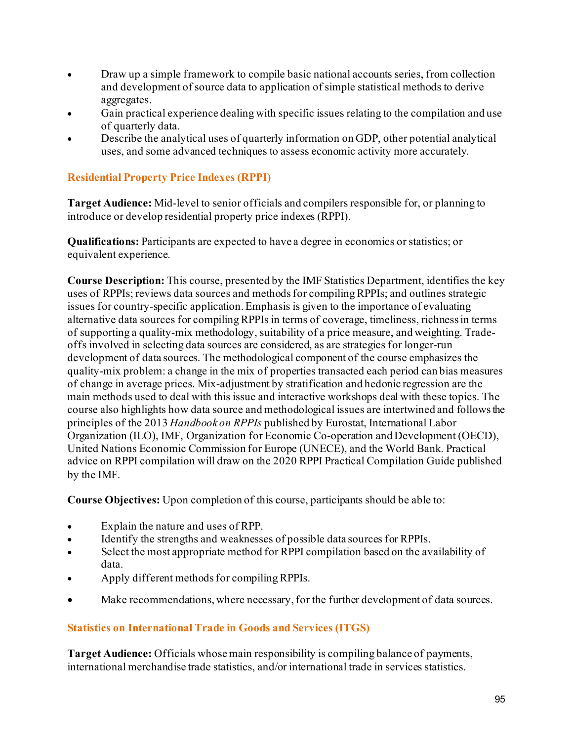- Draw up a simple framework to compile basic national accounts series, from collection and development of source data to application of simple statistical methods to derive aggregates.
- Gain practical experience dealing with specific issues relating to the compilation and use of quarterly data.
- Describe the analytical uses of quarterly information on GDP, other potential analytical uses, and some advanced techniques to assess economic activity more accurately.

### Residential Property Price Indexes (RPPI)

**Target Audience:** Mid-level to senior officials and compilers responsible for, or planning to introduce or develop residential property price indexes (RPPI).

**Qualifications:** Participants are expected to have a degree in economics or statistics; or equivalent experience.

**Course Description:** This course, presented by the IMF Statistics Department, identifies the key uses of RPPIs; reviews data sources and methods for compiling RPPIs; and outlines strategic issues for country-specific application. Emphasis is given to the importance of evaluating alternative data sources for compiling RPPIs in terms of coverage, timeliness, richness in terms of supporting a quality-mix methodology, suitability of a price measure, and weighting. Trade-offs involved in selecting data sources are considered, as are strategies for longer-run development of data sources. The methodological component of the course emphasizes the quality-mix problem: a change in the mix of properties transacted each period can bias measures of change in average prices. Mix-adjustment by stratification and hedonic regression are the main methods used to deal with this issue and interactive workshops deal with these topics. The course also highlights how data source and methodological issues are intertwined and follows the principles of the 2013 *Handbook on RPPIs* published by Eurostat, International Labor Organization (ILO), IMF, Organization for Economic Co-operation and Development (OECD), United Nations Economic Commission for Europe (UNECE), and the World Bank. Practical advice on RPPI compilation will draw on the 2020 RPPI Practical Compilation Guide published by the IMF.

**Course Objectives:** Upon completion of this course, participants should be able to:

- Explain the nature and uses of RPP.
- Identify the strengths and weaknesses of possible data sources for RPPIs.
- Select the most appropriate method for RPPI compilation based on the availability of data.
- Apply different methods for compiling RPPIs.
- Make recommendations, where necessary, for the further development of data sources.

### Statistics on International Trade in Goods and Services (ITGS)

**Target Audience:** Officials whose main responsibility is compiling balance of payments, international merchandise trade statistics, and/or international trade in services statistics.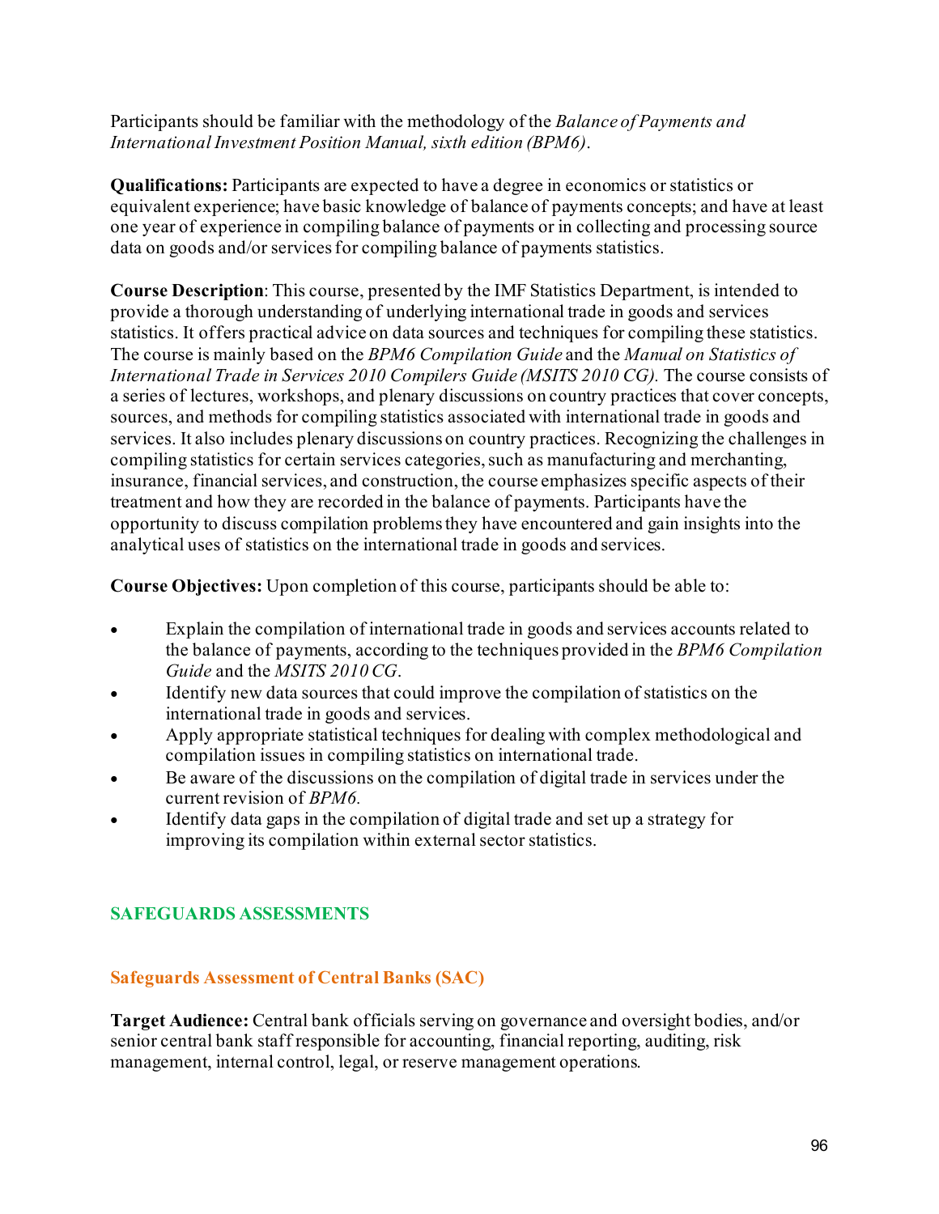Participants should be familiar with the methodology of the *Balance of Payments and International Investment Position Manual, sixth edition (BPM6)*.

**Qualifications:** Participants are expected to have a degree in economics or statistics or equivalent experience; have basic knowledge of balance of payments concepts; and have at least one year of experience in compiling balance of payments or in collecting and processing source data on goods and/or services for compiling balance of payments statistics.

**Course Description**: This course, presented by the IMF Statistics Department, is intended to provide a thorough understanding of underlying international trade in goods and services statistics. It offers practical advice on data sources and techniques for compiling these statistics. The course is mainly based on the *BPM6 Compilation Guide* and the *Manual on Statistics of International Trade in Services 2010 Compilers Guide (MSITS 2010 CG).* The course consists of a series of lectures, workshops, and plenary discussions on country practices that cover concepts, sources, and methods for compiling statistics associated with international trade in goods and services. It also includes plenary discussions on country practices. Recognizing the challenges in compiling statistics for certain services categories, such as manufacturing and merchanting, insurance, financial services, and construction, the course emphasizes specific aspects of their treatment and how they are recorded in the balance of payments. Participants have the opportunity to discuss compilation problems they have encountered and gain insights into the analytical uses of statistics on the international trade in goods and services.

**Course Objectives:** Upon completion of this course, participants should be able to:

- Explain the compilation of international trade in goods and services accounts related to the balance of payments, according to the techniques provided in the *BPM6 Compilation Guide* and the *MSITS 2010 CG*.
- Identify new data sources that could improve the compilation of statistics on the international trade in goods and services.
- Apply appropriate statistical techniques for dealing with complex methodological and compilation issues in compiling statistics on international trade.
- Be aware of the discussions on the compilation of digital trade in services under the current revision of *BPM6.*
- Identify data gaps in the compilation of digital trade and set up a strategy for improving its compilation within external sector statistics.

## SAFEGUARDS ASSESSMENTS

### Safeguards Assessment of Central Banks (SAC)

**Target Audience:** Central bank officials serving on governance and oversight bodies, and/or senior central bank staff responsible for accounting, financial reporting, auditing, risk management, internal control, legal, or reserve management operations.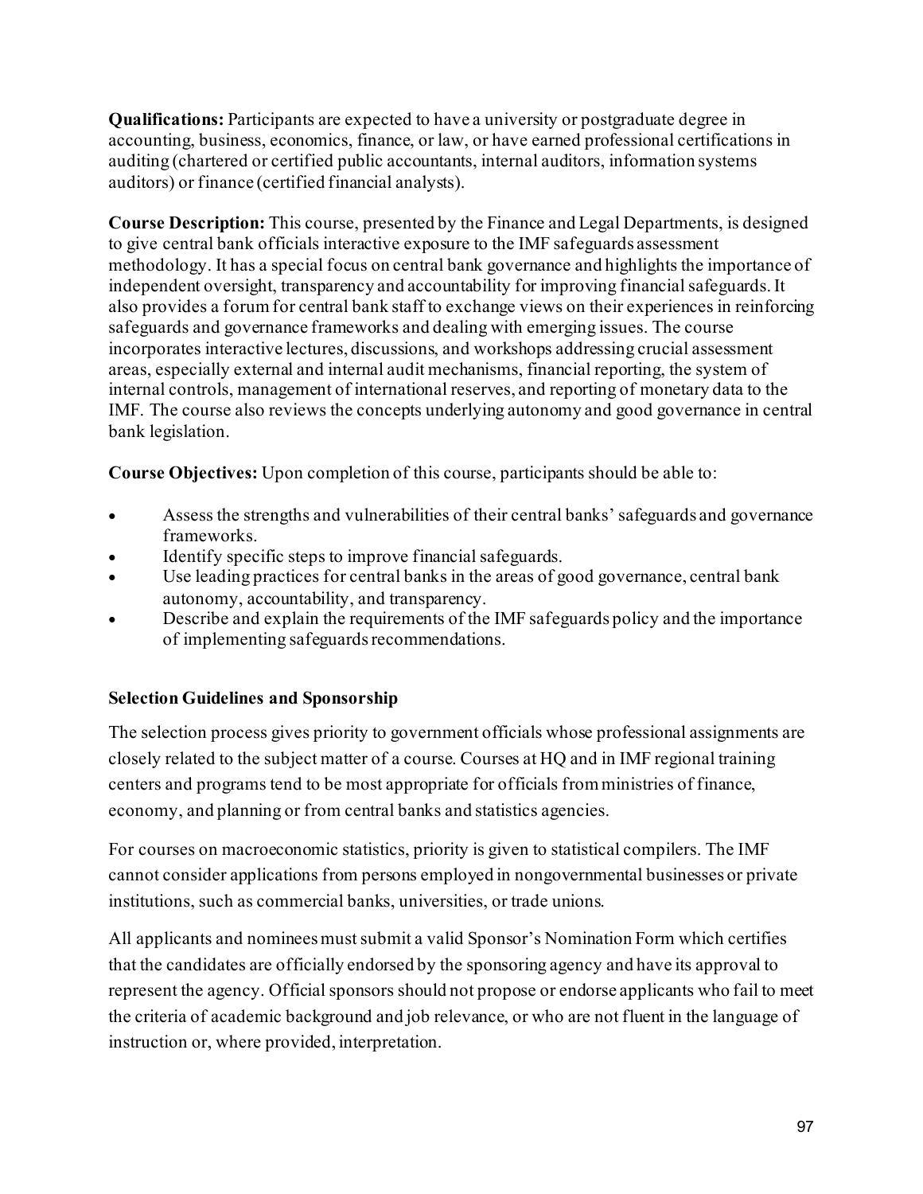**Qualifications:** Participants are expected to have a university or postgraduate degree in accounting, business, economics, finance, or law, or have earned professional certifications in auditing (chartered or certified public accountants, internal auditors, information systems auditors) or finance (certified financial analysts).

**Course Description:** This course, presented by the Finance and Legal Departments, is designed to give central bank officials interactive exposure to the IMF safeguards assessment methodology. It has a special focus on central bank governance and highlights the importance of independent oversight, transparency and accountability for improving financial safeguards. It also provides a forum for central bank staff to exchange views on their experiences in reinforcing safeguards and governance frameworks and dealing with emerging issues. The course incorporates interactive lectures, discussions, and workshops addressing crucial assessment areas, especially external and internal audit mechanisms, financial reporting, the system of internal controls, management of international reserves, and reporting of monetary data to the IMF. The course also reviews the concepts underlying autonomy and good governance in central bank legislation.

**Course Objectives:** Upon completion of this course, participants should be able to:

- Assess the strengths and vulnerabilities of their central banks' safeguards and governance frameworks.
- Identify specific steps to improve financial safeguards.
- Use leading practices for central banks in the areas of good governance, central bank autonomy, accountability, and transparency.
- Describe and explain the requirements of the IMF safeguards policy and the importance of implementing safeguards recommendations.

### Selection Guidelines and Sponsorship

The selection process gives priority to government officials whose professional assignments are closely related to the subject matter of a course. Courses at HQ and in IMF regional training centers and programs tend to be most appropriate for officials from ministries of finance, economy, and planning or from central banks and statistics agencies.

For courses on macroeconomic statistics, priority is given to statistical compilers. The IMF cannot consider applications from persons employed in nongovernmental businesses or private institutions, such as commercial banks, universities, or trade unions.

All applicants and nominees must submit a valid Sponsor's Nomination Form which certifies that the candidates are officially endorsed by the sponsoring agency and have its approval to represent the agency. Official sponsors should not propose or endorse applicants who fail to meet the criteria of academic background and job relevance, or who are not fluent in the language of instruction or, where provided, interpretation.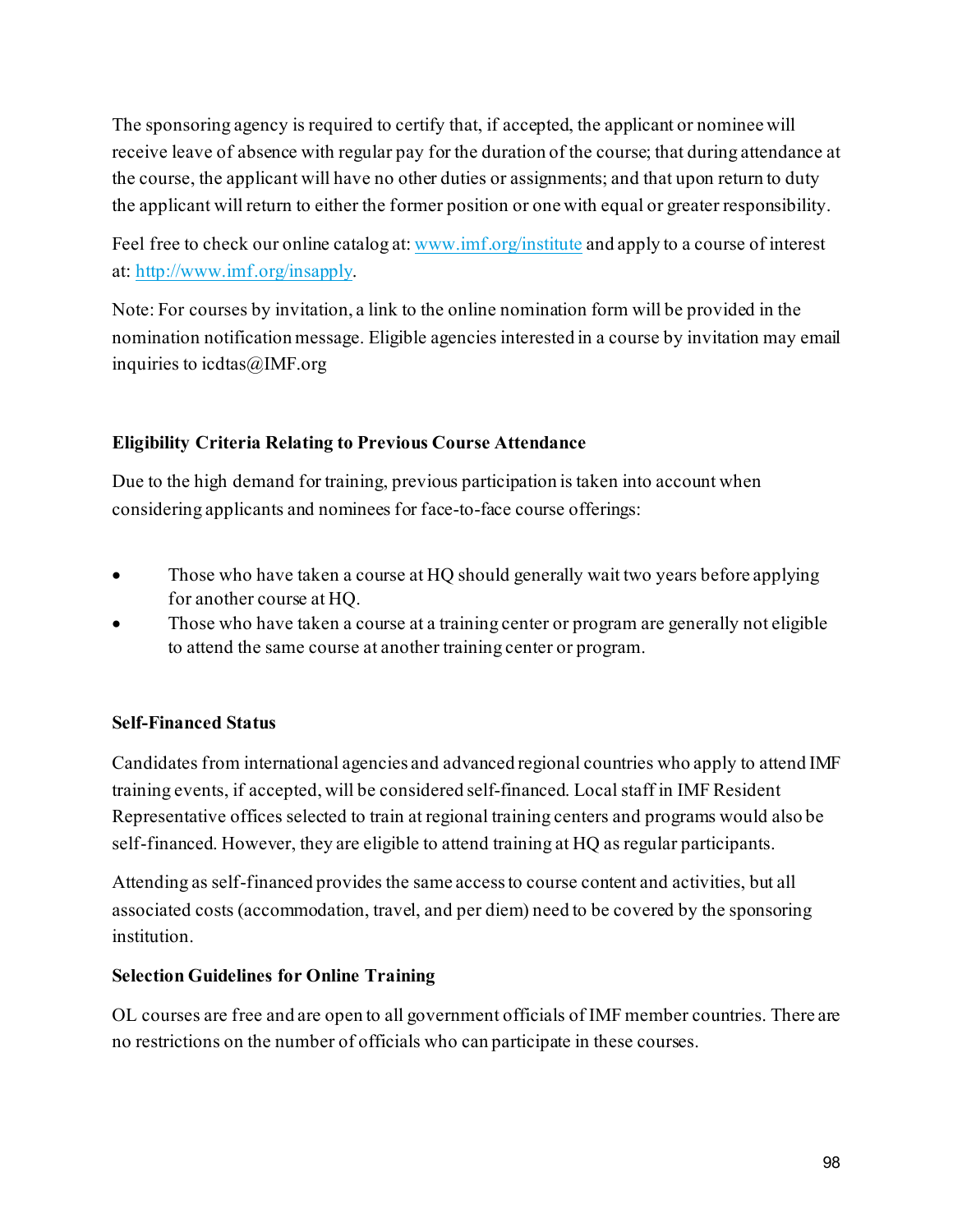The sponsoring agency is required to certify that, if accepted, the applicant or nominee will receive leave of absence with regular pay for the duration of the course; that during attendance at the course, the applicant will have no other duties or assignments; and that upon return to duty the applicant will return to either the former position or one with equal or greater responsibility.

Feel free to check our online catalog at: [www.imf.org/institute](www.imf.org/institute) and apply to a course of interest at: [http://www.imf.org/insapply](http://www.imf.org/insapply).

Note: For courses by invitation, a link to the online nomination form will be provided in the nomination notification message. Eligible agencies interested in a course by invitation may email inquiries to icdtas@IMF.org

**Eligibility Criteria Relating to Previous Course Attendance**

Due to the high demand for training, previous participation is taken into account when considering applicants and nominees for face-to-face course offerings:

- Those who have taken a course at HQ should generally wait two years before applying for another course at HQ.
- Those who have taken a course at a training center or program are generally not eligible to attend the same course at another training center or program.

**Self-Financed Status**

Candidates from international agencies and advanced regional countries who apply to attend IMF training events, if accepted, will be considered self-financed. Local staff in IMF Resident Representative offices selected to train at regional training centers and programs would also be self-financed. However, they are eligible to attend training at HQ as regular participants.

Attending as self-financed provides the same access to course content and activities, but all associated costs (accommodation, travel, and per diem) need to be covered by the sponsoring institution.

**Selection Guidelines for Online Training**

OL courses are free and are open to all government officials of IMF member countries. There are no restrictions on the number of officials who can participate in these courses.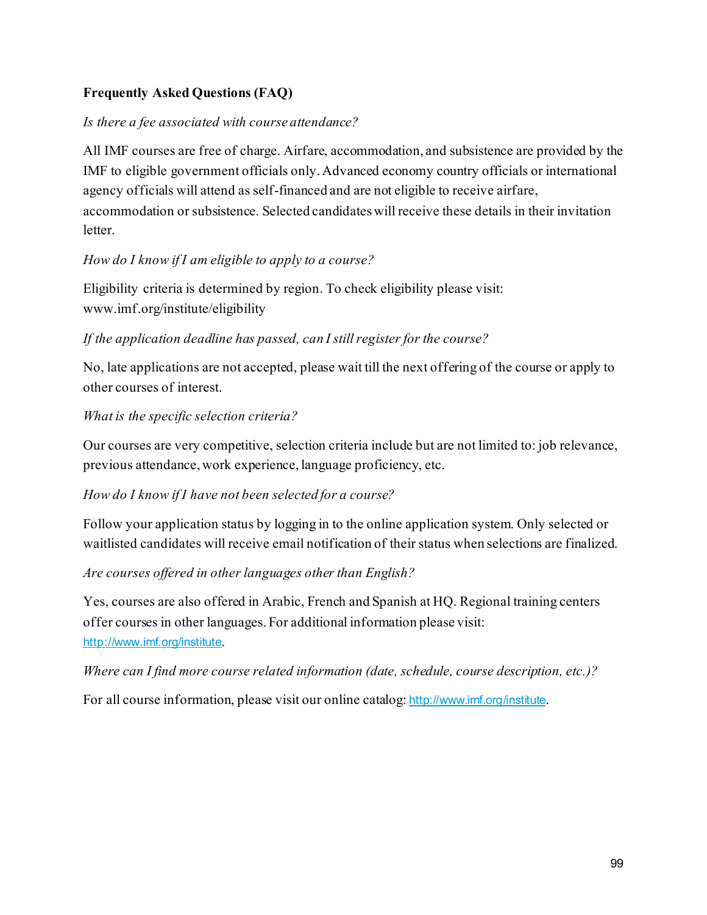**Frequently Asked Questions (FAQ)**

*Is there a fee associated with course attendance?*

All IMF courses are free of charge. Airfare, accommodation, and subsistence are provided by the IMF to eligible government officials only. Advanced economy country officials or international agency officials will attend as self-financed and are not eligible to receive airfare, accommodation or subsistence. Selected candidates will receive these details in their invitation letter.

*How do I know if I am eligible to apply to a course?*

Eligibility criteria is determined by region. To check eligibility please visit: www.imf.org/institute/eligibility

*If the application deadline has passed, can I still register for the course?*

No, late applications are not accepted, please wait till the next offering of the course or apply to other courses of interest.

*What is the specific selection criteria?*

Our courses are very competitive, selection criteria include but are not limited to: job relevance, previous attendance, work experience, language proficiency, etc.

*How do I know if I have not been selected for a course?*

Follow your application status by logging in to the online application system. Only selected or waitlisted candidates will receive email notification of their status when selections are finalized.

*Are courses offered in other languages other than English?*

Yes, courses are also offered in Arabic, French and Spanish at HQ. Regional training centers offer courses in other languages. For additional information please visit: http://www.imf.org/institute.

*Where can I find more course related information (date, schedule, course description, etc.)?*

For all course information, please visit our online catalog: http://www.imf.org/institute.